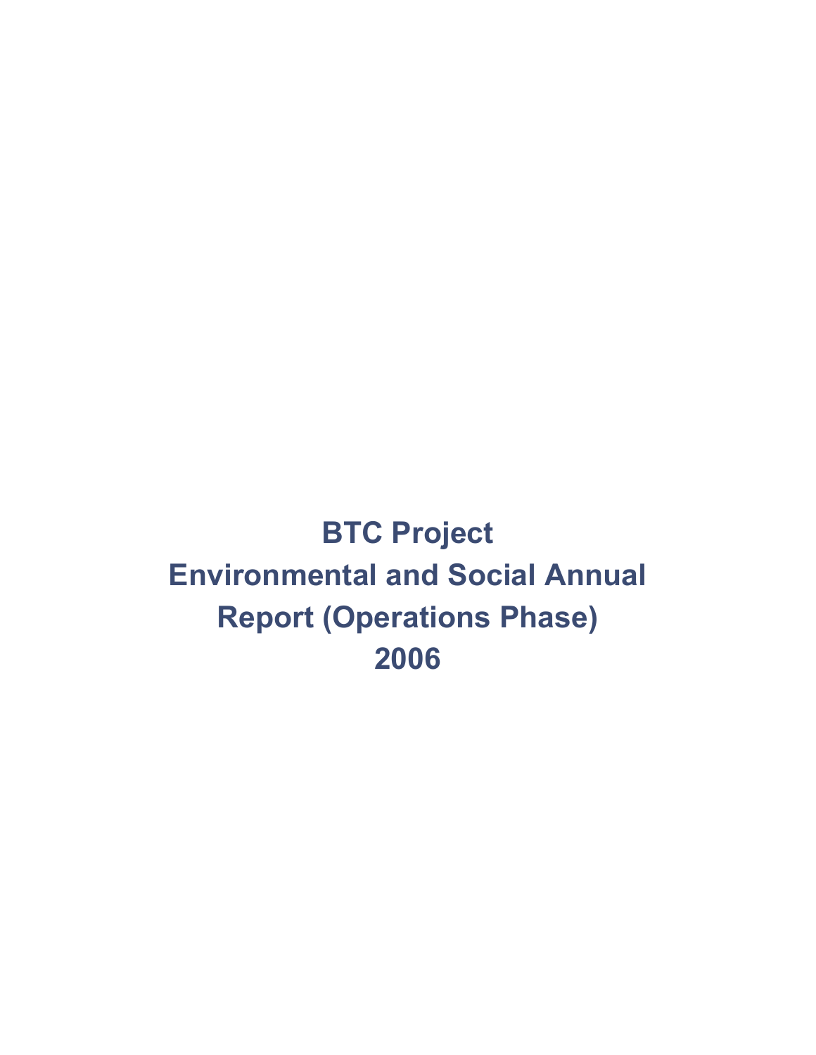# BTC Project
# Environmental and Social Annual Report (Operations Phase)
# 2006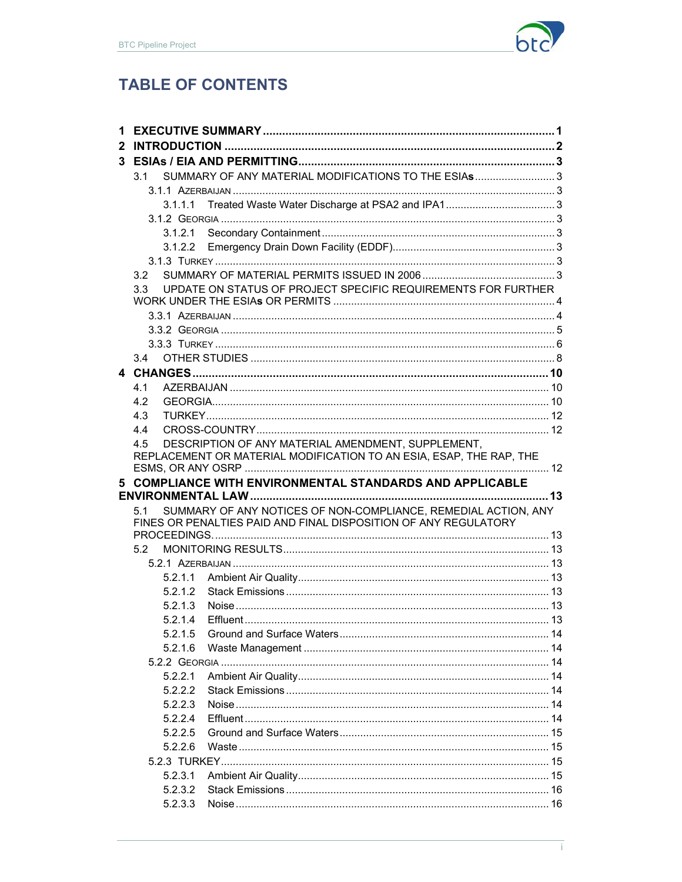# TABLE OF CONTENTS

1 EXECUTIVE SUMMARY .......... 1

2 INTRODUCTION .......... 2

3 ESIAs / EIA AND PERMITTING .......... 3

- 3.1 SUMMARY OF ANY MATERIAL MODIFICATIONS TO THE ESIAs .......... 3
  - 3.1.1 Azerbaijan .......... 3
    - 3.1.1.1 Treated Waste Water Discharge at PSA2 and IPA1 .......... 3
  - 3.1.2 Georgia .......... 3
    - 3.1.2.1 Secondary Containment .......... 3
    - 3.1.2.2 Emergency Drain Down Facility (EDDF) .......... 3
  - 3.1.3 Turkey .......... 3
- 3.2 SUMMARY OF MATERIAL PERMITS ISSUED IN 2006 .......... 3
- 3.3 UPDATE ON STATUS OF PROJECT SPECIFIC REQUIREMENTS FOR FURTHER WORK UNDER THE ESIAs OR PERMITS .......... 4
  - 3.3.1 Azerbaijan .......... 4
  - 3.3.2 Georgia .......... 5
  - 3.3.3 Turkey .......... 6
- 3.4 OTHER STUDIES .......... 8

4 CHANGES .......... 10

- 4.1 AZERBAIJAN .......... 10
- 4.2 GEORGIA .......... 10
- 4.3 TURKEY .......... 12
- 4.4 CROSS-COUNTRY .......... 12
- 4.5 DESCRIPTION OF ANY MATERIAL AMENDMENT, SUPPLEMENT, REPLACEMENT OR MATERIAL MODIFICATION TO AN ESIA, ESAP, THE RAP, THE ESMS, OR ANY OSRP .......... 12

5 COMPLIANCE WITH ENVIRONMENTAL STANDARDS AND APPLICABLE ENVIRONMENTAL LAW .......... 13

- 5.1 SUMMARY OF ANY NOTICES OF NON-COMPLIANCE, REMEDIAL ACTION, ANY FINES OR PENALTIES PAID AND FINAL DISPOSITION OF ANY REGULATORY PROCEEDINGS. .......... 13
- 5.2 MONITORING RESULTS .......... 13
  - 5.2.1 Azerbaijan .......... 13
    - 5.2.1.1 Ambient Air Quality .......... 13
    - 5.2.1.2 Stack Emissions .......... 13
    - 5.2.1.3 Noise .......... 13
    - 5.2.1.4 Effluent .......... 13
    - 5.2.1.5 Ground and Surface Waters .......... 14
    - 5.2.1.6 Waste Management .......... 14
  - 5.2.2 Georgia .......... 14
    - 5.2.2.1 Ambient Air Quality .......... 14
    - 5.2.2.2 Stack Emissions .......... 14
    - 5.2.2.3 Noise .......... 14
    - 5.2.2.4 Effluent .......... 14
    - 5.2.2.5 Ground and Surface Waters .......... 15
    - 5.2.2.6 Waste .......... 15
  - 5.2.3 TURKEY .......... 15
    - 5.2.3.1 Ambient Air Quality .......... 15
    - 5.2.3.2 Stack Emissions .......... 16
    - 5.2.3.3 Noise .......... 16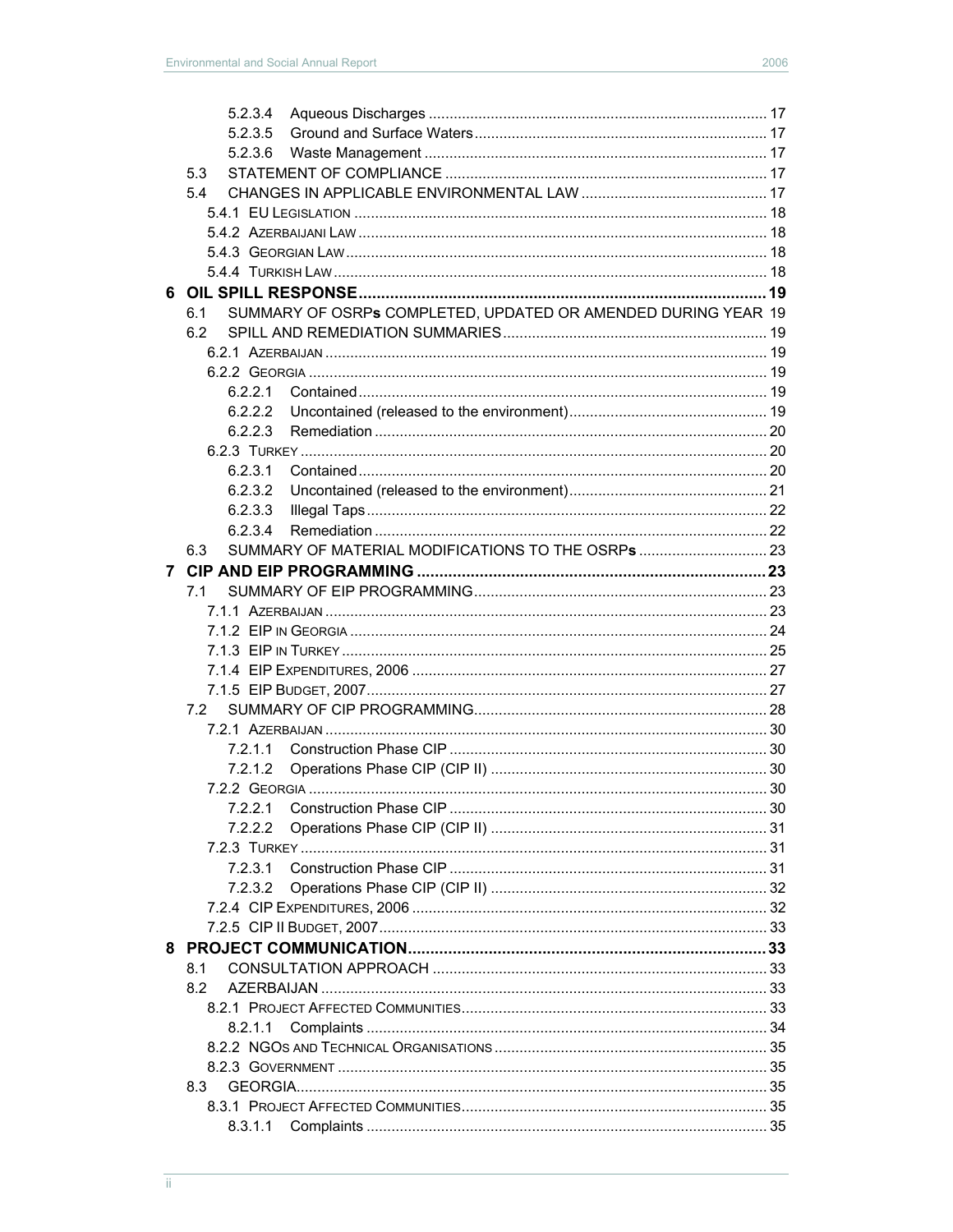5.2.3.4 Aqueous Discharges ..... 17
5.2.3.5 Ground and Surface Waters ..... 17
5.2.3.6 Waste Management ..... 17
5.3 STATEMENT OF COMPLIANCE ..... 17
5.4 CHANGES IN APPLICABLE ENVIRONMENTAL LAW ..... 17
5.4.1 EU LEGISLATION ..... 18
5.4.2 AZERBAIJANI LAW ..... 18
5.4.3 GEORGIAN LAW ..... 18
5.4.4 TURKISH LAW ..... 18

**6 OIL SPILL RESPONSE ..... 19**

6.1 SUMMARY OF OSRP**s** COMPLETED, UPDATED OR AMENDED DURING YEAR 19
6.2 SPILL AND REMEDIATION SUMMARIES ..... 19
6.2.1 AZERBAIJAN ..... 19
6.2.2 GEORGIA ..... 19
6.2.2.1 Contained ..... 19
6.2.2.2 Uncontained (released to the environment) ..... 19
6.2.2.3 Remediation ..... 20
6.2.3 TURKEY ..... 20
6.2.3.1 Contained ..... 20
6.2.3.2 Uncontained (released to the environment) ..... 21
6.2.3.3 Illegal Taps ..... 22
6.2.3.4 Remediation ..... 22
6.3 SUMMARY OF MATERIAL MODIFICATIONS TO THE OSRP**s** ..... 23

**7 CIP AND EIP PROGRAMMING ..... 23**

7.1 SUMMARY OF EIP PROGRAMMING ..... 23
7.1.1 AZERBAIJAN ..... 23
7.1.2 EIP IN GEORGIA ..... 24
7.1.3 EIP IN TURKEY ..... 25
7.1.4 EIP EXPENDITURES, 2006 ..... 27
7.1.5 EIP BUDGET, 2007 ..... 27
7.2 SUMMARY OF CIP PROGRAMMING ..... 28
7.2.1 AZERBAIJAN ..... 30
7.2.1.1 Construction Phase CIP ..... 30
7.2.1.2 Operations Phase CIP (CIP II) ..... 30
7.2.2 GEORGIA ..... 30
7.2.2.1 Construction Phase CIP ..... 30
7.2.2.2 Operations Phase CIP (CIP II) ..... 31
7.2.3 TURKEY ..... 31
7.2.3.1 Construction Phase CIP ..... 31
7.2.3.2 Operations Phase CIP (CIP II) ..... 32
7.2.4 CIP EXPENDITURES, 2006 ..... 32
7.2.5 CIP II BUDGET, 2007 ..... 33

**8 PROJECT COMMUNICATION ..... 33**

8.1 CONSULTATION APPROACH ..... 33
8.2 AZERBAIJAN ..... 33
8.2.1 PROJECT AFFECTED COMMUNITIES ..... 33
8.2.1.1 Complaints ..... 34
8.2.2 NGOS AND TECHNICAL ORGANISATIONS ..... 35
8.2.3 GOVERNMENT ..... 35
8.3 GEORGIA ..... 35
8.3.1 PROJECT AFFECTED COMMUNITIES ..... 35
8.3.1.1 Complaints ..... 35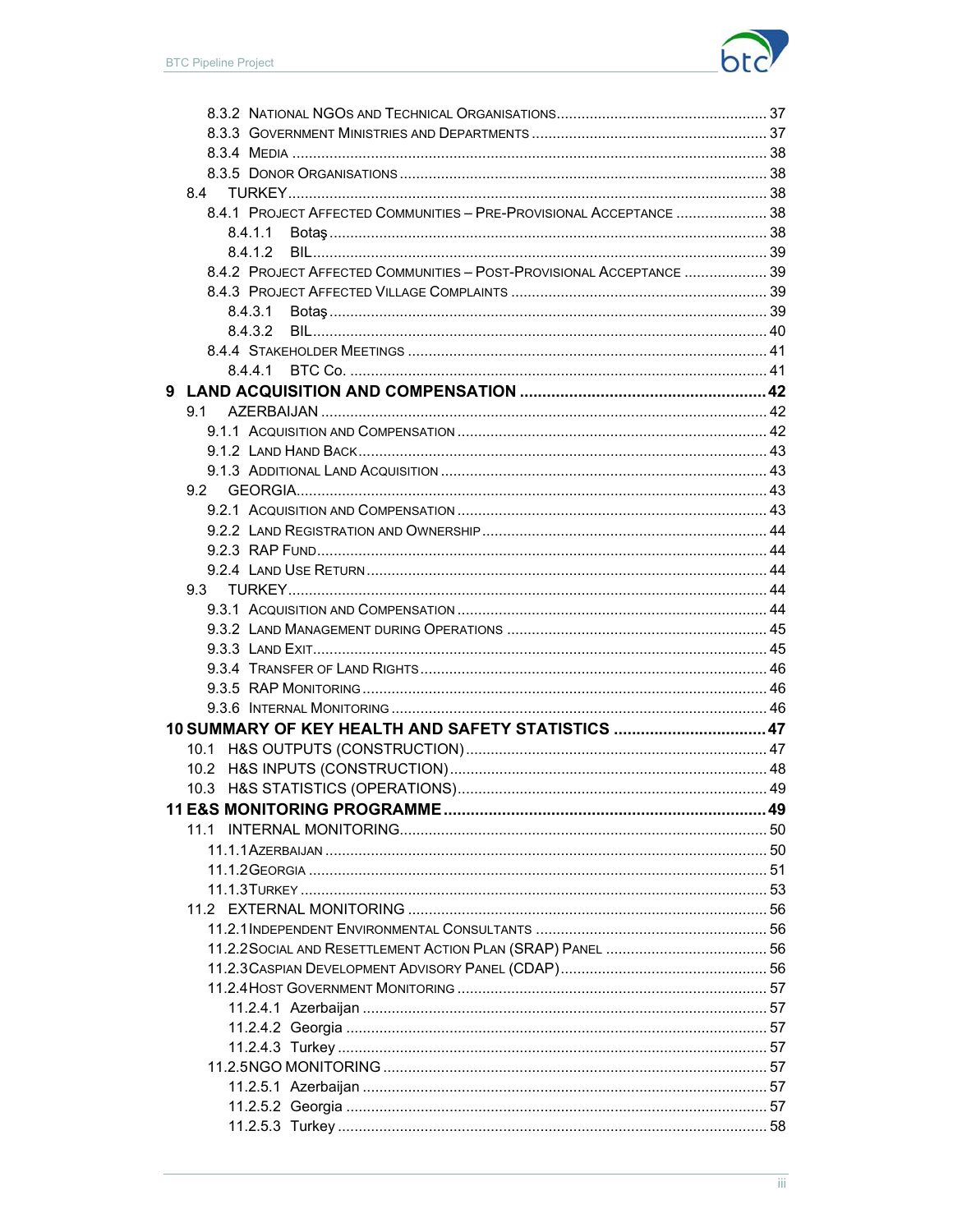8.3.2 National NGOs and Technical Organisations ........ 37
8.3.3 Government Ministries and Departments ........ 37
8.3.4 Media ........ 38
8.3.5 Donor Organisations ........ 38
8.4 TURKEY ........ 38
8.4.1 Project Affected Communities – Pre-Provisional Acceptance ........ 38
8.4.1.1 Botaş ........ 38
8.4.1.2 BIL ........ 39
8.4.2 Project Affected Communities – Post-Provisional Acceptance ........ 39
8.4.3 Project Affected Village Complaints ........ 39
8.4.3.1 Botaş ........ 39
8.4.3.2 BIL ........ 40
8.4.4 Stakeholder Meetings ........ 41
8.4.4.1 BTC Co. ........ 41

**9 LAND ACQUISITION AND COMPENSATION ........ 42**

9.1 AZERBAIJAN ........ 42
9.1.1 Acquisition and Compensation ........ 42
9.1.2 Land Hand Back ........ 43
9.1.3 Additional Land Acquisition ........ 43
9.2 GEORGIA ........ 43
9.2.1 Acquisition and Compensation ........ 43
9.2.2 Land Registration and Ownership ........ 44
9.2.3 RAP Fund ........ 44
9.2.4 Land Use Return ........ 44
9.3 TURKEY ........ 44
9.3.1 Acquisition and Compensation ........ 44
9.3.2 Land Management during Operations ........ 45
9.3.3 Land Exit ........ 45
9.3.4 Transfer of Land Rights ........ 46
9.3.5 RAP Monitoring ........ 46
9.3.6 Internal Monitoring ........ 46

**10 SUMMARY OF KEY HEALTH AND SAFETY STATISTICS ........ 47**

10.1 H&S OUTPUTS (CONSTRUCTION) ........ 47
10.2 H&S INPUTS (CONSTRUCTION) ........ 48
10.3 H&S STATISTICS (OPERATIONS) ........ 49

**11 E&S MONITORING PROGRAMME ........ 49**

11.1 INTERNAL MONITORING ........ 50
11.1.1 Azerbaijan ........ 50
11.1.2 Georgia ........ 51
11.1.3 Turkey ........ 53
11.2 EXTERNAL MONITORING ........ 56
11.2.1 Independent Environmental Consultants ........ 56
11.2.2 Social and Resettlement Action Plan (SRAP) Panel ........ 56
11.2.3 Caspian Development Advisory Panel (CDAP) ........ 56
11.2.4 Host Government Monitoring ........ 57
11.2.4.1 Azerbaijan ........ 57
11.2.4.2 Georgia ........ 57
11.2.4.3 Turkey ........ 57
11.2.5 NGO Monitoring ........ 57
11.2.5.1 Azerbaijan ........ 57
11.2.5.2 Georgia ........ 57
11.2.5.3 Turkey ........ 58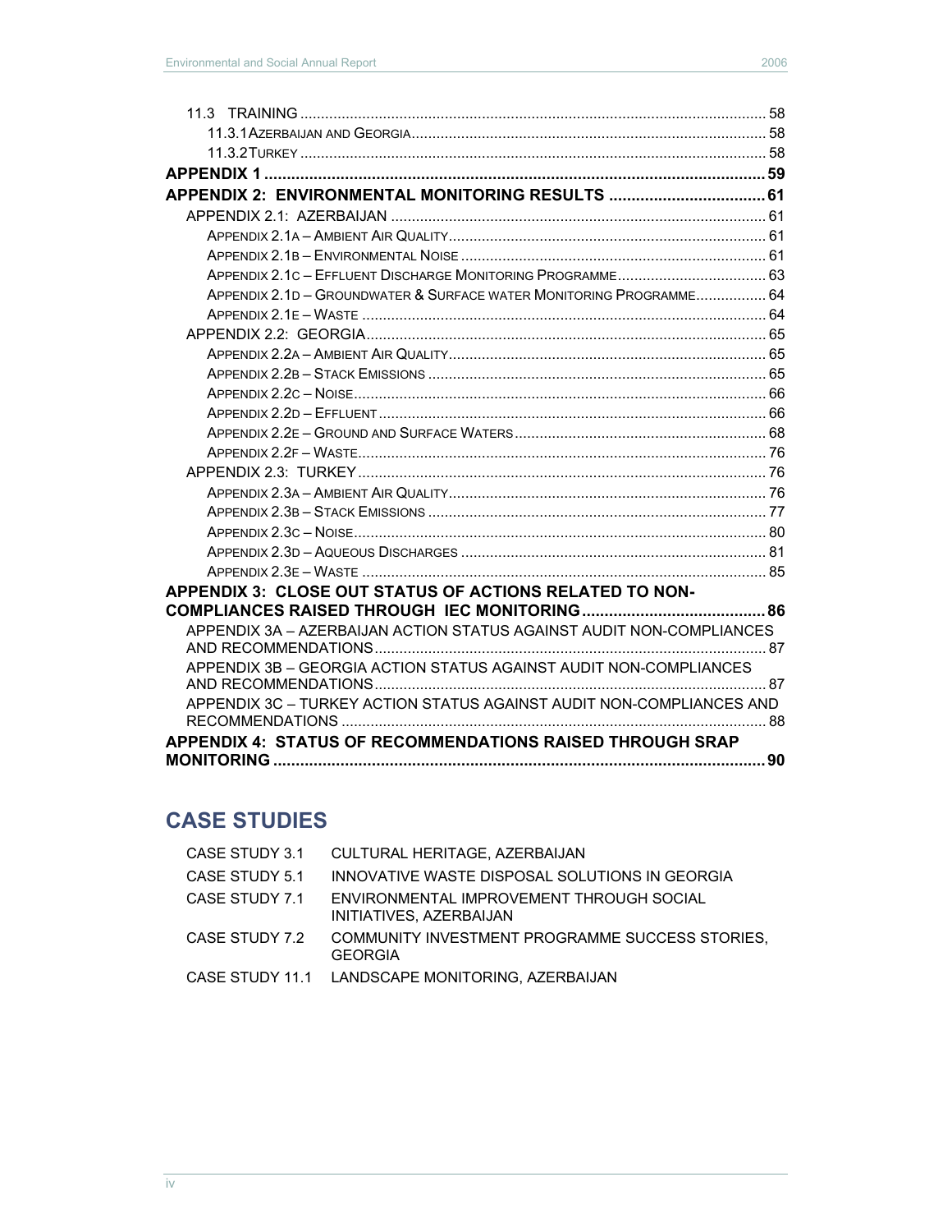11.3 TRAINING ........ 58
11.3.1 AZERBAIJAN AND GEORGIA ........ 58
11.3.2 TURKEY ........ 58

**APPENDIX 1 ........ 59**

**APPENDIX 2: ENVIRONMENTAL MONITORING RESULTS ........ 61**

APPENDIX 2.1: AZERBAIJAN ........ 61
APPENDIX 2.1A – AMBIENT AIR QUALITY ........ 61
APPENDIX 2.1B – ENVIRONMENTAL NOISE ........ 61
APPENDIX 2.1C – EFFLUENT DISCHARGE MONITORING PROGRAMME ........ 63
APPENDIX 2.1D – GROUNDWATER & SURFACE WATER MONITORING PROGRAMME ........ 64
APPENDIX 2.1E – WASTE ........ 64
APPENDIX 2.2: GEORGIA ........ 65
APPENDIX 2.2A – AMBIENT AIR QUALITY ........ 65
APPENDIX 2.2B – STACK EMISSIONS ........ 65
APPENDIX 2.2C – NOISE ........ 66
APPENDIX 2.2D – EFFLUENT ........ 66
APPENDIX 2.2E – GROUND AND SURFACE WATERS ........ 68
APPENDIX 2.2F – WASTE ........ 76
APPENDIX 2.3: TURKEY ........ 76
APPENDIX 2.3A – AMBIENT AIR QUALITY ........ 76
APPENDIX 2.3B – STACK EMISSIONS ........ 77
APPENDIX 2.3C – NOISE ........ 80
APPENDIX 2.3D – AQUEOUS DISCHARGES ........ 81
APPENDIX 2.3E – WASTE ........ 85

**APPENDIX 3: CLOSE OUT STATUS OF ACTIONS RELATED TO NON-COMPLIANCES RAISED THROUGH IEC MONITORING ........ 86**

APPENDIX 3A – AZERBAIJAN ACTION STATUS AGAINST AUDIT NON-COMPLIANCES AND RECOMMENDATIONS ........ 87
APPENDIX 3B – GEORGIA ACTION STATUS AGAINST AUDIT NON-COMPLIANCES AND RECOMMENDATIONS ........ 87
APPENDIX 3C – TURKEY ACTION STATUS AGAINST AUDIT NON-COMPLIANCES AND RECOMMENDATIONS ........ 88

**APPENDIX 4: STATUS OF RECOMMENDATIONS RAISED THROUGH SRAP MONITORING ........ 90**

## CASE STUDIES

| | |
|---|---|
| CASE STUDY 3.1 | CULTURAL HERITAGE, AZERBAIJAN |
| CASE STUDY 5.1 | INNOVATIVE WASTE DISPOSAL SOLUTIONS IN GEORGIA |
| CASE STUDY 7.1 | ENVIRONMENTAL IMPROVEMENT THROUGH SOCIAL INITIATIVES, AZERBAIJAN |
| CASE STUDY 7.2 | COMMUNITY INVESTMENT PROGRAMME SUCCESS STORIES, GEORGIA |
| CASE STUDY 11.1 | LANDSCAPE MONITORING, AZERBAIJAN |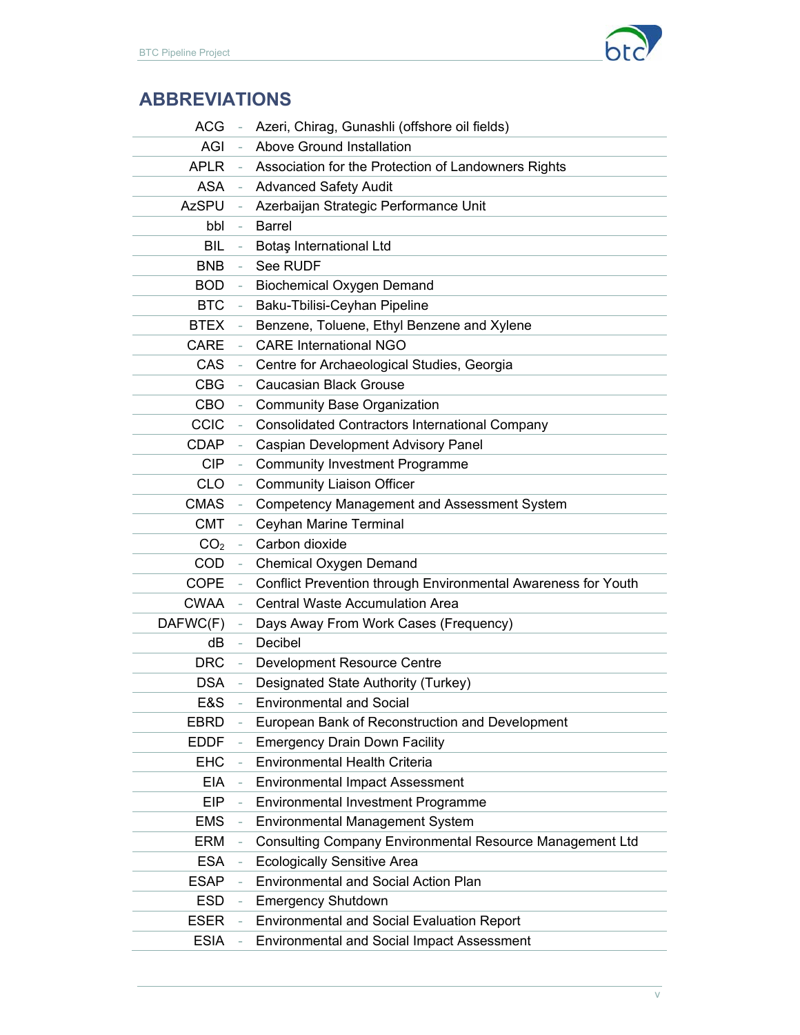## ABBREVIATIONS

| | | |
|---|---|---|
| ACG | - | Azeri, Chirag, Gunashli (offshore oil fields) |
| AGI | - | Above Ground Installation |
| APLR | - | Association for the Protection of Landowners Rights |
| ASA | - | Advanced Safety Audit |
| AzSPU | - | Azerbaijan Strategic Performance Unit |
| bbl | - | Barrel |
| BIL | - | Botaş International Ltd |
| BNB | - | See RUDF |
| BOD | - | Biochemical Oxygen Demand |
| BTC | - | Baku-Tbilisi-Ceyhan Pipeline |
| BTEX | - | Benzene, Toluene, Ethyl Benzene and Xylene |
| CARE | - | CARE International NGO |
| CAS | - | Centre for Archaeological Studies, Georgia |
| CBG | - | Caucasian Black Grouse |
| CBO | - | Community Base Organization |
| CCIC | - | Consolidated Contractors International Company |
| CDAP | - | Caspian Development Advisory Panel |
| CIP | - | Community Investment Programme |
| CLO | - | Community Liaison Officer |
| CMAS | - | Competency Management and Assessment System |
| CMT | - | Ceyhan Marine Terminal |
| $CO_2$ | - | Carbon dioxide |
| COD | - | Chemical Oxygen Demand |
| COPE | - | Conflict Prevention through Environmental Awareness for Youth |
| CWAA | - | Central Waste Accumulation Area |
| DAFWC(F) | - | Days Away From Work Cases (Frequency) |
| dB | - | Decibel |
| DRC | - | Development Resource Centre |
| DSA | - | Designated State Authority (Turkey) |
| E&S | - | Environmental and Social |
| EBRD | - | European Bank of Reconstruction and Development |
| EDDF | - | Emergency Drain Down Facility |
| EHC | - | Environmental Health Criteria |
| EIA | - | Environmental Impact Assessment |
| EIP | - | Environmental Investment Programme |
| EMS | - | Environmental Management System |
| ERM | - | Consulting Company Environmental Resource Management Ltd |
| ESA | - | Ecologically Sensitive Area |
| ESAP | - | Environmental and Social Action Plan |
| ESD | - | Emergency Shutdown |
| ESER | - | Environmental and Social Evaluation Report |
| ESIA | - | Environmental and Social Impact Assessment |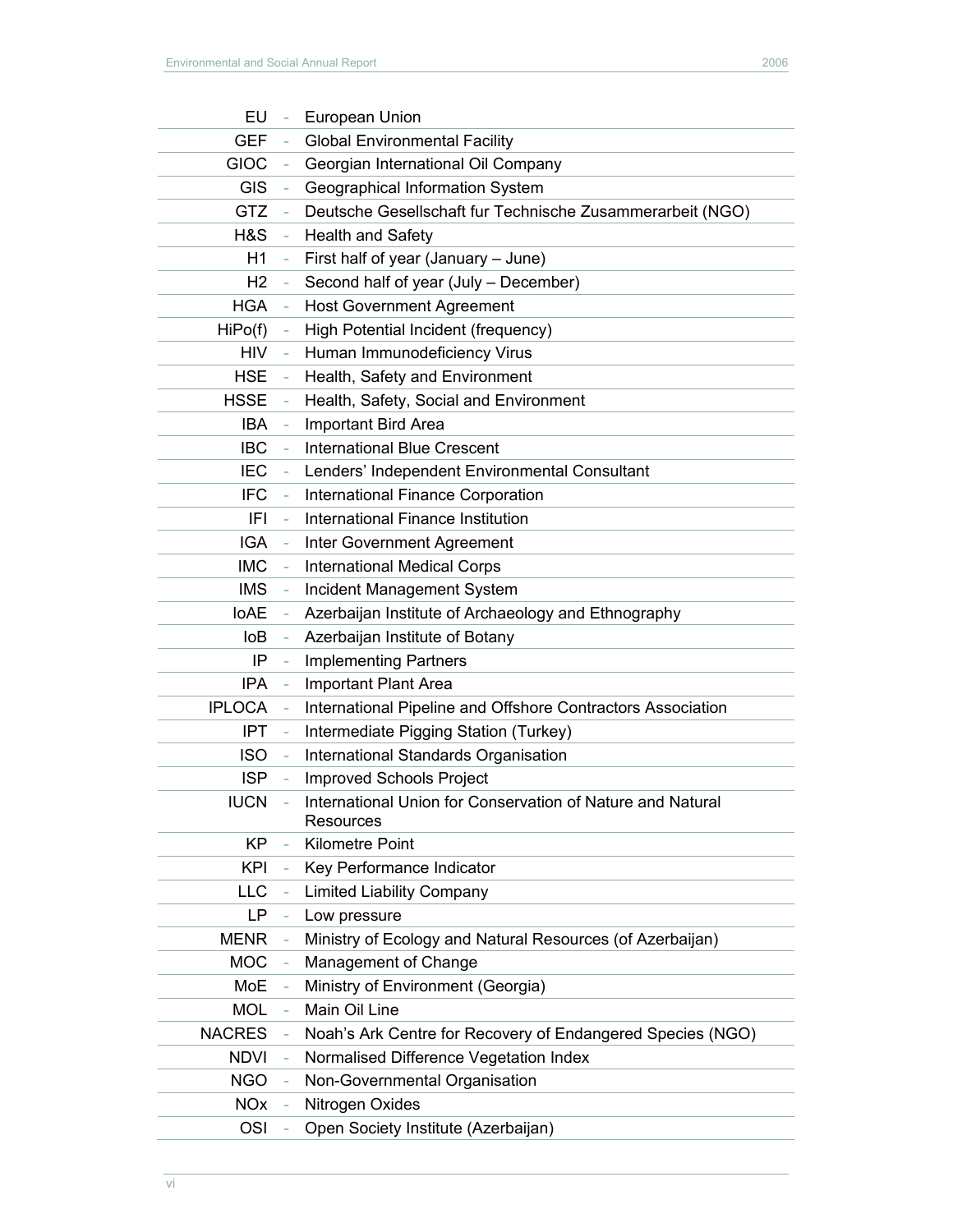| | | |
|---|---|---|
| EU | - | European Union |
| GEF | - | Global Environmental Facility |
| GIOC | - | Georgian International Oil Company |
| GIS | - | Geographical Information System |
| GTZ | - | Deutsche Gesellschaft fur Technische Zusammerarbeit (NGO) |
| H&S | - | Health and Safety |
| H1 | - | First half of year (January – June) |
| H2 | - | Second half of year (July – December) |
| HGA | - | Host Government Agreement |
| HiPo(f) | - | High Potential Incident (frequency) |
| HIV | - | Human Immunodeficiency Virus |
| HSE | - | Health, Safety and Environment |
| HSSE | - | Health, Safety, Social and Environment |
| IBA | - | Important Bird Area |
| IBC | - | International Blue Crescent |
| IEC | - | Lenders' Independent Environmental Consultant |
| IFC | - | International Finance Corporation |
| IFI | - | International Finance Institution |
| IGA | - | Inter Government Agreement |
| IMC | - | International Medical Corps |
| IMS | - | Incident Management System |
| IoAE | - | Azerbaijan Institute of Archaeology and Ethnography |
| IoB | - | Azerbaijan Institute of Botany |
| IP | - | Implementing Partners |
| IPA | - | Important Plant Area |
| IPLOCA | - | International Pipeline and Offshore Contractors Association |
| IPT | - | Intermediate Pigging Station (Turkey) |
| ISO | - | International Standards Organisation |
| ISP | - | Improved Schools Project |
| IUCN | - | International Union for Conservation of Nature and Natural Resources |
| KP | - | Kilometre Point |
| KPI | - | Key Performance Indicator |
| LLC | - | Limited Liability Company |
| LP | - | Low pressure |
| MENR | - | Ministry of Ecology and Natural Resources (of Azerbaijan) |
| MOC | - | Management of Change |
| MoE | - | Ministry of Environment (Georgia) |
| MOL | - | Main Oil Line |
| NACRES | - | Noah's Ark Centre for Recovery of Endangered Species (NGO) |
| NDVI | - | Normalised Difference Vegetation Index |
| NGO | - | Non-Governmental Organisation |
| NOx | - | Nitrogen Oxides |
| OSI | - | Open Society Institute (Azerbaijan) |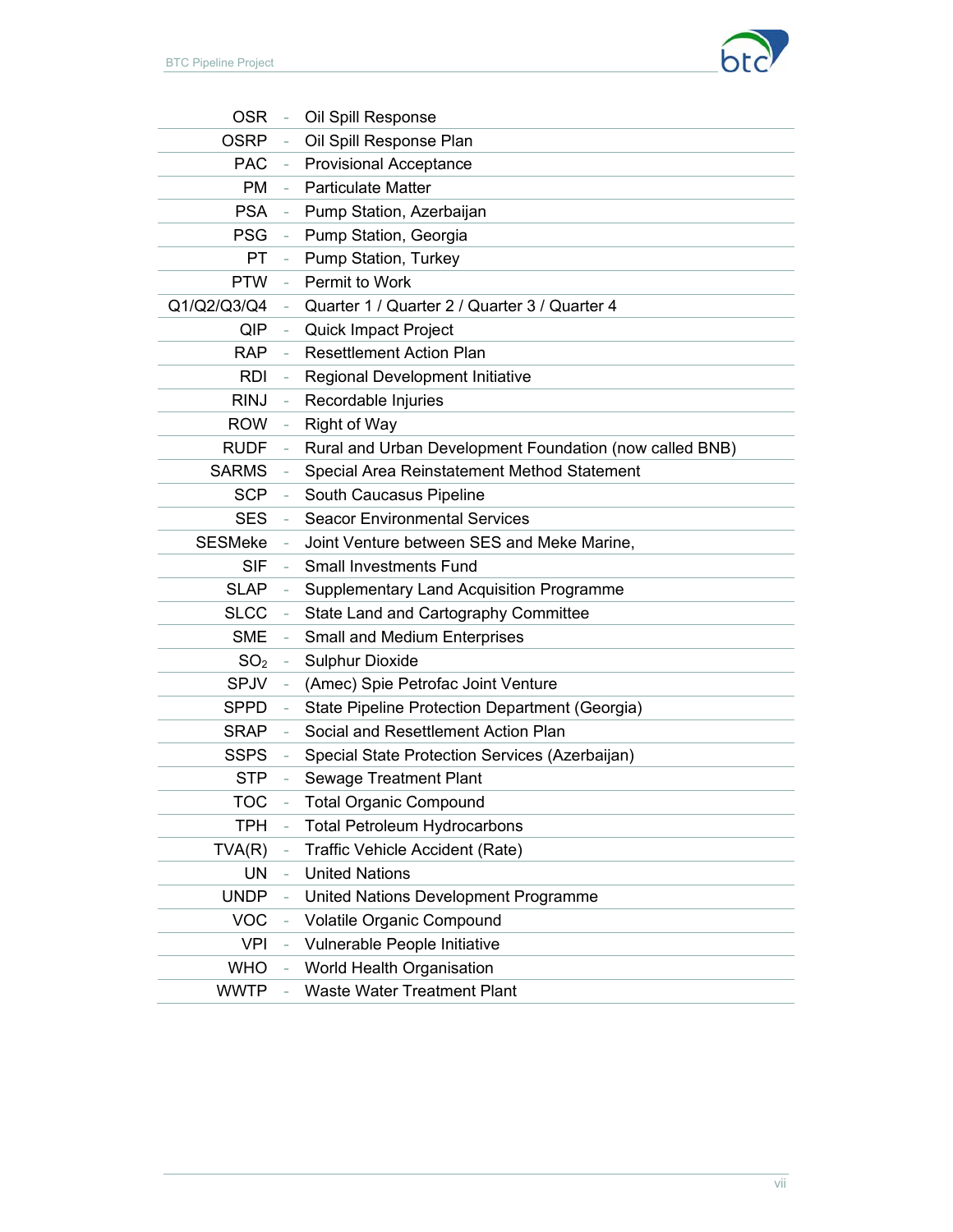| | | |
|---|---|---|
| OSR | - | Oil Spill Response |
| OSRP | - | Oil Spill Response Plan |
| PAC | - | Provisional Acceptance |
| PM | - | Particulate Matter |
| PSA | - | Pump Station, Azerbaijan |
| PSG | - | Pump Station, Georgia |
| PT | - | Pump Station, Turkey |
| PTW | - | Permit to Work |
| Q1/Q2/Q3/Q4 | - | Quarter 1 / Quarter 2 / Quarter 3 / Quarter 4 |
| QIP | - | Quick Impact Project |
| RAP | - | Resettlement Action Plan |
| RDI | - | Regional Development Initiative |
| RINJ | - | Recordable Injuries |
| ROW | - | Right of Way |
| RUDF | - | Rural and Urban Development Foundation (now called BNB) |
| SARMS | - | Special Area Reinstatement Method Statement |
| SCP | - | South Caucasus Pipeline |
| SES | - | Seacor Environmental Services |
| SESMeke | - | Joint Venture between SES and Meke Marine, |
| SIF | - | Small Investments Fund |
| SLAP | - | Supplementary Land Acquisition Programme |
| SLCC | - | State Land and Cartography Committee |
| SME | - | Small and Medium Enterprises |
| $SO_2$ | - | Sulphur Dioxide |
| SPJV | - | (Amec) Spie Petrofac Joint Venture |
| SPPD | - | State Pipeline Protection Department (Georgia) |
| SRAP | - | Social and Resettlement Action Plan |
| SSPS | - | Special State Protection Services (Azerbaijan) |
| STP | - | Sewage Treatment Plant |
| TOC | - | Total Organic Compound |
| TPH | - | Total Petroleum Hydrocarbons |
| TVA(R) | - | Traffic Vehicle Accident (Rate) |
| UN | - | United Nations |
| UNDP | - | United Nations Development Programme |
| VOC | - | Volatile Organic Compound |
| VPI | - | Vulnerable People Initiative |
| WHO | - | World Health Organisation |
| WWTP | - | Waste Water Treatment Plant |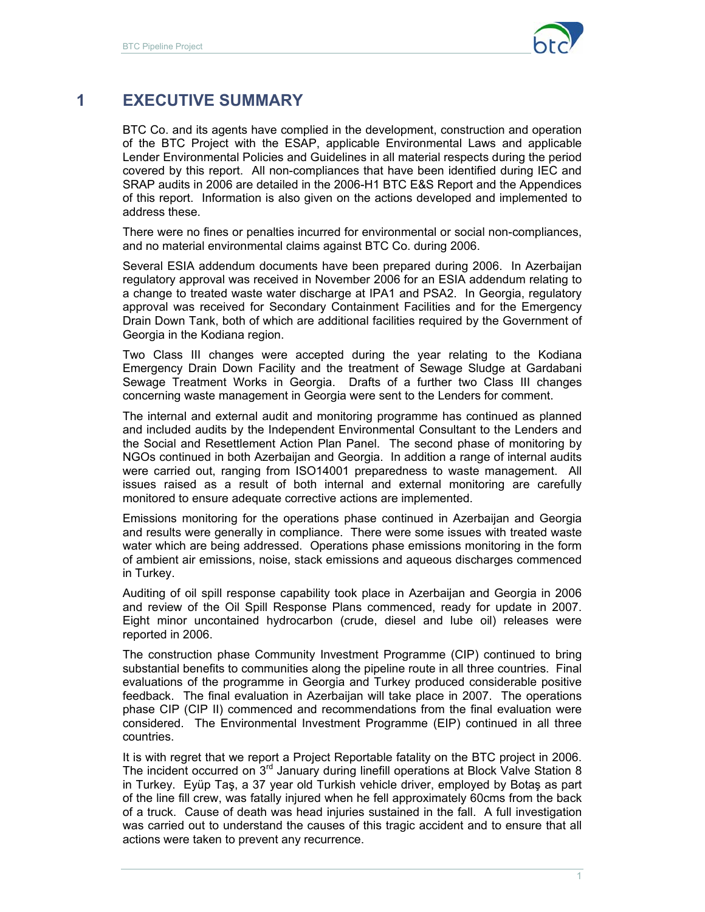# 1 EXECUTIVE SUMMARY

BTC Co. and its agents have complied in the development, construction and operation of the BTC Project with the ESAP, applicable Environmental Laws and applicable Lender Environmental Policies and Guidelines in all material respects during the period covered by this report. All non-compliances that have been identified during IEC and SRAP audits in 2006 are detailed in the 2006-H1 BTC E&S Report and the Appendices of this report. Information is also given on the actions developed and implemented to address these.

There were no fines or penalties incurred for environmental or social non-compliances, and no material environmental claims against BTC Co. during 2006.

Several ESIA addendum documents have been prepared during 2006. In Azerbaijan regulatory approval was received in November 2006 for an ESIA addendum relating to a change to treated waste water discharge at IPA1 and PSA2. In Georgia, regulatory approval was received for Secondary Containment Facilities and for the Emergency Drain Down Tank, both of which are additional facilities required by the Government of Georgia in the Kodiana region.

Two Class III changes were accepted during the year relating to the Kodiana Emergency Drain Down Facility and the treatment of Sewage Sludge at Gardabani Sewage Treatment Works in Georgia. Drafts of a further two Class III changes concerning waste management in Georgia were sent to the Lenders for comment.

The internal and external audit and monitoring programme has continued as planned and included audits by the Independent Environmental Consultant to the Lenders and the Social and Resettlement Action Plan Panel. The second phase of monitoring by NGOs continued in both Azerbaijan and Georgia. In addition a range of internal audits were carried out, ranging from ISO14001 preparedness to waste management. All issues raised as a result of both internal and external monitoring are carefully monitored to ensure adequate corrective actions are implemented.

Emissions monitoring for the operations phase continued in Azerbaijan and Georgia and results were generally in compliance. There were some issues with treated waste water which are being addressed. Operations phase emissions monitoring in the form of ambient air emissions, noise, stack emissions and aqueous discharges commenced in Turkey.

Auditing of oil spill response capability took place in Azerbaijan and Georgia in 2006 and review of the Oil Spill Response Plans commenced, ready for update in 2007. Eight minor uncontained hydrocarbon (crude, diesel and lube oil) releases were reported in 2006.

The construction phase Community Investment Programme (CIP) continued to bring substantial benefits to communities along the pipeline route in all three countries. Final evaluations of the programme in Georgia and Turkey produced considerable positive feedback. The final evaluation in Azerbaijan will take place in 2007. The operations phase CIP (CIP II) commenced and recommendations from the final evaluation were considered. The Environmental Investment Programme (EIP) continued in all three countries.

It is with regret that we report a Project Reportable fatality on the BTC project in 2006. The incident occurred on 3rd January during linefill operations at Block Valve Station 8 in Turkey. Eyüp Taş, a 37 year old Turkish vehicle driver, employed by Botaş as part of the line fill crew, was fatally injured when he fell approximately 60cms from the back of a truck. Cause of death was head injuries sustained in the fall. A full investigation was carried out to understand the causes of this tragic accident and to ensure that all actions were taken to prevent any recurrence.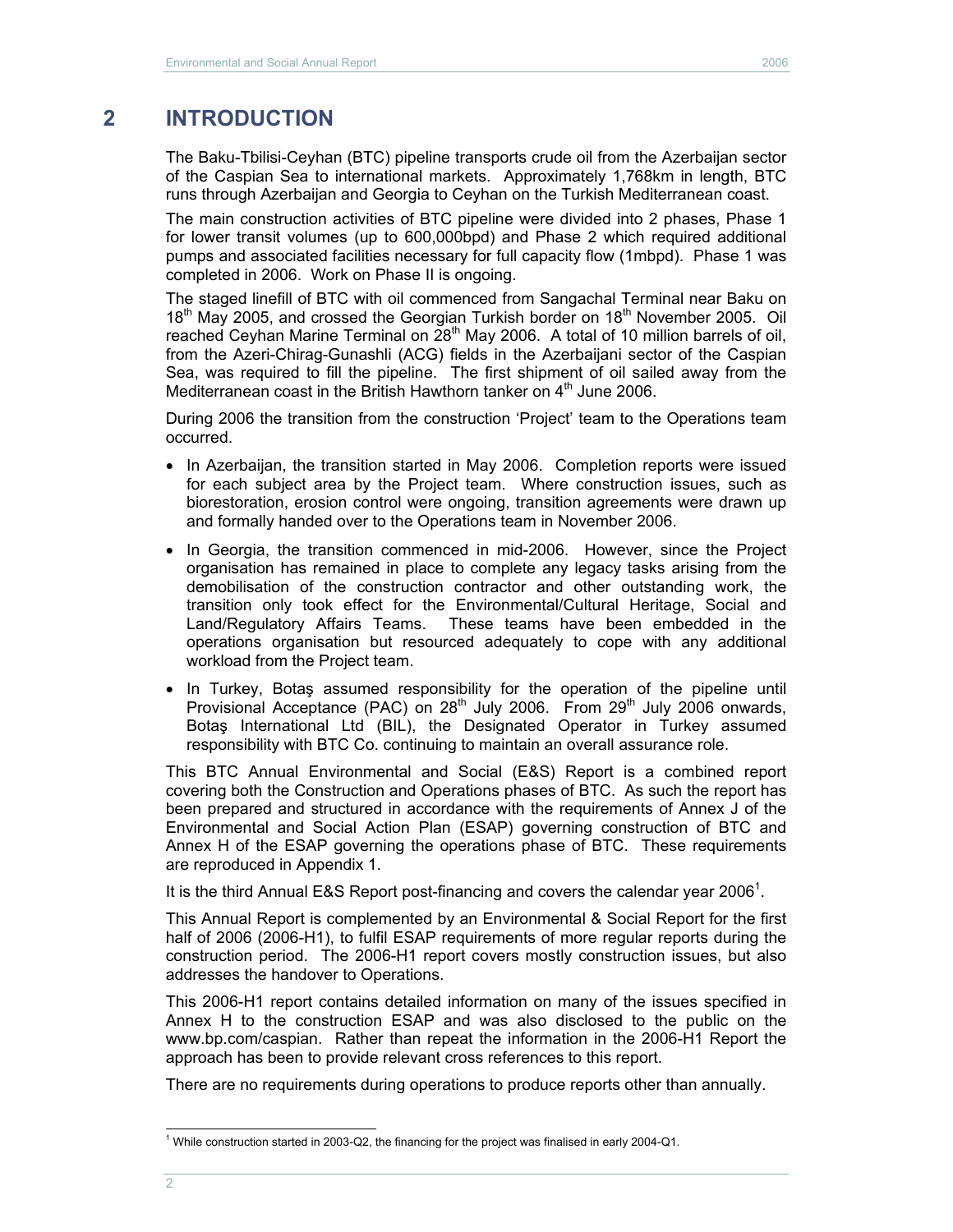# 2 INTRODUCTION

The Baku-Tbilisi-Ceyhan (BTC) pipeline transports crude oil from the Azerbaijan sector of the Caspian Sea to international markets. Approximately 1,768km in length, BTC runs through Azerbaijan and Georgia to Ceyhan on the Turkish Mediterranean coast.

The main construction activities of BTC pipeline were divided into 2 phases, Phase 1 for lower transit volumes (up to 600,000bpd) and Phase 2 which required additional pumps and associated facilities necessary for full capacity flow (1mbpd). Phase 1 was completed in 2006. Work on Phase II is ongoing.

The staged linefill of BTC with oil commenced from Sangachal Terminal near Baku on 18th May 2005, and crossed the Georgian Turkish border on 18th November 2005. Oil reached Ceyhan Marine Terminal on 28th May 2006. A total of 10 million barrels of oil, from the Azeri-Chirag-Gunashli (ACG) fields in the Azerbaijani sector of the Caspian Sea, was required to fill the pipeline. The first shipment of oil sailed away from the Mediterranean coast in the British Hawthorn tanker on 4th June 2006.

During 2006 the transition from the construction 'Project' team to the Operations team occurred.

- In Azerbaijan, the transition started in May 2006. Completion reports were issued for each subject area by the Project team. Where construction issues, such as biorestoration, erosion control were ongoing, transition agreements were drawn up and formally handed over to the Operations team in November 2006.
- In Georgia, the transition commenced in mid-2006. However, since the Project organisation has remained in place to complete any legacy tasks arising from the demobilisation of the construction contractor and other outstanding work, the transition only took effect for the Environmental/Cultural Heritage, Social and Land/Regulatory Affairs Teams. These teams have been embedded in the operations organisation but resourced adequately to cope with any additional workload from the Project team.
- In Turkey, Botaş assumed responsibility for the operation of the pipeline until Provisional Acceptance (PAC) on 28th July 2006. From 29th July 2006 onwards, Botaş International Ltd (BIL), the Designated Operator in Turkey assumed responsibility with BTC Co. continuing to maintain an overall assurance role.

This BTC Annual Environmental and Social (E&S) Report is a combined report covering both the Construction and Operations phases of BTC. As such the report has been prepared and structured in accordance with the requirements of Annex J of the Environmental and Social Action Plan (ESAP) governing construction of BTC and Annex H of the ESAP governing the operations phase of BTC. These requirements are reproduced in Appendix 1.

It is the third Annual E&S Report post-financing and covers the calendar year 2006[1].

This Annual Report is complemented by an Environmental & Social Report for the first half of 2006 (2006-H1), to fulfil ESAP requirements of more regular reports during the construction period. The 2006-H1 report covers mostly construction issues, but also addresses the handover to Operations.

This 2006-H1 report contains detailed information on many of the issues specified in Annex H to the construction ESAP and was also disclosed to the public on the www.bp.com/caspian. Rather than repeat the information in the 2006-H1 Report the approach has been to provide relevant cross references to this report.

There are no requirements during operations to produce reports other than annually.

[1] While construction started in 2003-Q2, the financing for the project was finalised in early 2004-Q1.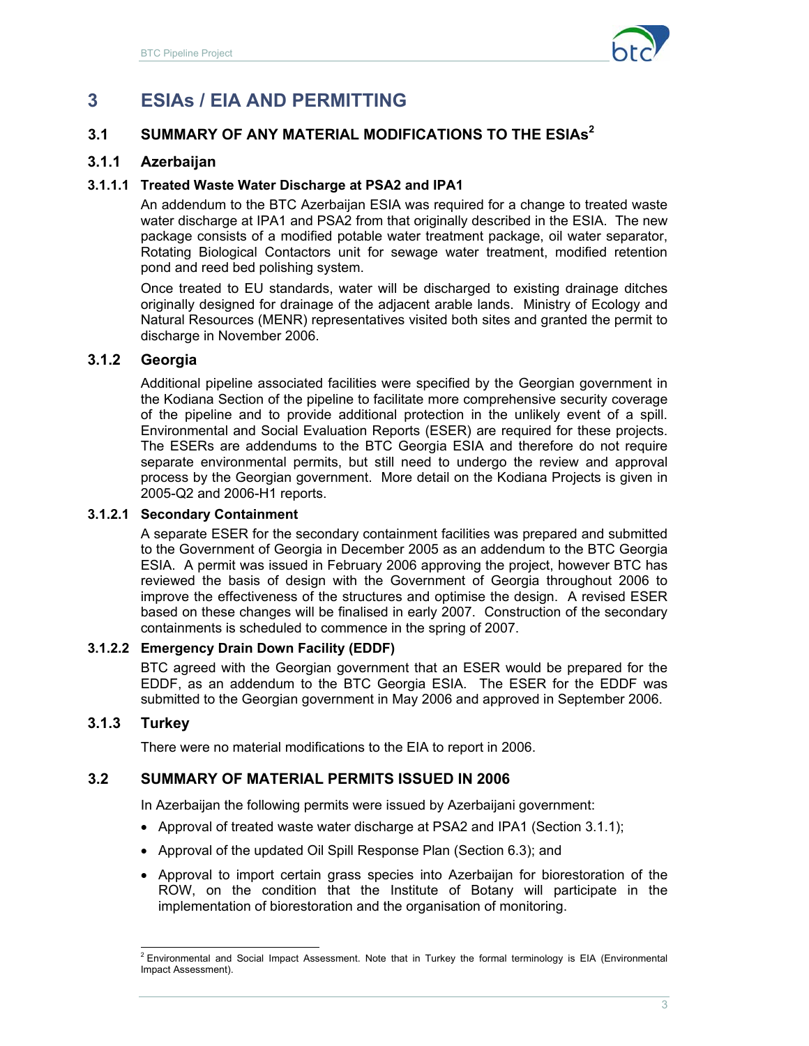# 3 ESIAs / EIA AND PERMITTING

## 3.1 SUMMARY OF ANY MATERIAL MODIFICATIONS TO THE ESIAs[2]

### 3.1.1 Azerbaijan

#### 3.1.1.1 Treated Waste Water Discharge at PSA2 and IPA1

An addendum to the BTC Azerbaijan ESIA was required for a change to treated waste water discharge at IPA1 and PSA2 from that originally described in the ESIA. The new package consists of a modified potable water treatment package, oil water separator, Rotating Biological Contactors unit for sewage water treatment, modified retention pond and reed bed polishing system.

Once treated to EU standards, water will be discharged to existing drainage ditches originally designed for drainage of the adjacent arable lands. Ministry of Ecology and Natural Resources (MENR) representatives visited both sites and granted the permit to discharge in November 2006.

### 3.1.2 Georgia

Additional pipeline associated facilities were specified by the Georgian government in the Kodiana Section of the pipeline to facilitate more comprehensive security coverage of the pipeline and to provide additional protection in the unlikely event of a spill. Environmental and Social Evaluation Reports (ESER) are required for these projects. The ESERs are addendums to the BTC Georgia ESIA and therefore do not require separate environmental permits, but still need to undergo the review and approval process by the Georgian government. More detail on the Kodiana Projects is given in 2005-Q2 and 2006-H1 reports.

#### 3.1.2.1 Secondary Containment

A separate ESER for the secondary containment facilities was prepared and submitted to the Government of Georgia in December 2005 as an addendum to the BTC Georgia ESIA. A permit was issued in February 2006 approving the project, however BTC has reviewed the basis of design with the Government of Georgia throughout 2006 to improve the effectiveness of the structures and optimise the design. A revised ESER based on these changes will be finalised in early 2007. Construction of the secondary containments is scheduled to commence in the spring of 2007.

#### 3.1.2.2 Emergency Drain Down Facility (EDDF)

BTC agreed with the Georgian government that an ESER would be prepared for the EDDF, as an addendum to the BTC Georgia ESIA. The ESER for the EDDF was submitted to the Georgian government in May 2006 and approved in September 2006.

### 3.1.3 Turkey

There were no material modifications to the EIA to report in 2006.

## 3.2 SUMMARY OF MATERIAL PERMITS ISSUED IN 2006

In Azerbaijan the following permits were issued by Azerbaijani government:

- Approval of treated waste water discharge at PSA2 and IPA1 (Section 3.1.1);
- Approval of the updated Oil Spill Response Plan (Section 6.3); and
- Approval to import certain grass species into Azerbaijan for biorestoration of the ROW, on the condition that the Institute of Botany will participate in the implementation of biorestoration and the organisation of monitoring.

---

[2] Environmental and Social Impact Assessment. Note that in Turkey the formal terminology is EIA (Environmental Impact Assessment).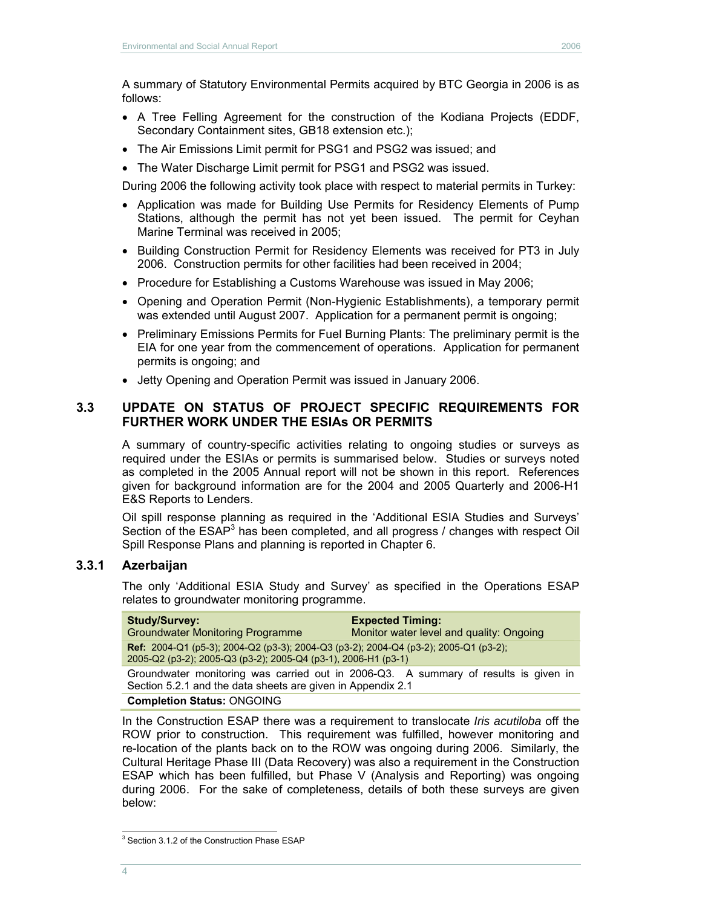A summary of Statutory Environmental Permits acquired by BTC Georgia in 2006 is as follows:

- A Tree Felling Agreement for the construction of the Kodiana Projects (EDDF, Secondary Containment sites, GB18 extension etc.);
- The Air Emissions Limit permit for PSG1 and PSG2 was issued; and
- The Water Discharge Limit permit for PSG1 and PSG2 was issued.

During 2006 the following activity took place with respect to material permits in Turkey:

- Application was made for Building Use Permits for Residency Elements of Pump Stations, although the permit has not yet been issued. The permit for Ceyhan Marine Terminal was received in 2005;
- Building Construction Permit for Residency Elements was received for PT3 in July 2006. Construction permits for other facilities had been received in 2004;
- Procedure for Establishing a Customs Warehouse was issued in May 2006;
- Opening and Operation Permit (Non-Hygienic Establishments), a temporary permit was extended until August 2007. Application for a permanent permit is ongoing;
- Preliminary Emissions Permits for Fuel Burning Plants: The preliminary permit is the EIA for one year from the commencement of operations. Application for permanent permits is ongoing; and
- Jetty Opening and Operation Permit was issued in January 2006.

## 3.3 UPDATE ON STATUS OF PROJECT SPECIFIC REQUIREMENTS FOR FURTHER WORK UNDER THE ESIAs OR PERMITS

A summary of country-specific activities relating to ongoing studies or surveys as required under the ESIAs or permits is summarised below. Studies or surveys noted as completed in the 2005 Annual report will not be shown in this report. References given for background information are for the 2004 and 2005 Quarterly and 2006-H1 E&S Reports to Lenders.

Oil spill response planning as required in the 'Additional ESIA Studies and Surveys' Section of the ESAP[3] has been completed, and all progress / changes with respect Oil Spill Response Plans and planning is reported in Chapter 6.

### 3.3.1 Azerbaijan

The only 'Additional ESIA Study and Survey' as specified in the Operations ESAP relates to groundwater monitoring programme.

| **Study/Survey:** Groundwater Monitoring Programme | **Expected Timing:** Monitor water level and quality: Ongoing |
|---|---|
| **Ref:** 2004-Q1 (p5-3); 2004-Q2 (p3-3); 2004-Q3 (p3-2); 2004-Q4 (p3-2); 2005-Q1 (p3-2); 2005-Q2 (p3-2); 2005-Q3 (p3-2); 2005-Q4 (p3-1), 2006-H1 (p3-1) | |
| Groundwater monitoring was carried out in 2006-Q3. A summary of results is given in Section 5.2.1 and the data sheets are given in Appendix 2.1 | |
| **Completion Status:** ONGOING | |

In the Construction ESAP there was a requirement to translocate *Iris acutiloba* off the ROW prior to construction. This requirement was fulfilled, however monitoring and re-location of the plants back on to the ROW was ongoing during 2006. Similarly, the Cultural Heritage Phase III (Data Recovery) was also a requirement in the Construction ESAP which has been fulfilled, but Phase V (Analysis and Reporting) was ongoing during 2006. For the sake of completeness, details of both these surveys are given below:

[3] Section 3.1.2 of the Construction Phase ESAP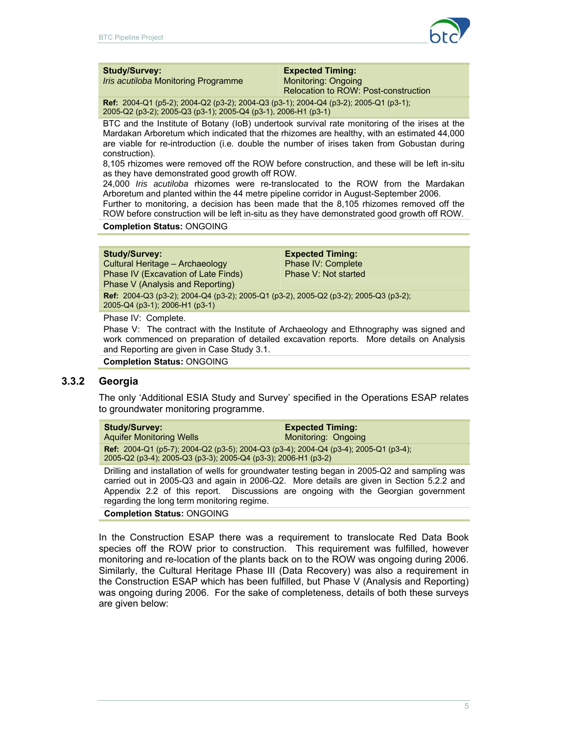| **Study/Survey:** *Iris acutiloba* Monitoring Programme | **Expected Timing:** Monitoring: Ongoing Relocation to ROW: Post-construction |
|---|---|
| **Ref:** 2004-Q1 (p5-2); 2004-Q2 (p3-2); 2004-Q3 (p3-1); 2004-Q4 (p3-2); 2005-Q1 (p3-1); 2005-Q2 (p3-2); 2005-Q3 (p3-1); 2005-Q4 (p3-1), 2006-H1 (p3-1) | |
| BTC and the Institute of Botany (IoB) undertook survival rate monitoring of the irises at the Mardakan Arboretum which indicated that the rhizomes are healthy, with an estimated 44,000 are viable for re-introduction (i.e. double the number of irises taken from Gobustan during construction). 8,105 rhizomes were removed off the ROW before construction, and these will be left in-situ as they have demonstrated good growth off ROW. 24,000 *Iris acutiloba* rhizomes were re-translocated to the ROW from the Mardakan Arboretum and planted within the 44 metre pipeline corridor in August-September 2006. Further to monitoring, a decision has been made that the 8,105 rhizomes removed off the ROW before construction will be left in-situ as they have demonstrated good growth off ROW. | |
| **Completion Status:** ONGOING | |

| **Study/Survey:** Cultural Heritage – Archaeology Phase IV (Excavation of Late Finds) Phase V (Analysis and Reporting) | **Expected Timing:** Phase IV: Complete Phase V: Not started |
|---|---|
| **Ref:** 2004-Q3 (p3-2); 2004-Q4 (p3-2); 2005-Q1 (p3-2), 2005-Q2 (p3-2); 2005-Q3 (p3-2); 2005-Q4 (p3-1); 2006-H1 (p3-1) | |
| Phase IV: Complete. Phase V: The contract with the Institute of Archaeology and Ethnography was signed and work commenced on preparation of detailed excavation reports. More details on Analysis and Reporting are given in Case Study 3.1. | |
| **Completion Status:** ONGOING | |

### 3.3.2 Georgia

The only 'Additional ESIA Study and Survey' specified in the Operations ESAP relates to groundwater monitoring programme.

| **Study/Survey:** Aquifer Monitoring Wells | **Expected Timing:** Monitoring: Ongoing |
|---|---|
| **Ref:** 2004-Q1 (p5-7); 2004-Q2 (p3-5); 2004-Q3 (p3-4); 2004-Q4 (p3-4); 2005-Q1 (p3-4); 2005-Q2 (p3-4); 2005-Q3 (p3-3); 2005-Q4 (p3-3); 2006-H1 (p3-2) | |
| Drilling and installation of wells for groundwater testing began in 2005-Q2 and sampling was carried out in 2005-Q3 and again in 2006-Q2. More details are given in Section 5.2.2 and Appendix 2.2 of this report. Discussions are ongoing with the Georgian government regarding the long term monitoring regime. | |
| **Completion Status:** ONGOING | |

In the Construction ESAP there was a requirement to translocate Red Data Book species off the ROW prior to construction. This requirement was fulfilled, however monitoring and re-location of the plants back on to the ROW was ongoing during 2006. Similarly, the Cultural Heritage Phase III (Data Recovery) was also a requirement in the Construction ESAP which has been fulfilled, but Phase V (Analysis and Reporting) was ongoing during 2006. For the sake of completeness, details of both these surveys are given below: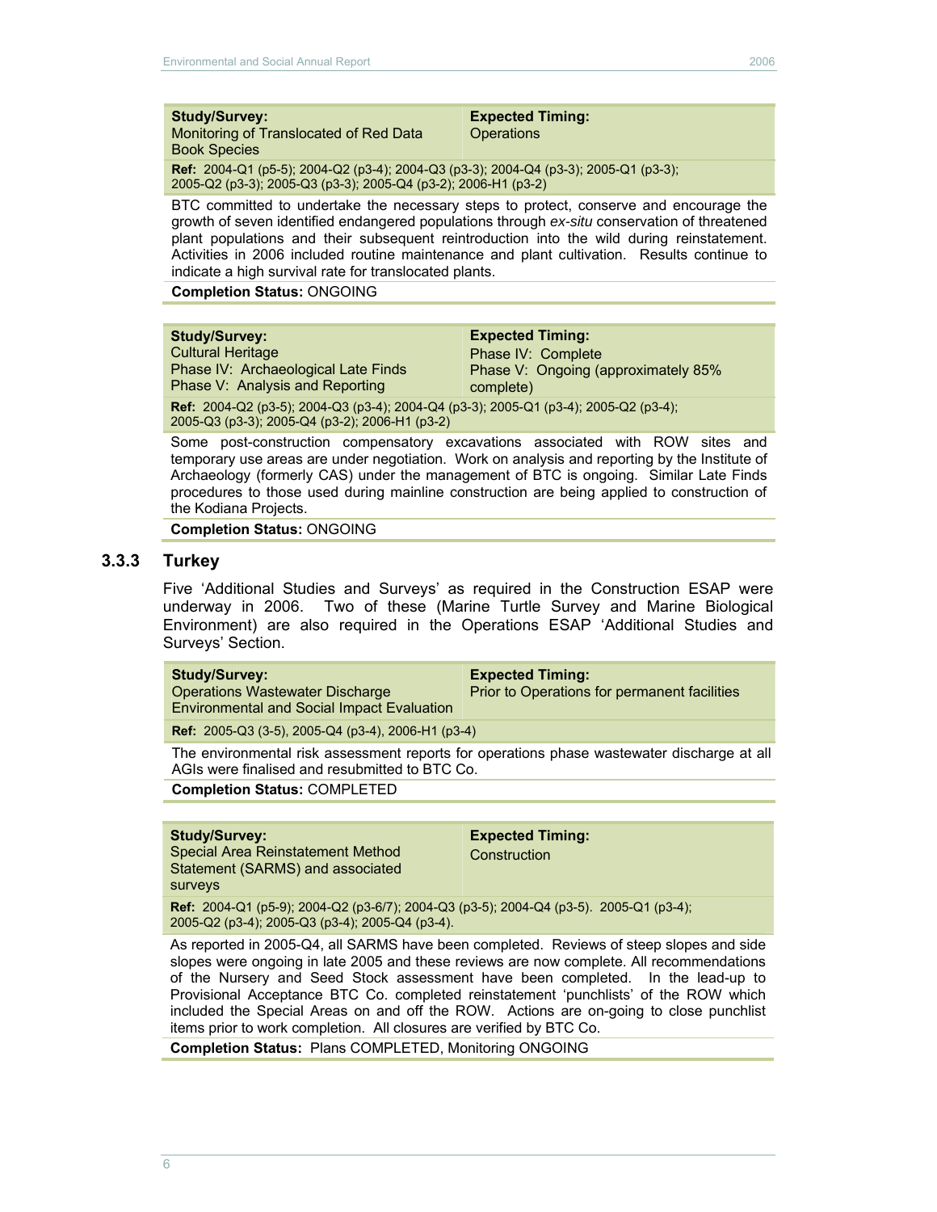| **Study/Survey:** Monitoring of Translocated of Red Data Book Species | **Expected Timing:** Operations |
|---|---|
| **Ref:** 2004-Q1 (p5-5); 2004-Q2 (p3-4); 2004-Q3 (p3-3); 2004-Q4 (p3-3); 2005-Q1 (p3-3); 2005-Q2 (p3-3); 2005-Q3 (p3-3); 2005-Q4 (p3-2); 2006-H1 (p3-2) | |

BTC committed to undertake the necessary steps to protect, conserve and encourage the growth of seven identified endangered populations through *ex-situ* conservation of threatened plant populations and their subsequent reintroduction into the wild during reinstatement. Activities in 2006 included routine maintenance and plant cultivation. Results continue to indicate a high survival rate for translocated plants.

**Completion Status:** ONGOING

| **Study/Survey:** Cultural Heritage<br>Phase IV: Archaeological Late Finds<br>Phase V: Analysis and Reporting | **Expected Timing:** Phase IV: Complete<br>Phase V: Ongoing (approximately 85% complete) |
|---|---|
| **Ref:** 2004-Q2 (p3-5); 2004-Q3 (p3-4); 2004-Q4 (p3-3); 2005-Q1 (p3-4); 2005-Q2 (p3-4); 2005-Q3 (p3-3); 2005-Q4 (p3-2); 2006-H1 (p3-2) | |

Some post-construction compensatory excavations associated with ROW sites and temporary use areas are under negotiation. Work on analysis and reporting by the Institute of Archaeology (formerly CAS) under the management of BTC is ongoing. Similar Late Finds procedures to those used during mainline construction are being applied to construction of the Kodiana Projects.

**Completion Status:** ONGOING

### 3.3.3 Turkey

Five 'Additional Studies and Surveys' as required in the Construction ESAP were underway in 2006. Two of these (Marine Turtle Survey and Marine Biological Environment) are also required in the Operations ESAP 'Additional Studies and Surveys' Section.

| **Study/Survey:** Operations Wastewater Discharge Environmental and Social Impact Evaluation | **Expected Timing:** Prior to Operations for permanent facilities |
|---|---|
| **Ref:** 2005-Q3 (3-5), 2005-Q4 (p3-4), 2006-H1 (p3-4) | |

The environmental risk assessment reports for operations phase wastewater discharge at all AGIs were finalised and resubmitted to BTC Co.

**Completion Status:** COMPLETED

| **Study/Survey:** Special Area Reinstatement Method Statement (SARMS) and associated surveys | **Expected Timing:** Construction |
|---|---|
| **Ref:** 2004-Q1 (p5-9); 2004-Q2 (p3-6/7); 2004-Q3 (p3-5); 2004-Q4 (p3-5). 2005-Q1 (p3-4); 2005-Q2 (p3-4); 2005-Q3 (p3-4); 2005-Q4 (p3-4). | |

As reported in 2005-Q4, all SARMS have been completed. Reviews of steep slopes and side slopes were ongoing in late 2005 and these reviews are now complete. All recommendations of the Nursery and Seed Stock assessment have been completed. In the lead-up to Provisional Acceptance BTC Co. completed reinstatement 'punchlists' of the ROW which included the Special Areas on and off the ROW. Actions are on-going to close punchlist items prior to work completion. All closures are verified by BTC Co.

**Completion Status:** Plans COMPLETED, Monitoring ONGOING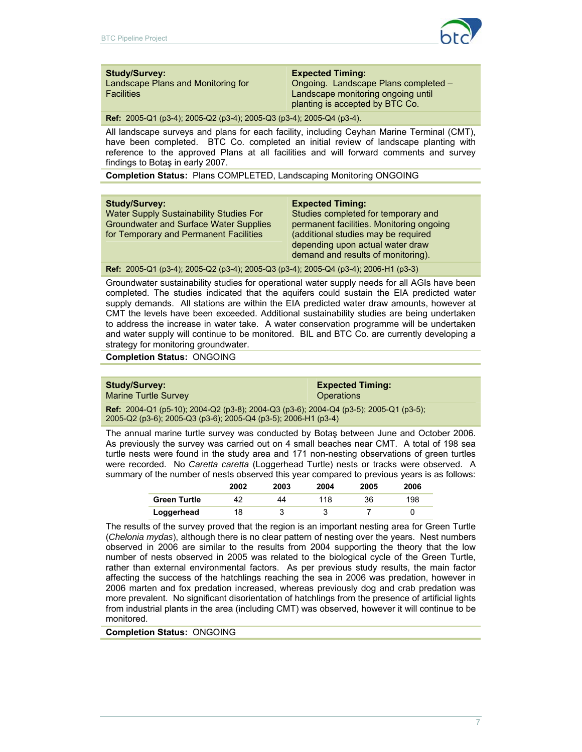| **Study/Survey:** | **Expected Timing:** |
|---|---|
| Landscape Plans and Monitoring for Facilities | Ongoing. Landscape Plans completed – Landscape monitoring ongoing until planting is accepted by BTC Co. |

**Ref:** 2005-Q1 (p3-4); 2005-Q2 (p3-4); 2005-Q3 (p3-4); 2005-Q4 (p3-4).

All landscape surveys and plans for each facility, including Ceyhan Marine Terminal (CMT), have been completed. BTC Co. completed an initial review of landscape planting with reference to the approved Plans at all facilities and will forward comments and survey findings to Botaş in early 2007.

**Completion Status:** Plans COMPLETED, Landscaping Monitoring ONGOING

| **Study/Survey:** | **Expected Timing:** |
|---|---|
| Water Supply Sustainability Studies For Groundwater and Surface Water Supplies for Temporary and Permanent Facilities | Studies completed for temporary and permanent facilities. Monitoring ongoing (additional studies may be required depending upon actual water draw demand and results of monitoring). |

**Ref:** 2005-Q1 (p3-4); 2005-Q2 (p3-4); 2005-Q3 (p3-4); 2005-Q4 (p3-4); 2006-H1 (p3-3)

Groundwater sustainability studies for operational water supply needs for all AGIs have been completed. The studies indicated that the aquifers could sustain the EIA predicted water supply demands. All stations are within the EIA predicted water draw amounts, however at CMT the levels have been exceeded. Additional sustainability studies are being undertaken to address the increase in water take. A water conservation programme will be undertaken and water supply will continue to be monitored. BIL and BTC Co. are currently developing a strategy for monitoring groundwater.

**Completion Status:** ONGOING

| **Study/Survey:** | **Expected Timing:** |
|---|---|
| Marine Turtle Survey | Operations |

**Ref:** 2004-Q1 (p5-10); 2004-Q2 (p3-8); 2004-Q3 (p3-6); 2004-Q4 (p3-5); 2005-Q1 (p3-5); 2005-Q2 (p3-6); 2005-Q3 (p3-6); 2005-Q4 (p3-5); 2006-H1 (p3-4)

The annual marine turtle survey was conducted by Botaş between June and October 2006. As previously the survey was carried out on 4 small beaches near CMT. A total of 198 sea turtle nests were found in the study area and 171 non-nesting observations of green turtles were recorded. No *Caretta caretta* (Loggerhead Turtle) nests or tracks were observed. A summary of the number of nests observed this year compared to previous years is as follows:

| | 2002 | 2003 | 2004 | 2005 | 2006 |
|---|---|---|---|---|---|
| **Green Turtle** | 42 | 44 | 118 | 36 | 198 |
| **Loggerhead** | 18 | 3 | 3 | 7 | 0 |

The results of the survey proved that the region is an important nesting area for Green Turtle (*Chelonia mydas*), although there is no clear pattern of nesting over the years. Nest numbers observed in 2006 are similar to the results from 2004 supporting the theory that the low number of nests observed in 2005 was related to the biological cycle of the Green Turtle, rather than external environmental factors. As per previous study results, the main factor affecting the success of the hatchlings reaching the sea in 2006 was predation, however in 2006 marten and fox predation increased, whereas previously dog and crab predation was more prevalent. No significant disorientation of hatchlings from the presence of artificial lights from industrial plants in the area (including CMT) was observed, however it will continue to be monitored.

**Completion Status:** ONGOING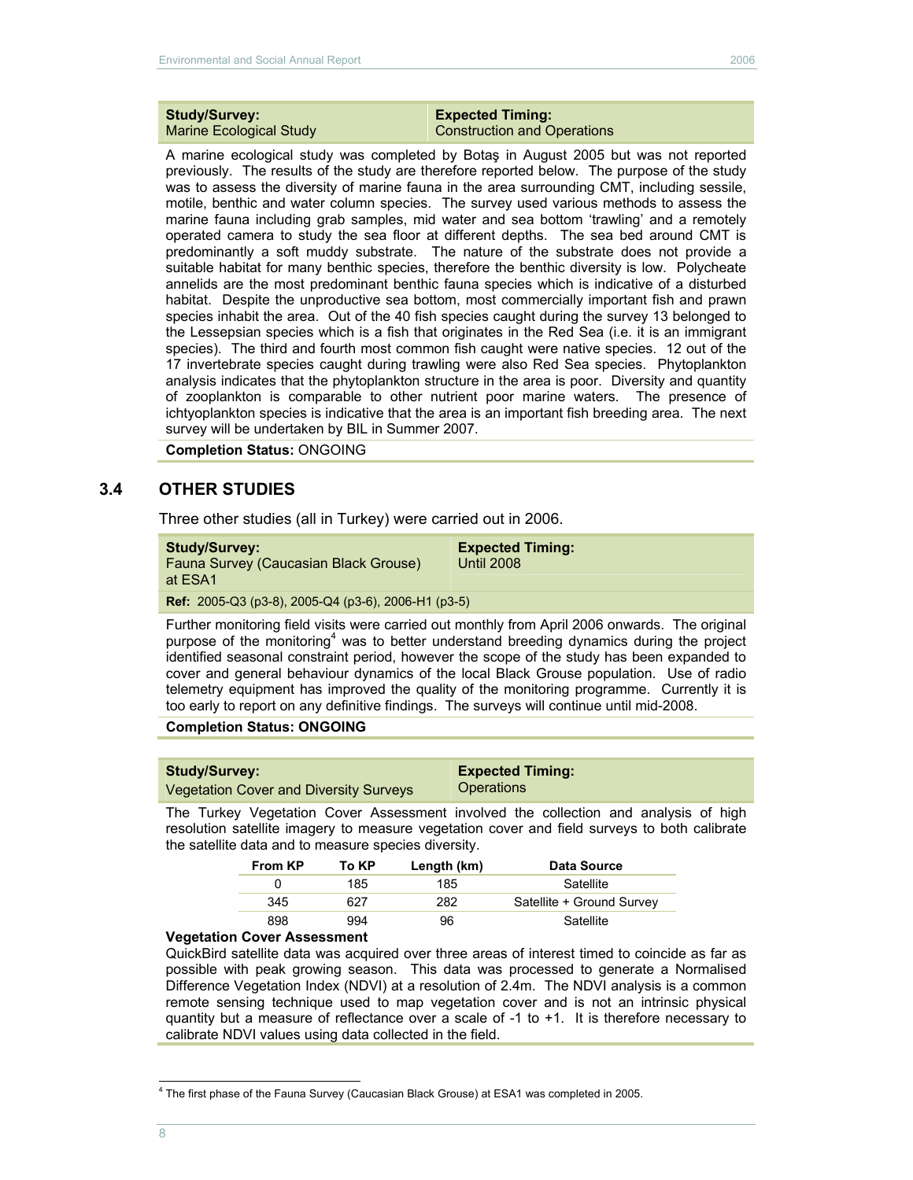| **Study/Survey:** Marine Ecological Study | **Expected Timing:** Construction and Operations |
|---|---|

A marine ecological study was completed by Botaş in August 2005 but was not reported previously. The results of the study are therefore reported below. The purpose of the study was to assess the diversity of marine fauna in the area surrounding CMT, including sessile, motile, benthic and water column species. The survey used various methods to assess the marine fauna including grab samples, mid water and sea bottom 'trawling' and a remotely operated camera to study the sea floor at different depths. The sea bed around CMT is predominantly a soft muddy substrate. The nature of the substrate does not provide a suitable habitat for many benthic species, therefore the benthic diversity is low. Polycheate annelids are the most predominant benthic fauna species which is indicative of a disturbed habitat. Despite the unproductive sea bottom, most commercially important fish and prawn species inhabit the area. Out of the 40 fish species caught during the survey 13 belonged to the Lessepsian species which is a fish that originates in the Red Sea (i.e. it is an immigrant species). The third and fourth most common fish caught were native species. 12 out of the 17 invertebrate species caught during trawling were also Red Sea species. Phytoplankton analysis indicates that the phytoplankton structure in the area is poor. Diversity and quantity of zooplankton is comparable to other nutrient poor marine waters. The presence of ichtyoplankton species is indicative that the area is an important fish breeding area. The next survey will be undertaken by BIL in Summer 2007.

**Completion Status:** ONGOING

## 3.4 OTHER STUDIES

Three other studies (all in Turkey) were carried out in 2006.

| **Study/Survey:** Fauna Survey (Caucasian Black Grouse) at ESA1 | **Expected Timing:** Until 2008 |
|---|---|

**Ref:** 2005-Q3 (p3-8), 2005-Q4 (p3-6), 2006-H1 (p3-5)

Further monitoring field visits were carried out monthly from April 2006 onwards. The original purpose of the monitoring[4] was to better understand breeding dynamics during the project identified seasonal constraint period, however the scope of the study has been expanded to cover and general behaviour dynamics of the local Black Grouse population. Use of radio telemetry equipment has improved the quality of the monitoring programme. Currently it is too early to report on any definitive findings. The surveys will continue until mid-2008.

**Completion Status: ONGOING**

| **Study/Survey:** Vegetation Cover and Diversity Surveys | **Expected Timing:** Operations |
|---|---|

The Turkey Vegetation Cover Assessment involved the collection and analysis of high resolution satellite imagery to measure vegetation cover and field surveys to both calibrate the satellite data and to measure species diversity.

| From KP | To KP | Length (km) | Data Source |
|---|---|---|---|
| 0 | 185 | 185 | Satellite |
| 345 | 627 | 282 | Satellite + Ground Survey |
| 898 | 994 | 96 | Satellite |

**Vegetation Cover Assessment**

QuickBird satellite data was acquired over three areas of interest timed to coincide as far as possible with peak growing season. This data was processed to generate a Normalised Difference Vegetation Index (NDVI) at a resolution of 2.4m. The NDVI analysis is a common remote sensing technique used to map vegetation cover and is not an intrinsic physical quantity but a measure of reflectance over a scale of -1 to +1. It is therefore necessary to calibrate NDVI values using data collected in the field.

[4] The first phase of the Fauna Survey (Caucasian Black Grouse) at ESA1 was completed in 2005.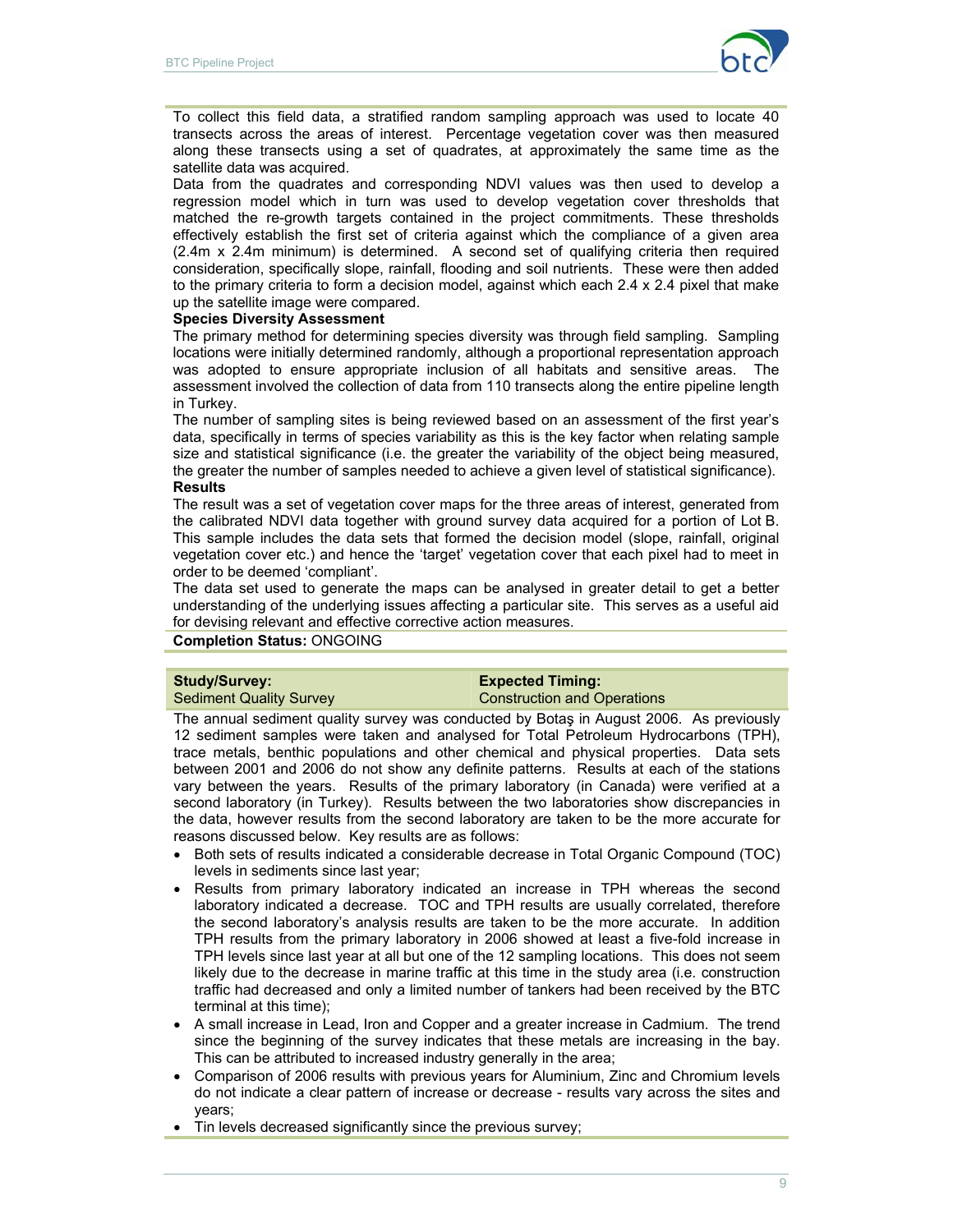To collect this field data, a stratified random sampling approach was used to locate 40 transects across the areas of interest. Percentage vegetation cover was then measured along these transects using a set of quadrates, at approximately the same time as the satellite data was acquired.

Data from the quadrates and corresponding NDVI values was then used to develop a regression model which in turn was used to develop vegetation cover thresholds that matched the re-growth targets contained in the project commitments. These thresholds effectively establish the first set of criteria against which the compliance of a given area (2.4m x 2.4m minimum) is determined. A second set of qualifying criteria then required consideration, specifically slope, rainfall, flooding and soil nutrients. These were then added to the primary criteria to form a decision model, against which each 2.4 x 2.4 pixel that make up the satellite image were compared.

**Species Diversity Assessment**

The primary method for determining species diversity was through field sampling. Sampling locations were initially determined randomly, although a proportional representation approach was adopted to ensure appropriate inclusion of all habitats and sensitive areas. The assessment involved the collection of data from 110 transects along the entire pipeline length in Turkey.

The number of sampling sites is being reviewed based on an assessment of the first year's data, specifically in terms of species variability as this is the key factor when relating sample size and statistical significance (i.e. the greater the variability of the object being measured, the greater the number of samples needed to achieve a given level of statistical significance).

**Results**

The result was a set of vegetation cover maps for the three areas of interest, generated from the calibrated NDVI data together with ground survey data acquired for a portion of Lot B. This sample includes the data sets that formed the decision model (slope, rainfall, original vegetation cover etc.) and hence the 'target' vegetation cover that each pixel had to meet in order to be deemed 'compliant'.

The data set used to generate the maps can be analysed in greater detail to get a better understanding of the underlying issues affecting a particular site. This serves as a useful aid for devising relevant and effective corrective action measures.

**Completion Status:** ONGOING

| **Study/Survey:** Sediment Quality Survey | **Expected Timing:** Construction and Operations |
|---|---|

The annual sediment quality survey was conducted by Botaş in August 2006. As previously 12 sediment samples were taken and analysed for Total Petroleum Hydrocarbons (TPH), trace metals, benthic populations and other chemical and physical properties. Data sets between 2001 and 2006 do not show any definite patterns. Results at each of the stations vary between the years. Results of the primary laboratory (in Canada) were verified at a second laboratory (in Turkey). Results between the two laboratories show discrepancies in the data, however results from the second laboratory are taken to be the more accurate for reasons discussed below. Key results are as follows:

- Both sets of results indicated a considerable decrease in Total Organic Compound (TOC) levels in sediments since last year;
- Results from primary laboratory indicated an increase in TPH whereas the second laboratory indicated a decrease. TOC and TPH results are usually correlated, therefore the second laboratory's analysis results are taken to be the more accurate. In addition TPH results from the primary laboratory in 2006 showed at least a five-fold increase in TPH levels since last year at all but one of the 12 sampling locations. This does not seem likely due to the decrease in marine traffic at this time in the study area (i.e. construction traffic had decreased and only a limited number of tankers had been received by the BTC terminal at this time);
- A small increase in Lead, Iron and Copper and a greater increase in Cadmium. The trend since the beginning of the survey indicates that these metals are increasing in the bay. This can be attributed to increased industry generally in the area;
- Comparison of 2006 results with previous years for Aluminium, Zinc and Chromium levels do not indicate a clear pattern of increase or decrease - results vary across the sites and years;
- Tin levels decreased significantly since the previous survey;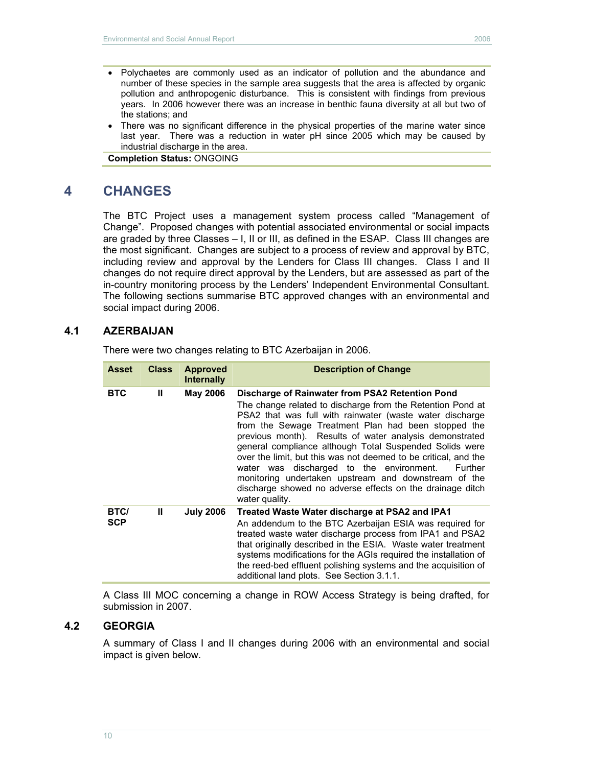- Polychaetes are commonly used as an indicator of pollution and the abundance and number of these species in the sample area suggests that the area is affected by organic pollution and anthropogenic disturbance. This is consistent with findings from previous years. In 2006 however there was an increase in benthic fauna diversity at all but two of the stations; and
- There was no significant difference in the physical properties of the marine water since last year. There was a reduction in water pH since 2005 which may be caused by industrial discharge in the area.

**Completion Status:** ONGOING

# 4 CHANGES

The BTC Project uses a management system process called "Management of Change". Proposed changes with potential associated environmental or social impacts are graded by three Classes – I, II or III, as defined in the ESAP. Class III changes are the most significant. Changes are subject to a process of review and approval by BTC, including review and approval by the Lenders for Class III changes. Class I and II changes do not require direct approval by the Lenders, but are assessed as part of the in-country monitoring process by the Lenders' Independent Environmental Consultant. The following sections summarise BTC approved changes with an environmental and social impact during 2006.

## 4.1 AZERBAIJAN

There were two changes relating to BTC Azerbaijan in 2006.

| Asset | Class | Approved Internally | Description of Change |
|---|---|---|---|
| BTC | II | May 2006 | **Discharge of Rainwater from PSA2 Retention Pond** The change related to discharge from the Retention Pond at PSA2 that was full with rainwater (waste water discharge from the Sewage Treatment Plan had been stopped the previous month). Results of water analysis demonstrated general compliance although Total Suspended Solids were over the limit, but this was not deemed to be critical, and the water was discharged to the environment. Further monitoring undertaken upstream and downstream of the discharge showed no adverse effects on the drainage ditch water quality. |
| BTC/ SCP | II | July 2006 | **Treated Waste Water discharge at PSA2 and IPA1** An addendum to the BTC Azerbaijan ESIA was required for treated waste water discharge process from IPA1 and PSA2 that originally described in the ESIA. Waste water treatment systems modifications for the AGIs required the installation of the reed-bed effluent polishing systems and the acquisition of additional land plots. See Section 3.1.1. |

A Class III MOC concerning a change in ROW Access Strategy is being drafted, for submission in 2007.

## 4.2 GEORGIA

A summary of Class I and II changes during 2006 with an environmental and social impact is given below.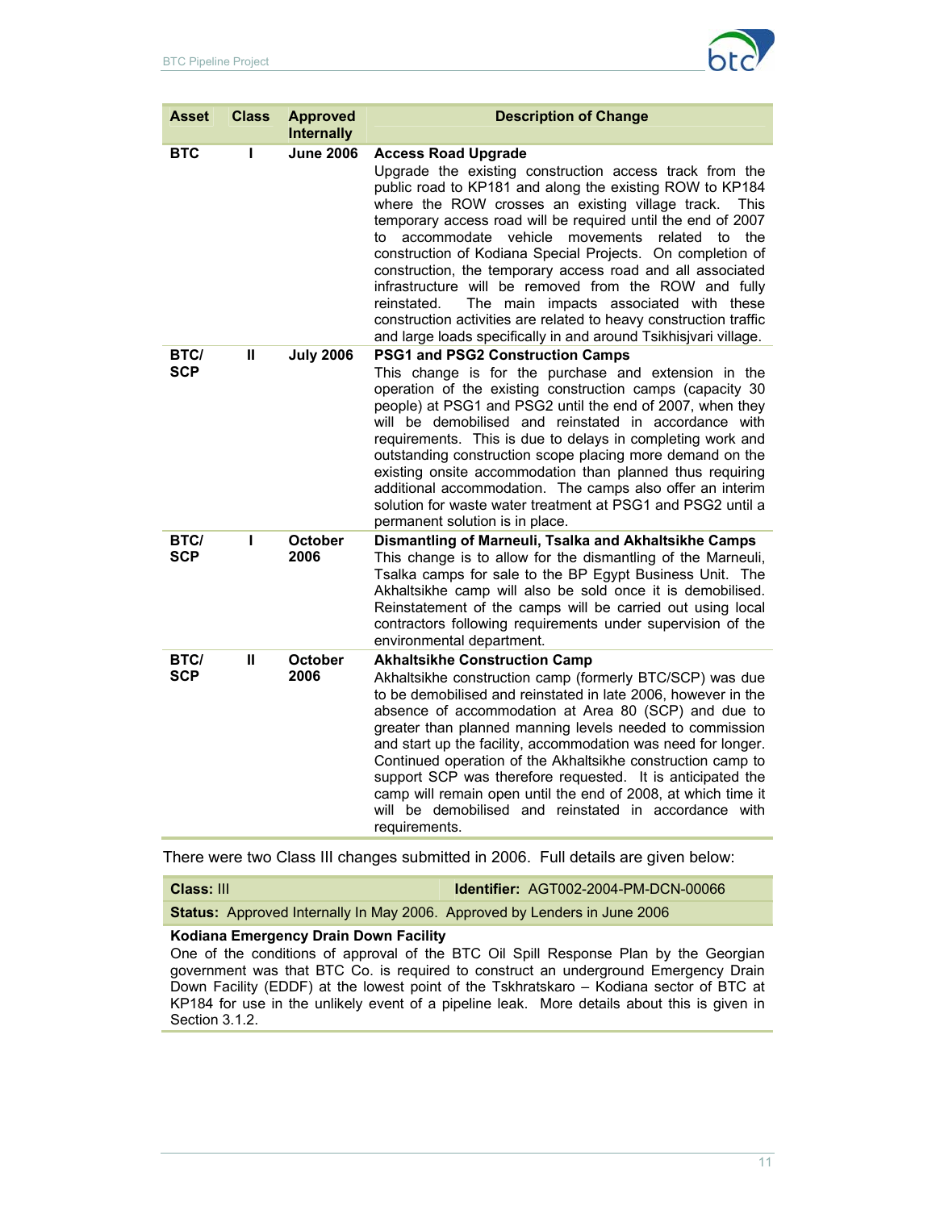| Asset | Class | Approved Internally | Description of Change |
|---|---|---|---|
| BTC | I | June 2006 | **Access Road Upgrade**<br>Upgrade the existing construction access track from the public road to KP181 and along the existing ROW to KP184 where the ROW crosses an existing village track. This temporary access road will be required until the end of 2007 to accommodate vehicle movements related to the construction of Kodiana Special Projects. On completion of construction, the temporary access road and all associated infrastructure will be removed from the ROW and fully reinstated. The main impacts associated with these construction activities are related to heavy construction traffic and large loads specifically in and around Tsikhisjvari village. |
| BTC/ SCP | II | July 2006 | **PSG1 and PSG2 Construction Camps**<br>This change is for the purchase and extension in the operation of the existing construction camps (capacity 30 people) at PSG1 and PSG2 until the end of 2007, when they will be demobilised and reinstated in accordance with requirements. This is due to delays in completing work and outstanding construction scope placing more demand on the existing onsite accommodation than planned thus requiring additional accommodation. The camps also offer an interim solution for waste water treatment at PSG1 and PSG2 until a permanent solution is in place. |
| BTC/ SCP | I | October 2006 | **Dismantling of Marneuli, Tsalka and Akhaltsikhe Camps**<br>This change is to allow for the dismantling of the Marneuli, Tsalka camps for sale to the BP Egypt Business Unit. The Akhaltsikhe camp will also be sold once it is demobilised. Reinstatement of the camps will be carried out using local contractors following requirements under supervision of the environmental department. |
| BTC/ SCP | II | October 2006 | **Akhaltsikhe Construction Camp**<br>Akhaltsikhe construction camp (formerly BTC/SCP) was due to be demobilised and reinstated in late 2006, however in the absence of accommodation at Area 80 (SCP) and due to greater than planned manning levels needed to commission and start up the facility, accommodation was need for longer. Continued operation of the Akhaltsikhe construction camp to support SCP was therefore requested. It is anticipated the camp will remain open until the end of 2008, at which time it will be demobilised and reinstated in accordance with requirements. |

There were two Class III changes submitted in 2006. Full details are given below:

| **Class:** III | **Identifier:** AGT002-2004-PM-DCN-00066 |
|---|---|
| **Status:** Approved Internally In May 2006. Approved by Lenders in June 2006 | |

**Kodiana Emergency Drain Down Facility**

One of the conditions of approval of the BTC Oil Spill Response Plan by the Georgian government was that BTC Co. is required to construct an underground Emergency Drain Down Facility (EDDF) at the lowest point of the Tskhratskaro – Kodiana sector of BTC at KP184 for use in the unlikely event of a pipeline leak. More details about this is given in Section 3.1.2.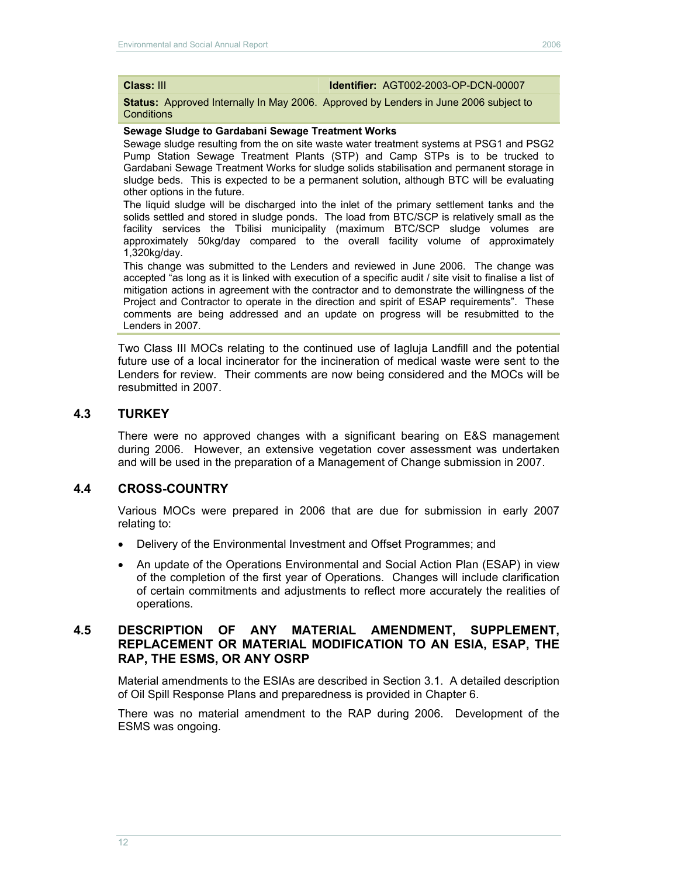| **Class:** III | **Identifier:** AGT002-2003-OP-DCN-00007 |
|---|---|
| **Status:** Approved Internally In May 2006. Approved by Lenders in June 2006 subject to Conditions | |

**Sewage Sludge to Gardabani Sewage Treatment Works**

Sewage sludge resulting from the on site waste water treatment systems at PSG1 and PSG2 Pump Station Sewage Treatment Plants (STP) and Camp STPs is to be trucked to Gardabani Sewage Treatment Works for sludge solids stabilisation and permanent storage in sludge beds. This is expected to be a permanent solution, although BTC will be evaluating other options in the future.

The liquid sludge will be discharged into the inlet of the primary settlement tanks and the solids settled and stored in sludge ponds. The load from BTC/SCP is relatively small as the facility services the Tbilisi municipality (maximum BTC/SCP sludge volumes are approximately 50kg/day compared to the overall facility volume of approximately 1,320kg/day.

This change was submitted to the Lenders and reviewed in June 2006. The change was accepted "as long as it is linked with execution of a specific audit / site visit to finalise a list of mitigation actions in agreement with the contractor and to demonstrate the willingness of the Project and Contractor to operate in the direction and spirit of ESAP requirements". These comments are being addressed and an update on progress will be resubmitted to the Lenders in 2007.

Two Class III MOCs relating to the continued use of Iagluja Landfill and the potential future use of a local incinerator for the incineration of medical waste were sent to the Lenders for review. Their comments are now being considered and the MOCs will be resubmitted in 2007.

## 4.3 TURKEY

There were no approved changes with a significant bearing on E&S management during 2006. However, an extensive vegetation cover assessment was undertaken and will be used in the preparation of a Management of Change submission in 2007.

## 4.4 CROSS-COUNTRY

Various MOCs were prepared in 2006 that are due for submission in early 2007 relating to:

- Delivery of the Environmental Investment and Offset Programmes; and
- An update of the Operations Environmental and Social Action Plan (ESAP) in view of the completion of the first year of Operations. Changes will include clarification of certain commitments and adjustments to reflect more accurately the realities of operations.

## 4.5 DESCRIPTION OF ANY MATERIAL AMENDMENT, SUPPLEMENT, REPLACEMENT OR MATERIAL MODIFICATION TO AN ESIA, ESAP, THE RAP, THE ESMS, OR ANY OSRP

Material amendments to the ESIAs are described in Section 3.1. A detailed description of Oil Spill Response Plans and preparedness is provided in Chapter 6.

There was no material amendment to the RAP during 2006. Development of the ESMS was ongoing.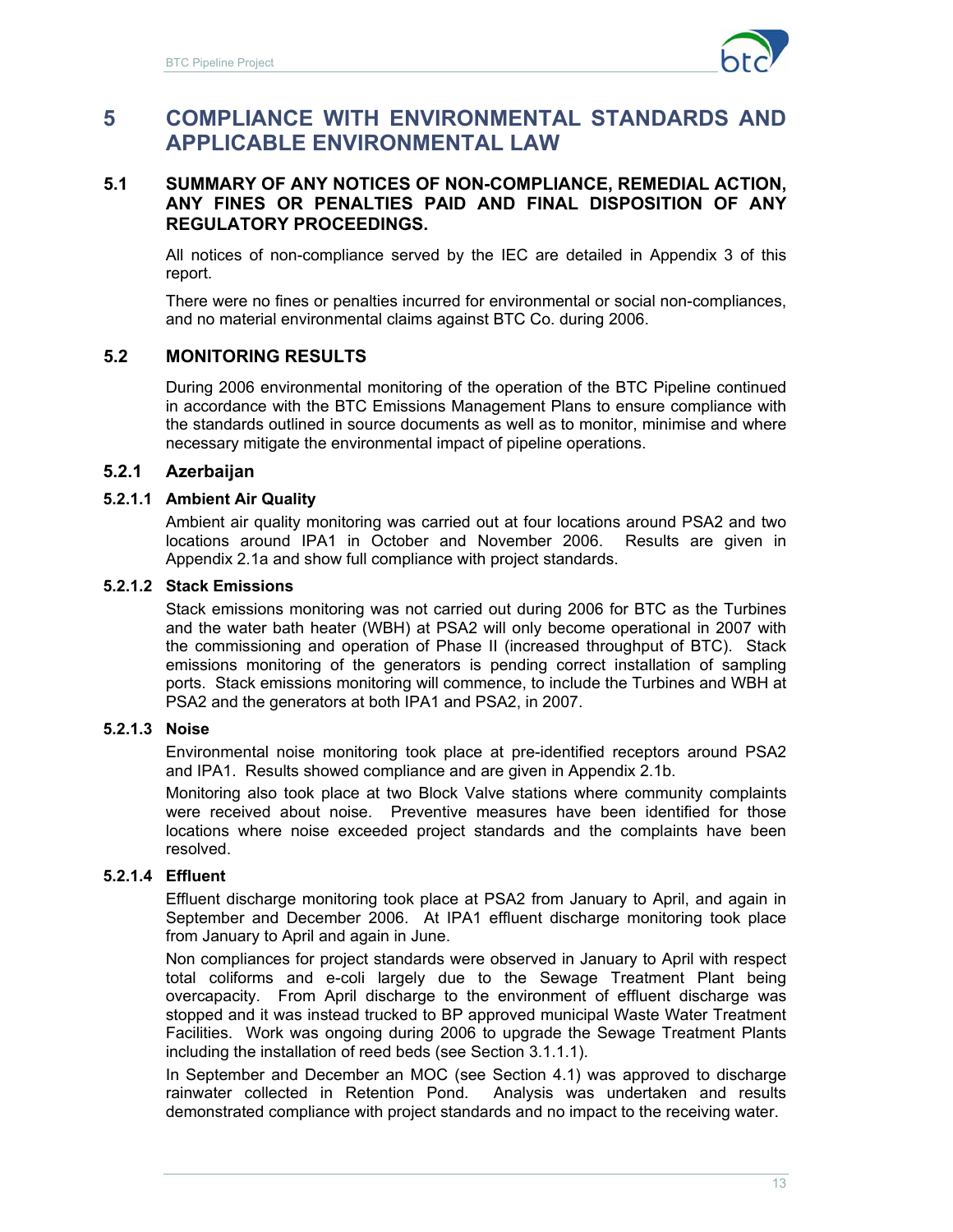# 5 COMPLIANCE WITH ENVIRONMENTAL STANDARDS AND APPLICABLE ENVIRONMENTAL LAW

## 5.1 SUMMARY OF ANY NOTICES OF NON-COMPLIANCE, REMEDIAL ACTION, ANY FINES OR PENALTIES PAID AND FINAL DISPOSITION OF ANY REGULATORY PROCEEDINGS.

All notices of non-compliance served by the IEC are detailed in Appendix 3 of this report.

There were no fines or penalties incurred for environmental or social non-compliances, and no material environmental claims against BTC Co. during 2006.

## 5.2 MONITORING RESULTS

During 2006 environmental monitoring of the operation of the BTC Pipeline continued in accordance with the BTC Emissions Management Plans to ensure compliance with the standards outlined in source documents as well as to monitor, minimise and where necessary mitigate the environmental impact of pipeline operations.

### 5.2.1 Azerbaijan

#### 5.2.1.1 Ambient Air Quality

Ambient air quality monitoring was carried out at four locations around PSA2 and two locations around IPA1 in October and November 2006. Results are given in Appendix 2.1a and show full compliance with project standards.

#### 5.2.1.2 Stack Emissions

Stack emissions monitoring was not carried out during 2006 for BTC as the Turbines and the water bath heater (WBH) at PSA2 will only become operational in 2007 with the commissioning and operation of Phase II (increased throughput of BTC). Stack emissions monitoring of the generators is pending correct installation of sampling ports. Stack emissions monitoring will commence, to include the Turbines and WBH at PSA2 and the generators at both IPA1 and PSA2, in 2007.

#### 5.2.1.3 Noise

Environmental noise monitoring took place at pre-identified receptors around PSA2 and IPA1. Results showed compliance and are given in Appendix 2.1b.

Monitoring also took place at two Block Valve stations where community complaints were received about noise. Preventive measures have been identified for those locations where noise exceeded project standards and the complaints have been resolved.

#### 5.2.1.4 Effluent

Effluent discharge monitoring took place at PSA2 from January to April, and again in September and December 2006. At IPA1 effluent discharge monitoring took place from January to April and again in June.

Non compliances for project standards were observed in January to April with respect total coliforms and e-coli largely due to the Sewage Treatment Plant being overcapacity. From April discharge to the environment of effluent discharge was stopped and it was instead trucked to BP approved municipal Waste Water Treatment Facilities. Work was ongoing during 2006 to upgrade the Sewage Treatment Plants including the installation of reed beds (see Section 3.1.1.1).

In September and December an MOC (see Section 4.1) was approved to discharge rainwater collected in Retention Pond. Analysis was undertaken and results demonstrated compliance with project standards and no impact to the receiving water.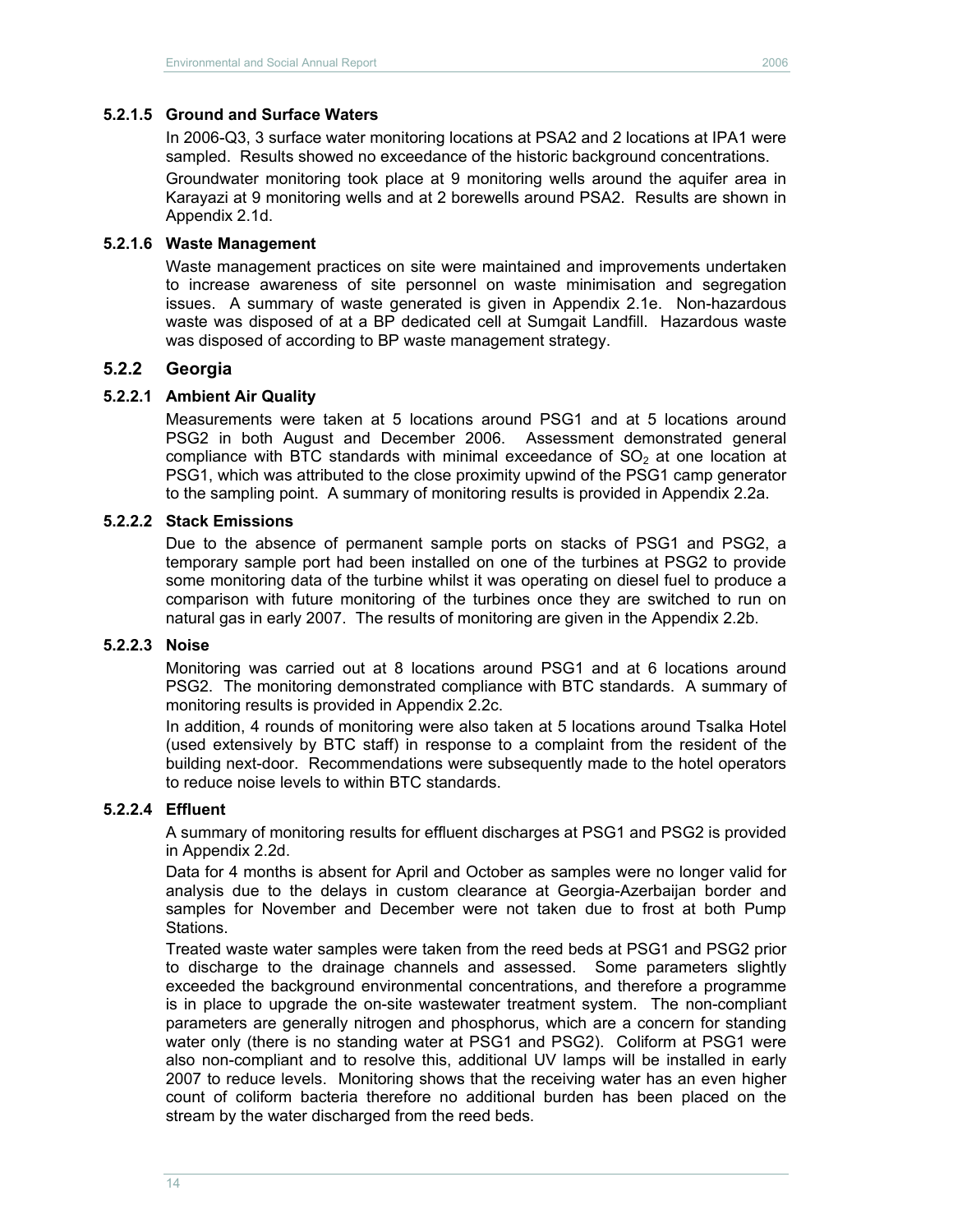#### 5.2.1.5 Ground and Surface Waters

In 2006-Q3, 3 surface water monitoring locations at PSA2 and 2 locations at IPA1 were sampled. Results showed no exceedance of the historic background concentrations.

Groundwater monitoring took place at 9 monitoring wells around the aquifer area in Karayazi at 9 monitoring wells and at 2 borewells around PSA2. Results are shown in Appendix 2.1d.

#### 5.2.1.6 Waste Management

Waste management practices on site were maintained and improvements undertaken to increase awareness of site personnel on waste minimisation and segregation issues. A summary of waste generated is given in Appendix 2.1e. Non-hazardous waste was disposed of at a BP dedicated cell at Sumgait Landfill. Hazardous waste was disposed of according to BP waste management strategy.

### 5.2.2 Georgia

#### 5.2.2.1 Ambient Air Quality

Measurements were taken at 5 locations around PSG1 and at 5 locations around PSG2 in both August and December 2006. Assessment demonstrated general compliance with BTC standards with minimal exceedance of $SO_2$ at one location at PSG1, which was attributed to the close proximity upwind of the PSG1 camp generator to the sampling point. A summary of monitoring results is provided in Appendix 2.2a.

#### 5.2.2.2 Stack Emissions

Due to the absence of permanent sample ports on stacks of PSG1 and PSG2, a temporary sample port had been installed on one of the turbines at PSG2 to provide some monitoring data of the turbine whilst it was operating on diesel fuel to produce a comparison with future monitoring of the turbines once they are switched to run on natural gas in early 2007. The results of monitoring are given in the Appendix 2.2b.

#### 5.2.2.3 Noise

Monitoring was carried out at 8 locations around PSG1 and at 6 locations around PSG2. The monitoring demonstrated compliance with BTC standards. A summary of monitoring results is provided in Appendix 2.2c.

In addition, 4 rounds of monitoring were also taken at 5 locations around Tsalka Hotel (used extensively by BTC staff) in response to a complaint from the resident of the building next-door. Recommendations were subsequently made to the hotel operators to reduce noise levels to within BTC standards.

#### 5.2.2.4 Effluent

A summary of monitoring results for effluent discharges at PSG1 and PSG2 is provided in Appendix 2.2d.

Data for 4 months is absent for April and October as samples were no longer valid for analysis due to the delays in custom clearance at Georgia-Azerbaijan border and samples for November and December were not taken due to frost at both Pump Stations.

Treated waste water samples were taken from the reed beds at PSG1 and PSG2 prior to discharge to the drainage channels and assessed. Some parameters slightly exceeded the background environmental concentrations, and therefore a programme is in place to upgrade the on-site wastewater treatment system. The non-compliant parameters are generally nitrogen and phosphorus, which are a concern for standing water only (there is no standing water at PSG1 and PSG2). Coliform at PSG1 were also non-compliant and to resolve this, additional UV lamps will be installed in early 2007 to reduce levels. Monitoring shows that the receiving water has an even higher count of coliform bacteria therefore no additional burden has been placed on the stream by the water discharged from the reed beds.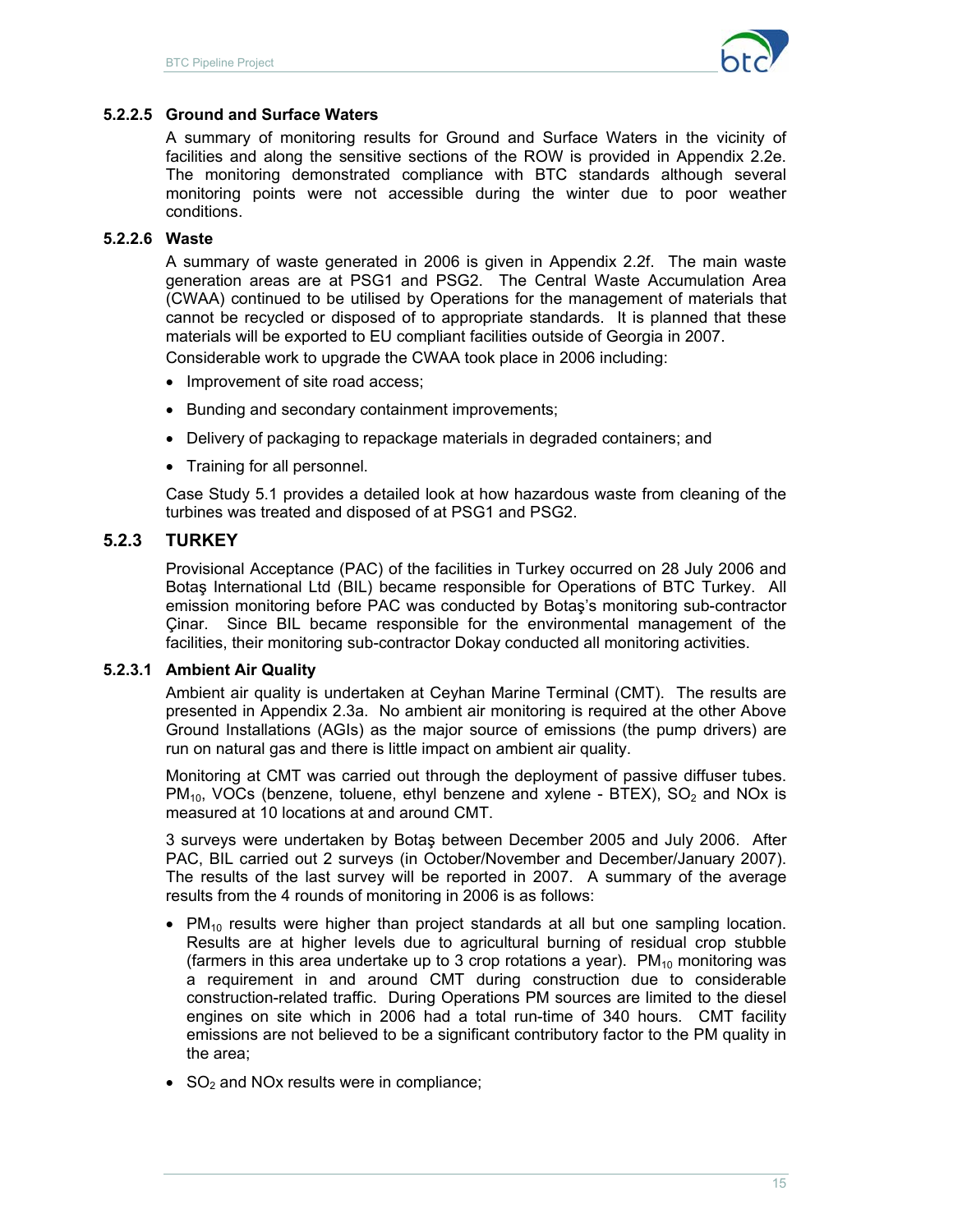#### 5.2.2.5 Ground and Surface Waters

A summary of monitoring results for Ground and Surface Waters in the vicinity of facilities and along the sensitive sections of the ROW is provided in Appendix 2.2e. The monitoring demonstrated compliance with BTC standards although several monitoring points were not accessible during the winter due to poor weather conditions.

#### 5.2.2.6 Waste

A summary of waste generated in 2006 is given in Appendix 2.2f. The main waste generation areas are at PSG1 and PSG2. The Central Waste Accumulation Area (CWAA) continued to be utilised by Operations for the management of materials that cannot be recycled or disposed of to appropriate standards. It is planned that these materials will be exported to EU compliant facilities outside of Georgia in 2007.

Considerable work to upgrade the CWAA took place in 2006 including:

- Improvement of site road access;
- Bunding and secondary containment improvements;
- Delivery of packaging to repackage materials in degraded containers; and
- Training for all personnel.

Case Study 5.1 provides a detailed look at how hazardous waste from cleaning of the turbines was treated and disposed of at PSG1 and PSG2.

### 5.2.3 TURKEY

Provisional Acceptance (PAC) of the facilities in Turkey occurred on 28 July 2006 and Botaş International Ltd (BIL) became responsible for Operations of BTC Turkey. All emission monitoring before PAC was conducted by Botaş's monitoring sub-contractor Çinar. Since BIL became responsible for the environmental management of the facilities, their monitoring sub-contractor Dokay conducted all monitoring activities.

#### 5.2.3.1 Ambient Air Quality

Ambient air quality is undertaken at Ceyhan Marine Terminal (CMT). The results are presented in Appendix 2.3a. No ambient air monitoring is required at the other Above Ground Installations (AGIs) as the major source of emissions (the pump drivers) are run on natural gas and there is little impact on ambient air quality.

Monitoring at CMT was carried out through the deployment of passive diffuser tubes. $PM_{10}$, VOCs (benzene, toluene, ethyl benzene and xylene - BTEX), $SO_2$ and NOx is measured at 10 locations at and around CMT.

3 surveys were undertaken by Botaş between December 2005 and July 2006. After PAC, BIL carried out 2 surveys (in October/November and December/January 2007). The results of the last survey will be reported in 2007. A summary of the average results from the 4 rounds of monitoring in 2006 is as follows:

- $PM_{10}$ results were higher than project standards at all but one sampling location. Results are at higher levels due to agricultural burning of residual crop stubble (farmers in this area undertake up to 3 crop rotations a year). $PM_{10}$ monitoring was a requirement in and around CMT during construction due to considerable construction-related traffic. During Operations PM sources are limited to the diesel engines on site which in 2006 had a total run-time of 340 hours. CMT facility emissions are not believed to be a significant contributory factor to the PM quality in the area;
- $SO_2$ and NOx results were in compliance;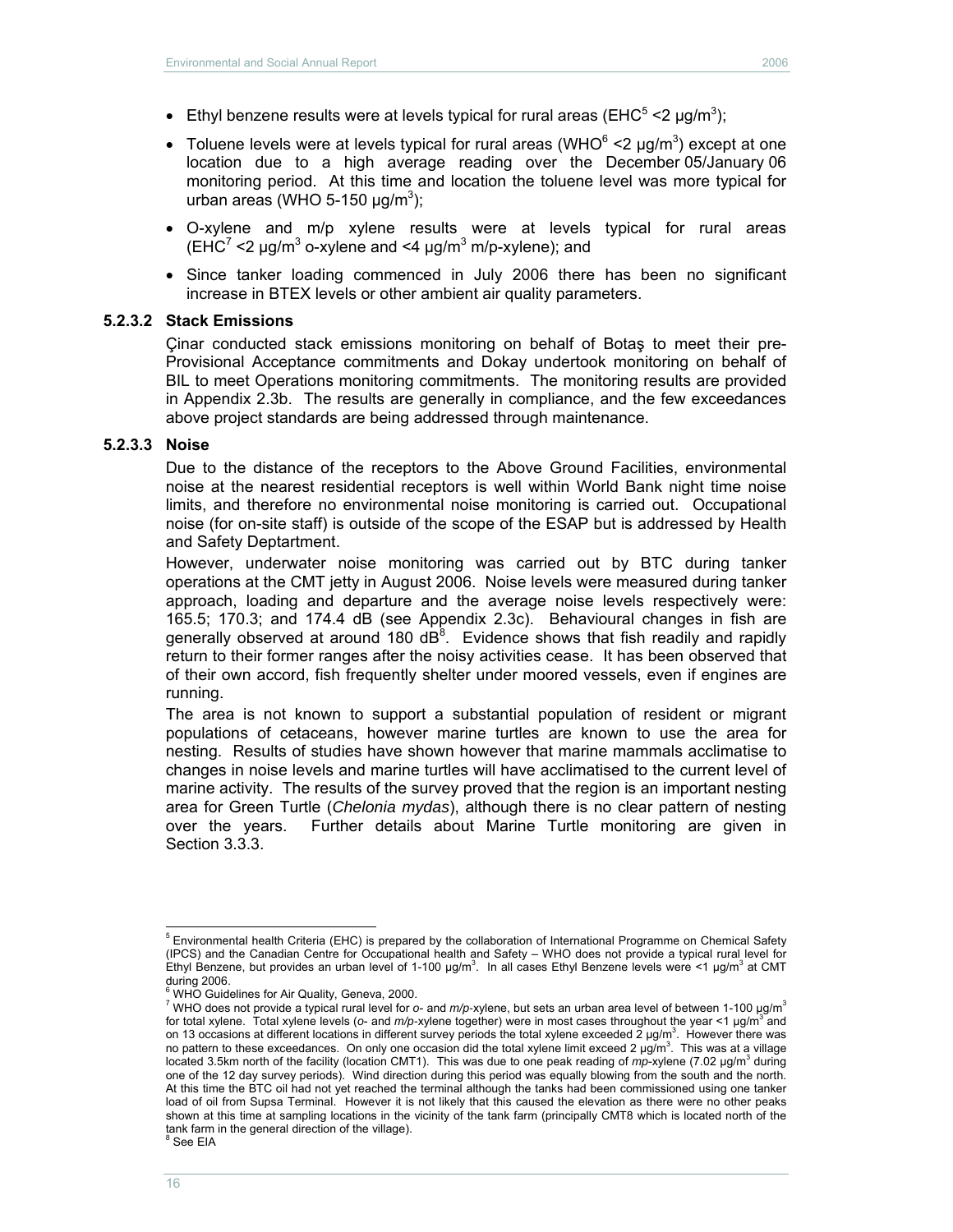- Ethyl benzene results were at levels typical for rural areas (EHC[5] <2 µg/m$^3$);
- Toluene levels were at levels typical for rural areas (WHO[6] <2 µg/m$^3$) except at one location due to a high average reading over the December 05/January 06 monitoring period. At this time and location the toluene level was more typical for urban areas (WHO 5-150 µg/m$^3$);
- O-xylene and m/p xylene results were at levels typical for rural areas (EHC[7] <2 µg/m$^3$ o-xylene and <4 µg/m$^3$ m/p-xylene); and
- Since tanker loading commenced in July 2006 there has been no significant increase in BTEX levels or other ambient air quality parameters.

#### 5.2.3.2 Stack Emissions

Çinar conducted stack emissions monitoring on behalf of Botaş to meet their pre-Provisional Acceptance commitments and Dokay undertook monitoring on behalf of BIL to meet Operations monitoring commitments. The monitoring results are provided in Appendix 2.3b. The results are generally in compliance, and the few exceedances above project standards are being addressed through maintenance.

#### 5.2.3.3 Noise

Due to the distance of the receptors to the Above Ground Facilities, environmental noise at the nearest residential receptors is well within World Bank night time noise limits, and therefore no environmental noise monitoring is carried out. Occupational noise (for on-site staff) is outside of the scope of the ESAP but is addressed by Health and Safety Deptartment.

However, underwater noise monitoring was carried out by BTC during tanker operations at the CMT jetty in August 2006. Noise levels were measured during tanker approach, loading and departure and the average noise levels respectively were: 165.5; 170.3; and 174.4 dB (see Appendix 2.3c). Behavioural changes in fish are generally observed at around 180 dB[8]. Evidence shows that fish readily and rapidly return to their former ranges after the noisy activities cease. It has been observed that of their own accord, fish frequently shelter under moored vessels, even if engines are running.

The area is not known to support a substantial population of resident or migrant populations of cetaceans, however marine turtles are known to use the area for nesting. Results of studies have shown however that marine mammals acclimatise to changes in noise levels and marine turtles will have acclimatised to the current level of marine activity. The results of the survey proved that the region is an important nesting area for Green Turtle (*Chelonia mydas*), although there is no clear pattern of nesting over the years. Further details about Marine Turtle monitoring are given in Section 3.3.3.

---

[5] Environmental health Criteria (EHC) is prepared by the collaboration of International Programme on Chemical Safety (IPCS) and the Canadian Centre for Occupational health and Safety – WHO does not provide a typical rural level for Ethyl Benzene, but provides an urban level of 1-100 µg/m$^3$. In all cases Ethyl Benzene levels were <1 µg/m$^3$ at CMT during 2006.

[6] WHO Guidelines for Air Quality, Geneva, 2000.

[7] WHO does not provide a typical rural level for *o*- and *m/p*-xylene, but sets an urban area level of between 1-100 µg/m$^3$ for total xylene. Total xylene levels (*o*- and *m/p*-xylene together) were in most cases throughout the year <1 µg/m$^3$ and on 13 occasions at different locations in different survey periods the total xylene exceeded 2 µg/m$^3$. However there was no pattern to these exceedances. On only one occasion did the total xylene limit exceed 2 µg/m$^3$. This was at a village located 3.5km north of the facility (location CMT1). This was due to one peak reading of *mp*-xylene (7.02 µg/m$^3$ during one of the 12 day survey periods). Wind direction during this period was equally blowing from the south and the north. At this time the BTC oil had not yet reached the terminal although the tanks had been commissioned using one tanker load of oil from Supsa Terminal. However it is not likely that this caused the elevation as there were no other peaks shown at this time at sampling locations in the vicinity of the tank farm (principally CMT8 which is located north of the tank farm in the general direction of the village).

[8] See EIA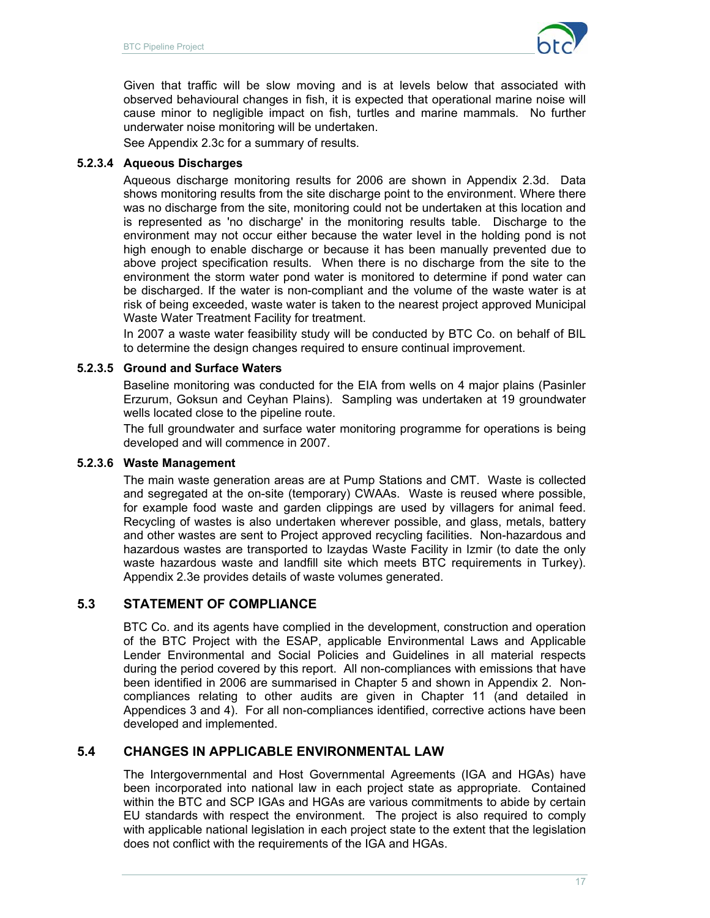Given that traffic will be slow moving and is at levels below that associated with observed behavioural changes in fish, it is expected that operational marine noise will cause minor to negligible impact on fish, turtles and marine mammals. No further underwater noise monitoring will be undertaken.

See Appendix 2.3c for a summary of results.

#### 5.2.3.4 Aqueous Discharges

Aqueous discharge monitoring results for 2006 are shown in Appendix 2.3d. Data shows monitoring results from the site discharge point to the environment. Where there was no discharge from the site, monitoring could not be undertaken at this location and is represented as 'no discharge' in the monitoring results table. Discharge to the environment may not occur either because the water level in the holding pond is not high enough to enable discharge or because it has been manually prevented due to above project specification results. When there is no discharge from the site to the environment the storm water pond water is monitored to determine if pond water can be discharged. If the water is non-compliant and the volume of the waste water is at risk of being exceeded, waste water is taken to the nearest project approved Municipal Waste Water Treatment Facility for treatment.

In 2007 a waste water feasibility study will be conducted by BTC Co. on behalf of BIL to determine the design changes required to ensure continual improvement.

#### 5.2.3.5 Ground and Surface Waters

Baseline monitoring was conducted for the EIA from wells on 4 major plains (Pasinler Erzurum, Goksun and Ceyhan Plains). Sampling was undertaken at 19 groundwater wells located close to the pipeline route.

The full groundwater and surface water monitoring programme for operations is being developed and will commence in 2007.

#### 5.2.3.6 Waste Management

The main waste generation areas are at Pump Stations and CMT. Waste is collected and segregated at the on-site (temporary) CWAAs. Waste is reused where possible, for example food waste and garden clippings are used by villagers for animal feed. Recycling of wastes is also undertaken wherever possible, and glass, metals, battery and other wastes are sent to Project approved recycling facilities. Non-hazardous and hazardous wastes are transported to Izaydas Waste Facility in Izmir (to date the only waste hazardous waste and landfill site which meets BTC requirements in Turkey). Appendix 2.3e provides details of waste volumes generated.

## 5.3 STATEMENT OF COMPLIANCE

BTC Co. and its agents have complied in the development, construction and operation of the BTC Project with the ESAP, applicable Environmental Laws and Applicable Lender Environmental and Social Policies and Guidelines in all material respects during the period covered by this report. All non-compliances with emissions that have been identified in 2006 are summarised in Chapter 5 and shown in Appendix 2. Non-compliances relating to other audits are given in Chapter 11 (and detailed in Appendices 3 and 4). For all non-compliances identified, corrective actions have been developed and implemented.

## 5.4 CHANGES IN APPLICABLE ENVIRONMENTAL LAW

The Intergovernmental and Host Governmental Agreements (IGA and HGAs) have been incorporated into national law in each project state as appropriate. Contained within the BTC and SCP IGAs and HGAs are various commitments to abide by certain EU standards with respect the environment. The project is also required to comply with applicable national legislation in each project state to the extent that the legislation does not conflict with the requirements of the IGA and HGAs.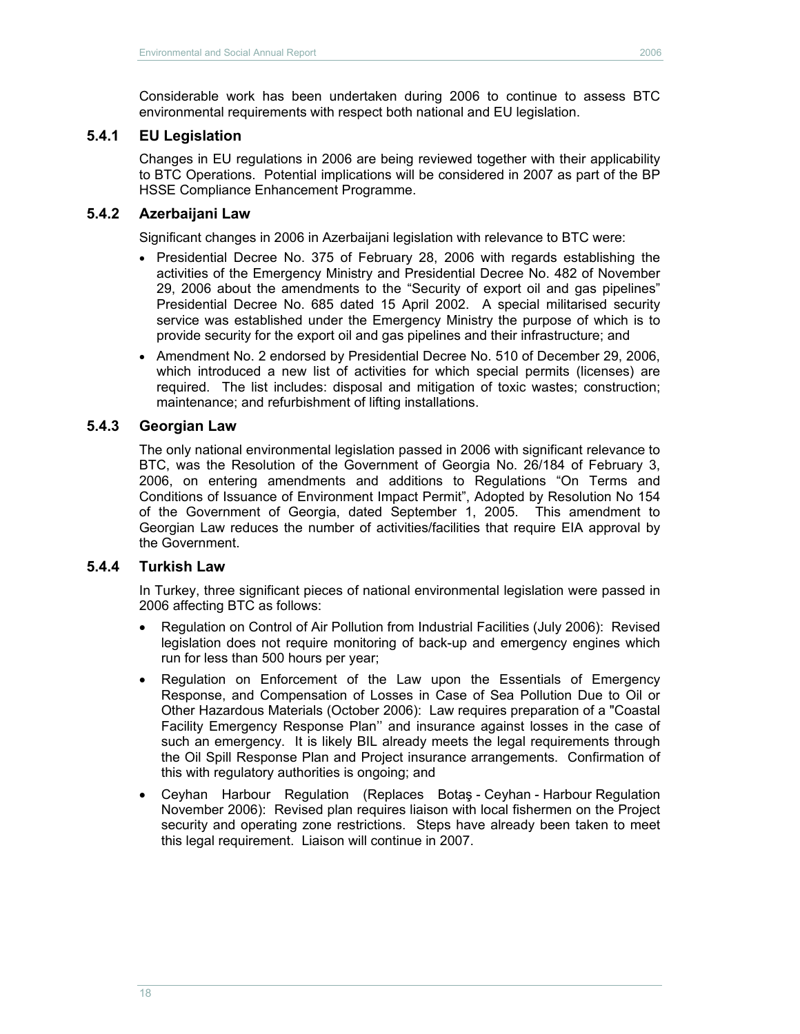Considerable work has been undertaken during 2006 to continue to assess BTC environmental requirements with respect both national and EU legislation.

### 5.4.1 EU Legislation

Changes in EU regulations in 2006 are being reviewed together with their applicability to BTC Operations. Potential implications will be considered in 2007 as part of the BP HSSE Compliance Enhancement Programme.

### 5.4.2 Azerbaijani Law

Significant changes in 2006 in Azerbaijani legislation with relevance to BTC were:

- Presidential Decree No. 375 of February 28, 2006 with regards establishing the activities of the Emergency Ministry and Presidential Decree No. 482 of November 29, 2006 about the amendments to the "Security of export oil and gas pipelines" Presidential Decree No. 685 dated 15 April 2002. A special militarised security service was established under the Emergency Ministry the purpose of which is to provide security for the export oil and gas pipelines and their infrastructure; and
- Amendment No. 2 endorsed by Presidential Decree No. 510 of December 29, 2006, which introduced a new list of activities for which special permits (licenses) are required. The list includes: disposal and mitigation of toxic wastes; construction; maintenance; and refurbishment of lifting installations.

### 5.4.3 Georgian Law

The only national environmental legislation passed in 2006 with significant relevance to BTC, was the Resolution of the Government of Georgia No. 26/184 of February 3, 2006, on entering amendments and additions to Regulations "On Terms and Conditions of Issuance of Environment Impact Permit", Adopted by Resolution No 154 of the Government of Georgia, dated September 1, 2005. This amendment to Georgian Law reduces the number of activities/facilities that require EIA approval by the Government.

### 5.4.4 Turkish Law

In Turkey, three significant pieces of national environmental legislation were passed in 2006 affecting BTC as follows:

- Regulation on Control of Air Pollution from Industrial Facilities (July 2006): Revised legislation does not require monitoring of back-up and emergency engines which run for less than 500 hours per year;
- Regulation on Enforcement of the Law upon the Essentials of Emergency Response, and Compensation of Losses in Case of Sea Pollution Due to Oil or Other Hazardous Materials (October 2006): Law requires preparation of a "Coastal Facility Emergency Response Plan'' and insurance against losses in the case of such an emergency. It is likely BIL already meets the legal requirements through the Oil Spill Response Plan and Project insurance arrangements. Confirmation of this with regulatory authorities is ongoing; and
- Ceyhan Harbour Regulation (Replaces Botaş - Ceyhan - Harbour Regulation November 2006): Revised plan requires liaison with local fishermen on the Project security and operating zone restrictions. Steps have already been taken to meet this legal requirement. Liaison will continue in 2007.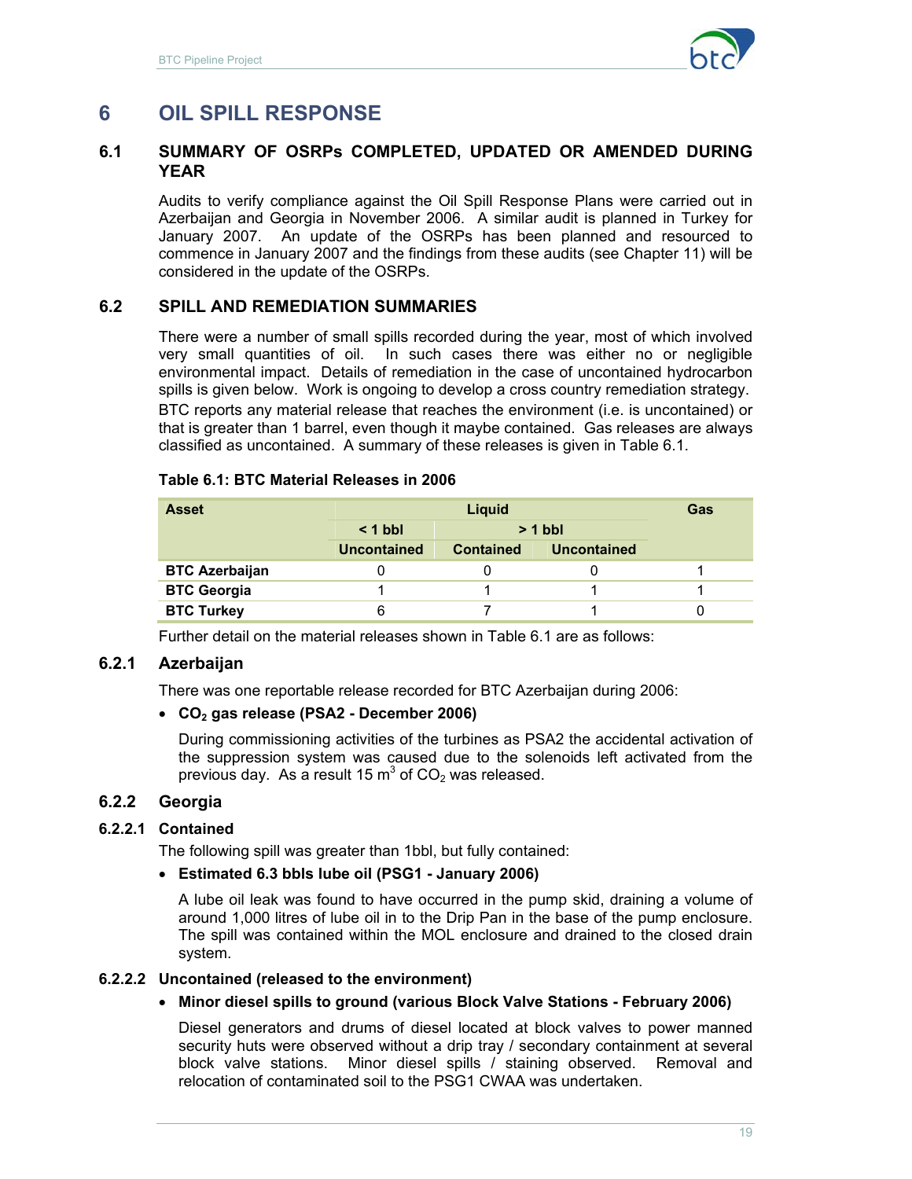# 6 OIL SPILL RESPONSE

## 6.1 SUMMARY OF OSRPs COMPLETED, UPDATED OR AMENDED DURING YEAR

Audits to verify compliance against the Oil Spill Response Plans were carried out in Azerbaijan and Georgia in November 2006. A similar audit is planned in Turkey for January 2007. An update of the OSRPs has been planned and resourced to commence in January 2007 and the findings from these audits (see Chapter 11) will be considered in the update of the OSRPs.

## 6.2 SPILL AND REMEDIATION SUMMARIES

There were a number of small spills recorded during the year, most of which involved very small quantities of oil. In such cases there was either no or negligible environmental impact. Details of remediation in the case of uncontained hydrocarbon spills is given below. Work is ongoing to develop a cross country remediation strategy.

BTC reports any material release that reaches the environment (i.e. is uncontained) or that is greater than 1 barrel, even though it maybe contained. Gas releases are always classified as uncontained. A summary of these releases is given in Table 6.1.

**Table 6.1: BTC Material Releases in 2006**

| Asset | Liquid | | | Gas |
|---|---|---|---|---|
| | < 1 bbl | > 1 bbl | | |
| | Uncontained | Contained | Uncontained | |
| **BTC Azerbaijan** | 0 | 0 | 0 | 1 |
| **BTC Georgia** | 1 | 1 | 1 | 1 |
| **BTC Turkey** | 6 | 7 | 1 | 0 |

Further detail on the material releases shown in Table 6.1 are as follows:

### 6.2.1 Azerbaijan

There was one reportable release recorded for BTC Azerbaijan during 2006:

- **$CO_2$ gas release (PSA2 - December 2006)**

  During commissioning activities of the turbines as PSA2 the accidental activation of the suppression system was caused due to the solenoids left activated from the previous day. As a result 15 $m^3$ of $CO_2$ was released.

### 6.2.2 Georgia

#### 6.2.2.1 Contained

The following spill was greater than 1bbl, but fully contained:

- **Estimated 6.3 bbls lube oil (PSG1 - January 2006)**

  A lube oil leak was found to have occurred in the pump skid, draining a volume of around 1,000 litres of lube oil in to the Drip Pan in the base of the pump enclosure. The spill was contained within the MOL enclosure and drained to the closed drain system.

#### 6.2.2.2 Uncontained (released to the environment)

- **Minor diesel spills to ground (various Block Valve Stations - February 2006)**

  Diesel generators and drums of diesel located at block valves to power manned security huts were observed without a drip tray / secondary containment at several block valve stations. Minor diesel spills / staining observed. Removal and relocation of contaminated soil to the PSG1 CWAA was undertaken.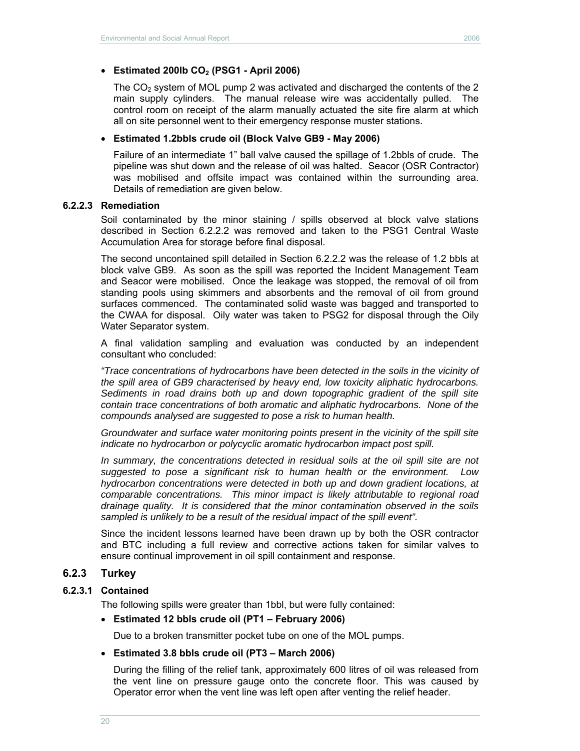- **Estimated 200lb $CO_2$ (PSG1 - April 2006)**

  The $CO_2$ system of MOL pump 2 was activated and discharged the contents of the 2 main supply cylinders. The manual release wire was accidentally pulled. The control room on receipt of the alarm manually actuated the site fire alarm at which all on site personnel went to their emergency response muster stations.

- **Estimated 1.2bbls crude oil (Block Valve GB9 - May 2006)**

  Failure of an intermediate 1" ball valve caused the spillage of 1.2bbls of crude. The pipeline was shut down and the release of oil was halted. Seacor (OSR Contractor) was mobilised and offsite impact was contained within the surrounding area. Details of remediation are given below.

#### 6.2.2.3 Remediation

Soil contaminated by the minor staining / spills observed at block valve stations described in Section 6.2.2.2 was removed and taken to the PSG1 Central Waste Accumulation Area for storage before final disposal.

The second uncontained spill detailed in Section 6.2.2.2 was the release of 1.2 bbls at block valve GB9. As soon as the spill was reported the Incident Management Team and Seacor were mobilised. Once the leakage was stopped, the removal of oil from standing pools using skimmers and absorbents and the removal of oil from ground surfaces commenced. The contaminated solid waste was bagged and transported to the CWAA for disposal. Oily water was taken to PSG2 for disposal through the Oily Water Separator system.

A final validation sampling and evaluation was conducted by an independent consultant who concluded:

*"Trace concentrations of hydrocarbons have been detected in the soils in the vicinity of the spill area of GB9 characterised by heavy end, low toxicity aliphatic hydrocarbons. Sediments in road drains both up and down topographic gradient of the spill site contain trace concentrations of both aromatic and aliphatic hydrocarbons. None of the compounds analysed are suggested to pose a risk to human health.*

*Groundwater and surface water monitoring points present in the vicinity of the spill site indicate no hydrocarbon or polycyclic aromatic hydrocarbon impact post spill.*

*In summary, the concentrations detected in residual soils at the oil spill site are not suggested to pose a significant risk to human health or the environment. Low hydrocarbon concentrations were detected in both up and down gradient locations, at comparable concentrations. This minor impact is likely attributable to regional road drainage quality. It is considered that the minor contamination observed in the soils sampled is unlikely to be a result of the residual impact of the spill event".*

Since the incident lessons learned have been drawn up by both the OSR contractor and BTC including a full review and corrective actions taken for similar valves to ensure continual improvement in oil spill containment and response.

### 6.2.3 Turkey

#### 6.2.3.1 Contained

The following spills were greater than 1bbl, but were fully contained:

- **Estimated 12 bbls crude oil (PT1 – February 2006)**

  Due to a broken transmitter pocket tube on one of the MOL pumps.

- **Estimated 3.8 bbls crude oil (PT3 – March 2006)**

  During the filling of the relief tank, approximately 600 litres of oil was released from the vent line on pressure gauge onto the concrete floor. This was caused by Operator error when the vent line was left open after venting the relief header.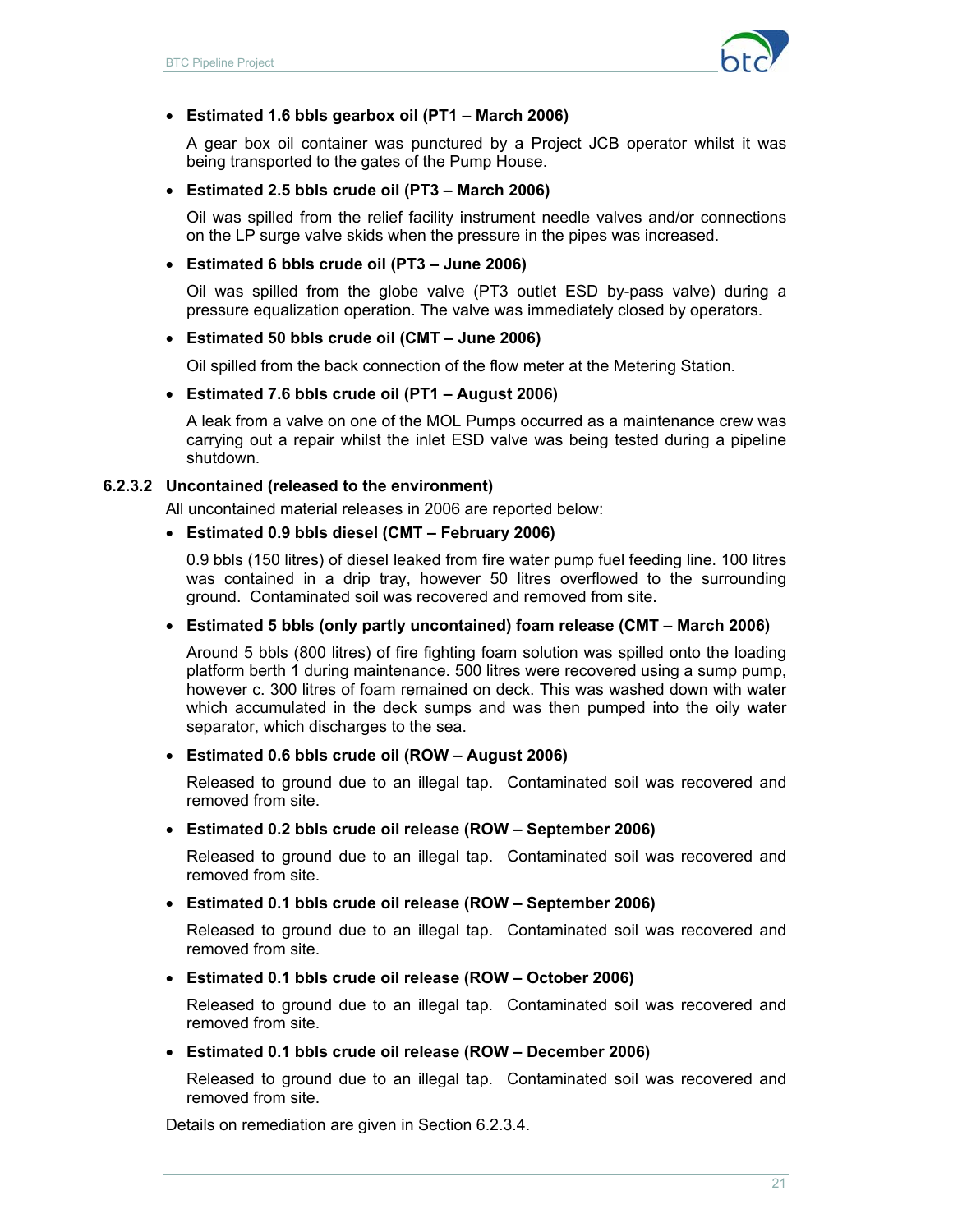- **Estimated 1.6 bbls gearbox oil (PT1 – March 2006)**

  A gear box oil container was punctured by a Project JCB operator whilst it was being transported to the gates of the Pump House.

- **Estimated 2.5 bbls crude oil (PT3 – March 2006)**

  Oil was spilled from the relief facility instrument needle valves and/or connections on the LP surge valve skids when the pressure in the pipes was increased.

- **Estimated 6 bbls crude oil (PT3 – June 2006)**

  Oil was spilled from the globe valve (PT3 outlet ESD by-pass valve) during a pressure equalization operation. The valve was immediately closed by operators.

- **Estimated 50 bbls crude oil (CMT – June 2006)**

  Oil spilled from the back connection of the flow meter at the Metering Station.

- **Estimated 7.6 bbls crude oil (PT1 – August 2006)**

  A leak from a valve on one of the MOL Pumps occurred as a maintenance crew was carrying out a repair whilst the inlet ESD valve was being tested during a pipeline shutdown.

#### 6.2.3.2 Uncontained (released to the environment)

All uncontained material releases in 2006 are reported below:

- **Estimated 0.9 bbls diesel (CMT – February 2006)**

  0.9 bbls (150 litres) of diesel leaked from fire water pump fuel feeding line. 100 litres was contained in a drip tray, however 50 litres overflowed to the surrounding ground. Contaminated soil was recovered and removed from site.

- **Estimated 5 bbls (only partly uncontained) foam release (CMT – March 2006)**

  Around 5 bbls (800 litres) of fire fighting foam solution was spilled onto the loading platform berth 1 during maintenance. 500 litres were recovered using a sump pump, however c. 300 litres of foam remained on deck. This was washed down with water which accumulated in the deck sumps and was then pumped into the oily water separator, which discharges to the sea.

- **Estimated 0.6 bbls crude oil (ROW – August 2006)**

  Released to ground due to an illegal tap. Contaminated soil was recovered and removed from site.

- **Estimated 0.2 bbls crude oil release (ROW – September 2006)**

  Released to ground due to an illegal tap. Contaminated soil was recovered and removed from site.

- **Estimated 0.1 bbls crude oil release (ROW – September 2006)**

  Released to ground due to an illegal tap. Contaminated soil was recovered and removed from site.

- **Estimated 0.1 bbls crude oil release (ROW – October 2006)**

  Released to ground due to an illegal tap. Contaminated soil was recovered and removed from site.

- **Estimated 0.1 bbls crude oil release (ROW – December 2006)**

  Released to ground due to an illegal tap. Contaminated soil was recovered and removed from site.

Details on remediation are given in Section 6.2.3.4.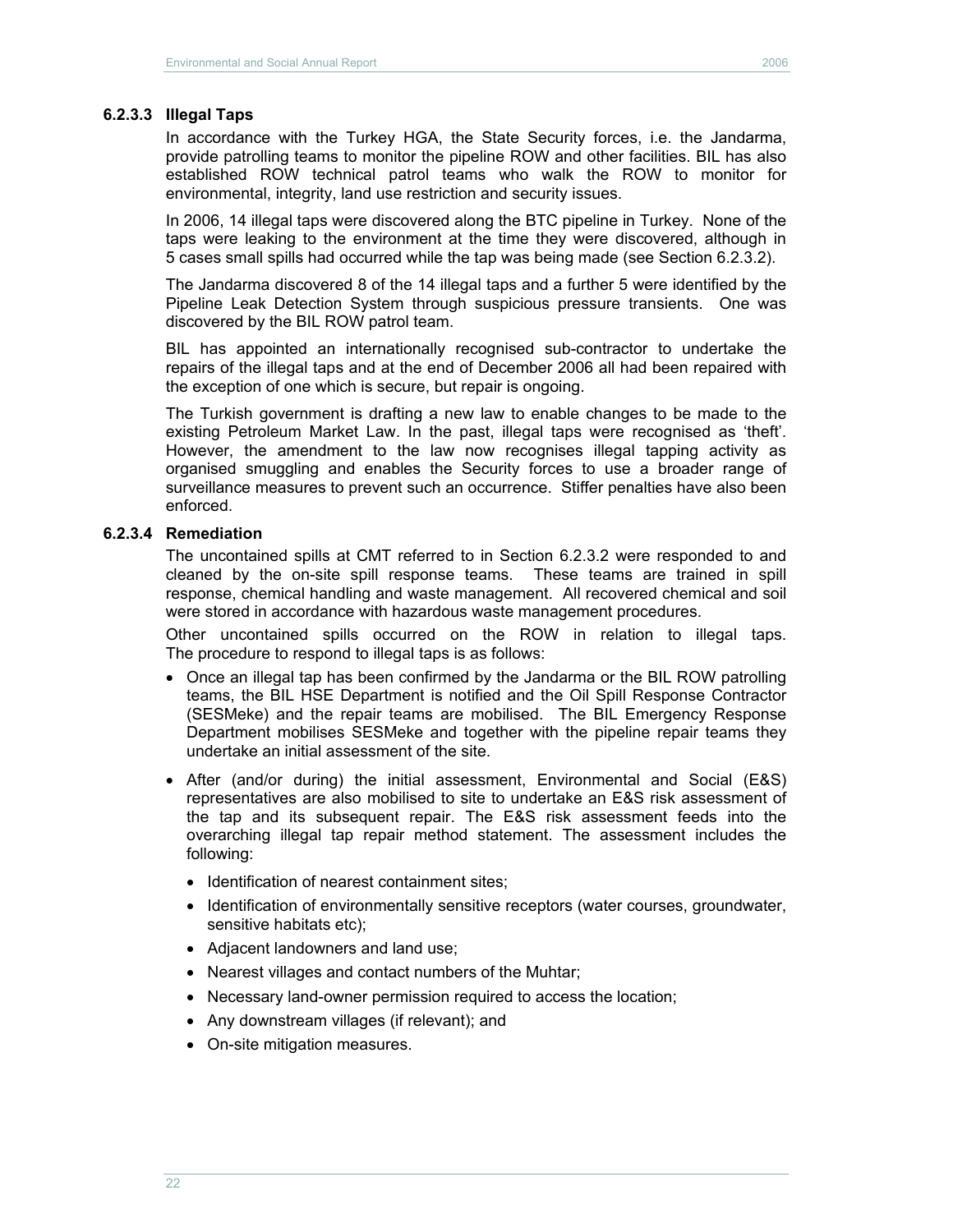#### 6.2.3.3 Illegal Taps

In accordance with the Turkey HGA, the State Security forces, i.e. the Jandarma, provide patrolling teams to monitor the pipeline ROW and other facilities. BIL has also established ROW technical patrol teams who walk the ROW to monitor for environmental, integrity, land use restriction and security issues.

In 2006, 14 illegal taps were discovered along the BTC pipeline in Turkey. None of the taps were leaking to the environment at the time they were discovered, although in 5 cases small spills had occurred while the tap was being made (see Section 6.2.3.2).

The Jandarma discovered 8 of the 14 illegal taps and a further 5 were identified by the Pipeline Leak Detection System through suspicious pressure transients. One was discovered by the BIL ROW patrol team.

BIL has appointed an internationally recognised sub-contractor to undertake the repairs of the illegal taps and at the end of December 2006 all had been repaired with the exception of one which is secure, but repair is ongoing.

The Turkish government is drafting a new law to enable changes to be made to the existing Petroleum Market Law. In the past, illegal taps were recognised as 'theft'. However, the amendment to the law now recognises illegal tapping activity as organised smuggling and enables the Security forces to use a broader range of surveillance measures to prevent such an occurrence. Stiffer penalties have also been enforced.

#### 6.2.3.4 Remediation

The uncontained spills at CMT referred to in Section 6.2.3.2 were responded to and cleaned by the on-site spill response teams. These teams are trained in spill response, chemical handling and waste management. All recovered chemical and soil were stored in accordance with hazardous waste management procedures.

Other uncontained spills occurred on the ROW in relation to illegal taps. The procedure to respond to illegal taps is as follows:

- Once an illegal tap has been confirmed by the Jandarma or the BIL ROW patrolling teams, the BIL HSE Department is notified and the Oil Spill Response Contractor (SESMeke) and the repair teams are mobilised. The BIL Emergency Response Department mobilises SESMeke and together with the pipeline repair teams they undertake an initial assessment of the site.
- After (and/or during) the initial assessment, Environmental and Social (E&S) representatives are also mobilised to site to undertake an E&S risk assessment of the tap and its subsequent repair. The E&S risk assessment feeds into the overarching illegal tap repair method statement. The assessment includes the following:
  - Identification of nearest containment sites;
  - Identification of environmentally sensitive receptors (water courses, groundwater, sensitive habitats etc);
  - Adjacent landowners and land use;
  - Nearest villages and contact numbers of the Muhtar;
  - Necessary land-owner permission required to access the location;
  - Any downstream villages (if relevant); and
  - On-site mitigation measures.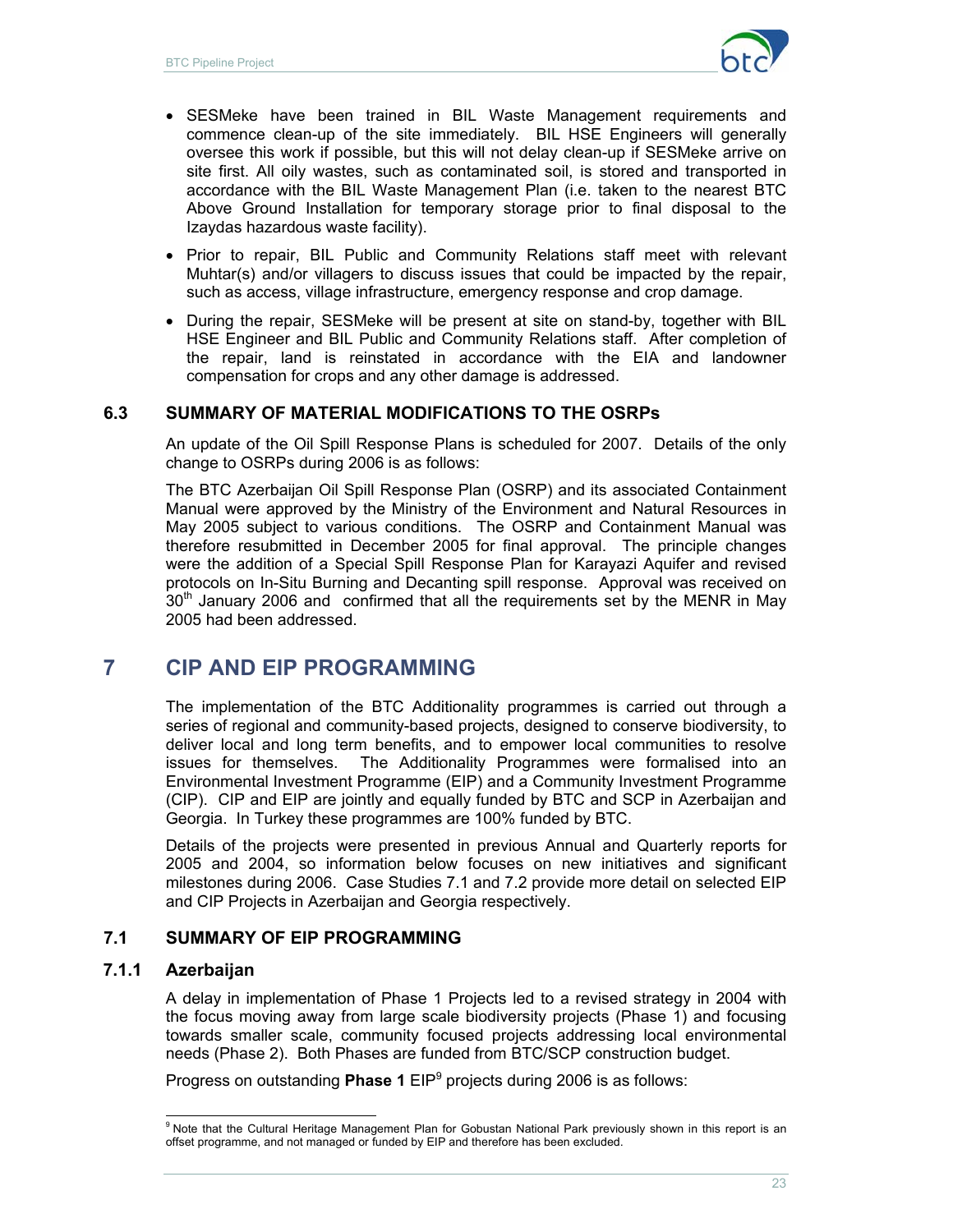- SESMeke have been trained in BIL Waste Management requirements and commence clean-up of the site immediately. BIL HSE Engineers will generally oversee this work if possible, but this will not delay clean-up if SESMeke arrive on site first. All oily wastes, such as contaminated soil, is stored and transported in accordance with the BIL Waste Management Plan (i.e. taken to the nearest BTC Above Ground Installation for temporary storage prior to final disposal to the Izaydas hazardous waste facility).
- Prior to repair, BIL Public and Community Relations staff meet with relevant Muhtar(s) and/or villagers to discuss issues that could be impacted by the repair, such as access, village infrastructure, emergency response and crop damage.
- During the repair, SESMeke will be present at site on stand-by, together with BIL HSE Engineer and BIL Public and Community Relations staff. After completion of the repair, land is reinstated in accordance with the EIA and landowner compensation for crops and any other damage is addressed.

### 6.3 SUMMARY OF MATERIAL MODIFICATIONS TO THE OSRPs

An update of the Oil Spill Response Plans is scheduled for 2007. Details of the only change to OSRPs during 2006 is as follows:

The BTC Azerbaijan Oil Spill Response Plan (OSRP) and its associated Containment Manual were approved by the Ministry of the Environment and Natural Resources in May 2005 subject to various conditions. The OSRP and Containment Manual was therefore resubmitted in December 2005 for final approval. The principle changes were the addition of a Special Spill Response Plan for Karayazi Aquifer and revised protocols on In-Situ Burning and Decanting spill response. Approval was received on 30th January 2006 and confirmed that all the requirements set by the MENR in May 2005 had been addressed.

## 7 CIP AND EIP PROGRAMMING

The implementation of the BTC Additionality programmes is carried out through a series of regional and community-based projects, designed to conserve biodiversity, to deliver local and long term benefits, and to empower local communities to resolve issues for themselves. The Additionality Programmes were formalised into an Environmental Investment Programme (EIP) and a Community Investment Programme (CIP). CIP and EIP are jointly and equally funded by BTC and SCP in Azerbaijan and Georgia. In Turkey these programmes are 100% funded by BTC.

Details of the projects were presented in previous Annual and Quarterly reports for 2005 and 2004, so information below focuses on new initiatives and significant milestones during 2006. Case Studies 7.1 and 7.2 provide more detail on selected EIP and CIP Projects in Azerbaijan and Georgia respectively.

### 7.1 SUMMARY OF EIP PROGRAMMING

#### 7.1.1 Azerbaijan

A delay in implementation of Phase 1 Projects led to a revised strategy in 2004 with the focus moving away from large scale biodiversity projects (Phase 1) and focusing towards smaller scale, community focused projects addressing local environmental needs (Phase 2). Both Phases are funded from BTC/SCP construction budget.

Progress on outstanding **Phase 1** EIP[9] projects during 2006 is as follows:

[9] Note that the Cultural Heritage Management Plan for Gobustan National Park previously shown in this report is an offset programme, and not managed or funded by EIP and therefore has been excluded.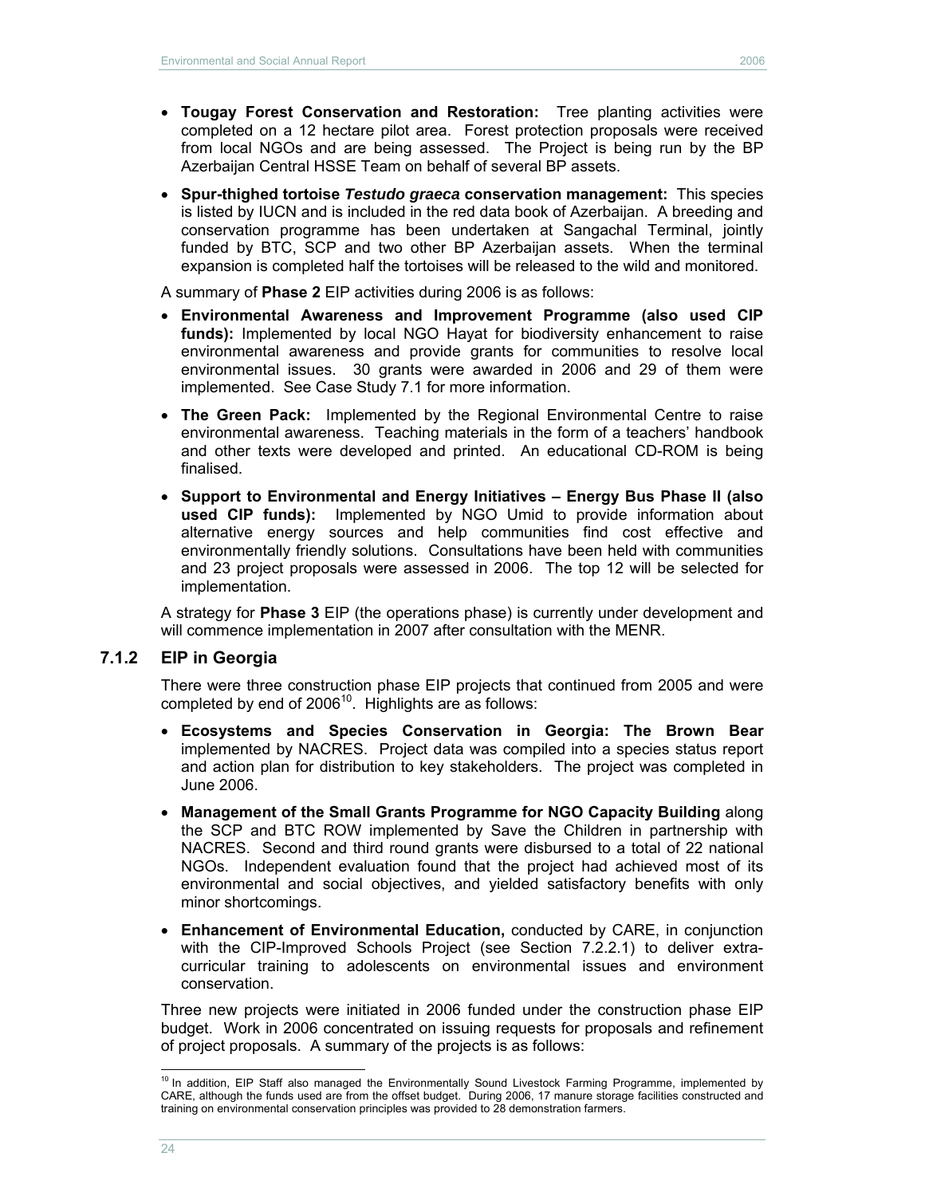- **Tougay Forest Conservation and Restoration:** Tree planting activities were completed on a 12 hectare pilot area. Forest protection proposals were received from local NGOs and are being assessed. The Project is being run by the BP Azerbaijan Central HSSE Team on behalf of several BP assets.
- **Spur-thighed tortoise *Testudo graeca* conservation management:** This species is listed by IUCN and is included in the red data book of Azerbaijan. A breeding and conservation programme has been undertaken at Sangachal Terminal, jointly funded by BTC, SCP and two other BP Azerbaijan assets. When the terminal expansion is completed half the tortoises will be released to the wild and monitored.

A summary of **Phase 2** EIP activities during 2006 is as follows:

- **Environmental Awareness and Improvement Programme (also used CIP funds):** Implemented by local NGO Hayat for biodiversity enhancement to raise environmental awareness and provide grants for communities to resolve local environmental issues. 30 grants were awarded in 2006 and 29 of them were implemented. See Case Study 7.1 for more information.
- **The Green Pack:** Implemented by the Regional Environmental Centre to raise environmental awareness. Teaching materials in the form of a teachers' handbook and other texts were developed and printed. An educational CD-ROM is being finalised.
- **Support to Environmental and Energy Initiatives – Energy Bus Phase II (also used CIP funds):** Implemented by NGO Umid to provide information about alternative energy sources and help communities find cost effective and environmentally friendly solutions. Consultations have been held with communities and 23 project proposals were assessed in 2006. The top 12 will be selected for implementation.

A strategy for **Phase 3** EIP (the operations phase) is currently under development and will commence implementation in 2007 after consultation with the MENR.

### 7.1.2 EIP in Georgia

There were three construction phase EIP projects that continued from 2005 and were completed by end of 2006[10]. Highlights are as follows:

- **Ecosystems and Species Conservation in Georgia: The Brown Bear** implemented by NACRES. Project data was compiled into a species status report and action plan for distribution to key stakeholders. The project was completed in June 2006.
- **Management of the Small Grants Programme for NGO Capacity Building** along the SCP and BTC ROW implemented by Save the Children in partnership with NACRES. Second and third round grants were disbursed to a total of 22 national NGOs. Independent evaluation found that the project had achieved most of its environmental and social objectives, and yielded satisfactory benefits with only minor shortcomings.
- **Enhancement of Environmental Education,** conducted by CARE, in conjunction with the CIP-Improved Schools Project (see Section 7.2.2.1) to deliver extra-curricular training to adolescents on environmental issues and environment conservation.

Three new projects were initiated in 2006 funded under the construction phase EIP budget. Work in 2006 concentrated on issuing requests for proposals and refinement of project proposals. A summary of the projects is as follows:

---

[10] In addition, EIP Staff also managed the Environmentally Sound Livestock Farming Programme, implemented by CARE, although the funds used are from the offset budget. During 2006, 17 manure storage facilities constructed and training on environmental conservation principles was provided to 28 demonstration farmers.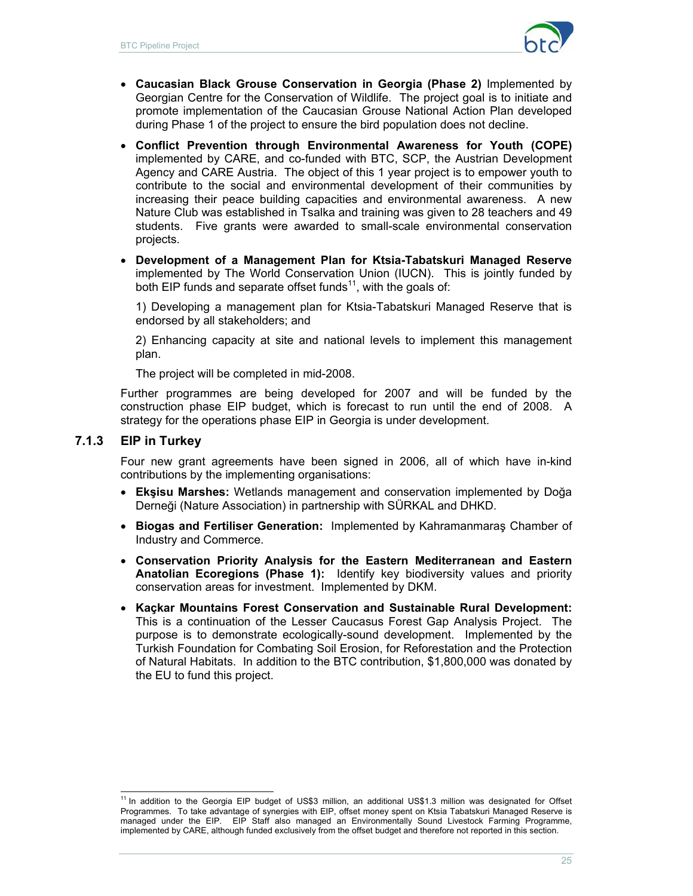- **Caucasian Black Grouse Conservation in Georgia (Phase 2)** Implemented by Georgian Centre for the Conservation of Wildlife. The project goal is to initiate and promote implementation of the Caucasian Grouse National Action Plan developed during Phase 1 of the project to ensure the bird population does not decline.
- **Conflict Prevention through Environmental Awareness for Youth (COPE)** implemented by CARE, and co-funded with BTC, SCP, the Austrian Development Agency and CARE Austria. The object of this 1 year project is to empower youth to contribute to the social and environmental development of their communities by increasing their peace building capacities and environmental awareness. A new Nature Club was established in Tsalka and training was given to 28 teachers and 49 students. Five grants were awarded to small-scale environmental conservation projects.
- **Development of a Management Plan for Ktsia-Tabatskuri Managed Reserve** implemented by The World Conservation Union (IUCN). This is jointly funded by both EIP funds and separate offset funds[11], with the goals of:

  1) Developing a management plan for Ktsia-Tabatskuri Managed Reserve that is endorsed by all stakeholders; and

  2) Enhancing capacity at site and national levels to implement this management plan.

  The project will be completed in mid-2008.

Further programmes are being developed for 2007 and will be funded by the construction phase EIP budget, which is forecast to run until the end of 2008. A strategy for the operations phase EIP in Georgia is under development.

### 7.1.3 EIP in Turkey

Four new grant agreements have been signed in 2006, all of which have in-kind contributions by the implementing organisations:

- **Ekşisu Marshes:** Wetlands management and conservation implemented by Doğa Derneği (Nature Association) in partnership with SÜRKAL and DHKD.
- **Biogas and Fertiliser Generation:** Implemented by Kahramanmaraş Chamber of Industry and Commerce.
- **Conservation Priority Analysis for the Eastern Mediterranean and Eastern Anatolian Ecoregions (Phase 1):** Identify key biodiversity values and priority conservation areas for investment. Implemented by DKM.
- **Kaçkar Mountains Forest Conservation and Sustainable Rural Development:** This is a continuation of the Lesser Caucasus Forest Gap Analysis Project. The purpose is to demonstrate ecologically-sound development. Implemented by the Turkish Foundation for Combating Soil Erosion, for Reforestation and the Protection of Natural Habitats. In addition to the BTC contribution, $1,800,000 was donated by the EU to fund this project.

[11] In addition to the Georgia EIP budget of US$3 million, an additional US$1.3 million was designated for Offset Programmes. To take advantage of synergies with EIP, offset money spent on Ktsia Tabatskuri Managed Reserve is managed under the EIP. EIP Staff also managed an Environmentally Sound Livestock Farming Programme, implemented by CARE, although funded exclusively from the offset budget and therefore not reported in this section.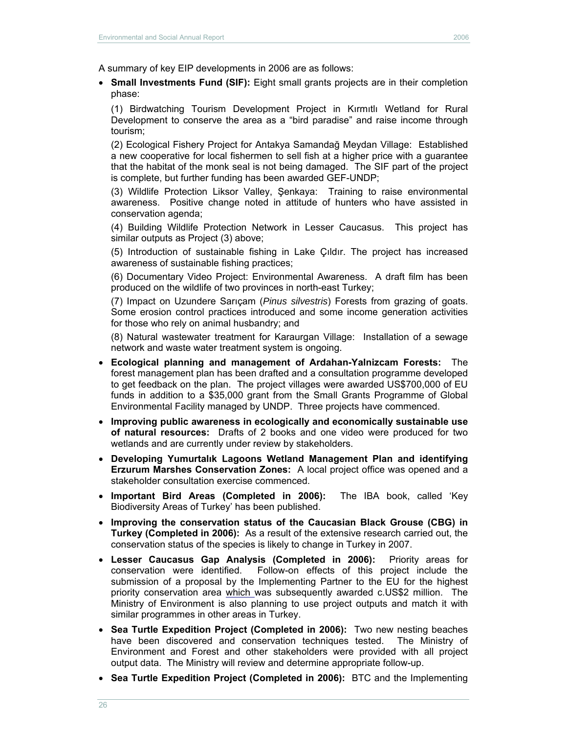A summary of key EIP developments in 2006 are as follows:

- **Small Investments Fund (SIF):** Eight small grants projects are in their completion phase:

  (1) Birdwatching Tourism Development Project in Kırmıtlı Wetland for Rural Development to conserve the area as a "bird paradise" and raise income through tourism;

  (2) Ecological Fishery Project for Antakya Samandağ Meydan Village: Established a new cooperative for local fishermen to sell fish at a higher price with a guarantee that the habitat of the monk seal is not being damaged. The SIF part of the project is complete, but further funding has been awarded GEF-UNDP;

  (3) Wildlife Protection Liksor Valley, Şenkaya: Training to raise environmental awareness. Positive change noted in attitude of hunters who have assisted in conservation agenda;

  (4) Building Wildlife Protection Network in Lesser Caucasus. This project has similar outputs as Project (3) above;

  (5) Introduction of sustainable fishing in Lake Çıldır. The project has increased awareness of sustainable fishing practices;

  (6) Documentary Video Project: Environmental Awareness. A draft film has been produced on the wildlife of two provinces in north-east Turkey;

  (7) Impact on Uzundere Sarıçam (*Pinus silvestris*) Forests from grazing of goats. Some erosion control practices introduced and some income generation activities for those who rely on animal husbandry; and

  (8) Natural wastewater treatment for Karaurgan Village: Installation of a sewage network and waste water treatment system is ongoing.

- **Ecological planning and management of Ardahan-Yalnizcam Forests:** The forest management plan has been drafted and a consultation programme developed to get feedback on the plan. The project villages were awarded US$700,000 of EU funds in addition to a $35,000 grant from the Small Grants Programme of Global Environmental Facility managed by UNDP. Three projects have commenced.

- **Improving public awareness in ecologically and economically sustainable use of natural resources:** Drafts of 2 books and one video were produced for two wetlands and are currently under review by stakeholders.

- **Developing Yumurtalık Lagoons Wetland Management Plan and identifying Erzurum Marshes Conservation Zones:** A local project office was opened and a stakeholder consultation exercise commenced.

- **Important Bird Areas (Completed in 2006):** The IBA book, called 'Key Biodiversity Areas of Turkey' has been published.

- **Improving the conservation status of the Caucasian Black Grouse (CBG) in Turkey (Completed in 2006):** As a result of the extensive research carried out, the conservation status of the species is likely to change in Turkey in 2007.

- **Lesser Caucasus Gap Analysis (Completed in 2006):** Priority areas for conservation were identified. Follow-on effects of this project include the submission of a proposal by the Implementing Partner to the EU for the highest priority conservation area which was subsequently awarded c.US$2 million. The Ministry of Environment is also planning to use project outputs and match it with similar programmes in other areas in Turkey.

- **Sea Turtle Expedition Project (Completed in 2006):** Two new nesting beaches have been discovered and conservation techniques tested. The Ministry of Environment and Forest and other stakeholders were provided with all project output data. The Ministry will review and determine appropriate follow-up.

- **Sea Turtle Expedition Project (Completed in 2006):** BTC and the Implementing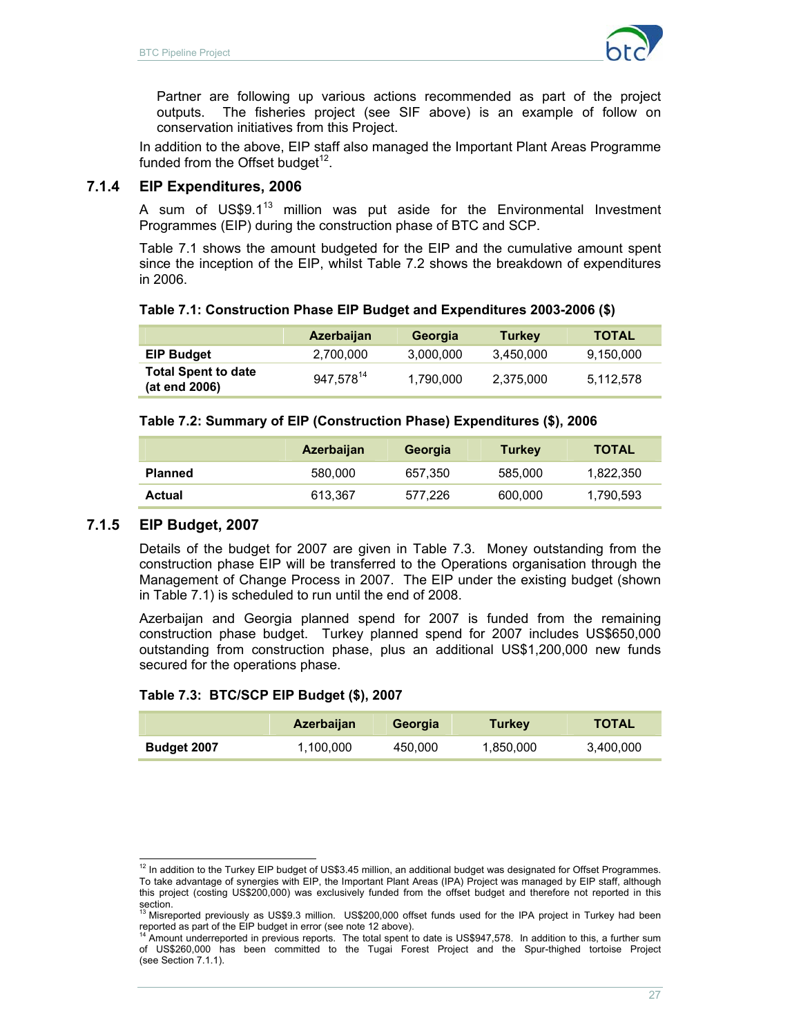Partner are following up various actions recommended as part of the project outputs. The fisheries project (see SIF above) is an example of follow on conservation initiatives from this Project.

In addition to the above, EIP staff also managed the Important Plant Areas Programme funded from the Offset budget[12].

### 7.1.4 EIP Expenditures, 2006

A sum of US$9.1[13] million was put aside for the Environmental Investment Programmes (EIP) during the construction phase of BTC and SCP.

Table 7.1 shows the amount budgeted for the EIP and the cumulative amount spent since the inception of the EIP, whilst Table 7.2 shows the breakdown of expenditures in 2006.

**Table 7.1: Construction Phase EIP Budget and Expenditures 2003-2006 ($)**

| | Azerbaijan | Georgia | Turkey | TOTAL |
|---|---|---|---|---|
| **EIP Budget** | 2,700,000 | 3,000,000 | 3,450,000 | 9,150,000 |
| **Total Spent to date (at end 2006)** | 947,578[14] | 1,790,000 | 2,375,000 | 5,112,578 |

**Table 7.2: Summary of EIP (Construction Phase) Expenditures ($), 2006**

| | Azerbaijan | Georgia | Turkey | TOTAL |
|---|---|---|---|---|
| **Planned** | 580,000 | 657,350 | 585,000 | 1,822,350 |
| **Actual** | 613,367 | 577,226 | 600,000 | 1,790,593 |

### 7.1.5 EIP Budget, 2007

Details of the budget for 2007 are given in Table 7.3. Money outstanding from the construction phase EIP will be transferred to the Operations organisation through the Management of Change Process in 2007. The EIP under the existing budget (shown in Table 7.1) is scheduled to run until the end of 2008.

Azerbaijan and Georgia planned spend for 2007 is funded from the remaining construction phase budget. Turkey planned spend for 2007 includes US$650,000 outstanding from construction phase, plus an additional US$1,200,000 new funds secured for the operations phase.

**Table 7.3: BTC/SCP EIP Budget ($), 2007**

| | Azerbaijan | Georgia | Turkey | TOTAL |
|---|---|---|---|---|
| **Budget 2007** | 1,100,000 | 450,000 | 1,850,000 | 3,400,000 |

---

[12] In addition to the Turkey EIP budget of US$3.45 million, an additional budget was designated for Offset Programmes. To take advantage of synergies with EIP, the Important Plant Areas (IPA) Project was managed by EIP staff, although this project (costing US$200,000) was exclusively funded from the offset budget and therefore not reported in this section.

[13] Misreported previously as US$9.3 million. US$200,000 offset funds used for the IPA project in Turkey had been reported as part of the EIP budget in error (see note 12 above).

[14] Amount underreported in previous reports. The total spent to date is US$947,578. In addition to this, a further sum of US$260,000 has been committed to the Tugai Forest Project and the Spur-thighed tortoise Project (see Section 7.1.1).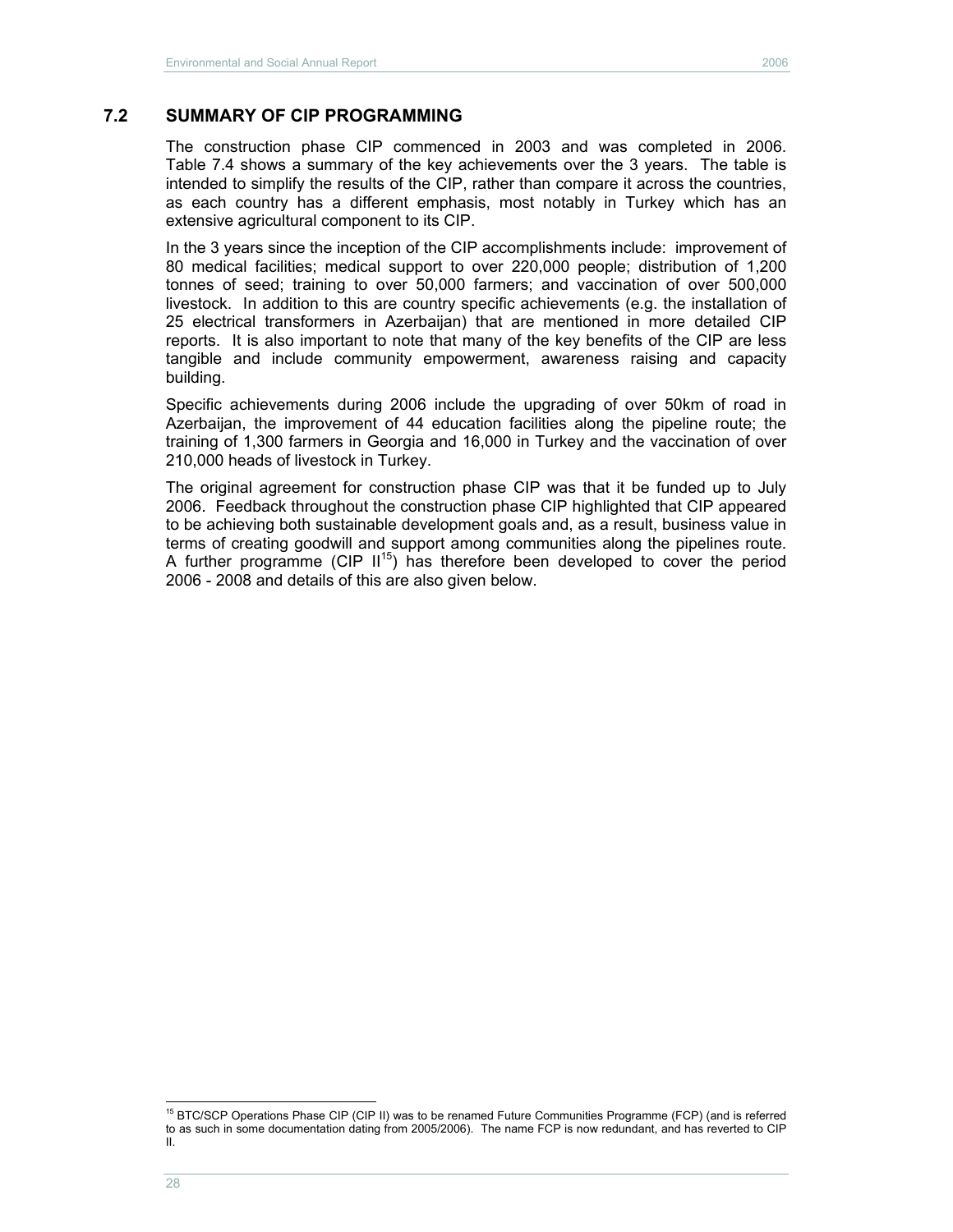## 7.2 SUMMARY OF CIP PROGRAMMING

The construction phase CIP commenced in 2003 and was completed in 2006. Table 7.4 shows a summary of the key achievements over the 3 years. The table is intended to simplify the results of the CIP, rather than compare it across the countries, as each country has a different emphasis, most notably in Turkey which has an extensive agricultural component to its CIP.

In the 3 years since the inception of the CIP accomplishments include: improvement of 80 medical facilities; medical support to over 220,000 people; distribution of 1,200 tonnes of seed; training to over 50,000 farmers; and vaccination of over 500,000 livestock. In addition to this are country specific achievements (e.g. the installation of 25 electrical transformers in Azerbaijan) that are mentioned in more detailed CIP reports. It is also important to note that many of the key benefits of the CIP are less tangible and include community empowerment, awareness raising and capacity building.

Specific achievements during 2006 include the upgrading of over 50km of road in Azerbaijan, the improvement of 44 education facilities along the pipeline route; the training of 1,300 farmers in Georgia and 16,000 in Turkey and the vaccination of over 210,000 heads of livestock in Turkey.

The original agreement for construction phase CIP was that it be funded up to July 2006. Feedback throughout the construction phase CIP highlighted that CIP appeared to be achieving both sustainable development goals and, as a result, business value in terms of creating goodwill and support among communities along the pipelines route. A further programme (CIP II[15]) has therefore been developed to cover the period 2006 - 2008 and details of this are also given below.

[15] BTC/SCP Operations Phase CIP (CIP II) was to be renamed Future Communities Programme (FCP) (and is referred to as such in some documentation dating from 2005/2006). The name FCP is now redundant, and has reverted to CIP II.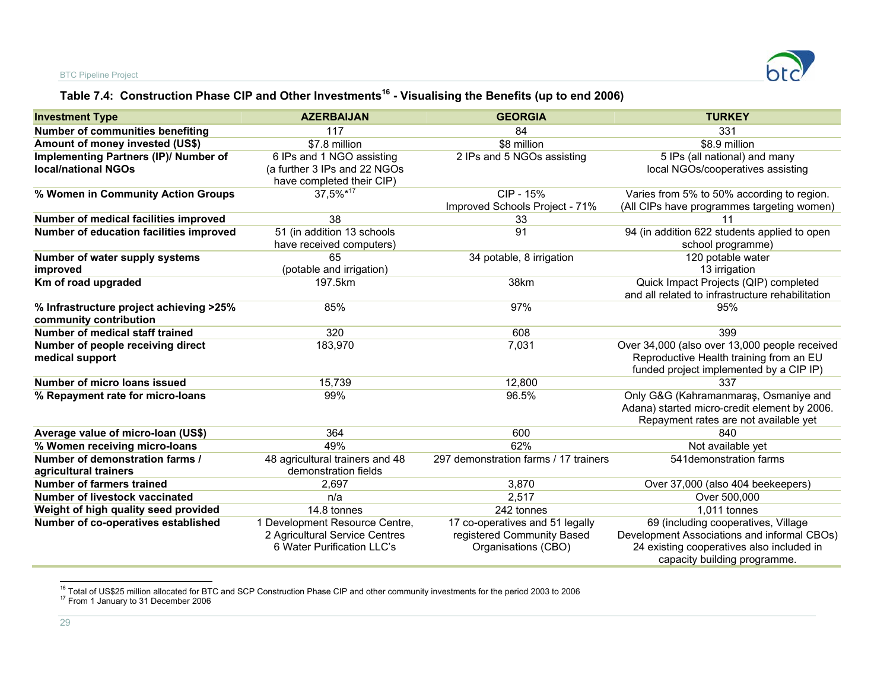### Table 7.4: Construction Phase CIP and Other Investments[16] - Visualising the Benefits (up to end 2006)

| Investment Type | AZERBAIJAN | GEORGIA | TURKEY |
|---|---|---|---|
| **Number of communities benefiting** | 117 | 84 | 331 |
| **Amount of money invested (US$)** | $7.8 million | $8 million | $8.9 million |
| **Implementing Partners (IP)/ Number of local/national NGOs** | 6 IPs and 1 NGO assisting (a further 3 IPs and 22 NGOs have completed their CIP) | 2 IPs and 5 NGOs assisting | 5 IPs (all national) and many local NGOs/cooperatives assisting |
| **% Women in Community Action Groups** | 37,5%*[17] | CIP - 15% Improved Schools Project - 71% | Varies from 5% to 50% according to region. (All CIPs have programmes targeting women) |
| **Number of medical facilities improved** | 38 | 33 | 11 |
| **Number of education facilities improved** | 51 (in addition 13 schools have received computers) | 91 | 94 (in addition 622 students applied to open school programme) |
| **Number of water supply systems improved** | 65 (potable and irrigation) | 34 potable, 8 irrigation | 120 potable water 13 irrigation |
| **Km of road upgraded** | 197.5km | 38km | Quick Impact Projects (QIP) completed and all related to infrastructure rehabilitation |
| **% Infrastructure project achieving >25% community contribution** | 85% | 97% | 95% |
| **Number of medical staff trained** | 320 | 608 | 399 |
| **Number of people receiving direct medical support** | 183,970 | 7,031 | Over 34,000 (also over 13,000 people received Reproductive Health training from an EU funded project implemented by a CIP IP) |
| **Number of micro loans issued** | 15,739 | 12,800 | 337 |
| **% Repayment rate for micro-loans** | 99% | 96.5% | Only G&G (Kahramanmaraş, Osmaniye and Adana) started micro-credit element by 2006. Repayment rates are not available yet |
| **Average value of micro-loan (US$)** | 364 | 600 | 840 |
| **% Women receiving micro-loans** | 49% | 62% | Not available yet |
| **Number of demonstration farms / agricultural trainers** | 48 agricultural trainers and 48 demonstration fields | 297 demonstration farms / 17 trainers | 541demonstration farms |
| **Number of farmers trained** | 2,697 | 3,870 | Over 37,000 (also 404 beekeepers) |
| **Number of livestock vaccinated** | n/a | 2,517 | Over 500,000 |
| **Weight of high quality seed provided** | 14.8 tonnes | 242 tonnes | 1,011 tonnes |
| **Number of co-operatives established** | 1 Development Resource Centre, 2 Agricultural Service Centres 6 Water Purification LLC's | 17 co-operatives and 51 legally registered Community Based Organisations (CBO) | 69 (including cooperatives, Village Development Associations and informal CBOs) 24 existing cooperatives also included in capacity building programme. |

[16] Total of US$25 million allocated for BTC and SCP Construction Phase CIP and other community investments for the period 2003 to 2006

[17] From 1 January to 31 December 2006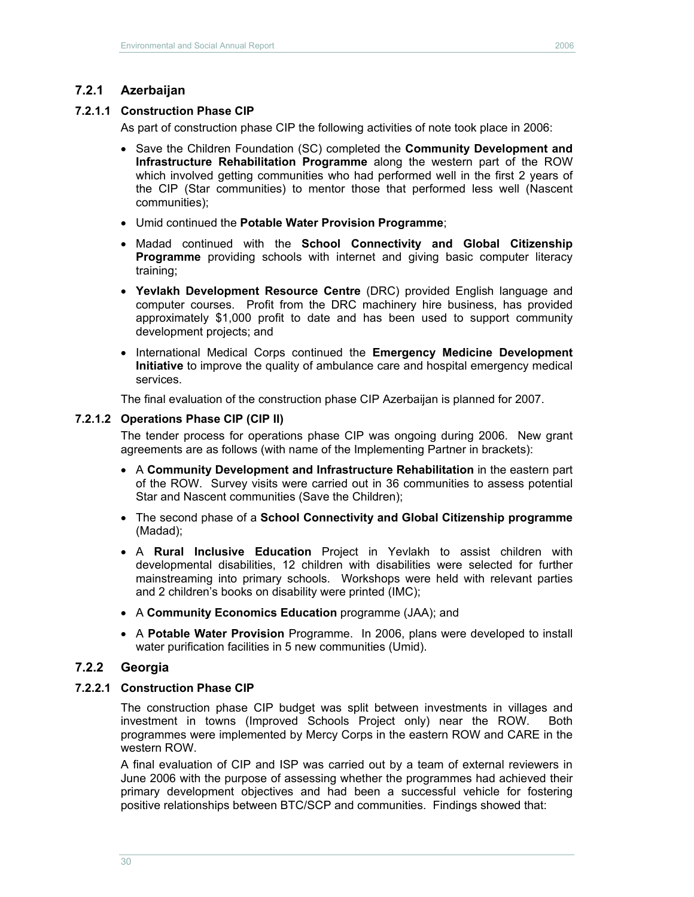### 7.2.1 Azerbaijan

#### 7.2.1.1 Construction Phase CIP

As part of construction phase CIP the following activities of note took place in 2006:

- Save the Children Foundation (SC) completed the **Community Development and Infrastructure Rehabilitation Programme** along the western part of the ROW which involved getting communities who had performed well in the first 2 years of the CIP (Star communities) to mentor those that performed less well (Nascent communities);
- Umid continued the **Potable Water Provision Programme**;
- Madad continued with the **School Connectivity and Global Citizenship Programme** providing schools with internet and giving basic computer literacy training;
- **Yevlakh Development Resource Centre** (DRC) provided English language and computer courses. Profit from the DRC machinery hire business, has provided approximately $1,000 profit to date and has been used to support community development projects; and
- International Medical Corps continued the **Emergency Medicine Development Initiative** to improve the quality of ambulance care and hospital emergency medical services.

The final evaluation of the construction phase CIP Azerbaijan is planned for 2007.

#### 7.2.1.2 Operations Phase CIP (CIP II)

The tender process for operations phase CIP was ongoing during 2006. New grant agreements are as follows (with name of the Implementing Partner in brackets):

- A **Community Development and Infrastructure Rehabilitation** in the eastern part of the ROW. Survey visits were carried out in 36 communities to assess potential Star and Nascent communities (Save the Children);
- The second phase of a **School Connectivity and Global Citizenship programme** (Madad);
- A **Rural Inclusive Education** Project in Yevlakh to assist children with developmental disabilities, 12 children with disabilities were selected for further mainstreaming into primary schools. Workshops were held with relevant parties and 2 children's books on disability were printed (IMC);
- A **Community Economics Education** programme (JAA); and
- A **Potable Water Provision** Programme. In 2006, plans were developed to install water purification facilities in 5 new communities (Umid).

### 7.2.2 Georgia

#### 7.2.2.1 Construction Phase CIP

The construction phase CIP budget was split between investments in villages and investment in towns (Improved Schools Project only) near the ROW. Both programmes were implemented by Mercy Corps in the eastern ROW and CARE in the western ROW.

A final evaluation of CIP and ISP was carried out by a team of external reviewers in June 2006 with the purpose of assessing whether the programmes had achieved their primary development objectives and had been a successful vehicle for fostering positive relationships between BTC/SCP and communities. Findings showed that: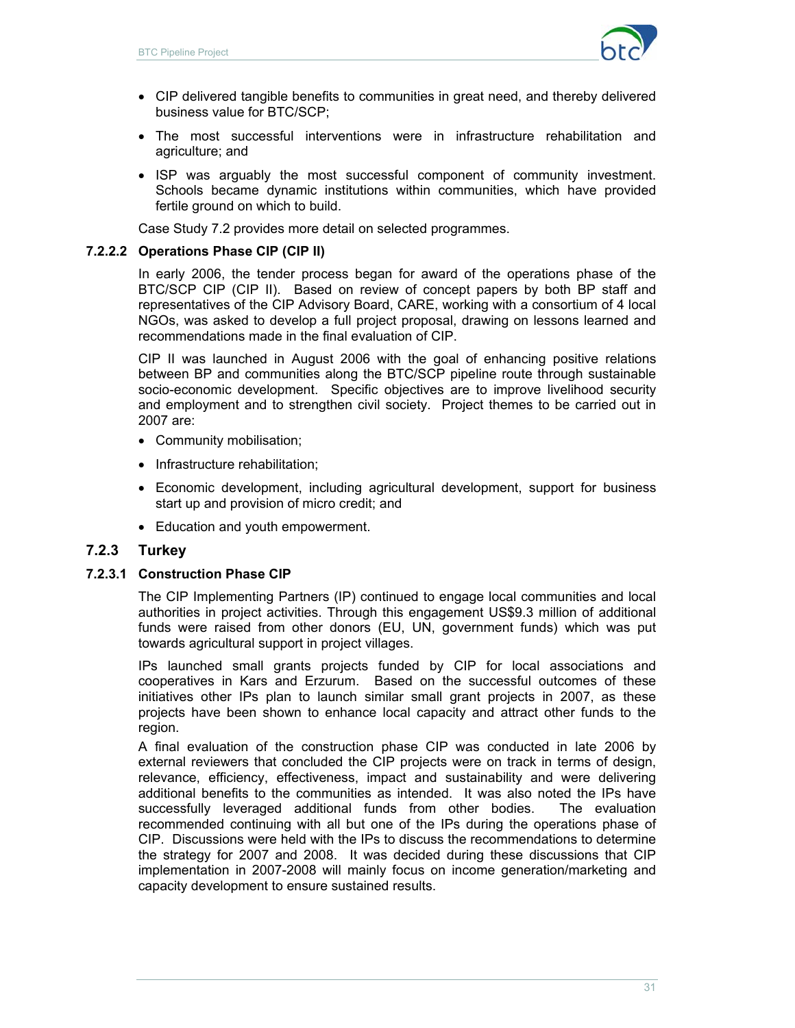- CIP delivered tangible benefits to communities in great need, and thereby delivered business value for BTC/SCP;
- The most successful interventions were in infrastructure rehabilitation and agriculture; and
- ISP was arguably the most successful component of community investment. Schools became dynamic institutions within communities, which have provided fertile ground on which to build.

Case Study 7.2 provides more detail on selected programmes.

#### 7.2.2.2 Operations Phase CIP (CIP II)

In early 2006, the tender process began for award of the operations phase of the BTC/SCP CIP (CIP II). Based on review of concept papers by both BP staff and representatives of the CIP Advisory Board, CARE, working with a consortium of 4 local NGOs, was asked to develop a full project proposal, drawing on lessons learned and recommendations made in the final evaluation of CIP.

CIP II was launched in August 2006 with the goal of enhancing positive relations between BP and communities along the BTC/SCP pipeline route through sustainable socio-economic development. Specific objectives are to improve livelihood security and employment and to strengthen civil society. Project themes to be carried out in 2007 are:

- Community mobilisation;
- Infrastructure rehabilitation;
- Economic development, including agricultural development, support for business start up and provision of micro credit; and
- Education and youth empowerment.

### 7.2.3 Turkey

#### 7.2.3.1 Construction Phase CIP

The CIP Implementing Partners (IP) continued to engage local communities and local authorities in project activities. Through this engagement US$9.3 million of additional funds were raised from other donors (EU, UN, government funds) which was put towards agricultural support in project villages.

IPs launched small grants projects funded by CIP for local associations and cooperatives in Kars and Erzurum. Based on the successful outcomes of these initiatives other IPs plan to launch similar small grant projects in 2007, as these projects have been shown to enhance local capacity and attract other funds to the region.

A final evaluation of the construction phase CIP was conducted in late 2006 by external reviewers that concluded the CIP projects were on track in terms of design, relevance, efficiency, effectiveness, impact and sustainability and were delivering additional benefits to the communities as intended. It was also noted the IPs have successfully leveraged additional funds from other bodies. The evaluation recommended continuing with all but one of the IPs during the operations phase of CIP. Discussions were held with the IPs to discuss the recommendations to determine the strategy for 2007 and 2008. It was decided during these discussions that CIP implementation in 2007-2008 will mainly focus on income generation/marketing and capacity development to ensure sustained results.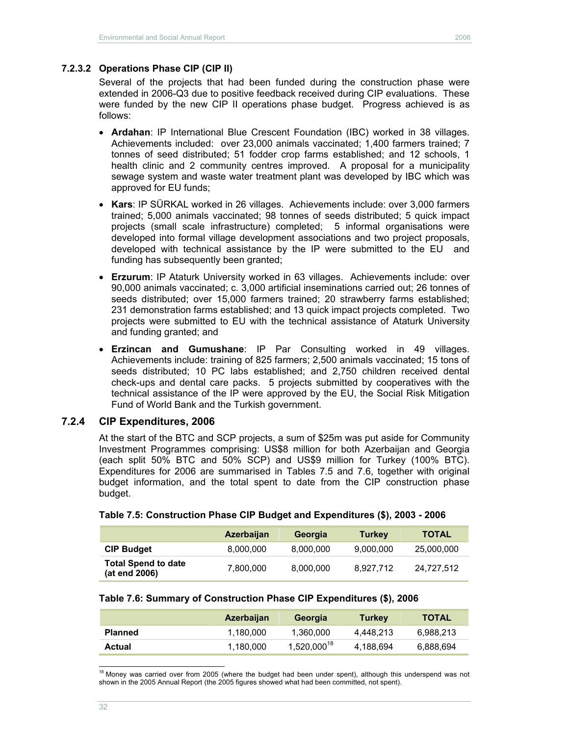#### 7.2.3.2 Operations Phase CIP (CIP II)

Several of the projects that had been funded during the construction phase were extended in 2006-Q3 due to positive feedback received during CIP evaluations. These were funded by the new CIP II operations phase budget. Progress achieved is as follows:

- **Ardahan**: IP International Blue Crescent Foundation (IBC) worked in 38 villages. Achievements included: over 23,000 animals vaccinated; 1,400 farmers trained; 7 tonnes of seed distributed; 51 fodder crop farms established; and 12 schools, 1 health clinic and 2 community centres improved. A proposal for a municipality sewage system and waste water treatment plant was developed by IBC which was approved for EU funds;
- **Kars**: IP SÜRKAL worked in 26 villages. Achievements include: over 3,000 farmers trained; 5,000 animals vaccinated; 98 tonnes of seeds distributed; 5 quick impact projects (small scale infrastructure) completed; 5 informal organisations were developed into formal village development associations and two project proposals, developed with technical assistance by the IP were submitted to the EU and funding has subsequently been granted;
- **Erzurum**: IP Ataturk University worked in 63 villages. Achievements include: over 90,000 animals vaccinated; c. 3,000 artificial inseminations carried out; 26 tonnes of seeds distributed; over 15,000 farmers trained; 20 strawberry farms established; 231 demonstration farms established; and 13 quick impact projects completed. Two projects were submitted to EU with the technical assistance of Ataturk University and funding granted; and
- **Erzincan and Gumushane**: IP Par Consulting worked in 49 villages. Achievements include: training of 825 farmers; 2,500 animals vaccinated; 15 tons of seeds distributed; 10 PC labs established; and 2,750 children received dental check-ups and dental care packs. 5 projects submitted by cooperatives with the technical assistance of the IP were approved by the EU, the Social Risk Mitigation Fund of World Bank and the Turkish government.

### 7.2.4 CIP Expenditures, 2006

At the start of the BTC and SCP projects, a sum of $25m was put aside for Community Investment Programmes comprising: US$8 million for both Azerbaijan and Georgia (each split 50% BTC and 50% SCP) and US$9 million for Turkey (100% BTC). Expenditures for 2006 are summarised in Tables 7.5 and 7.6, together with original budget information, and the total spent to date from the CIP construction phase budget.

**Table 7.5: Construction Phase CIP Budget and Expenditures ($), 2003 - 2006**

| | Azerbaijan | Georgia | Turkey | TOTAL |
|---|---|---|---|---|
| **CIP Budget** | 8,000,000 | 8,000,000 | 9,000,000 | 25,000,000 |
| **Total Spend to date (at end 2006)** | 7,800,000 | 8,000,000 | 8,927,712 | 24,727,512 |

**Table 7.6: Summary of Construction Phase CIP Expenditures ($), 2006**

| | Azerbaijan | Georgia | Turkey | TOTAL |
|---|---|---|---|---|
| **Planned** | 1,180,000 | 1,360,000 | 4,448,213 | 6,988,213 |
| **Actual** | 1,180,000 | 1,520,000[18] | 4,188,694 | 6,888,694 |

[18] Money was carried over from 2005 (where the budget had been under spent), although this underspend was not shown in the 2005 Annual Report (the 2005 figures showed what had been committed, not spent).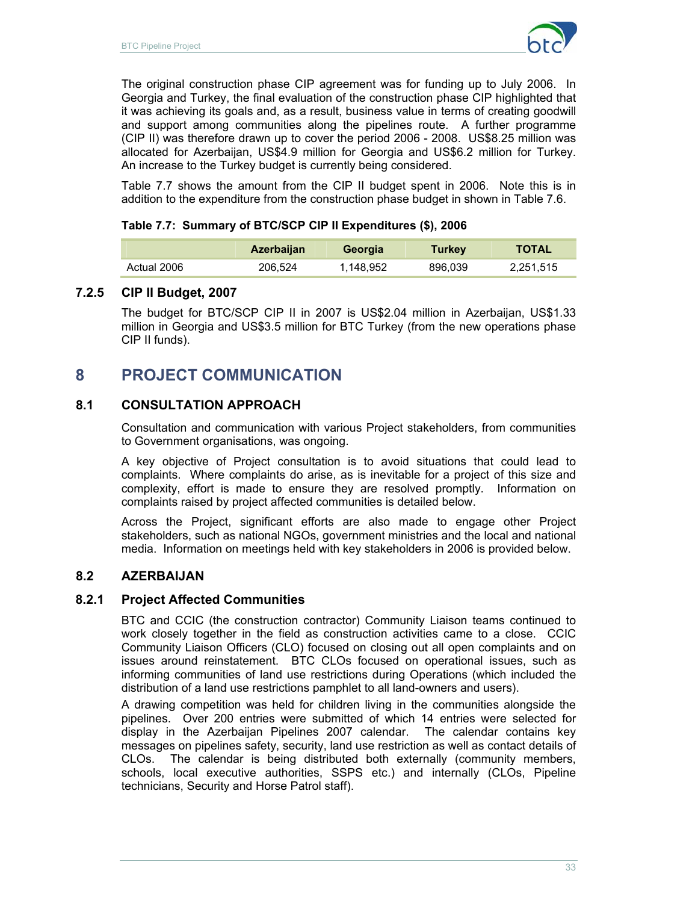The original construction phase CIP agreement was for funding up to July 2006. In Georgia and Turkey, the final evaluation of the construction phase CIP highlighted that it was achieving its goals and, as a result, business value in terms of creating goodwill and support among communities along the pipelines route. A further programme (CIP II) was therefore drawn up to cover the period 2006 - 2008. US$8.25 million was allocated for Azerbaijan, US$4.9 million for Georgia and US$6.2 million for Turkey. An increase to the Turkey budget is currently being considered.

Table 7.7 shows the amount from the CIP II budget spent in 2006. Note this is in addition to the expenditure from the construction phase budget in shown in Table 7.6.

**Table 7.7: Summary of BTC/SCP CIP II Expenditures ($), 2006**

| | Azerbaijan | Georgia | Turkey | TOTAL |
|---|---|---|---|---|
| Actual 2006 | 206,524 | 1,148,952 | 896,039 | 2,251,515 |

### 7.2.5 CIP II Budget, 2007

The budget for BTC/SCP CIP II in 2007 is US$2.04 million in Azerbaijan, US$1.33 million in Georgia and US$3.5 million for BTC Turkey (from the new operations phase CIP II funds).

# 8 PROJECT COMMUNICATION

## 8.1 CONSULTATION APPROACH

Consultation and communication with various Project stakeholders, from communities to Government organisations, was ongoing.

A key objective of Project consultation is to avoid situations that could lead to complaints. Where complaints do arise, as is inevitable for a project of this size and complexity, effort is made to ensure they are resolved promptly. Information on complaints raised by project affected communities is detailed below.

Across the Project, significant efforts are also made to engage other Project stakeholders, such as national NGOs, government ministries and the local and national media. Information on meetings held with key stakeholders in 2006 is provided below.

## 8.2 AZERBAIJAN

### 8.2.1 Project Affected Communities

BTC and CCIC (the construction contractor) Community Liaison teams continued to work closely together in the field as construction activities came to a close. CCIC Community Liaison Officers (CLO) focused on closing out all open complaints and on issues around reinstatement. BTC CLOs focused on operational issues, such as informing communities of land use restrictions during Operations (which included the distribution of a land use restrictions pamphlet to all land-owners and users).

A drawing competition was held for children living in the communities alongside the pipelines. Over 200 entries were submitted of which 14 entries were selected for display in the Azerbaijan Pipelines 2007 calendar. The calendar contains key messages on pipelines safety, security, land use restriction as well as contact details of CLOs. The calendar is being distributed both externally (community members, schools, local executive authorities, SSPS etc.) and internally (CLOs, Pipeline technicians, Security and Horse Patrol staff).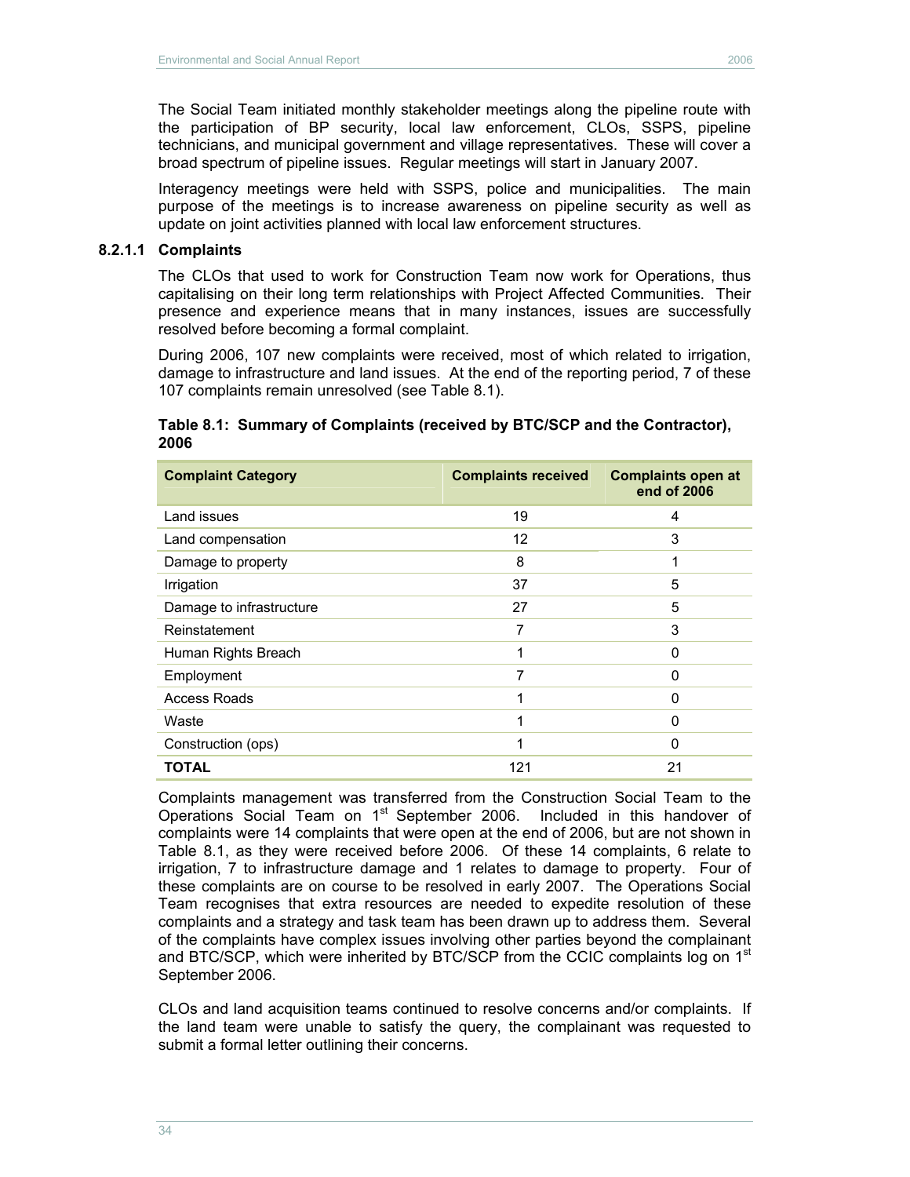The Social Team initiated monthly stakeholder meetings along the pipeline route with the participation of BP security, local law enforcement, CLOs, SSPS, pipeline technicians, and municipal government and village representatives. These will cover a broad spectrum of pipeline issues. Regular meetings will start in January 2007.

Interagency meetings were held with SSPS, police and municipalities. The main purpose of the meetings is to increase awareness on pipeline security as well as update on joint activities planned with local law enforcement structures.

#### 8.2.1.1 Complaints

The CLOs that used to work for Construction Team now work for Operations, thus capitalising on their long term relationships with Project Affected Communities. Their presence and experience means that in many instances, issues are successfully resolved before becoming a formal complaint.

During 2006, 107 new complaints were received, most of which related to irrigation, damage to infrastructure and land issues. At the end of the reporting period, 7 of these 107 complaints remain unresolved (see Table 8.1).

**Table 8.1: Summary of Complaints (received by BTC/SCP and the Contractor), 2006**

| Complaint Category | Complaints received | Complaints open at end of 2006 |
|---|---|---|
| Land issues | 19 | 4 |
| Land compensation | 12 | 3 |
| Damage to property | 8 | 1 |
| Irrigation | 37 | 5 |
| Damage to infrastructure | 27 | 5 |
| Reinstatement | 7 | 3 |
| Human Rights Breach | 1 | 0 |
| Employment | 7 | 0 |
| Access Roads | 1 | 0 |
| Waste | 1 | 0 |
| Construction (ops) | 1 | 0 |
| **TOTAL** | 121 | 21 |

Complaints management was transferred from the Construction Social Team to the Operations Social Team on 1st September 2006. Included in this handover of complaints were 14 complaints that were open at the end of 2006, but are not shown in Table 8.1, as they were received before 2006. Of these 14 complaints, 6 relate to irrigation, 7 to infrastructure damage and 1 relates to damage to property. Four of these complaints are on course to be resolved in early 2007. The Operations Social Team recognises that extra resources are needed to expedite resolution of these complaints and a strategy and task team has been drawn up to address them. Several of the complaints have complex issues involving other parties beyond the complainant and BTC/SCP, which were inherited by BTC/SCP from the CCIC complaints log on 1st September 2006.

CLOs and land acquisition teams continued to resolve concerns and/or complaints. If the land team were unable to satisfy the query, the complainant was requested to submit a formal letter outlining their concerns.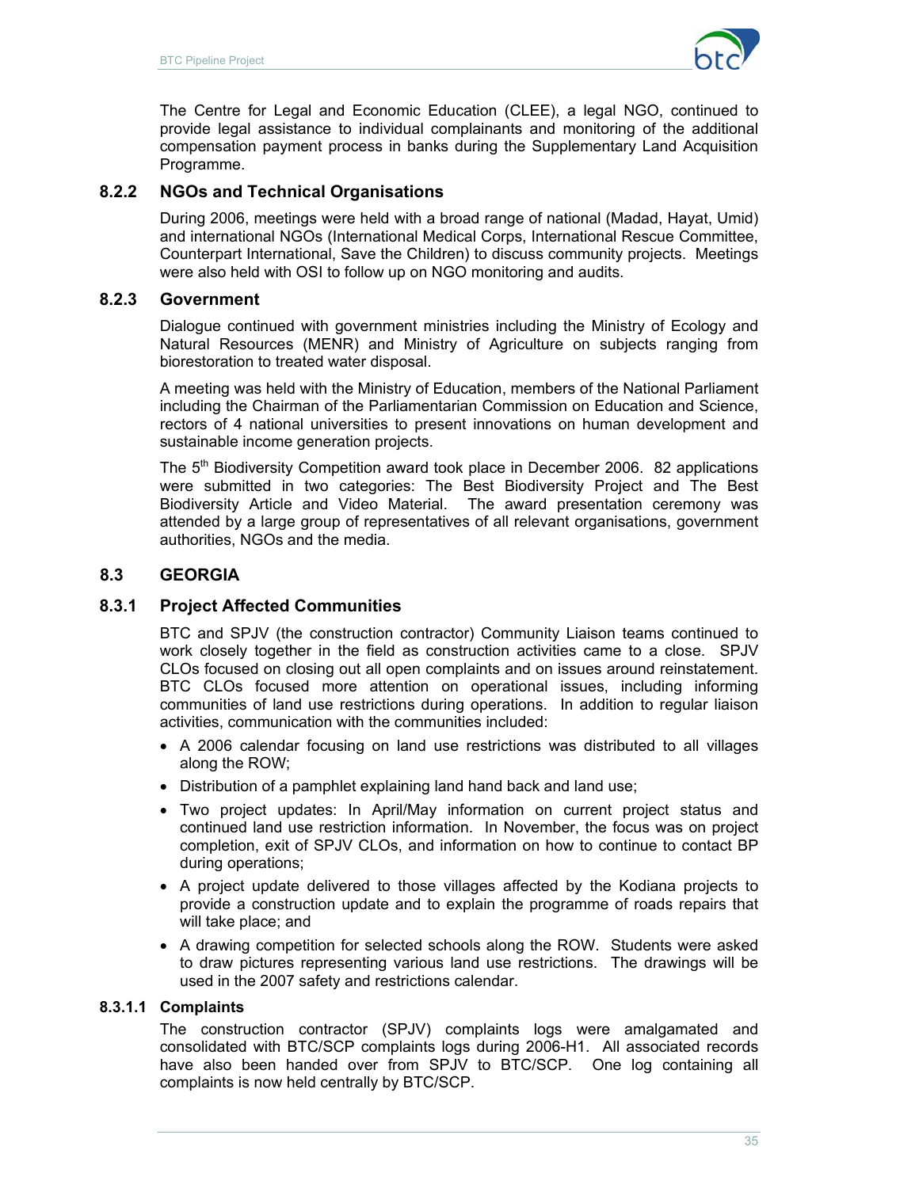The Centre for Legal and Economic Education (CLEE), a legal NGO, continued to provide legal assistance to individual complainants and monitoring of the additional compensation payment process in banks during the Supplementary Land Acquisition Programme.

### 8.2.2 NGOs and Technical Organisations

During 2006, meetings were held with a broad range of national (Madad, Hayat, Umid) and international NGOs (International Medical Corps, International Rescue Committee, Counterpart International, Save the Children) to discuss community projects. Meetings were also held with OSI to follow up on NGO monitoring and audits.

### 8.2.3 Government

Dialogue continued with government ministries including the Ministry of Ecology and Natural Resources (MENR) and Ministry of Agriculture on subjects ranging from biorestoration to treated water disposal.

A meeting was held with the Ministry of Education, members of the National Parliament including the Chairman of the Parliamentarian Commission on Education and Science, rectors of 4 national universities to present innovations on human development and sustainable income generation projects.

The 5th Biodiversity Competition award took place in December 2006. 82 applications were submitted in two categories: The Best Biodiversity Project and The Best Biodiversity Article and Video Material. The award presentation ceremony was attended by a large group of representatives of all relevant organisations, government authorities, NGOs and the media.

## 8.3 GEORGIA

### 8.3.1 Project Affected Communities

BTC and SPJV (the construction contractor) Community Liaison teams continued to work closely together in the field as construction activities came to a close. SPJV CLOs focused on closing out all open complaints and on issues around reinstatement. BTC CLOs focused more attention on operational issues, including informing communities of land use restrictions during operations. In addition to regular liaison activities, communication with the communities included:

- A 2006 calendar focusing on land use restrictions was distributed to all villages along the ROW;
- Distribution of a pamphlet explaining land hand back and land use;
- Two project updates: In April/May information on current project status and continued land use restriction information. In November, the focus was on project completion, exit of SPJV CLOs, and information on how to continue to contact BP during operations;
- A project update delivered to those villages affected by the Kodiana projects to provide a construction update and to explain the programme of roads repairs that will take place; and
- A drawing competition for selected schools along the ROW. Students were asked to draw pictures representing various land use restrictions. The drawings will be used in the 2007 safety and restrictions calendar.

#### 8.3.1.1 Complaints

The construction contractor (SPJV) complaints logs were amalgamated and consolidated with BTC/SCP complaints logs during 2006-H1. All associated records have also been handed over from SPJV to BTC/SCP. One log containing all complaints is now held centrally by BTC/SCP.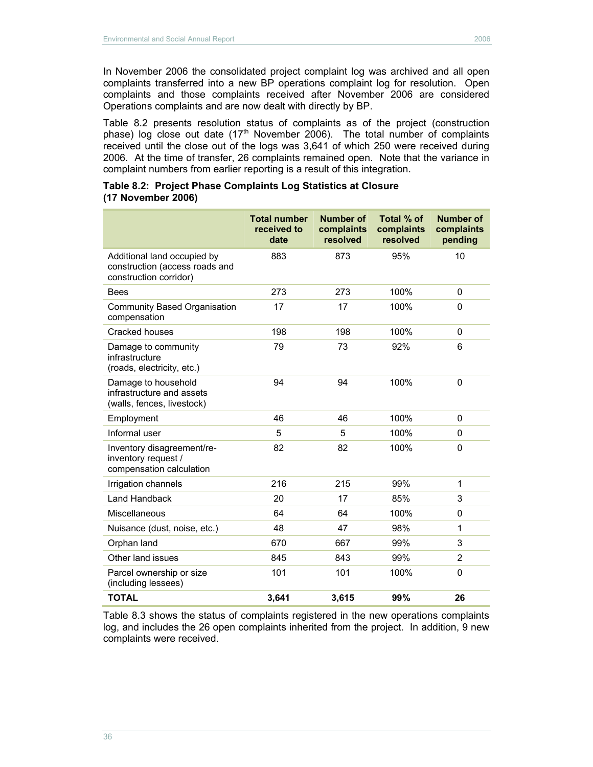In November 2006 the consolidated project complaint log was archived and all open complaints transferred into a new BP operations complaint log for resolution. Open complaints and those complaints received after November 2006 are considered Operations complaints and are now dealt with directly by BP.

Table 8.2 presents resolution status of complaints as of the project (construction phase) log close out date (17th November 2006). The total number of complaints received until the close out of the logs was 3,641 of which 250 were received during 2006. At the time of transfer, 26 complaints remained open. Note that the variance in complaint numbers from earlier reporting is a result of this integration.

**Table 8.2: Project Phase Complaints Log Statistics at Closure (17 November 2006)**

| | Total number received to date | Number of complaints resolved | Total % of complaints resolved | Number of complaints pending |
|---|---|---|---|---|
| Additional land occupied by construction (access roads and construction corridor) | 883 | 873 | 95% | 10 |
| Bees | 273 | 273 | 100% | 0 |
| Community Based Organisation compensation | 17 | 17 | 100% | 0 |
| Cracked houses | 198 | 198 | 100% | 0 |
| Damage to community infrastructure (roads, electricity, etc.) | 79 | 73 | 92% | 6 |
| Damage to household infrastructure and assets (walls, fences, livestock) | 94 | 94 | 100% | 0 |
| Employment | 46 | 46 | 100% | 0 |
| Informal user | 5 | 5 | 100% | 0 |
| Inventory disagreement/re-inventory request / compensation calculation | 82 | 82 | 100% | 0 |
| Irrigation channels | 216 | 215 | 99% | 1 |
| Land Handback | 20 | 17 | 85% | 3 |
| Miscellaneous | 64 | 64 | 100% | 0 |
| Nuisance (dust, noise, etc.) | 48 | 47 | 98% | 1 |
| Orphan land | 670 | 667 | 99% | 3 |
| Other land issues | 845 | 843 | 99% | 2 |
| Parcel ownership or size (including lessees) | 101 | 101 | 100% | 0 |
| **TOTAL** | **3,641** | **3,615** | **99%** | **26** |

Table 8.3 shows the status of complaints registered in the new operations complaints log, and includes the 26 open complaints inherited from the project. In addition, 9 new complaints were received.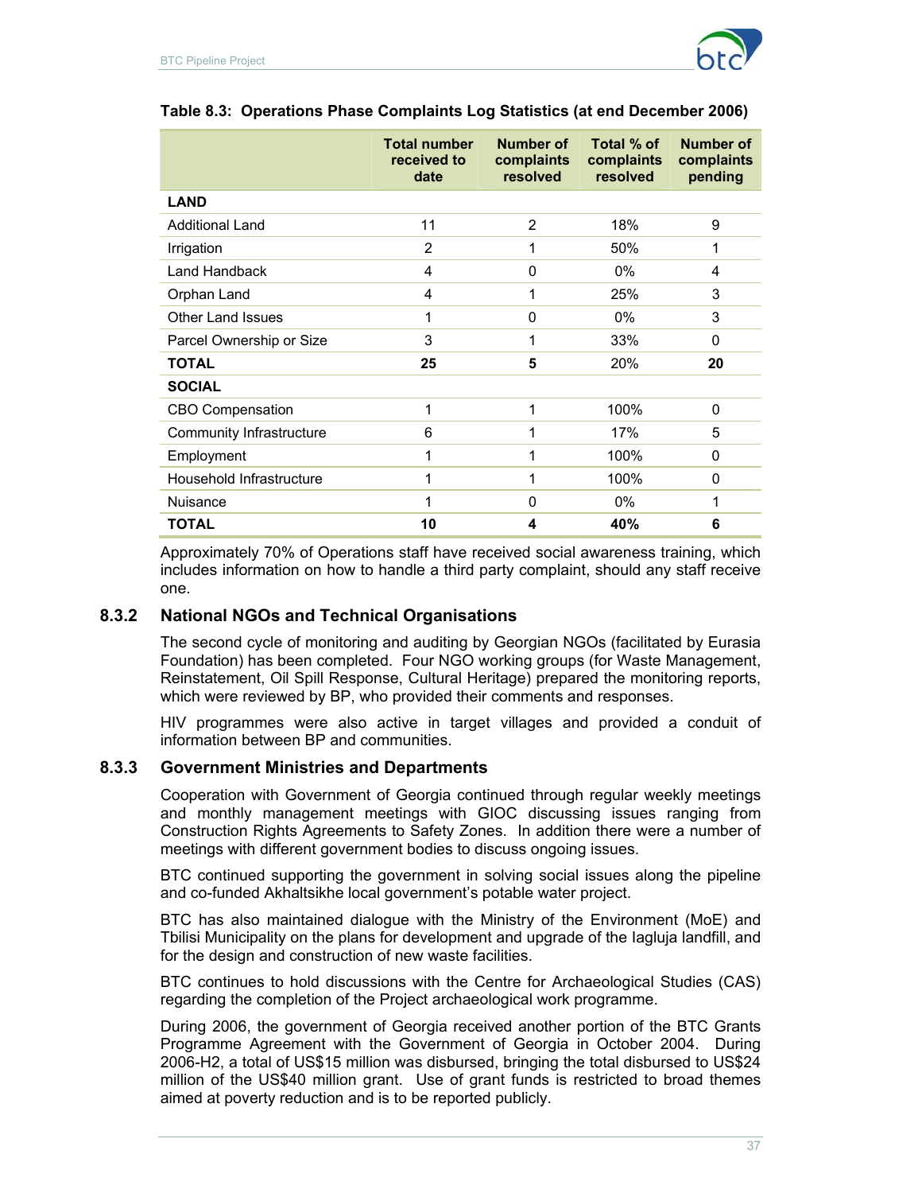**Table 8.3: Operations Phase Complaints Log Statistics (at end December 2006)**

| | Total number received to date | Number of complaints resolved | Total % of complaints resolved | Number of complaints pending |
|---|---|---|---|---|
| **LAND** | | | | |
| Additional Land | 11 | 2 | 18% | 9 |
| Irrigation | 2 | 1 | 50% | 1 |
| Land Handback | 4 | 0 | 0% | 4 |
| Orphan Land | 4 | 1 | 25% | 3 |
| Other Land Issues | 1 | 0 | 0% | 3 |
| Parcel Ownership or Size | 3 | 1 | 33% | 0 |
| **TOTAL** | **25** | **5** | 20% | **20** |
| **SOCIAL** | | | | |
| CBO Compensation | 1 | 1 | 100% | 0 |
| Community Infrastructure | 6 | 1 | 17% | 5 |
| Employment | 1 | 1 | 100% | 0 |
| Household Infrastructure | 1 | 1 | 100% | 0 |
| Nuisance | 1 | 0 | 0% | 1 |
| **TOTAL** | **10** | **4** | **40%** | **6** |

Approximately 70% of Operations staff have received social awareness training, which includes information on how to handle a third party complaint, should any staff receive one.

### 8.3.2 National NGOs and Technical Organisations

The second cycle of monitoring and auditing by Georgian NGOs (facilitated by Eurasia Foundation) has been completed. Four NGO working groups (for Waste Management, Reinstatement, Oil Spill Response, Cultural Heritage) prepared the monitoring reports, which were reviewed by BP, who provided their comments and responses.

HIV programmes were also active in target villages and provided a conduit of information between BP and communities.

### 8.3.3 Government Ministries and Departments

Cooperation with Government of Georgia continued through regular weekly meetings and monthly management meetings with GIOC discussing issues ranging from Construction Rights Agreements to Safety Zones. In addition there were a number of meetings with different government bodies to discuss ongoing issues.

BTC continued supporting the government in solving social issues along the pipeline and co-funded Akhaltsikhe local government's potable water project.

BTC has also maintained dialogue with the Ministry of the Environment (MoE) and Tbilisi Municipality on the plans for development and upgrade of the Iagluja landfill, and for the design and construction of new waste facilities.

BTC continues to hold discussions with the Centre for Archaeological Studies (CAS) regarding the completion of the Project archaeological work programme.

During 2006, the government of Georgia received another portion of the BTC Grants Programme Agreement with the Government of Georgia in October 2004. During 2006-H2, a total of US$15 million was disbursed, bringing the total disbursed to US$24 million of the US$40 million grant. Use of grant funds is restricted to broad themes aimed at poverty reduction and is to be reported publicly.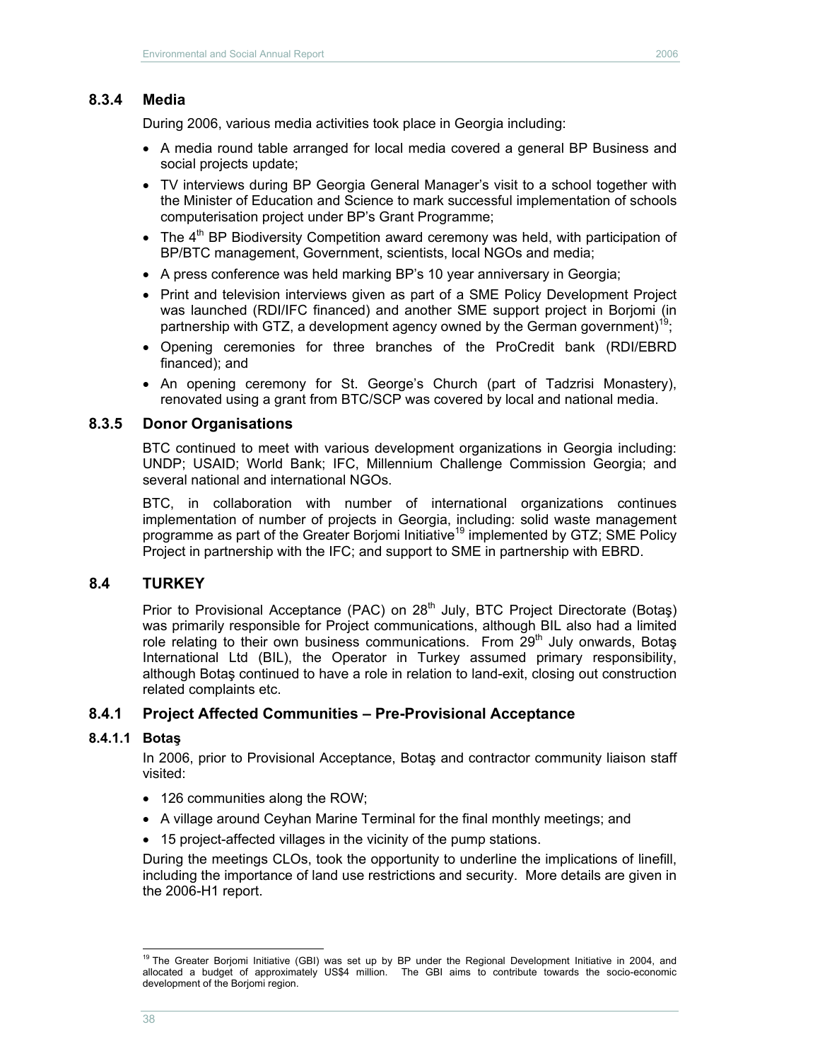### 8.3.4 Media

During 2006, various media activities took place in Georgia including:

- A media round table arranged for local media covered a general BP Business and social projects update;
- TV interviews during BP Georgia General Manager's visit to a school together with the Minister of Education and Science to mark successful implementation of schools computerisation project under BP's Grant Programme;
- The 4th BP Biodiversity Competition award ceremony was held, with participation of BP/BTC management, Government, scientists, local NGOs and media;
- A press conference was held marking BP's 10 year anniversary in Georgia;
- Print and television interviews given as part of a SME Policy Development Project was launched (RDI/IFC financed) and another SME support project in Borjomi (in partnership with GTZ, a development agency owned by the German government)[19];
- Opening ceremonies for three branches of the ProCredit bank (RDI/EBRD financed); and
- An opening ceremony for St. George's Church (part of Tadzrisi Monastery), renovated using a grant from BTC/SCP was covered by local and national media.

### 8.3.5 Donor Organisations

BTC continued to meet with various development organizations in Georgia including: UNDP; USAID; World Bank; IFC, Millennium Challenge Commission Georgia; and several national and international NGOs.

BTC, in collaboration with number of international organizations continues implementation of number of projects in Georgia, including: solid waste management programme as part of the Greater Borjomi Initiative[19] implemented by GTZ; SME Policy Project in partnership with the IFC; and support to SME in partnership with EBRD.

## 8.4 TURKEY

Prior to Provisional Acceptance (PAC) on 28th July, BTC Project Directorate (Botaş) was primarily responsible for Project communications, although BIL also had a limited role relating to their own business communications. From 29th July onwards, Botaş International Ltd (BIL), the Operator in Turkey assumed primary responsibility, although Botaş continued to have a role in relation to land-exit, closing out construction related complaints etc.

### 8.4.1 Project Affected Communities – Pre-Provisional Acceptance

#### 8.4.1.1 Botaş

In 2006, prior to Provisional Acceptance, Botaş and contractor community liaison staff visited:

- 126 communities along the ROW;
- A village around Ceyhan Marine Terminal for the final monthly meetings; and
- 15 project-affected villages in the vicinity of the pump stations.

During the meetings CLOs, took the opportunity to underline the implications of linefill, including the importance of land use restrictions and security. More details are given in the 2006-H1 report.

---

[19] The Greater Borjomi Initiative (GBI) was set up by BP under the Regional Development Initiative in 2004, and allocated a budget of approximately US$4 million. The GBI aims to contribute towards the socio-economic development of the Borjomi region.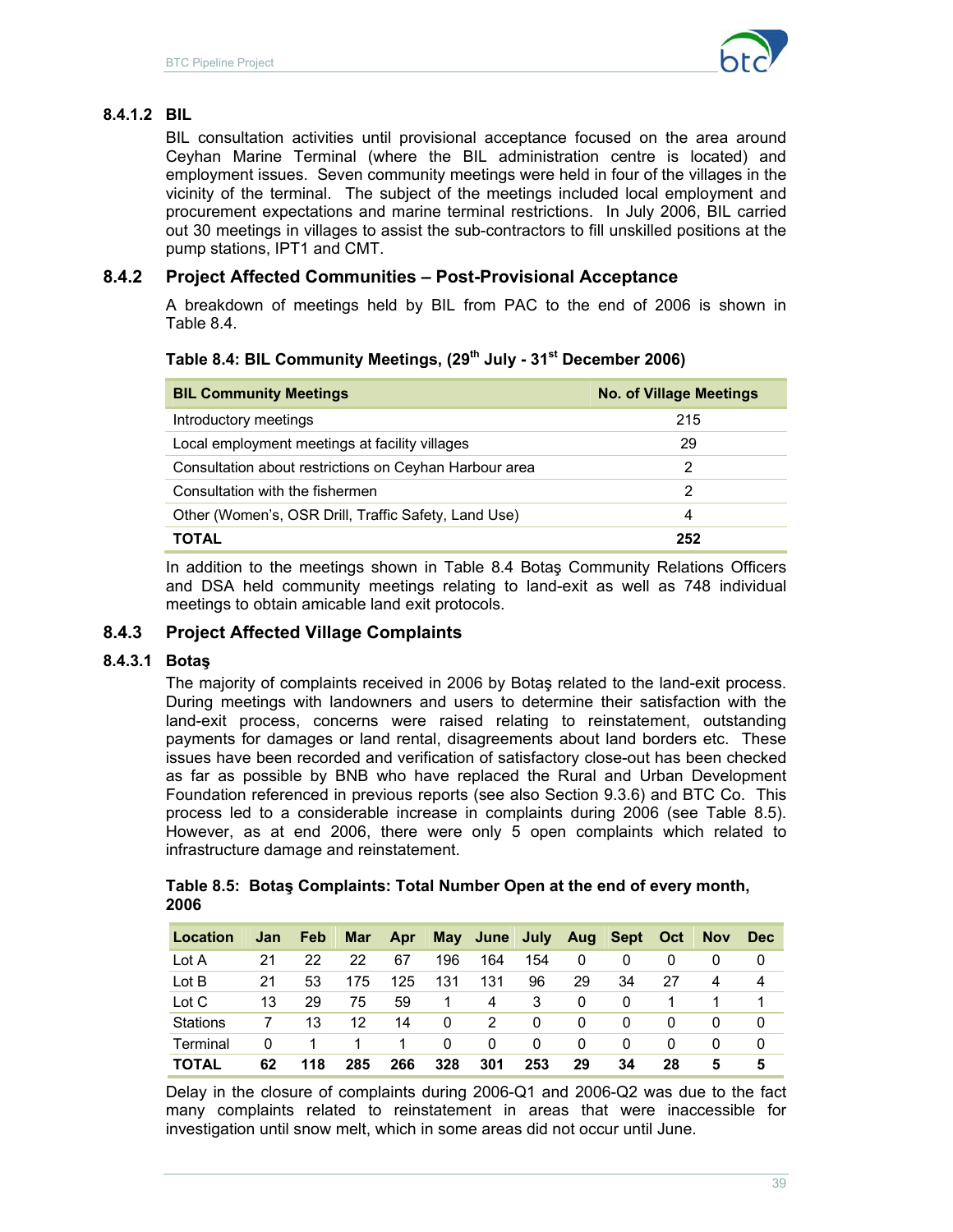#### 8.4.1.2 BIL

BIL consultation activities until provisional acceptance focused on the area around Ceyhan Marine Terminal (where the BIL administration centre is located) and employment issues. Seven community meetings were held in four of the villages in the vicinity of the terminal. The subject of the meetings included local employment and procurement expectations and marine terminal restrictions. In July 2006, BIL carried out 30 meetings in villages to assist the sub-contractors to fill unskilled positions at the pump stations, IPT1 and CMT.

### 8.4.2 Project Affected Communities – Post-Provisional Acceptance

A breakdown of meetings held by BIL from PAC to the end of 2006 is shown in Table 8.4.

**Table 8.4: BIL Community Meetings, (29th July - 31st December 2006)**

| BIL Community Meetings | No. of Village Meetings |
|---|---|
| Introductory meetings | 215 |
| Local employment meetings at facility villages | 29 |
| Consultation about restrictions on Ceyhan Harbour area | 2 |
| Consultation with the fishermen | 2 |
| Other (Women's, OSR Drill, Traffic Safety, Land Use) | 4 |
| **TOTAL** | **252** |

In addition to the meetings shown in Table 8.4 Botaş Community Relations Officers and DSA held community meetings relating to land-exit as well as 748 individual meetings to obtain amicable land exit protocols.

### 8.4.3 Project Affected Village Complaints

#### 8.4.3.1 Botaş

The majority of complaints received in 2006 by Botaş related to the land-exit process. During meetings with landowners and users to determine their satisfaction with the land-exit process, concerns were raised relating to reinstatement, outstanding payments for damages or land rental, disagreements about land borders etc. These issues have been recorded and verification of satisfactory close-out has been checked as far as possible by BNB who have replaced the Rural and Urban Development Foundation referenced in previous reports (see also Section 9.3.6) and BTC Co. This process led to a considerable increase in complaints during 2006 (see Table 8.5). However, as at end 2006, there were only 5 open complaints which related to infrastructure damage and reinstatement.

**Table 8.5: Botaş Complaints: Total Number Open at the end of every month, 2006**

| Location | Jan | Feb | Mar | Apr | May | June | July | Aug | Sept | Oct | Nov | Dec |
|---|---|---|---|---|---|---|---|---|---|---|---|---|
| Lot A | 21 | 22 | 22 | 67 | 196 | 164 | 154 | 0 | 0 | 0 | 0 | 0 |
| Lot B | 21 | 53 | 175 | 125 | 131 | 131 | 96 | 29 | 34 | 27 | 4 | 4 |
| Lot C | 13 | 29 | 75 | 59 | 1 | 4 | 3 | 0 | 0 | 1 | 1 | 1 |
| Stations | 7 | 13 | 12 | 14 | 0 | 2 | 0 | 0 | 0 | 0 | 0 | 0 |
| Terminal | 0 | 1 | 1 | 1 | 0 | 0 | 0 | 0 | 0 | 0 | 0 | 0 |
| **TOTAL** | **62** | **118** | **285** | **266** | **328** | **301** | **253** | **29** | **34** | **28** | **5** | **5** |

Delay in the closure of complaints during 2006-Q1 and 2006-Q2 was due to the fact many complaints related to reinstatement in areas that were inaccessible for investigation until snow melt, which in some areas did not occur until June.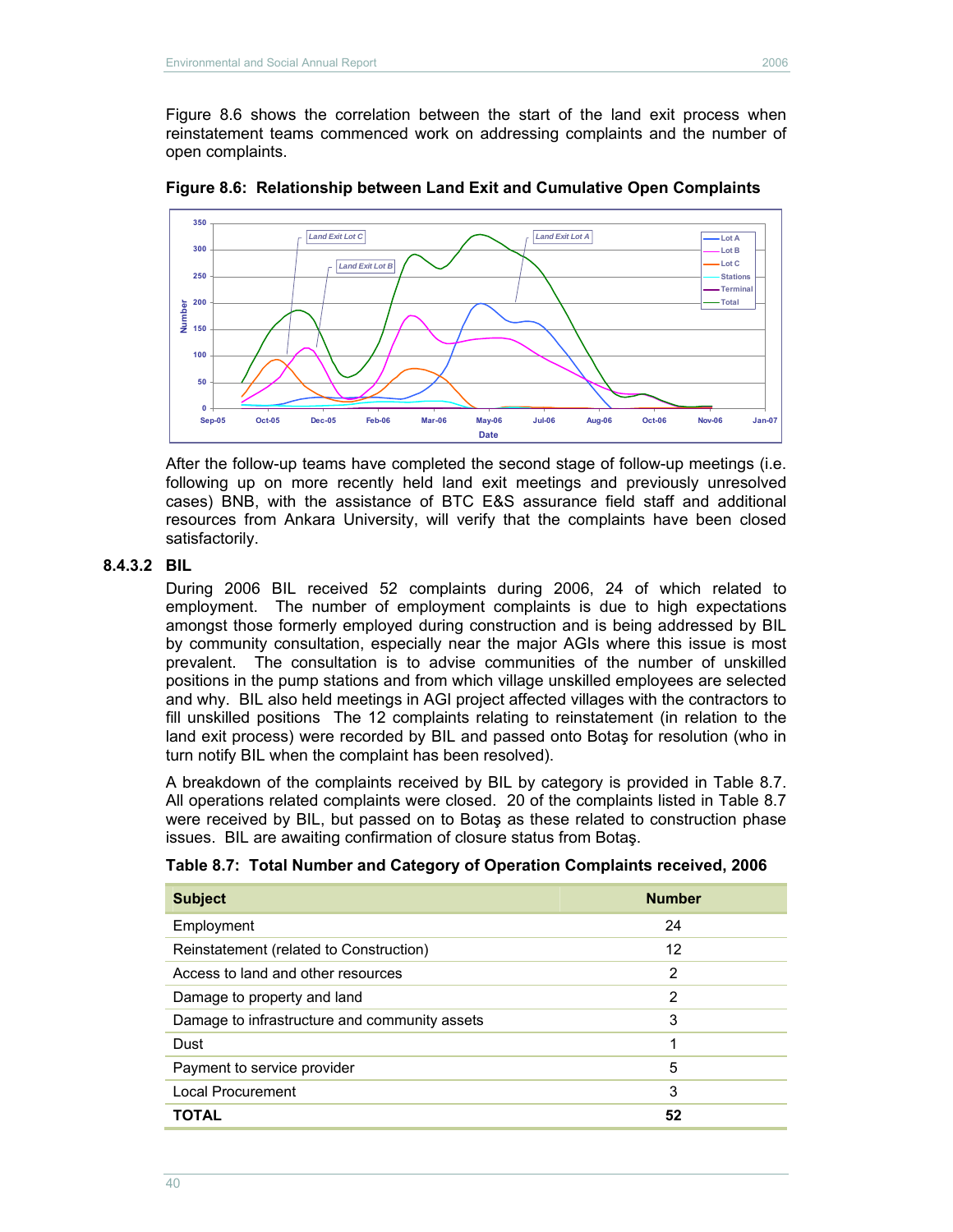Figure 8.6 shows the correlation between the start of the land exit process when reinstatement teams commenced work on addressing complaints and the number of open complaints.

**Figure 8.6: Relationship between Land Exit and Cumulative Open Complaints**

After the follow-up teams have completed the second stage of follow-up meetings (i.e. following up on more recently held land exit meetings and previously unresolved cases) BNB, with the assistance of BTC E&S assurance field staff and additional resources from Ankara University, will verify that the complaints have been closed satisfactorily.

#### 8.4.3.2 BIL

During 2006 BIL received 52 complaints during 2006, 24 of which related to employment. The number of employment complaints is due to high expectations amongst those formerly employed during construction and is being addressed by BIL by community consultation, especially near the major AGIs where this issue is most prevalent. The consultation is to advise communities of the number of unskilled positions in the pump stations and from which village unskilled employees are selected and why. BIL also held meetings in AGI project affected villages with the contractors to fill unskilled positions The 12 complaints relating to reinstatement (in relation to the land exit process) were recorded by BIL and passed onto Botaş for resolution (who in turn notify BIL when the complaint has been resolved).

A breakdown of the complaints received by BIL by category is provided in Table 8.7. All operations related complaints were closed. 20 of the complaints listed in Table 8.7 were received by BIL, but passed on to Botaş as these related to construction phase issues. BIL are awaiting confirmation of closure status from Botaş.

**Table 8.7: Total Number and Category of Operation Complaints received, 2006**

| Subject | Number |
|---|---|
| Employment | 24 |
| Reinstatement (related to Construction) | 12 |
| Access to land and other resources | 2 |
| Damage to property and land | 2 |
| Damage to infrastructure and community assets | 3 |
| Dust | 1 |
| Payment to service provider | 5 |
| Local Procurement | 3 |
| **TOTAL** | **52** |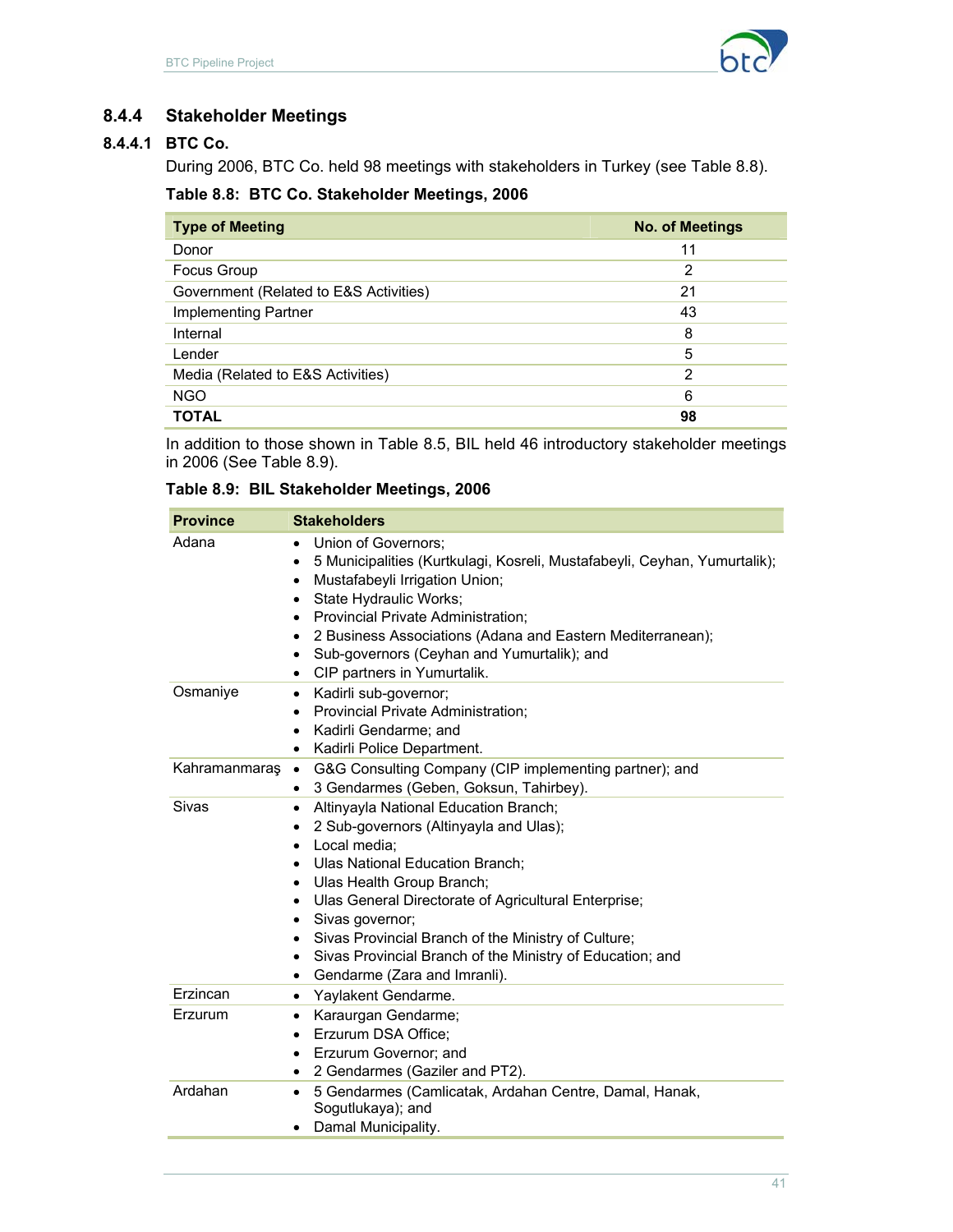### 8.4.4 Stakeholder Meetings

#### 8.4.4.1 BTC Co.

During 2006, BTC Co. held 98 meetings with stakeholders in Turkey (see Table 8.8).

**Table 8.8: BTC Co. Stakeholder Meetings, 2006**

| Type of Meeting | No. of Meetings |
|---|---|
| Donor | 11 |
| Focus Group | 2 |
| Government (Related to E&S Activities) | 21 |
| Implementing Partner | 43 |
| Internal | 8 |
| Lender | 5 |
| Media (Related to E&S Activities) | 2 |
| NGO | 6 |
| **TOTAL** | **98** |

In addition to those shown in Table 8.5, BIL held 46 introductory stakeholder meetings in 2006 (See Table 8.9).

**Table 8.9: BIL Stakeholder Meetings, 2006**

| Province | Stakeholders |
|---|---|
| Adana | • Union of Governors;<br>• 5 Municipalities (Kurtkulagi, Kosreli, Mustafabeyli, Ceyhan, Yumurtalik);<br>• Mustafabeyli Irrigation Union;<br>• State Hydraulic Works;<br>• Provincial Private Administration;<br>• 2 Business Associations (Adana and Eastern Mediterranean);<br>• Sub-governors (Ceyhan and Yumurtalik); and<br>• CIP partners in Yumurtalik. |
| Osmaniye | • Kadirli sub-governor;<br>• Provincial Private Administration;<br>• Kadirli Gendarme; and<br>• Kadirli Police Department. |
| Kahramanmaraş | • G&G Consulting Company (CIP implementing partner); and<br>• 3 Gendarmes (Geben, Goksun, Tahirbey). |
| Sivas | • Altinyayla National Education Branch;<br>• 2 Sub-governors (Altinyayla and Ulas);<br>• Local media;<br>• Ulas National Education Branch;<br>• Ulas Health Group Branch;<br>• Ulas General Directorate of Agricultural Enterprise;<br>• Sivas governor;<br>• Sivas Provincial Branch of the Ministry of Culture;<br>• Sivas Provincial Branch of the Ministry of Education; and<br>• Gendarme (Zara and Imranli). |
| Erzincan | • Yaylakent Gendarme. |
| Erzurum | • Karaurgan Gendarme;<br>• Erzurum DSA Office;<br>• Erzurum Governor; and<br>• 2 Gendarmes (Gaziler and PT2). |
| Ardahan | • 5 Gendarmes (Camlicatak, Ardahan Centre, Damal, Hanak, Sogutlukaya); and<br>• Damal Municipality. |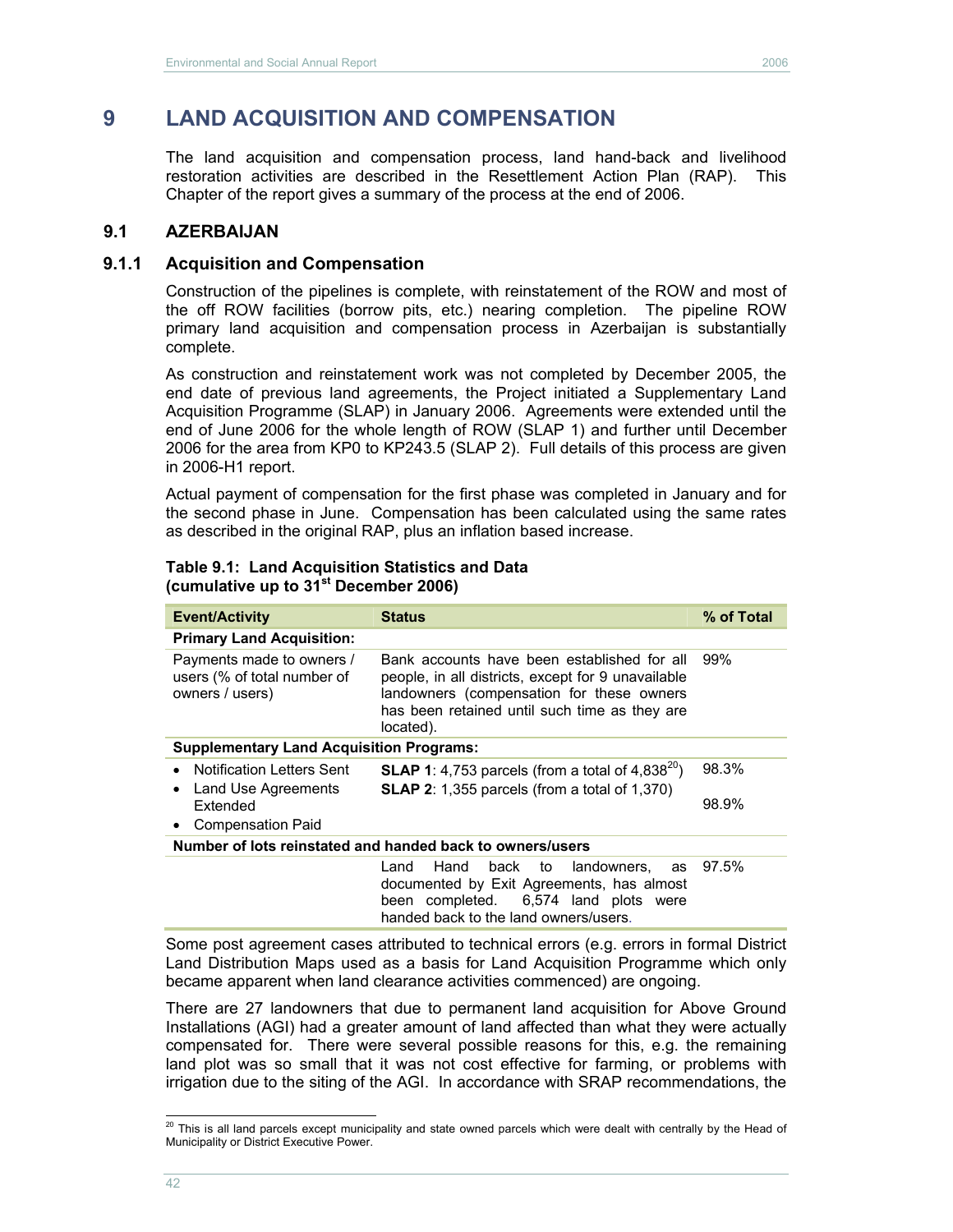# 9 LAND ACQUISITION AND COMPENSATION

The land acquisition and compensation process, land hand-back and livelihood restoration activities are described in the Resettlement Action Plan (RAP). This Chapter of the report gives a summary of the process at the end of 2006.

## 9.1 AZERBAIJAN

### 9.1.1 Acquisition and Compensation

Construction of the pipelines is complete, with reinstatement of the ROW and most of the off ROW facilities (borrow pits, etc.) nearing completion. The pipeline ROW primary land acquisition and compensation process in Azerbaijan is substantially complete.

As construction and reinstatement work was not completed by December 2005, the end date of previous land agreements, the Project initiated a Supplementary Land Acquisition Programme (SLAP) in January 2006. Agreements were extended until the end of June 2006 for the whole length of ROW (SLAP 1) and further until December 2006 for the area from KP0 to KP243.5 (SLAP 2). Full details of this process are given in 2006-H1 report.

Actual payment of compensation for the first phase was completed in January and for the second phase in June. Compensation has been calculated using the same rates as described in the original RAP, plus an inflation based increase.

**Table 9.1: Land Acquisition Statistics and Data (cumulative up to 31st December 2006)**

| Event/Activity | Status | % of Total |
|---|---|---|
| **Primary Land Acquisition:** | | |
| Payments made to owners / users (% of total number of owners / users) | Bank accounts have been established for all people, in all districts, except for 9 unavailable landowners (compensation for these owners has been retained until such time as they are located). | 99% |
| **Supplementary Land Acquisition Programs:** | | |
| • Notification Letters Sent<br>• Land Use Agreements Extended<br>• Compensation Paid | **SLAP 1**: 4,753 parcels (from a total of 4,838[20])<br>**SLAP 2**: 1,355 parcels (from a total of 1,370) | 98.3%<br><br>98.9% |
| **Number of lots reinstated and handed back to owners/users** | | |
| | Land Hand back to landowners, as documented by Exit Agreements, has almost been completed. 6,574 land plots were handed back to the land owners/users. | 97.5% |

Some post agreement cases attributed to technical errors (e.g. errors in formal District Land Distribution Maps used as a basis for Land Acquisition Programme which only became apparent when land clearance activities commenced) are ongoing.

There are 27 landowners that due to permanent land acquisition for Above Ground Installations (AGI) had a greater amount of land affected than what they were actually compensated for. There were several possible reasons for this, e.g. the remaining land plot was so small that it was not cost effective for farming, or problems with irrigation due to the siting of the AGI. In accordance with SRAP recommendations, the

[20] This is all land parcels except municipality and state owned parcels which were dealt with centrally by the Head of Municipality or District Executive Power.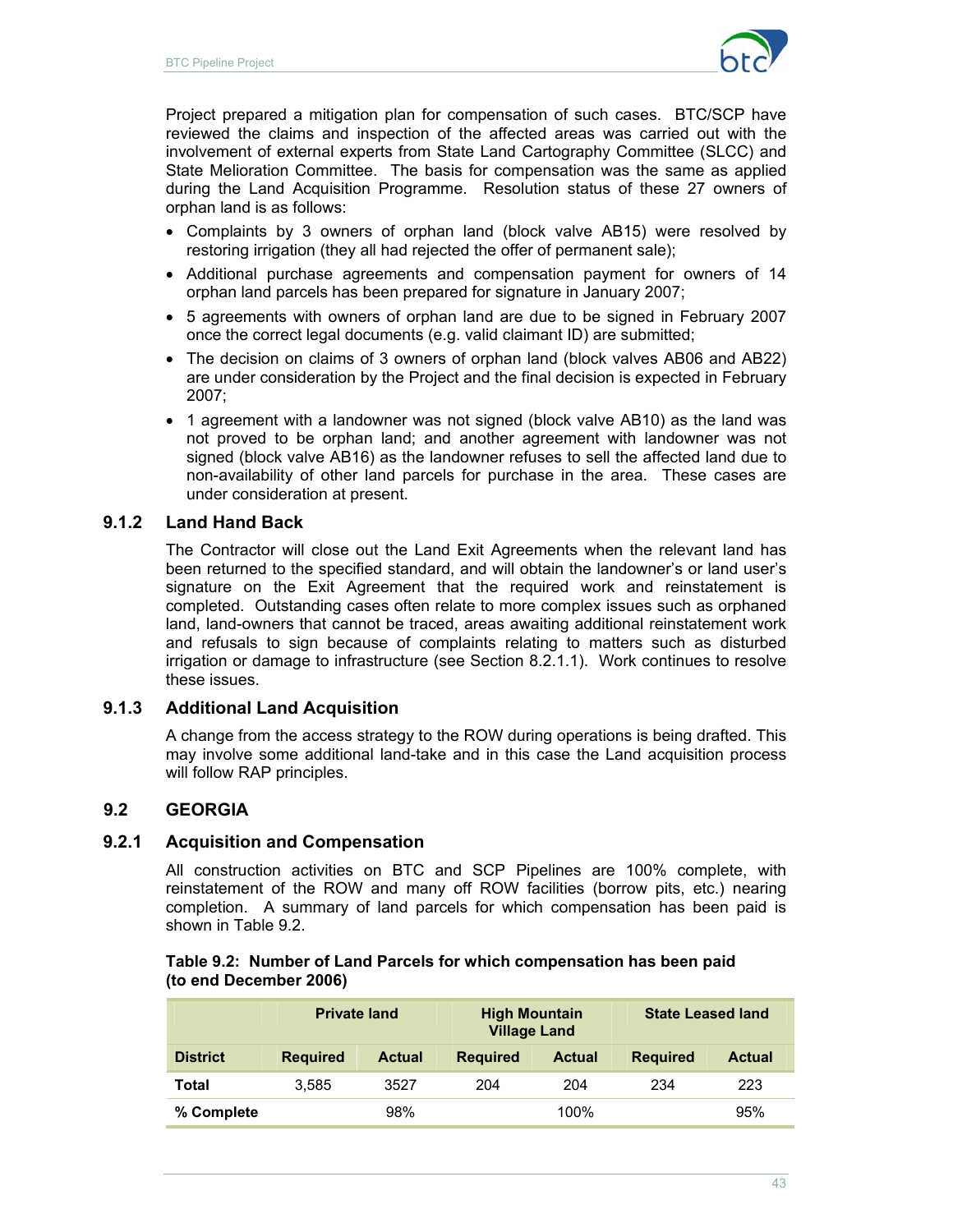Project prepared a mitigation plan for compensation of such cases. BTC/SCP have reviewed the claims and inspection of the affected areas was carried out with the involvement of external experts from State Land Cartography Committee (SLCC) and State Melioration Committee. The basis for compensation was the same as applied during the Land Acquisition Programme. Resolution status of these 27 owners of orphan land is as follows:

- Complaints by 3 owners of orphan land (block valve AB15) were resolved by restoring irrigation (they all had rejected the offer of permanent sale);
- Additional purchase agreements and compensation payment for owners of 14 orphan land parcels has been prepared for signature in January 2007;
- 5 agreements with owners of orphan land are due to be signed in February 2007 once the correct legal documents (e.g. valid claimant ID) are submitted;
- The decision on claims of 3 owners of orphan land (block valves AB06 and AB22) are under consideration by the Project and the final decision is expected in February 2007;
- 1 agreement with a landowner was not signed (block valve AB10) as the land was not proved to be orphan land; and another agreement with landowner was not signed (block valve AB16) as the landowner refuses to sell the affected land due to non-availability of other land parcels for purchase in the area. These cases are under consideration at present.

### 9.1.2 Land Hand Back

The Contractor will close out the Land Exit Agreements when the relevant land has been returned to the specified standard, and will obtain the landowner's or land user's signature on the Exit Agreement that the required work and reinstatement is completed. Outstanding cases often relate to more complex issues such as orphaned land, land-owners that cannot be traced, areas awaiting additional reinstatement work and refusals to sign because of complaints relating to matters such as disturbed irrigation or damage to infrastructure (see Section 8.2.1.1). Work continues to resolve these issues.

### 9.1.3 Additional Land Acquisition

A change from the access strategy to the ROW during operations is being drafted. This may involve some additional land-take and in this case the Land acquisition process will follow RAP principles.

## 9.2 GEORGIA

### 9.2.1 Acquisition and Compensation

All construction activities on BTC and SCP Pipelines are 100% complete, with reinstatement of the ROW and many off ROW facilities (borrow pits, etc.) nearing completion. A summary of land parcels for which compensation has been paid is shown in Table 9.2.

**Table 9.2: Number of Land Parcels for which compensation has been paid (to end December 2006)**

| | Private land | | High Mountain Village Land | | State Leased land | |
|---|---|---|---|---|---|---|
| **District** | **Required** | **Actual** | **Required** | **Actual** | **Required** | **Actual** |
| **Total** | 3,585 | 3527 | 204 | 204 | 234 | 223 |
| **% Complete** | | 98% | | 100% | | 95% |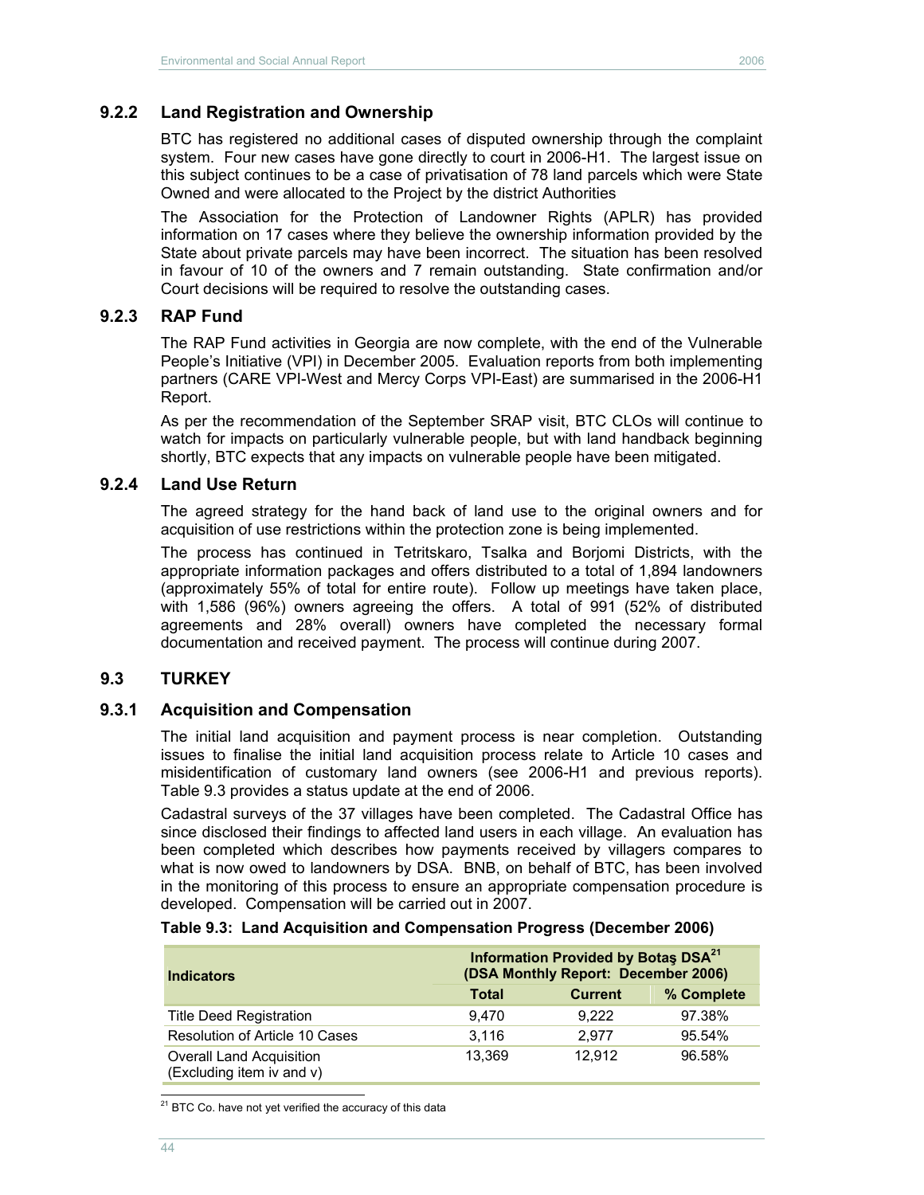### 9.2.2 Land Registration and Ownership

BTC has registered no additional cases of disputed ownership through the complaint system. Four new cases have gone directly to court in 2006-H1. The largest issue on this subject continues to be a case of privatisation of 78 land parcels which were State Owned and were allocated to the Project by the district Authorities

The Association for the Protection of Landowner Rights (APLR) has provided information on 17 cases where they believe the ownership information provided by the State about private parcels may have been incorrect. The situation has been resolved in favour of 10 of the owners and 7 remain outstanding. State confirmation and/or Court decisions will be required to resolve the outstanding cases.

### 9.2.3 RAP Fund

The RAP Fund activities in Georgia are now complete, with the end of the Vulnerable People's Initiative (VPI) in December 2005. Evaluation reports from both implementing partners (CARE VPI-West and Mercy Corps VPI-East) are summarised in the 2006-H1 Report.

As per the recommendation of the September SRAP visit, BTC CLOs will continue to watch for impacts on particularly vulnerable people, but with land handback beginning shortly, BTC expects that any impacts on vulnerable people have been mitigated.

### 9.2.4 Land Use Return

The agreed strategy for the hand back of land use to the original owners and for acquisition of use restrictions within the protection zone is being implemented.

The process has continued in Tetritskaro, Tsalka and Borjomi Districts, with the appropriate information packages and offers distributed to a total of 1,894 landowners (approximately 55% of total for entire route). Follow up meetings have taken place, with 1,586 (96%) owners agreeing the offers. A total of 991 (52% of distributed agreements and 28% overall) owners have completed the necessary formal documentation and received payment. The process will continue during 2007.

## 9.3 TURKEY

### 9.3.1 Acquisition and Compensation

The initial land acquisition and payment process is near completion. Outstanding issues to finalise the initial land acquisition process relate to Article 10 cases and misidentification of customary land owners (see 2006-H1 and previous reports). Table 9.3 provides a status update at the end of 2006.

Cadastral surveys of the 37 villages have been completed. The Cadastral Office has since disclosed their findings to affected land users in each village. An evaluation has been completed which describes how payments received by villagers compares to what is now owed to landowners by DSA. BNB, on behalf of BTC, has been involved in the monitoring of this process to ensure an appropriate compensation procedure is developed. Compensation will be carried out in 2007.

**Table 9.3: Land Acquisition and Compensation Progress (December 2006)**

| Indicators | Information Provided by Botaş DSA[21] (DSA Monthly Report: December 2006) | | |
|---|---|---|---|
| | Total | Current | % Complete |
| Title Deed Registration | 9,470 | 9,222 | 97.38% |
| Resolution of Article 10 Cases | 3,116 | 2,977 | 95.54% |
| Overall Land Acquisition (Excluding item iv and v) | 13,369 | 12,912 | 96.58% |

[21] BTC Co. have not yet verified the accuracy of this data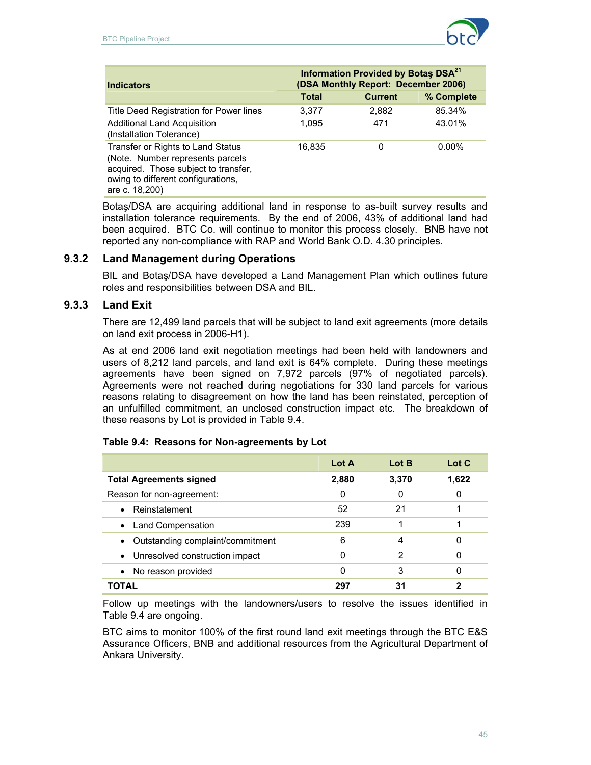| Indicators | Information Provided by Botaş DSA[21] (DSA Monthly Report: December 2006) | | |
|---|---|---|---|
| | Total | Current | % Complete |
| Title Deed Registration for Power lines | 3,377 | 2,882 | 85.34% |
| Additional Land Acquisition (Installation Tolerance) | 1,095 | 471 | 43.01% |
| Transfer or Rights to Land Status (Note. Number represents parcels acquired. Those subject to transfer, owing to different configurations, are c. 18,200) | 16,835 | 0 | 0.00% |

Botaş/DSA are acquiring additional land in response to as-built survey results and installation tolerance requirements. By the end of 2006, 43% of additional land had been acquired. BTC Co. will continue to monitor this process closely. BNB have not reported any non-compliance with RAP and World Bank O.D. 4.30 principles.

### 9.3.2 Land Management during Operations

BIL and Botaş/DSA have developed a Land Management Plan which outlines future roles and responsibilities between DSA and BIL.

### 9.3.3 Land Exit

There are 12,499 land parcels that will be subject to land exit agreements (more details on land exit process in 2006-H1).

As at end 2006 land exit negotiation meetings had been held with landowners and users of 8,212 land parcels, and land exit is 64% complete. During these meetings agreements have been signed on 7,972 parcels (97% of negotiated parcels). Agreements were not reached during negotiations for 330 land parcels for various reasons relating to disagreement on how the land has been reinstated, perception of an unfulfilled commitment, an unclosed construction impact etc. The breakdown of these reasons by Lot is provided in Table 9.4.

**Table 9.4: Reasons for Non-agreements by Lot**

| | Lot A | Lot B | Lot C |
|---|---|---|---|
| **Total Agreements signed** | **2,880** | **3,370** | **1,622** |
| Reason for non-agreement: | 0 | 0 | 0 |
| • Reinstatement | 52 | 21 | 1 |
| • Land Compensation | 239 | 1 | 1 |
| • Outstanding complaint/commitment | 6 | 4 | 0 |
| • Unresolved construction impact | 0 | 2 | 0 |
| • No reason provided | 0 | 3 | 0 |
| **TOTAL** | **297** | **31** | **2** |

Follow up meetings with the landowners/users to resolve the issues identified in Table 9.4 are ongoing.

BTC aims to monitor 100% of the first round land exit meetings through the BTC E&S Assurance Officers, BNB and additional resources from the Agricultural Department of Ankara University.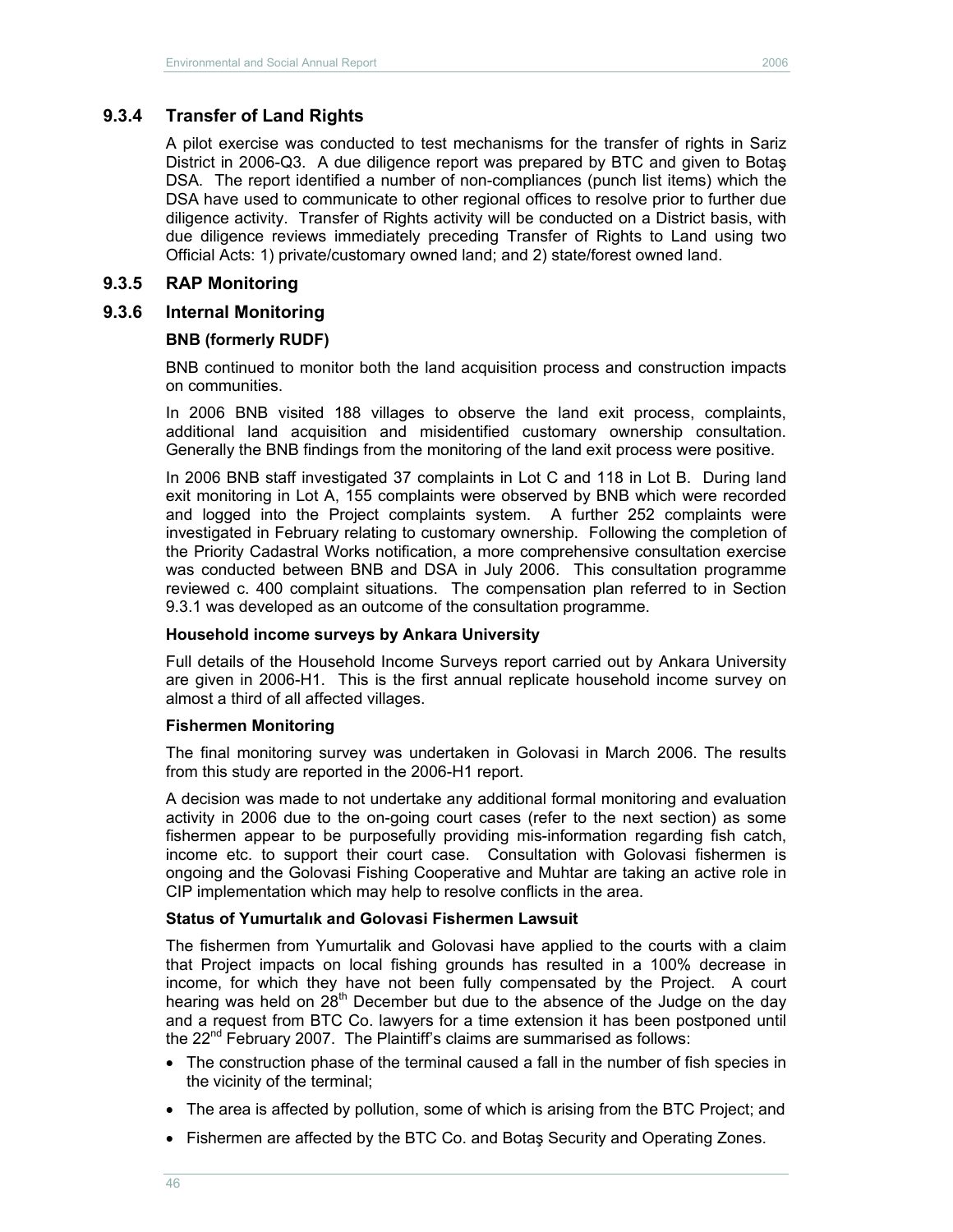### 9.3.4 Transfer of Land Rights

A pilot exercise was conducted to test mechanisms for the transfer of rights in Sariz District in 2006-Q3. A due diligence report was prepared by BTC and given to Botaş DSA. The report identified a number of non-compliances (punch list items) which the DSA have used to communicate to other regional offices to resolve prior to further due diligence activity. Transfer of Rights activity will be conducted on a District basis, with due diligence reviews immediately preceding Transfer of Rights to Land using two Official Acts: 1) private/customary owned land; and 2) state/forest owned land.

### 9.3.5 RAP Monitoring

### 9.3.6 Internal Monitoring

**BNB (formerly RUDF)**

BNB continued to monitor both the land acquisition process and construction impacts on communities.

In 2006 BNB visited 188 villages to observe the land exit process, complaints, additional land acquisition and misidentified customary ownership consultation. Generally the BNB findings from the monitoring of the land exit process were positive.

In 2006 BNB staff investigated 37 complaints in Lot C and 118 in Lot B. During land exit monitoring in Lot A, 155 complaints were observed by BNB which were recorded and logged into the Project complaints system. A further 252 complaints were investigated in February relating to customary ownership. Following the completion of the Priority Cadastral Works notification, a more comprehensive consultation exercise was conducted between BNB and DSA in July 2006. This consultation programme reviewed c. 400 complaint situations. The compensation plan referred to in Section 9.3.1 was developed as an outcome of the consultation programme.

**Household income surveys by Ankara University**

Full details of the Household Income Surveys report carried out by Ankara University are given in 2006-H1. This is the first annual replicate household income survey on almost a third of all affected villages.

**Fishermen Monitoring**

The final monitoring survey was undertaken in Golovasi in March 2006. The results from this study are reported in the 2006-H1 report.

A decision was made to not undertake any additional formal monitoring and evaluation activity in 2006 due to the on-going court cases (refer to the next section) as some fishermen appear to be purposefully providing mis-information regarding fish catch, income etc. to support their court case. Consultation with Golovasi fishermen is ongoing and the Golovasi Fishing Cooperative and Muhtar are taking an active role in CIP implementation which may help to resolve conflicts in the area.

**Status of Yumurtalık and Golovasi Fishermen Lawsuit**

The fishermen from Yumurtalik and Golovasi have applied to the courts with a claim that Project impacts on local fishing grounds has resulted in a 100% decrease in income, for which they have not been fully compensated by the Project. A court hearing was held on 28th December but due to the absence of the Judge on the day and a request from BTC Co. lawyers for a time extension it has been postponed until the 22nd February 2007. The Plaintiff's claims are summarised as follows:

- The construction phase of the terminal caused a fall in the number of fish species in the vicinity of the terminal;
- The area is affected by pollution, some of which is arising from the BTC Project; and
- Fishermen are affected by the BTC Co. and Botaş Security and Operating Zones.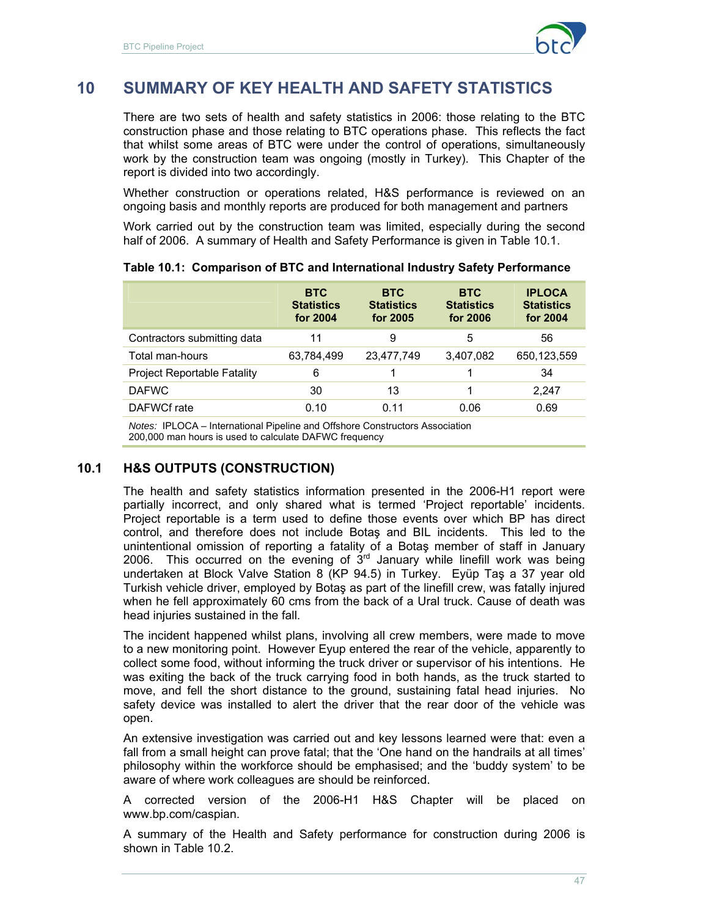# 10 SUMMARY OF KEY HEALTH AND SAFETY STATISTICS

There are two sets of health and safety statistics in 2006: those relating to the BTC construction phase and those relating to BTC operations phase. This reflects the fact that whilst some areas of BTC were under the control of operations, simultaneously work by the construction team was ongoing (mostly in Turkey). This Chapter of the report is divided into two accordingly.

Whether construction or operations related, H&S performance is reviewed on an ongoing basis and monthly reports are produced for both management and partners

Work carried out by the construction team was limited, especially during the second half of 2006. A summary of Health and Safety Performance is given in Table 10.1.

**Table 10.1: Comparison of BTC and International Industry Safety Performance**

| | BTC Statistics for 2004 | BTC Statistics for 2005 | BTC Statistics for 2006 | IPLOCA Statistics for 2004 |
|---|---|---|---|---|
| Contractors submitting data | 11 | 9 | 5 | 56 |
| Total man-hours | 63,784,499 | 23,477,749 | 3,407,082 | 650,123,559 |
| Project Reportable Fatality | 6 | 1 | 1 | 34 |
| DAFWC | 30 | 13 | 1 | 2,247 |
| DAFWCf rate | 0.10 | 0.11 | 0.06 | 0.69 |

*Notes:* IPLOCA – International Pipeline and Offshore Constructors Association
200,000 man hours is used to calculate DAFWC frequency

## 10.1 H&S OUTPUTS (CONSTRUCTION)

The health and safety statistics information presented in the 2006-H1 report were partially incorrect, and only shared what is termed 'Project reportable' incidents. Project reportable is a term used to define those events over which BP has direct control, and therefore does not include Botaş and BIL incidents. This led to the unintentional omission of reporting a fatality of a Botaş member of staff in January 2006. This occurred on the evening of 3rd January while linefill work was being undertaken at Block Valve Station 8 (KP 94.5) in Turkey. Eyüp Taş a 37 year old Turkish vehicle driver, employed by Botaş as part of the linefill crew, was fatally injured when he fell approximately 60 cms from the back of a Ural truck. Cause of death was head injuries sustained in the fall.

The incident happened whilst plans, involving all crew members, were made to move to a new monitoring point. However Eyup entered the rear of the vehicle, apparently to collect some food, without informing the truck driver or supervisor of his intentions. He was exiting the back of the truck carrying food in both hands, as the truck started to move, and fell the short distance to the ground, sustaining fatal head injuries. No safety device was installed to alert the driver that the rear door of the vehicle was open.

An extensive investigation was carried out and key lessons learned were that: even a fall from a small height can prove fatal; that the 'One hand on the handrails at all times' philosophy within the workforce should be emphasised; and the 'buddy system' to be aware of where work colleagues are should be reinforced.

A corrected version of the 2006-H1 H&S Chapter will be placed on www.bp.com/caspian.

A summary of the Health and Safety performance for construction during 2006 is shown in Table 10.2.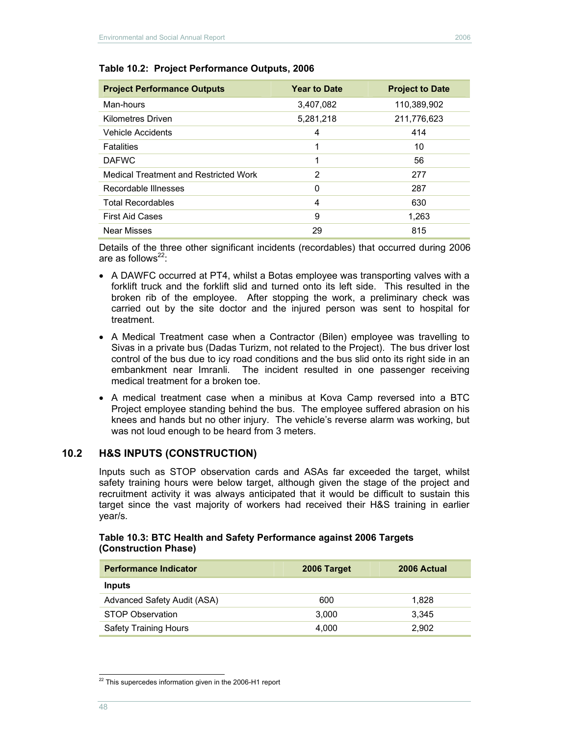**Table 10.2: Project Performance Outputs, 2006**

| Project Performance Outputs | Year to Date | Project to Date |
|---|---|---|
| Man-hours | 3,407,082 | 110,389,902 |
| Kilometres Driven | 5,281,218 | 211,776,623 |
| Vehicle Accidents | 4 | 414 |
| Fatalities | 1 | 10 |
| DAFWC | 1 | 56 |
| Medical Treatment and Restricted Work | 2 | 277 |
| Recordable Illnesses | 0 | 287 |
| Total Recordables | 4 | 630 |
| First Aid Cases | 9 | 1,263 |
| Near Misses | 29 | 815 |

Details of the three other significant incidents (recordables) that occurred during 2006 are as follows[22]:

- A DAWFC occurred at PT4, whilst a Botas employee was transporting valves with a forklift truck and the forklift slid and turned onto its left side. This resulted in the broken rib of the employee. After stopping the work, a preliminary check was carried out by the site doctor and the injured person was sent to hospital for treatment.
- A Medical Treatment case when a Contractor (Bilen) employee was travelling to Sivas in a private bus (Dadas Turizm, not related to the Project). The bus driver lost control of the bus due to icy road conditions and the bus slid onto its right side in an embankment near Imranli. The incident resulted in one passenger receiving medical treatment for a broken toe.
- A medical treatment case when a minibus at Kova Camp reversed into a BTC Project employee standing behind the bus. The employee suffered abrasion on his knees and hands but no other injury. The vehicle's reverse alarm was working, but was not loud enough to be heard from 3 meters.

## 10.2 H&S INPUTS (CONSTRUCTION)

Inputs such as STOP observation cards and ASAs far exceeded the target, whilst safety training hours were below target, although given the stage of the project and recruitment activity it was always anticipated that it would be difficult to sustain this target since the vast majority of workers had received their H&S training in earlier year/s.

**Table 10.3: BTC Health and Safety Performance against 2006 Targets (Construction Phase)**

| Performance Indicator | 2006 Target | 2006 Actual |
|---|---|---|
| **Inputs** | | |
| Advanced Safety Audit (ASA) | 600 | 1,828 |
| STOP Observation | 3,000 | 3,345 |
| Safety Training Hours | 4,000 | 2,902 |

[22] This supercedes information given in the 2006-H1 report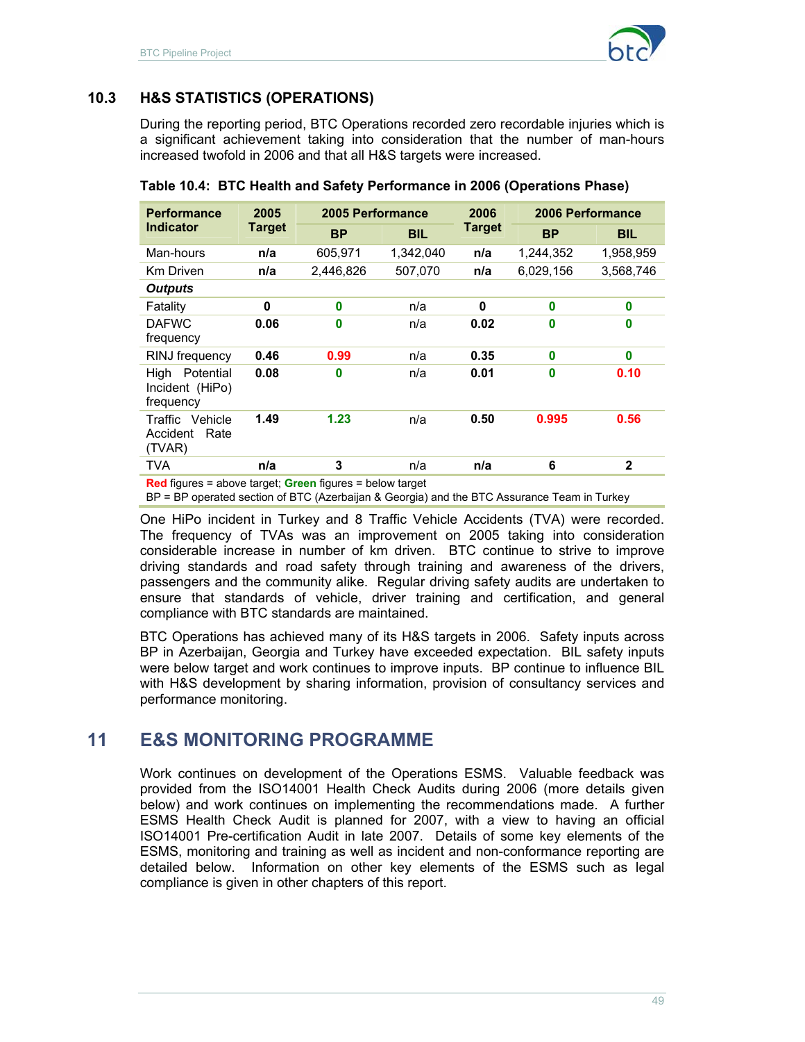## 10.3 H&S STATISTICS (OPERATIONS)

During the reporting period, BTC Operations recorded zero recordable injuries which is a significant achievement taking into consideration that the number of man-hours increased twofold in 2006 and that all H&S targets were increased.

**Table 10.4: BTC Health and Safety Performance in 2006 (Operations Phase)**

| Performance Indicator | 2005 Target | 2005 Performance | | 2006 Target | 2006 Performance | |
|---|---|---|---|---|---|---|
| | | BP | BIL | | BP | BIL |
| Man-hours | n/a | 605,971 | 1,342,040 | n/a | 1,244,352 | 1,958,959 |
| Km Driven | n/a | 2,446,826 | 507,070 | n/a | 6,029,156 | 3,568,746 |
| ***Outputs*** | | | | | | |
| Fatality | 0 | 0 | n/a | 0 | 0 | 0 |
| DAFWC frequency | 0.06 | 0 | n/a | 0.02 | 0 | 0 |
| RINJ frequency | 0.46 | 0.99 | n/a | 0.35 | 0 | 0 |
| High Potential Incident (HiPo) frequency | 0.08 | 0 | n/a | 0.01 | 0 | 0.10 |
| Traffic Vehicle Accident Rate (TVAR) | 1.49 | 1.23 | n/a | 0.50 | 0.995 | 0.56 |
| TVA | n/a | 3 | n/a | n/a | 6 | 2 |

**Red** figures = above target; **Green** figures = below target
BP = BP operated section of BTC (Azerbaijan & Georgia) and the BTC Assurance Team in Turkey

One HiPo incident in Turkey and 8 Traffic Vehicle Accidents (TVA) were recorded. The frequency of TVAs was an improvement on 2005 taking into consideration considerable increase in number of km driven. BTC continue to strive to improve driving standards and road safety through training and awareness of the drivers, passengers and the community alike. Regular driving safety audits are undertaken to ensure that standards of vehicle, driver training and certification, and general compliance with BTC standards are maintained.

BTC Operations has achieved many of its H&S targets in 2006. Safety inputs across BP in Azerbaijan, Georgia and Turkey have exceeded expectation. BIL safety inputs were below target and work continues to improve inputs. BP continue to influence BIL with H&S development by sharing information, provision of consultancy services and performance monitoring.

# 11 E&S MONITORING PROGRAMME

Work continues on development of the Operations ESMS. Valuable feedback was provided from the ISO14001 Health Check Audits during 2006 (more details given below) and work continues on implementing the recommendations made. A further ESMS Health Check Audit is planned for 2007, with a view to having an official ISO14001 Pre-certification Audit in late 2007. Details of some key elements of the ESMS, monitoring and training as well as incident and non-conformance reporting are detailed below. Information on other key elements of the ESMS such as legal compliance is given in other chapters of this report.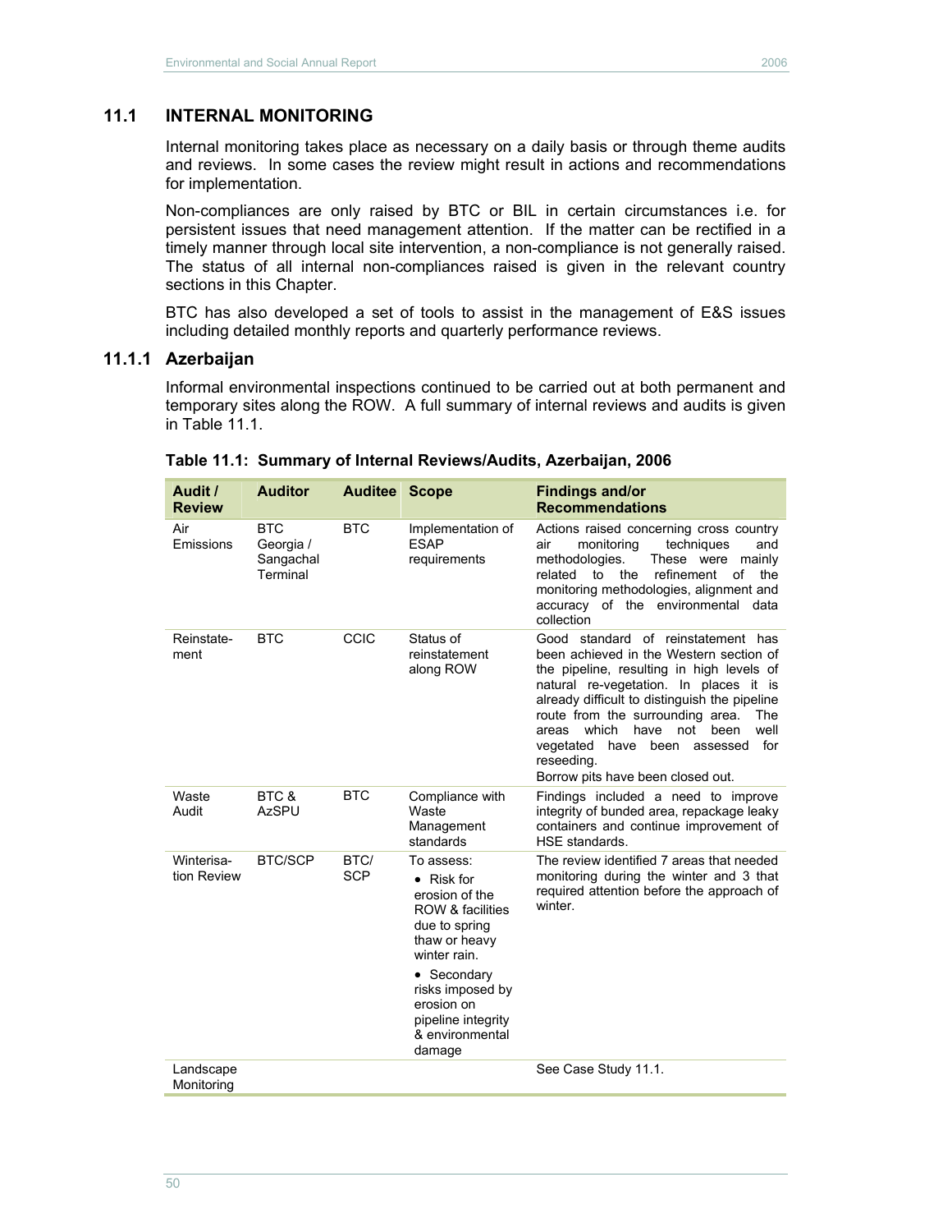## 11.1 INTERNAL MONITORING

Internal monitoring takes place as necessary on a daily basis or through theme audits and reviews. In some cases the review might result in actions and recommendations for implementation.

Non-compliances are only raised by BTC or BIL in certain circumstances i.e. for persistent issues that need management attention. If the matter can be rectified in a timely manner through local site intervention, a non-compliance is not generally raised. The status of all internal non-compliances raised is given in the relevant country sections in this Chapter.

BTC has also developed a set of tools to assist in the management of E&S issues including detailed monthly reports and quarterly performance reviews.

### 11.1.1 Azerbaijan

Informal environmental inspections continued to be carried out at both permanent and temporary sites along the ROW. A full summary of internal reviews and audits is given in Table 11.1.

**Table 11.1: Summary of Internal Reviews/Audits, Azerbaijan, 2006**

| Audit / Review | Auditor | Auditee | Scope | Findings and/or Recommendations |
|---|---|---|---|---|
| Air Emissions | BTC Georgia / Sangachal Terminal | BTC | Implementation of ESAP requirements | Actions raised concerning cross country air monitoring techniques and methodologies. These were mainly related to the refinement of the monitoring methodologies, alignment and accuracy of the environmental data collection |
| Reinstatement | BTC | CCIC | Status of reinstatement along ROW | Good standard of reinstatement has been achieved in the Western section of the pipeline, resulting in high levels of natural re-vegetation. In places it is already difficult to distinguish the pipeline route from the surrounding area. The areas which have not been well vegetated have been assessed for reseeding.<br>Borrow pits have been closed out. |
| Waste Audit | BTC & AzSPU | BTC | Compliance with Waste Management standards | Findings included a need to improve integrity of bunded area, repackage leaky containers and continue improvement of HSE standards. |
| Winterisation Review | BTC/SCP | BTC/ SCP | To assess:<br>• Risk for erosion of the ROW & facilities due to spring thaw or heavy winter rain.<br>• Secondary risks imposed by erosion on pipeline integrity & environmental damage | The review identified 7 areas that needed monitoring during the winter and 3 that required attention before the approach of winter. |
| Landscape Monitoring | | | | See Case Study 11.1. |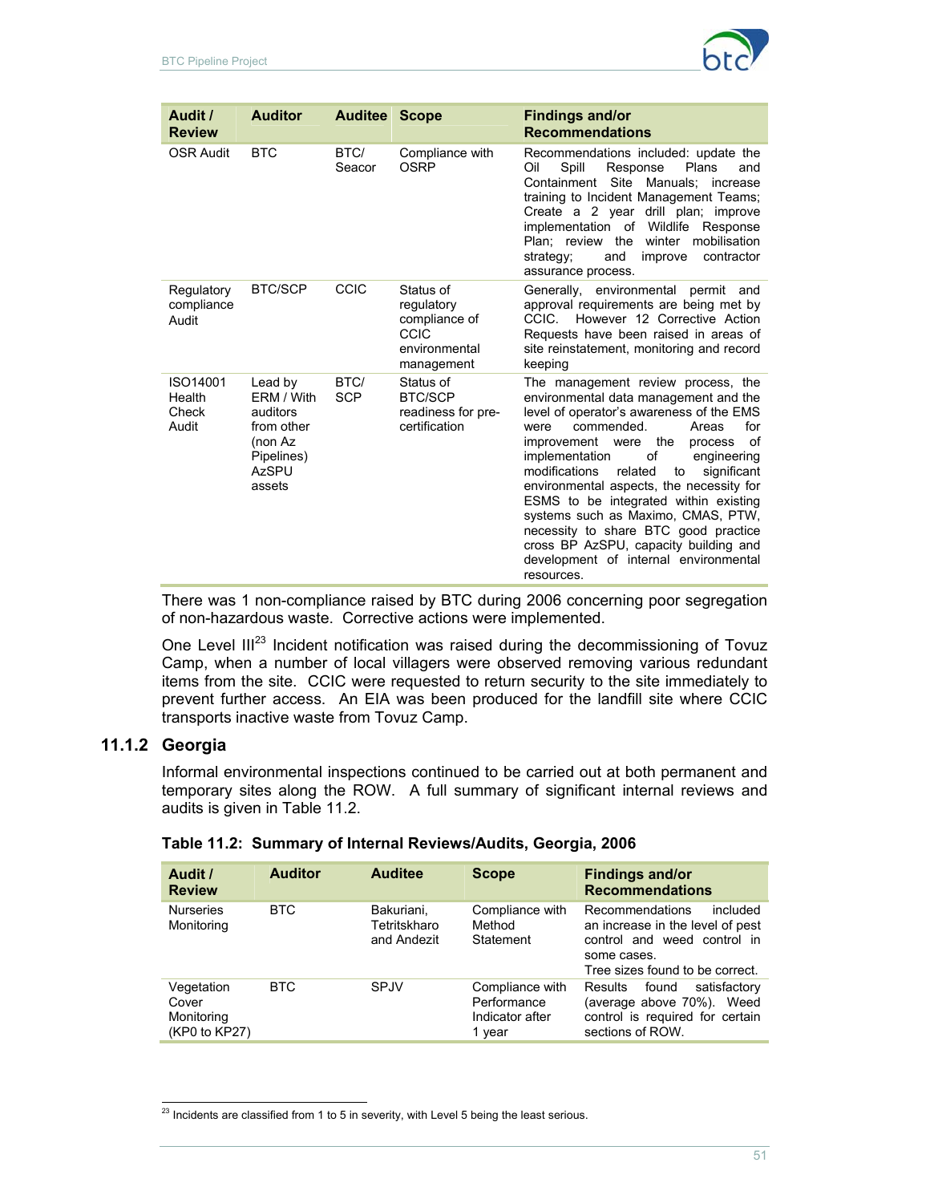| Audit / Review | Auditor | Auditee | Scope | Findings and/or Recommendations |
|---|---|---|---|---|
| OSR Audit | BTC | BTC/ Seacor | Compliance with OSRP | Recommendations included: update the Oil Spill Response Plans and Containment Site Manuals; increase training to Incident Management Teams; Create a 2 year drill plan; improve implementation of Wildlife Response Plan; review the winter mobilisation strategy; and improve contractor assurance process. |
| Regulatory compliance Audit | BTC/SCP | CCIC | Status of regulatory compliance of CCIC environmental management | Generally, environmental permit and approval requirements are being met by CCIC. However 12 Corrective Action Requests have been raised in areas of site reinstatement, monitoring and record keeping |
| ISO14001 Health Check Audit | Lead by ERM / With auditors from other (non Az Pipelines) AzSPU assets | BTC/ SCP | Status of BTC/SCP readiness for pre-certification | The management review process, the environmental data management and the level of operator's awareness of the EMS were commended. Areas for improvement were the process of implementation of engineering modifications related to significant environmental aspects, the necessity for ESMS to be integrated within existing systems such as Maximo, CMAS, PTW, necessity to share BTC good practice cross BP AzSPU, capacity building and development of internal environmental resources. |

There was 1 non-compliance raised by BTC during 2006 concerning poor segregation of non-hazardous waste. Corrective actions were implemented.

One Level III[23] Incident notification was raised during the decommissioning of Tovuz Camp, when a number of local villagers were observed removing various redundant items from the site. CCIC were requested to return security to the site immediately to prevent further access. An EIA was been produced for the landfill site where CCIC transports inactive waste from Tovuz Camp.

### 11.1.2 Georgia

Informal environmental inspections continued to be carried out at both permanent and temporary sites along the ROW. A full summary of significant internal reviews and audits is given in Table 11.2.

**Table 11.2: Summary of Internal Reviews/Audits, Georgia, 2006**

| Audit / Review | Auditor | Auditee | Scope | Findings and/or Recommendations |
|---|---|---|---|---|
| Nurseries Monitoring | BTC | Bakuriani, Tetritskharo and Andezit | Compliance with Method Statement | Recommendations included an increase in the level of pest control and weed control in some cases. Tree sizes found to be correct. |
| Vegetation Cover Monitoring (KP0 to KP27) | BTC | SPJV | Compliance with Performance Indicator after 1 year | Results found satisfactory (average above 70%). Weed control is required for certain sections of ROW. |

[23] Incidents are classified from 1 to 5 in severity, with Level 5 being the least serious.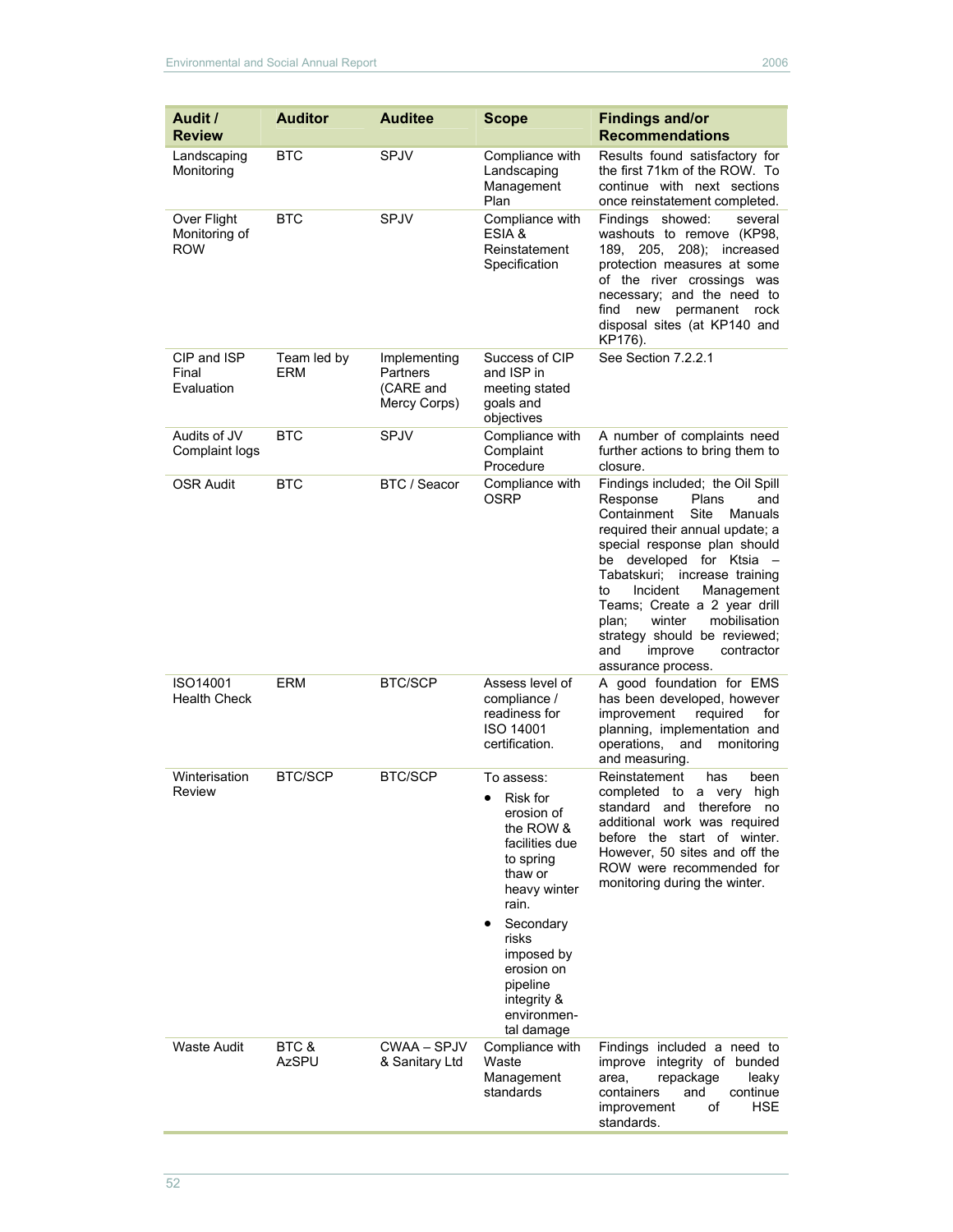| Audit / Review | Auditor | Auditee | Scope | Findings and/or Recommendations |
|---|---|---|---|---|
| Landscaping Monitoring | BTC | SPJV | Compliance with Landscaping Management Plan | Results found satisfactory for the first 71km of the ROW. To continue with next sections once reinstatement completed. |
| Over Flight Monitoring of ROW | BTC | SPJV | Compliance with ESIA & Reinstatement Specification | Findings showed: several washouts to remove (KP98, 189, 205, 208); increased protection measures at some of the river crossings was necessary; and the need to find new permanent rock disposal sites (at KP140 and KP176). |
| CIP and ISP Final Evaluation | Team led by ERM | Implementing Partners (CARE and Mercy Corps) | Success of CIP and ISP in meeting stated goals and objectives | See Section 7.2.2.1 |
| Audits of JV Complaint logs | BTC | SPJV | Compliance with Complaint Procedure | A number of complaints need further actions to bring them to closure. |
| OSR Audit | BTC | BTC / Seacor | Compliance with OSRP | Findings included; the Oil Spill Response Plans and Containment Site Manuals required their annual update; a special response plan should be developed for Ktsia – Tabatskuri; increase training to Incident Management Teams; Create a 2 year drill plan; winter mobilisation strategy should be reviewed; and improve contractor assurance process. |
| ISO14001 Health Check | ERM | BTC/SCP | Assess level of compliance / readiness for ISO 14001 certification. | A good foundation for EMS has been developed, however improvement required for planning, implementation and operations, and monitoring and measuring. |
| Winterisation Review | BTC/SCP | BTC/SCP | To assess: <br>• Risk for erosion of the ROW & facilities due to spring thaw or heavy winter rain. <br>• Secondary risks imposed by erosion on pipeline integrity & environmental damage | Reinstatement has been completed to a very high standard and therefore no additional work was required before the start of winter. However, 50 sites and off the ROW were recommended for monitoring during the winter. |
| Waste Audit | BTC & AzSPU | CWAA – SPJV & Sanitary Ltd | Compliance with Waste Management standards | Findings included a need to improve integrity of bunded area, repackage leaky containers and continue improvement of HSE standards. |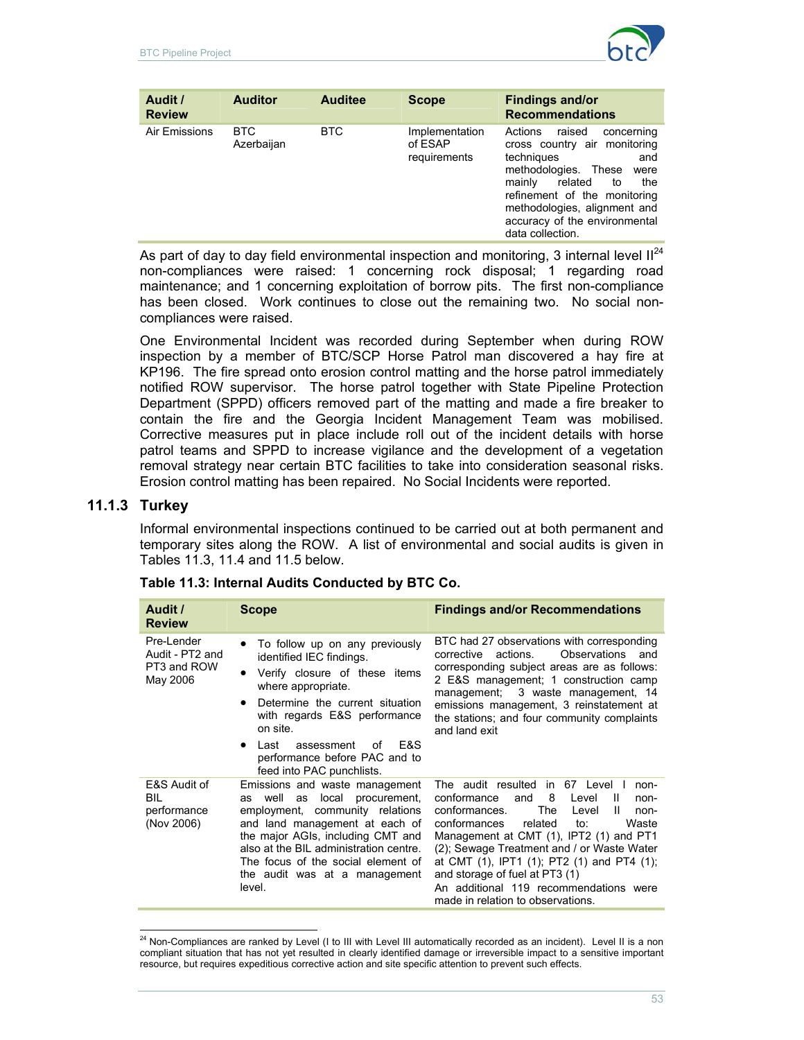| Audit / Review | Auditor | Auditee | Scope | Findings and/or Recommendations |
|---|---|---|---|---|
| Air Emissions | BTC Azerbaijan | BTC | Implementation of ESAP requirements | Actions raised concerning cross country air monitoring techniques and methodologies. These were mainly related to the refinement of the monitoring methodologies, alignment and accuracy of the environmental data collection. |

As part of day to day field environmental inspection and monitoring, 3 internal level II[24] non-compliances were raised: 1 concerning rock disposal; 1 regarding road maintenance; and 1 concerning exploitation of borrow pits. The first non-compliance has been closed. Work continues to close out the remaining two. No social non-compliances were raised.

One Environmental Incident was recorded during September when during ROW inspection by a member of BTC/SCP Horse Patrol man discovered a hay fire at KP196. The fire spread onto erosion control matting and the horse patrol immediately notified ROW supervisor. The horse patrol together with State Pipeline Protection Department (SPPD) officers removed part of the matting and made a fire breaker to contain the fire and the Georgia Incident Management Team was mobilised. Corrective measures put in place include roll out of the incident details with horse patrol teams and SPPD to increase vigilance and the development of a vegetation removal strategy near certain BTC facilities to take into consideration seasonal risks. Erosion control matting has been repaired. No Social Incidents were reported.

### 11.1.3 Turkey

Informal environmental inspections continued to be carried out at both permanent and temporary sites along the ROW. A list of environmental and social audits is given in Tables 11.3, 11.4 and 11.5 below.

**Table 11.3: Internal Audits Conducted by BTC Co.**

| Audit / Review | Scope | Findings and/or Recommendations |
|---|---|---|
| Pre-Lender Audit - PT2 and PT3 and ROW May 2006 | • To follow up on any previously identified IEC findings.<br>• Verify closure of these items where appropriate.<br>• Determine the current situation with regards E&S performance on site.<br>• Last assessment of E&S performance before PAC and to feed into PAC punchlists. | BTC had 27 observations with corresponding corrective actions. Observations and corresponding subject areas are as follows: 2 E&S management; 1 construction camp management; 3 waste management, 14 emissions management, 3 reinstatement at the stations; and four community complaints and land exit |
| E&S Audit of BIL performance (Nov 2006) | Emissions and waste management as well as local procurement, employment, community relations and land management at each of the major AGIs, including CMT and also at the BIL administration centre. The focus of the social element of the audit was at a management level. | The audit resulted in 67 Level I non-conformance and 8 Level II non-conformances. The Level II non-conformances related to: Waste Management at CMT (1), IPT2 (1) and PT1 (2); Sewage Treatment and / or Waste Water at CMT (1), IPT1 (1); PT2 (1) and PT4 (1); and storage of fuel at PT3 (1)<br>An additional 119 recommendations were made in relation to observations. |

[24] Non-Compliances are ranked by Level (I to III with Level III automatically recorded as an incident). Level II is a non compliant situation that has not yet resulted in clearly identified damage or irreversible impact to a sensitive important resource, but requires expeditious corrective action and site specific attention to prevent such effects.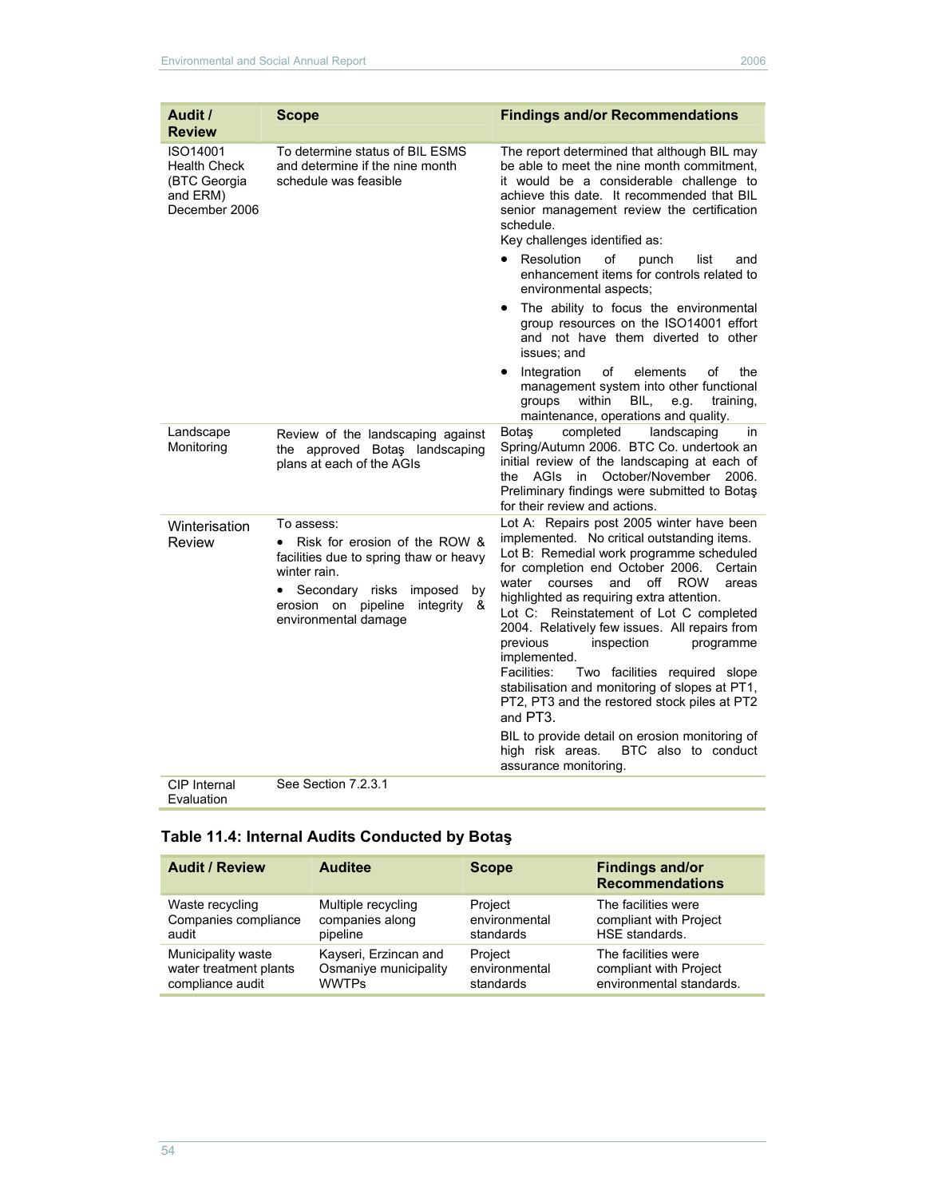| Audit / Review | Scope | Findings and/or Recommendations |
| --- | --- | --- |
| ISO14001 Health Check (BTC Georgia and ERM) December 2006 | To determine status of BIL ESMS and determine if the nine month schedule was feasible | The report determined that although BIL may be able to meet the nine month commitment, it would be a considerable challenge to achieve this date. It recommended that BIL senior management review the certification schedule.<br>Key challenges identified as:<br>• Resolution of punch list and enhancement items for controls related to environmental aspects;<br>• The ability to focus the environmental group resources on the ISO14001 effort and not have them diverted to other issues; and<br>• Integration of elements of the management system into other functional groups within BIL, e.g. training, maintenance, operations and quality. |
| Landscape Monitoring | Review of the landscaping against the approved Botaş landscaping plans at each of the AGIs | Botaş completed landscaping in Spring/Autumn 2006. BTC Co. undertook an initial review of the landscaping at each of the AGIs in October/November 2006. Preliminary findings were submitted to Botaş for their review and actions. |
| Winterisation Review | To assess:<br>• Risk for erosion of the ROW & facilities due to spring thaw or heavy winter rain.<br>• Secondary risks imposed by erosion on pipeline integrity & environmental damage | Lot A: Repairs post 2005 winter have been implemented. No critical outstanding items.<br>Lot B: Remedial work programme scheduled for completion end October 2006. Certain water courses and off ROW areas highlighted as requiring extra attention.<br>Lot C: Reinstatement of Lot C completed 2004. Relatively few issues. All repairs from previous inspection programme implemented.<br>Facilities: Two facilities required slope stabilisation and monitoring of slopes at PT1, PT2, PT3 and the restored stock piles at PT2 and PT3.<br>BIL to provide detail on erosion monitoring of high risk areas. BTC also to conduct assurance monitoring. |
| CIP Internal Evaluation | See Section 7.2.3.1 | |

### Table 11.4: Internal Audits Conducted by Botaş

| Audit / Review | Auditee | Scope | Findings and/or Recommendations |
| --- | --- | --- | --- |
| Waste recycling Companies compliance audit | Multiple recycling companies along pipeline | Project environmental standards | The facilities were compliant with Project HSE standards. |
| Municipality waste water treatment plants compliance audit | Kayseri, Erzincan and Osmaniye municipality WWTPs | Project environmental standards | The facilities were compliant with Project environmental standards. |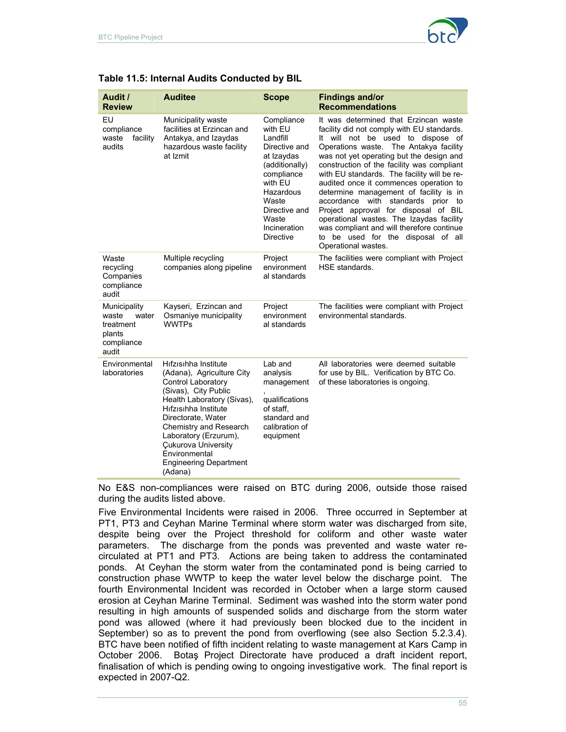**Table 11.5: Internal Audits Conducted by BIL**

| Audit / Review | Auditee | Scope | Findings and/or Recommendations |
|---|---|---|---|
| EU compliance waste facility audits | Municipality waste facilities at Erzincan and Antakya, and Izaydas hazardous waste facility at Izmit | Compliance with EU Landfill Directive and at Izaydas (additionally) compliance with EU Hazardous Waste Directive and Waste Incineration Directive | It was determined that Erzincan waste facility did not comply with EU standards. It will not be used to dispose of Operations waste. The Antakya facility was not yet operating but the design and construction of the facility was compliant with EU standards. The facility will be re-audited once it commences operation to determine management of facility is in accordance with standards prior to Project approval for disposal of BIL operational wastes. The Izaydas facility was compliant and will therefore continue to be used for the disposal of all Operational wastes. |
| Waste recycling Companies compliance audit | Multiple recycling companies along pipeline | Project environmental standards | The facilities were compliant with Project HSE standards. |
| Municipality waste water treatment plants compliance audit | Kayseri, Erzincan and Osmaniye municipality WWTPs | Project environmental standards | The facilities were compliant with Project environmental standards. |
| Environmental laboratories | Hıfzısıhha Institute (Adana), Agriculture City Control Laboratory (Sivas), City Public Health Laboratory (Sivas), Hıfzısıhha Institute Directorate, Water Chemistry and Research Laboratory (Erzurum), Çukurova University Environmental Engineering Department (Adana) | Lab and analysis management, qualifications of staff, standard and calibration of equipment | All laboratories were deemed suitable for use by BIL. Verification by BTC Co. of these laboratories is ongoing. |

No E&S non-compliances were raised on BTC during 2006, outside those raised during the audits listed above.

Five Environmental Incidents were raised in 2006. Three occurred in September at PT1, PT3 and Ceyhan Marine Terminal where storm water was discharged from site, despite being over the Project threshold for coliform and other waste water parameters. The discharge from the ponds was prevented and waste water re-circulated at PT1 and PT3. Actions are being taken to address the contaminated ponds. At Ceyhan the storm water from the contaminated pond is being carried to construction phase WWTP to keep the water level below the discharge point. The fourth Environmental Incident was recorded in October when a large storm caused erosion at Ceyhan Marine Terminal. Sediment was washed into the storm water pond resulting in high amounts of suspended solids and discharge from the storm water pond was allowed (where it had previously been blocked due to the incident in September) so as to prevent the pond from overflowing (see also Section 5.2.3.4). BTC have been notified of fifth incident relating to waste management at Kars Camp in October 2006. Botaş Project Directorate have produced a draft incident report, finalisation of which is pending owing to ongoing investigative work. The final report is expected in 2007-Q2.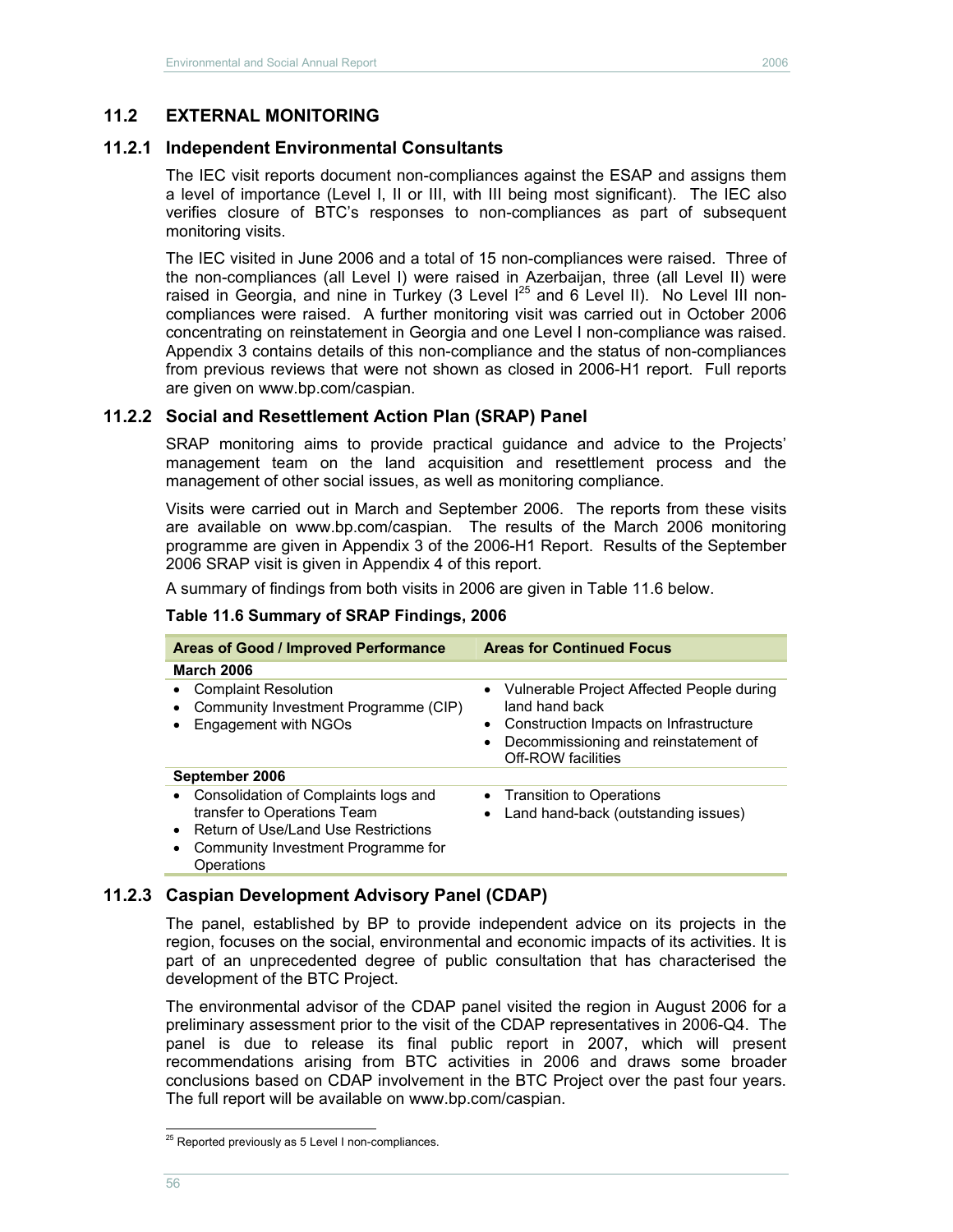## 11.2 EXTERNAL MONITORING

### 11.2.1 Independent Environmental Consultants

The IEC visit reports document non-compliances against the ESAP and assigns them a level of importance (Level I, II or III, with III being most significant). The IEC also verifies closure of BTC's responses to non-compliances as part of subsequent monitoring visits.

The IEC visited in June 2006 and a total of 15 non-compliances were raised. Three of the non-compliances (all Level I) were raised in Azerbaijan, three (all Level II) were raised in Georgia, and nine in Turkey (3 Level I[25] and 6 Level II). No Level III non-compliances were raised. A further monitoring visit was carried out in October 2006 concentrating on reinstatement in Georgia and one Level I non-compliance was raised. Appendix 3 contains details of this non-compliance and the status of non-compliances from previous reviews that were not shown as closed in 2006-H1 report. Full reports are given on www.bp.com/caspian.

### 11.2.2 Social and Resettlement Action Plan (SRAP) Panel

SRAP monitoring aims to provide practical guidance and advice to the Projects' management team on the land acquisition and resettlement process and the management of other social issues, as well as monitoring compliance.

Visits were carried out in March and September 2006. The reports from these visits are available on www.bp.com/caspian. The results of the March 2006 monitoring programme are given in Appendix 3 of the 2006-H1 Report. Results of the September 2006 SRAP visit is given in Appendix 4 of this report.

A summary of findings from both visits in 2006 are given in Table 11.6 below.

**Table 11.6 Summary of SRAP Findings, 2006**

| Areas of Good / Improved Performance | Areas for Continued Focus |
|---|---|
| **March 2006** | |
| • Complaint Resolution<br>• Community Investment Programme (CIP)<br>• Engagement with NGOs | • Vulnerable Project Affected People during land hand back<br>• Construction Impacts on Infrastructure<br>• Decommissioning and reinstatement of Off-ROW facilities |
| **September 2006** | |
| • Consolidation of Complaints logs and transfer to Operations Team<br>• Return of Use/Land Use Restrictions<br>• Community Investment Programme for Operations | • Transition to Operations<br>• Land hand-back (outstanding issues) |

### 11.2.3 Caspian Development Advisory Panel (CDAP)

The panel, established by BP to provide independent advice on its projects in the region, focuses on the social, environmental and economic impacts of its activities. It is part of an unprecedented degree of public consultation that has characterised the development of the BTC Project.

The environmental advisor of the CDAP panel visited the region in August 2006 for a preliminary assessment prior to the visit of the CDAP representatives in 2006-Q4. The panel is due to release its final public report in 2007, which will present recommendations arising from BTC activities in 2006 and draws some broader conclusions based on CDAP involvement in the BTC Project over the past four years. The full report will be available on www.bp.com/caspian.

[25] Reported previously as 5 Level I non-compliances.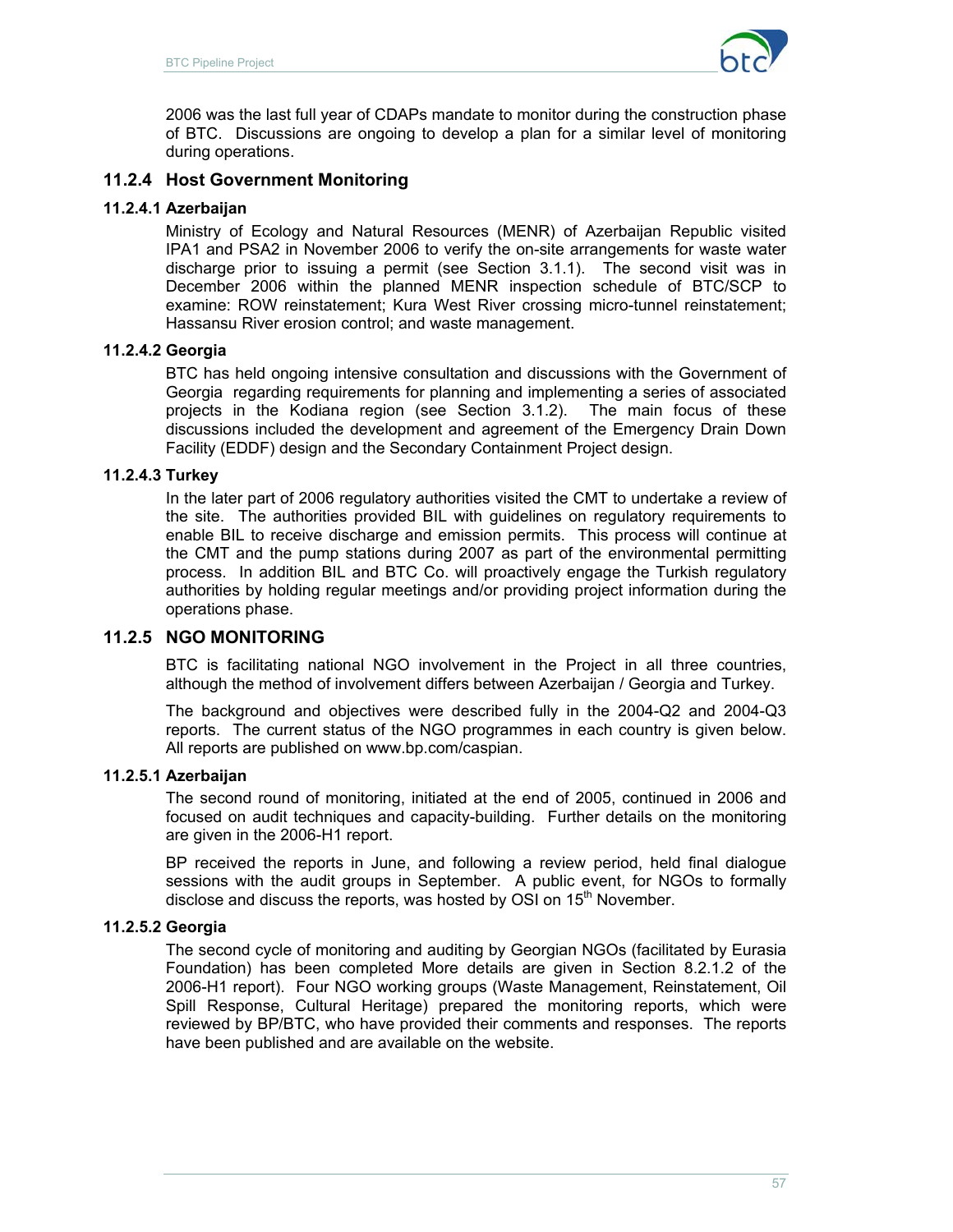2006 was the last full year of CDAPs mandate to monitor during the construction phase of BTC. Discussions are ongoing to develop a plan for a similar level of monitoring during operations.

### 11.2.4 Host Government Monitoring

#### 11.2.4.1 Azerbaijan

Ministry of Ecology and Natural Resources (MENR) of Azerbaijan Republic visited IPA1 and PSA2 in November 2006 to verify the on-site arrangements for waste water discharge prior to issuing a permit (see Section 3.1.1). The second visit was in December 2006 within the planned MENR inspection schedule of BTC/SCP to examine: ROW reinstatement; Kura West River crossing micro-tunnel reinstatement; Hassansu River erosion control; and waste management.

#### 11.2.4.2 Georgia

BTC has held ongoing intensive consultation and discussions with the Government of Georgia regarding requirements for planning and implementing a series of associated projects in the Kodiana region (see Section 3.1.2). The main focus of these discussions included the development and agreement of the Emergency Drain Down Facility (EDDF) design and the Secondary Containment Project design.

#### 11.2.4.3 Turkey

In the later part of 2006 regulatory authorities visited the CMT to undertake a review of the site. The authorities provided BIL with guidelines on regulatory requirements to enable BIL to receive discharge and emission permits. This process will continue at the CMT and the pump stations during 2007 as part of the environmental permitting process. In addition BIL and BTC Co. will proactively engage the Turkish regulatory authorities by holding regular meetings and/or providing project information during the operations phase.

### 11.2.5 NGO MONITORING

BTC is facilitating national NGO involvement in the Project in all three countries, although the method of involvement differs between Azerbaijan / Georgia and Turkey.

The background and objectives were described fully in the 2004-Q2 and 2004-Q3 reports. The current status of the NGO programmes in each country is given below. All reports are published on www.bp.com/caspian.

#### 11.2.5.1 Azerbaijan

The second round of monitoring, initiated at the end of 2005, continued in 2006 and focused on audit techniques and capacity-building. Further details on the monitoring are given in the 2006-H1 report.

BP received the reports in June, and following a review period, held final dialogue sessions with the audit groups in September. A public event, for NGOs to formally disclose and discuss the reports, was hosted by OSI on 15th November.

#### 11.2.5.2 Georgia

The second cycle of monitoring and auditing by Georgian NGOs (facilitated by Eurasia Foundation) has been completed More details are given in Section 8.2.1.2 of the 2006-H1 report). Four NGO working groups (Waste Management, Reinstatement, Oil Spill Response, Cultural Heritage) prepared the monitoring reports, which were reviewed by BP/BTC, who have provided their comments and responses. The reports have been published and are available on the website.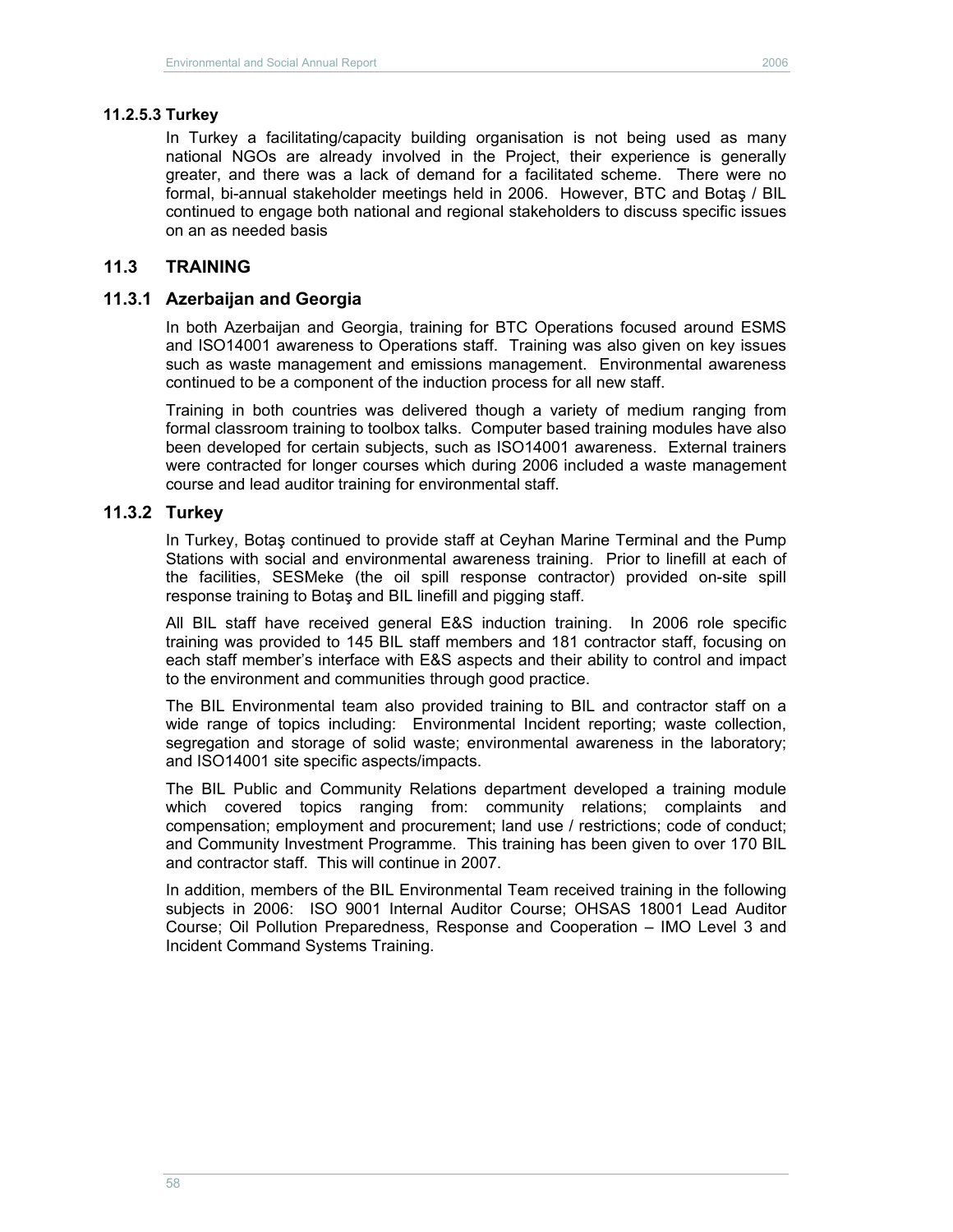#### 11.2.5.3 Turkey

In Turkey a facilitating/capacity building organisation is not being used as many national NGOs are already involved in the Project, their experience is generally greater, and there was a lack of demand for a facilitated scheme. There were no formal, bi-annual stakeholder meetings held in 2006. However, BTC and Botaş / BIL continued to engage both national and regional stakeholders to discuss specific issues on an as needed basis

## 11.3 TRAINING

### 11.3.1 Azerbaijan and Georgia

In both Azerbaijan and Georgia, training for BTC Operations focused around ESMS and ISO14001 awareness to Operations staff. Training was also given on key issues such as waste management and emissions management. Environmental awareness continued to be a component of the induction process for all new staff.

Training in both countries was delivered though a variety of medium ranging from formal classroom training to toolbox talks. Computer based training modules have also been developed for certain subjects, such as ISO14001 awareness. External trainers were contracted for longer courses which during 2006 included a waste management course and lead auditor training for environmental staff.

### 11.3.2 Turkey

In Turkey, Botaş continued to provide staff at Ceyhan Marine Terminal and the Pump Stations with social and environmental awareness training. Prior to linefill at each of the facilities, SESMeke (the oil spill response contractor) provided on-site spill response training to Botaş and BIL linefill and pigging staff.

All BIL staff have received general E&S induction training. In 2006 role specific training was provided to 145 BIL staff members and 181 contractor staff, focusing on each staff member's interface with E&S aspects and their ability to control and impact to the environment and communities through good practice.

The BIL Environmental team also provided training to BIL and contractor staff on a wide range of topics including: Environmental Incident reporting; waste collection, segregation and storage of solid waste; environmental awareness in the laboratory; and ISO14001 site specific aspects/impacts.

The BIL Public and Community Relations department developed a training module which covered topics ranging from: community relations; complaints and compensation; employment and procurement; land use / restrictions; code of conduct; and Community Investment Programme. This training has been given to over 170 BIL and contractor staff. This will continue in 2007.

In addition, members of the BIL Environmental Team received training in the following subjects in 2006: ISO 9001 Internal Auditor Course; OHSAS 18001 Lead Auditor Course; Oil Pollution Preparedness, Response and Cooperation – IMO Level 3 and Incident Command Systems Training.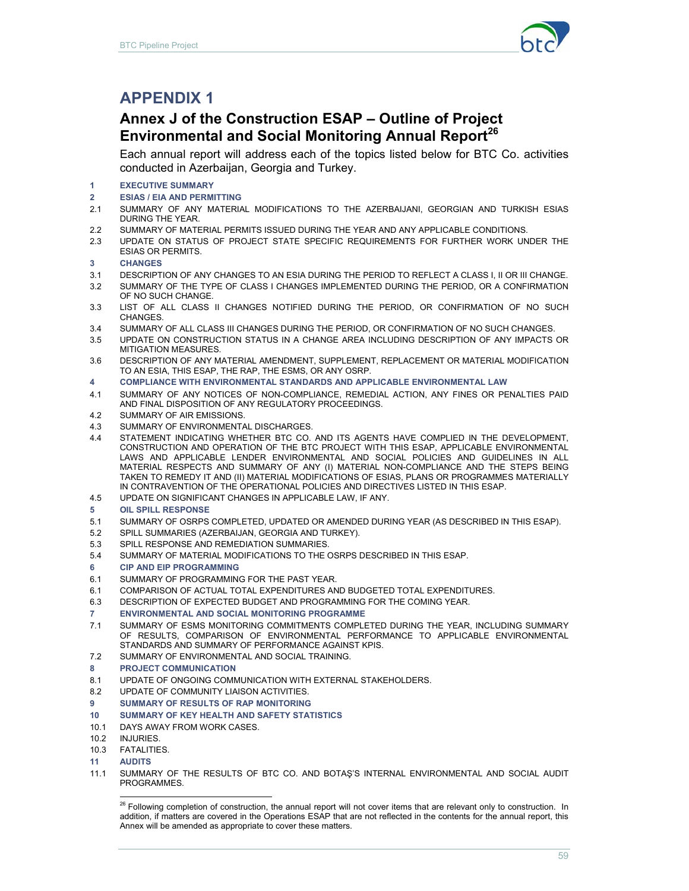# APPENDIX 1

## Annex J of the Construction ESAP – Outline of Project Environmental and Social Monitoring Annual Report[26]

Each annual report will address each of the topics listed below for BTC Co. activities conducted in Azerbaijan, Georgia and Turkey.

**1 EXECUTIVE SUMMARY**

**2 ESIAS / EIA AND PERMITTING**

2.1 SUMMARY OF ANY MATERIAL MODIFICATIONS TO THE AZERBAIJANI, GEORGIAN AND TURKISH ESIAS DURING THE YEAR.

2.2 SUMMARY OF MATERIAL PERMITS ISSUED DURING THE YEAR AND ANY APPLICABLE CONDITIONS.

2.3 UPDATE ON STATUS OF PROJECT STATE SPECIFIC REQUIREMENTS FOR FURTHER WORK UNDER THE ESIAS OR PERMITS.

**3 CHANGES**

3.1 DESCRIPTION OF ANY CHANGES TO AN ESIA DURING THE PERIOD TO REFLECT A CLASS I, II OR III CHANGE.

3.2 SUMMARY OF THE TYPE OF CLASS I CHANGES IMPLEMENTED DURING THE PERIOD, OR A CONFIRMATION OF NO SUCH CHANGE.

3.3 LIST OF ALL CLASS II CHANGES NOTIFIED DURING THE PERIOD, OR CONFIRMATION OF NO SUCH CHANGES.

3.4 SUMMARY OF ALL CLASS III CHANGES DURING THE PERIOD, OR CONFIRMATION OF NO SUCH CHANGES.

3.5 UPDATE ON CONSTRUCTION STATUS IN A CHANGE AREA INCLUDING DESCRIPTION OF ANY IMPACTS OR MITIGATION MEASURES.

3.6 DESCRIPTION OF ANY MATERIAL AMENDMENT, SUPPLEMENT, REPLACEMENT OR MATERIAL MODIFICATION TO AN ESIA, THIS ESAP, THE RAP, THE ESMS, OR ANY OSRP.

**4 COMPLIANCE WITH ENVIRONMENTAL STANDARDS AND APPLICABLE ENVIRONMENTAL LAW**

4.1 SUMMARY OF ANY NOTICES OF NON-COMPLIANCE, REMEDIAL ACTION, ANY FINES OR PENALTIES PAID AND FINAL DISPOSITION OF ANY REGULATORY PROCEEDINGS.

4.2 SUMMARY OF AIR EMISSIONS.

4.3 SUMMARY OF ENVIRONMENTAL DISCHARGES.

4.4 STATEMENT INDICATING WHETHER BTC CO. AND ITS AGENTS HAVE COMPLIED IN THE DEVELOPMENT, CONSTRUCTION AND OPERATION OF THE BTC PROJECT WITH THIS ESAP, APPLICABLE ENVIRONMENTAL LAWS AND APPLICABLE LENDER ENVIRONMENTAL AND SOCIAL POLICIES AND GUIDELINES IN ALL MATERIAL RESPECTS AND SUMMARY OF ANY (I) MATERIAL NON-COMPLIANCE AND THE STEPS BEING TAKEN TO REMEDY IT AND (II) MATERIAL MODIFICATIONS OF ESIAS, PLANS OR PROGRAMMES MATERIALLY IN CONTRAVENTION OF THE OPERATIONAL POLICIES AND DIRECTIVES LISTED IN THIS ESAP.

4.5 UPDATE ON SIGNIFICANT CHANGES IN APPLICABLE LAW, IF ANY.

**5 OIL SPILL RESPONSE**

5.1 SUMMARY OF OSRPS COMPLETED, UPDATED OR AMENDED DURING YEAR (AS DESCRIBED IN THIS ESAP).

5.2 SPILL SUMMARIES (AZERBAIJAN, GEORGIA AND TURKEY).

5.3 SPILL RESPONSE AND REMEDIATION SUMMARIES.

5.4 SUMMARY OF MATERIAL MODIFICATIONS TO THE OSRPS DESCRIBED IN THIS ESAP.

**6 CIP AND EIP PROGRAMMING**

6.1 SUMMARY OF PROGRAMMING FOR THE PAST YEAR.

6.1 COMPARISON OF ACTUAL TOTAL EXPENDITURES AND BUDGETED TOTAL EXPENDITURES.

6.3 DESCRIPTION OF EXPECTED BUDGET AND PROGRAMMING FOR THE COMING YEAR.

**7 ENVIRONMENTAL AND SOCIAL MONITORING PROGRAMME**

7.1 SUMMARY OF ESMS MONITORING COMMITMENTS COMPLETED DURING THE YEAR, INCLUDING SUMMARY OF RESULTS, COMPARISON OF ENVIRONMENTAL PERFORMANCE TO APPLICABLE ENVIRONMENTAL STANDARDS AND SUMMARY OF PERFORMANCE AGAINST KPIS.

7.2 SUMMARY OF ENVIRONMENTAL AND SOCIAL TRAINING.

**8 PROJECT COMMUNICATION**

8.1 UPDATE OF ONGOING COMMUNICATION WITH EXTERNAL STAKEHOLDERS.

8.2 UPDATE OF COMMUNITY LIAISON ACTIVITIES.

**9 SUMMARY OF RESULTS OF RAP MONITORING**

**10 SUMMARY OF KEY HEALTH AND SAFETY STATISTICS**

10.1 DAYS AWAY FROM WORK CASES.

10.2 INJURIES.

10.3 FATALITIES.

**11 AUDITS**

11.1 SUMMARY OF THE RESULTS OF BTC CO. AND BOTAŞ'S INTERNAL ENVIRONMENTAL AND SOCIAL AUDIT PROGRAMMES.

---

[26] Following completion of construction, the annual report will not cover items that are relevant only to construction. In addition, if matters are covered in the Operations ESAP that are not reflected in the contents for the annual report, this Annex will be amended as appropriate to cover these matters.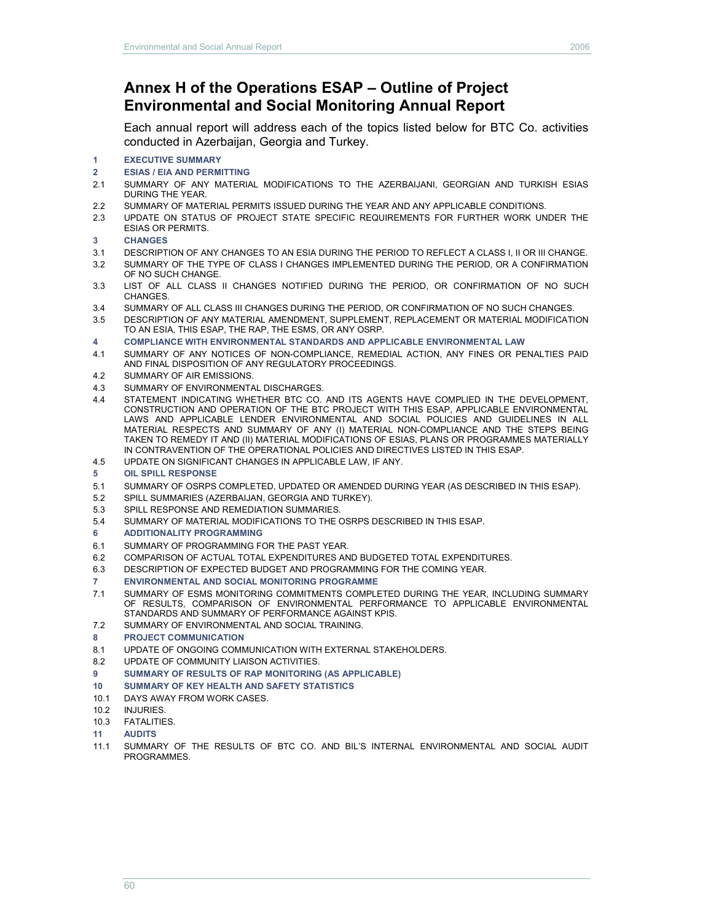# Annex H of the Operations ESAP – Outline of Project Environmental and Social Monitoring Annual Report

Each annual report will address each of the topics listed below for BTC Co. activities conducted in Azerbaijan, Georgia and Turkey.

**1 EXECUTIVE SUMMARY**

**2 ESIAS / EIA AND PERMITTING**

2.1 SUMMARY OF ANY MATERIAL MODIFICATIONS TO THE AZERBAIJANI, GEORGIAN AND TURKISH ESIAS DURING THE YEAR.

2.2 SUMMARY OF MATERIAL PERMITS ISSUED DURING THE YEAR AND ANY APPLICABLE CONDITIONS.

2.3 UPDATE ON STATUS OF PROJECT STATE SPECIFIC REQUIREMENTS FOR FURTHER WORK UNDER THE ESIAS OR PERMITS.

**3 CHANGES**

3.1 DESCRIPTION OF ANY CHANGES TO AN ESIA DURING THE PERIOD TO REFLECT A CLASS I, II OR III CHANGE.

3.2 SUMMARY OF THE TYPE OF CLASS I CHANGES IMPLEMENTED DURING THE PERIOD, OR A CONFIRMATION OF NO SUCH CHANGE.

3.3 LIST OF ALL CLASS II CHANGES NOTIFIED DURING THE PERIOD, OR CONFIRMATION OF NO SUCH CHANGES.

3.4 SUMMARY OF ALL CLASS III CHANGES DURING THE PERIOD, OR CONFIRMATION OF NO SUCH CHANGES.

3.5 DESCRIPTION OF ANY MATERIAL AMENDMENT, SUPPLEMENT, REPLACEMENT OR MATERIAL MODIFICATION TO AN ESIA, THIS ESAP, THE RAP, THE ESMS, OR ANY OSRP.

**4 COMPLIANCE WITH ENVIRONMENTAL STANDARDS AND APPLICABLE ENVIRONMENTAL LAW**

4.1 SUMMARY OF ANY NOTICES OF NON-COMPLIANCE, REMEDIAL ACTION, ANY FINES OR PENALTIES PAID AND FINAL DISPOSITION OF ANY REGULATORY PROCEEDINGS.

4.2 SUMMARY OF AIR EMISSIONS.

4.3 SUMMARY OF ENVIRONMENTAL DISCHARGES.

4.4 STATEMENT INDICATING WHETHER BTC CO. AND ITS AGENTS HAVE COMPLIED IN THE DEVELOPMENT, CONSTRUCTION AND OPERATION OF THE BTC PROJECT WITH THIS ESAP, APPLICABLE ENVIRONMENTAL LAWS AND APPLICABLE LENDER ENVIRONMENTAL AND SOCIAL POLICIES AND GUIDELINES IN ALL MATERIAL RESPECTS AND SUMMARY OF ANY (I) MATERIAL NON-COMPLIANCE AND THE STEPS BEING TAKEN TO REMEDY IT AND (II) MATERIAL MODIFICATIONS OF ESIAS, PLANS OR PROGRAMMES MATERIALLY IN CONTRAVENTION OF THE OPERATIONAL POLICIES AND DIRECTIVES LISTED IN THIS ESAP.

4.5 UPDATE ON SIGNIFICANT CHANGES IN APPLICABLE LAW, IF ANY.

**5 OIL SPILL RESPONSE**

5.1 SUMMARY OF OSRPS COMPLETED, UPDATED OR AMENDED DURING YEAR (AS DESCRIBED IN THIS ESAP).

5.2 SPILL SUMMARIES (AZERBAIJAN, GEORGIA AND TURKEY).

5.3 SPILL RESPONSE AND REMEDIATION SUMMARIES.

5.4 SUMMARY OF MATERIAL MODIFICATIONS TO THE OSRPS DESCRIBED IN THIS ESAP.

**6 ADDITIONALITY PROGRAMMING**

6.1 SUMMARY OF PROGRAMMING FOR THE PAST YEAR.

6.2 COMPARISON OF ACTUAL TOTAL EXPENDITURES AND BUDGETED TOTAL EXPENDITURES.

6.3 DESCRIPTION OF EXPECTED BUDGET AND PROGRAMMING FOR THE COMING YEAR.

**7 ENVIRONMENTAL AND SOCIAL MONITORING PROGRAMME**

7.1 SUMMARY OF ESMS MONITORING COMMITMENTS COMPLETED DURING THE YEAR, INCLUDING SUMMARY OF RESULTS, COMPARISON OF ENVIRONMENTAL PERFORMANCE TO APPLICABLE ENVIRONMENTAL STANDARDS AND SUMMARY OF PERFORMANCE AGAINST KPIS.

7.2 SUMMARY OF ENVIRONMENTAL AND SOCIAL TRAINING.

**8 PROJECT COMMUNICATION**

8.1 UPDATE OF ONGOING COMMUNICATION WITH EXTERNAL STAKEHOLDERS.

8.2 UPDATE OF COMMUNITY LIAISON ACTIVITIES.

**9 SUMMARY OF RESULTS OF RAP MONITORING (AS APPLICABLE)**

**10 SUMMARY OF KEY HEALTH AND SAFETY STATISTICS**

10.1 DAYS AWAY FROM WORK CASES.

10.2 INJURIES.

10.3 FATALITIES.

**11 AUDITS**

11.1 SUMMARY OF THE RESULTS OF BTC CO. AND BIL'S INTERNAL ENVIRONMENTAL AND SOCIAL AUDIT PROGRAMMES.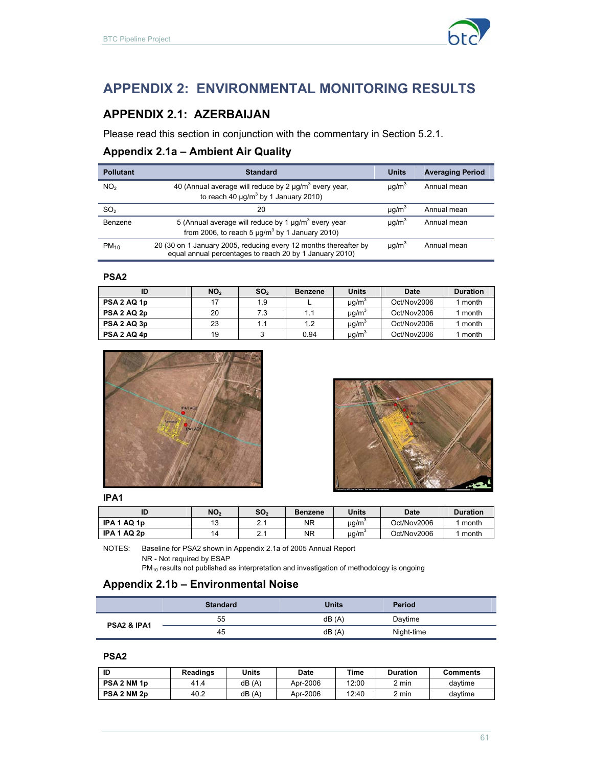# APPENDIX 2: ENVIRONMENTAL MONITORING RESULTS

## APPENDIX 2.1: AZERBAIJAN

Please read this section in conjunction with the commentary in Section 5.2.1.

### Appendix 2.1a – Ambient Air Quality

| Pollutant | Standard | Units | Averaging Period |
|---|---|---|---|
| $NO_2$ | 40 (Annual average will reduce by 2 µg/m$^3$ every year, to reach 40 µg/m$^3$ by 1 January 2010) | µg/m$^3$ | Annual mean |
| $SO_2$ | 20 | µg/m$^3$ | Annual mean |
| Benzene | 5 (Annual average will reduce by 1 µg/m$^3$ every year from 2006, to reach 5 µg/m$^3$ by 1 January 2010) | µg/m$^3$ | Annual mean |
| $PM_{10}$ | 20 (30 on 1 January 2005, reducing every 12 months thereafter by equal annual percentages to reach 20 by 1 January 2010) | µg/m$^3$ | Annual mean |

**PSA2**

| ID | $NO_2$ | $SO_2$ | Benzene | Units | Date | Duration |
|---|---|---|---|---|---|---|
| **PSA 2 AQ 1p** | 17 | 1.9 | L | µg/m$^3$ | Oct/Nov2006 | 1 month |
| **PSA 2 AQ 2p** | 20 | 7.3 | 1.1 | µg/m$^3$ | Oct/Nov2006 | 1 month |
| **PSA 2 AQ 3p** | 23 | 1.1 | 1.2 | µg/m$^3$ | Oct/Nov2006 | 1 month |
| **PSA 2 AQ 4p** | 19 | 3 | 0.94 | µg/m$^3$ | Oct/Nov2006 | 1 month |

**IPA1**

| ID | $NO_2$ | $SO_2$ | Benzene | Units | Date | Duration |
|---|---|---|---|---|---|---|
| **IPA 1 AQ 1p** | 13 | 2.1 | NR | µg/m$^3$ | Oct/Nov2006 | 1 month |
| **IPA 1 AQ 2p** | 14 | 2.1 | NR | µg/m$^3$ | Oct/Nov2006 | 1 month |

NOTES: Baseline for PSA2 shown in Appendix 2.1a of 2005 Annual Report
NR - Not required by ESAP
$PM_{10}$ results not published as interpretation and investigation of methodology is ongoing

### Appendix 2.1b – Environmental Noise

| | Standard | Units | Period |
|---|---|---|---|
| **PSA2 & IPA1** | 55 | dB (A) | Daytime |
| | 45 | dB (A) | Night-time |

**PSA2**

| ID | Readings | Units | Date | Time | Duration | Comments |
|---|---|---|---|---|---|---|
| **PSA 2 NM 1p** | 41.4 | dB (A) | Apr-2006 | 12:00 | 2 min | daytime |
| **PSA 2 NM 2p** | 40.2 | dB (A) | Apr-2006 | 12:40 | 2 min | daytime |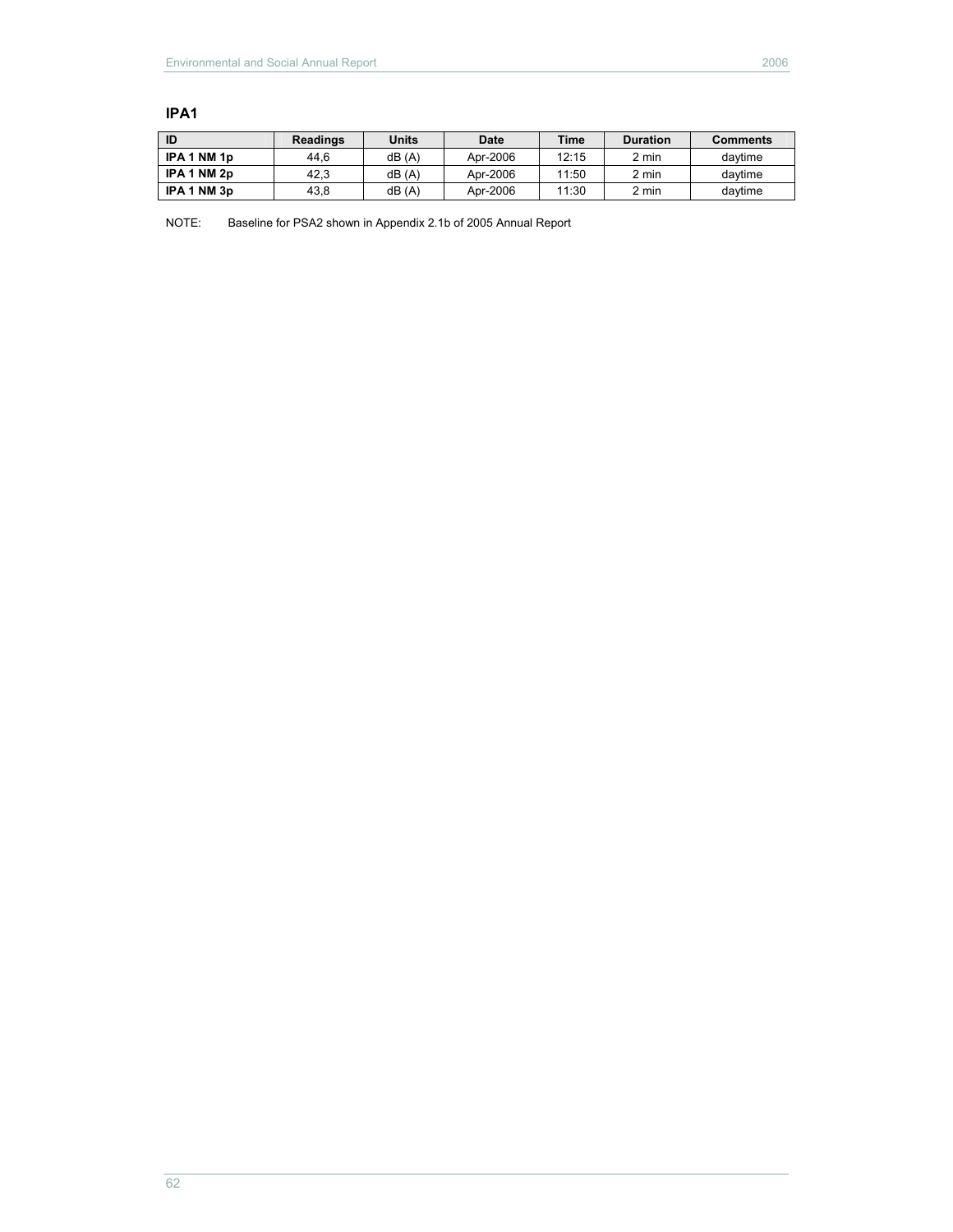## IPA1

| ID | Readings | Units | Date | Time | Duration | Comments |
|---|---|---|---|---|---|---|
| **IPA 1 NM 1p** | 44,6 | dB (A) | Apr-2006 | 12:15 | 2 min | daytime |
| **IPA 1 NM 2p** | 42,3 | dB (A) | Apr-2006 | 11:50 | 2 min | daytime |
| **IPA 1 NM 3p** | 43,8 | dB (A) | Apr-2006 | 11:30 | 2 min | daytime |

NOTE: Baseline for PSA2 shown in Appendix 2.1b of 2005 Annual Report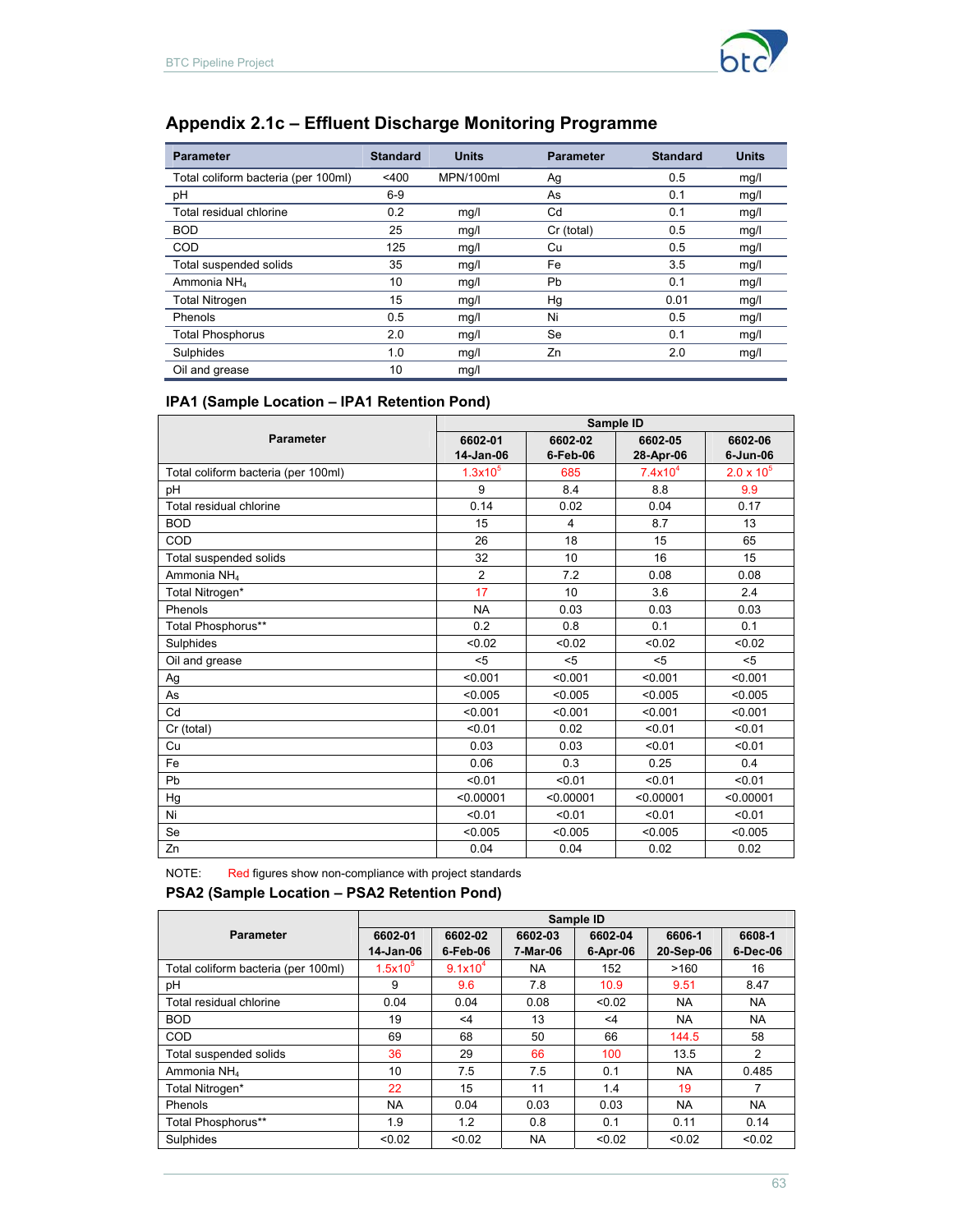## Appendix 2.1c – Effluent Discharge Monitoring Programme

| Parameter | Standard | Units | Parameter | Standard | Units |
|---|---|---|---|---|---|
| Total coliform bacteria (per 100ml) | <400 | MPN/100ml | Ag | 0.5 | mg/l |
| pH | 6-9 | | As | 0.1 | mg/l |
| Total residual chlorine | 0.2 | mg/l | Cd | 0.1 | mg/l |
| BOD | 25 | mg/l | Cr (total) | 0.5 | mg/l |
| COD | 125 | mg/l | Cu | 0.5 | mg/l |
| Total suspended solids | 35 | mg/l | Fe | 3.5 | mg/l |
| Ammonia $NH_4$ | 10 | mg/l | Pb | 0.1 | mg/l |
| Total Nitrogen | 15 | mg/l | Hg | 0.01 | mg/l |
| Phenols | 0.5 | mg/l | Ni | 0.5 | mg/l |
| Total Phosphorus | 2.0 | mg/l | Se | 0.1 | mg/l |
| Sulphides | 1.0 | mg/l | Zn | 2.0 | mg/l |
| Oil and grease | 10 | mg/l | | | |

### IPA1 (Sample Location – IPA1 Retention Pond)

| Parameter | Sample ID | | | |
|---|---|---|---|---|
| | 6602-01 14-Jan-06 | 6602-02 6-Feb-06 | 6602-05 28-Apr-06 | 6602-06 6-Jun-06 |
| Total coliform bacteria (per 100ml) | $1.3 \times 10^5$ | 685 | $7.4 \times 10^4$ | $2.0 \times 10^5$ |
| pH | 9 | 8.4 | 8.8 | 9.9 |
| Total residual chlorine | 0.14 | 0.02 | 0.04 | 0.17 |
| BOD | 15 | 4 | 8.7 | 13 |
| COD | 26 | 18 | 15 | 65 |
| Total suspended solids | 32 | 10 | 16 | 15 |
| Ammonia $NH_4$ | 2 | 7.2 | 0.08 | 0.08 |
| Total Nitrogen* | 17 | 10 | 3.6 | 2.4 |
| Phenols | NA | 0.03 | 0.03 | 0.03 |
| Total Phosphorus** | 0.2 | 0.8 | 0.1 | 0.1 |
| Sulphides | <0.02 | <0.02 | <0.02 | <0.02 |
| Oil and grease | <5 | <5 | <5 | <5 |
| Ag | <0.001 | <0.001 | <0.001 | <0.001 |
| As | <0.005 | <0.005 | <0.005 | <0.005 |
| Cd | <0.001 | <0.001 | <0.001 | <0.001 |
| Cr (total) | <0.01 | 0.02 | <0.01 | <0.01 |
| Cu | 0.03 | 0.03 | <0.01 | <0.01 |
| Fe | 0.06 | 0.3 | 0.25 | 0.4 |
| Pb | <0.01 | <0.01 | <0.01 | <0.01 |
| Hg | <0.00001 | <0.00001 | <0.00001 | <0.00001 |
| Ni | <0.01 | <0.01 | <0.01 | <0.01 |
| Se | <0.005 | <0.005 | <0.005 | <0.005 |
| Zn | 0.04 | 0.04 | 0.02 | 0.02 |

NOTE: Red figures show non-compliance with project standards

### PSA2 (Sample Location – PSA2 Retention Pond)

| Parameter | Sample ID | | | | | |
|---|---|---|---|---|---|---|
| | 6602-01 14-Jan-06 | 6602-02 6-Feb-06 | 6602-03 7-Mar-06 | 6602-04 6-Apr-06 | 6606-1 20-Sep-06 | 6608-1 6-Dec-06 |
| Total coliform bacteria (per 100ml) | $1.5 \times 10^5$ | $9.1 \times 10^4$ | NA | 152 | >160 | 16 |
| pH | 9 | 9.6 | 7.8 | 10.9 | 9.51 | 8.47 |
| Total residual chlorine | 0.04 | 0.04 | 0.08 | <0.02 | NA | NA |
| BOD | 19 | <4 | 13 | <4 | NA | NA |
| COD | 69 | 68 | 50 | 66 | 144.5 | 58 |
| Total suspended solids | 36 | 29 | 66 | 100 | 13.5 | 2 |
| Ammonia $NH_4$ | 10 | 7.5 | 7.5 | 0.1 | NA | 0.485 |
| Total Nitrogen* | 22 | 15 | 11 | 1.4 | 19 | 7 |
| Phenols | NA | 0.04 | 0.03 | 0.03 | NA | NA |
| Total Phosphorus** | 1.9 | 1.2 | 0.8 | 0.1 | 0.11 | 0.14 |
| Sulphides | <0.02 | <0.02 | NA | <0.02 | <0.02 | <0.02 |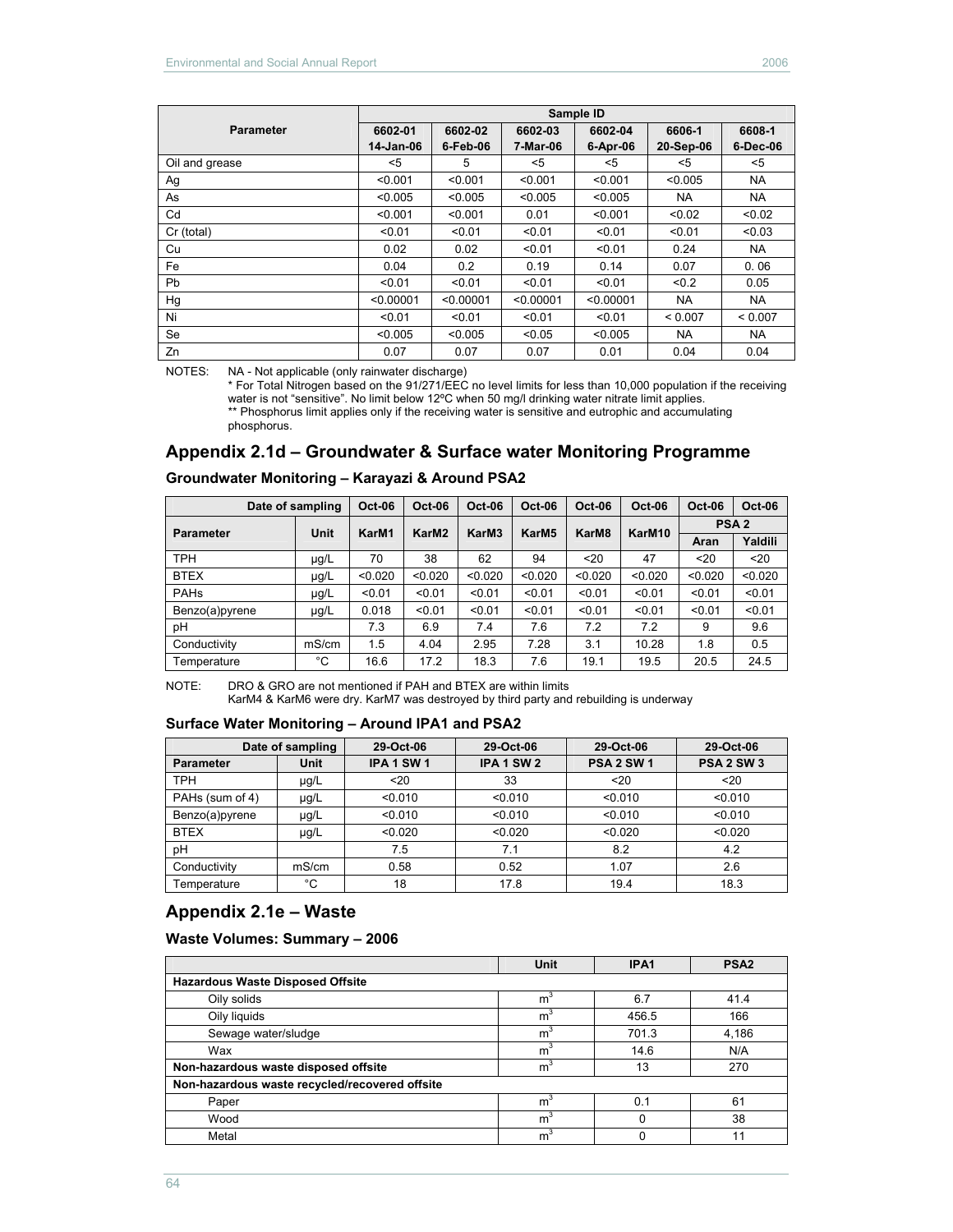| Parameter | Sample ID | | | | | |
|---|---|---|---|---|---|---|
| | 6602-01 14-Jan-06 | 6602-02 6-Feb-06 | 6602-03 7-Mar-06 | 6602-04 6-Apr-06 | 6606-1 20-Sep-06 | 6608-1 6-Dec-06 |
| Oil and grease | <5 | 5 | <5 | <5 | <5 | <5 |
| Ag | <0.001 | <0.001 | <0.001 | <0.001 | <0.005 | NA |
| As | <0.005 | <0.005 | <0.005 | <0.005 | NA | NA |
| Cd | <0.001 | <0.001 | 0.01 | <0.001 | <0.02 | <0.02 |
| Cr (total) | <0.01 | <0.01 | <0.01 | <0.01 | <0.01 | <0.03 |
| Cu | 0.02 | 0.02 | <0.01 | <0.01 | 0.24 | NA |
| Fe | 0.04 | 0.2 | 0.19 | 0.14 | 0.07 | 0. 06 |
| Pb | <0.01 | <0.01 | <0.01 | <0.01 | <0.2 | 0.05 |
| Hg | <0.00001 | <0.00001 | <0.00001 | <0.00001 | NA | NA |
| Ni | <0.01 | <0.01 | <0.01 | <0.01 | < 0.007 | < 0.007 |
| Se | <0.005 | <0.005 | <0.05 | <0.005 | NA | NA |
| Zn | 0.07 | 0.07 | 0.07 | 0.01 | 0.04 | 0.04 |

NOTES: NA - Not applicable (only rainwater discharge)
\* For Total Nitrogen based on the 91/271/EEC no level limits for less than 10,000 population if the receiving water is not "sensitive". No limit below 12ºC when 50 mg/l drinking water nitrate limit applies.
\*\* Phosphorus limit applies only if the receiving water is sensitive and eutrophic and accumulating phosphorus.

## Appendix 2.1d – Groundwater & Surface water Monitoring Programme

### Groundwater Monitoring – Karayazi & Around PSA2

| Date of sampling | | Oct-06 | Oct-06 | Oct-06 | Oct-06 | Oct-06 | Oct-06 | Oct-06 | Oct-06 |
|---|---|---|---|---|---|---|---|---|---|
| Parameter | Unit | KarM1 | KarM2 | KarM3 | KarM5 | KarM8 | KarM10 | PSA 2 | |
| | | | | | | | | Aran | Yaldili |
| TPH | µg/L | 70 | 38 | 62 | 94 | <20 | 47 | <20 | <20 |
| BTEX | µg/L | <0.020 | <0.020 | <0.020 | <0.020 | <0.020 | <0.020 | <0.020 | <0.020 |
| PAHs | µg/L | <0.01 | <0.01 | <0.01 | <0.01 | <0.01 | <0.01 | <0.01 | <0.01 |
| Benzo(a)pyrene | µg/L | 0.018 | <0.01 | <0.01 | <0.01 | <0.01 | <0.01 | <0.01 | <0.01 |
| pH | | 7.3 | 6.9 | 7.4 | 7.6 | 7.2 | 7.2 | 9 | 9.6 |
| Conductivity | mS/cm | 1.5 | 4.04 | 2.95 | 7.28 | 3.1 | 10.28 | 1.8 | 0.5 |
| Temperature | °C | 16.6 | 17.2 | 18.3 | 7.6 | 19.1 | 19.5 | 20.5 | 24.5 |

NOTE: DRO & GRO are not mentioned if PAH and BTEX are within limits
KarM4 & KarM6 were dry. KarM7 was destroyed by third party and rebuilding is underway

### Surface Water Monitoring – Around IPA1 and PSA2

| Date of sampling | | 29-Oct-06 | 29-Oct-06 | 29-Oct-06 | 29-Oct-06 |
|---|---|---|---|---|---|
| Parameter | Unit | IPA 1 SW 1 | IPA 1 SW 2 | PSA 2 SW 1 | PSA 2 SW 3 |
| TPH | µg/L | <20 | 33 | <20 | <20 |
| PAHs (sum of 4) | µg/L | <0.010 | <0.010 | <0.010 | <0.010 |
| Benzo(a)pyrene | µg/L | <0.010 | <0.010 | <0.010 | <0.010 |
| BTEX | µg/L | <0.020 | <0.020 | <0.020 | <0.020 |
| pH | | 7.5 | 7.1 | 8.2 | 4.2 |
| Conductivity | mS/cm | 0.58 | 0.52 | 1.07 | 2.6 |
| Temperature | °C | 18 | 17.8 | 19.4 | 18.3 |

## Appendix 2.1e – Waste

### Waste Volumes: Summary – 2006

| | Unit | IPA1 | PSA2 |
|---|---|---|---|
| **Hazardous Waste Disposed Offsite** | | | |
| Oily solids | $m^3$ | 6.7 | 41.4 |
| Oily liquids | $m^3$ | 456.5 | 166 |
| Sewage water/sludge | $m^3$ | 701.3 | 4,186 |
| Wax | $m^3$ | 14.6 | N/A |
| **Non-hazardous waste disposed offsite** | $m^3$ | 13 | 270 |
| **Non-hazardous waste recycled/recovered offsite** | | | |
| Paper | $m^3$ | 0.1 | 61 |
| Wood | $m^3$ | 0 | 38 |
| Metal | $m^3$ | 0 | 11 |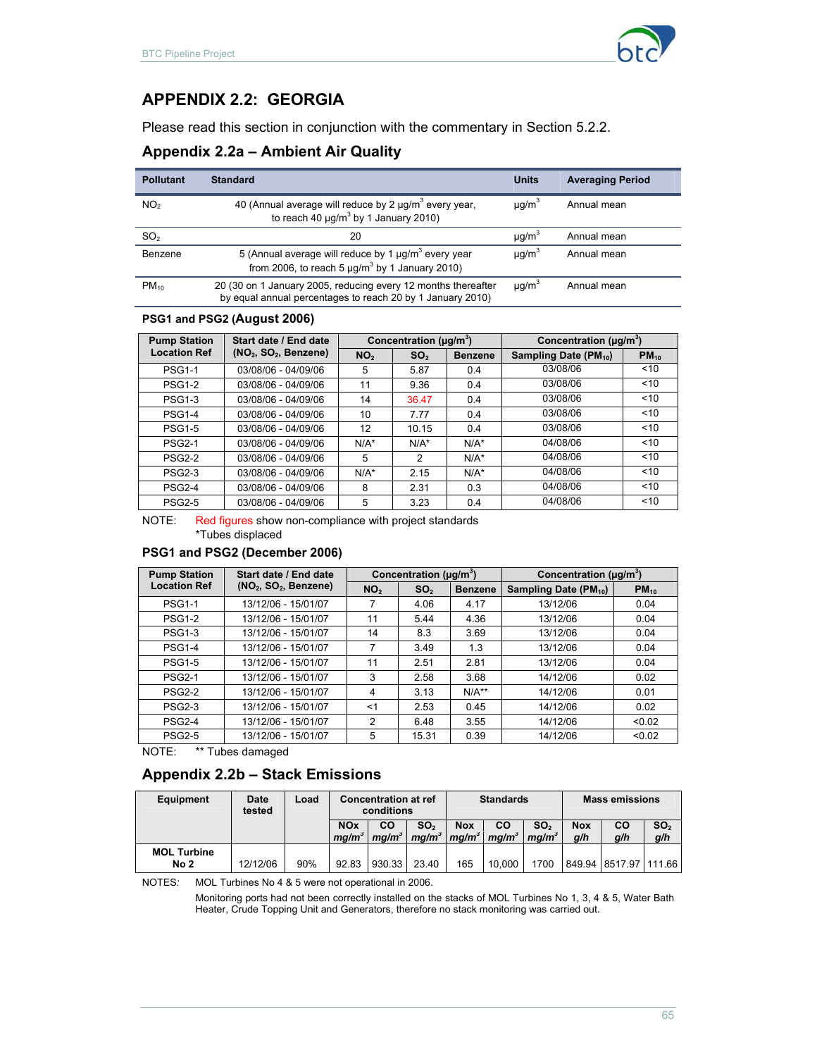# APPENDIX 2.2: GEORGIA

Please read this section in conjunction with the commentary in Section 5.2.2.

## Appendix 2.2a – Ambient Air Quality

| Pollutant | Standard | Units | Averaging Period |
|---|---|---|---|
| $NO_2$ | 40 (Annual average will reduce by 2 µg/m$^3$ every year, to reach 40 µg/m$^3$ by 1 January 2010) | µg/m$^3$ | Annual mean |
| $SO_2$ | 20 | µg/m$^3$ | Annual mean |
| Benzene | 5 (Annual average will reduce by 1 µg/m$^3$ every year from 2006, to reach 5 µg/m$^3$ by 1 January 2010) | µg/m$^3$ | Annual mean |
| $PM_{10}$ | 20 (30 on 1 January 2005, reducing every 12 months thereafter by equal annual percentages to reach 20 by 1 January 2010) | µg/m$^3$ | Annual mean |

### PSG1 and PSG2 (August 2006)

| Pump Station Location Ref | Start date / End date ($NO_2$, $SO_2$, Benzene) | Concentration (µg/m$^3$) | | | Concentration (µg/m$^3$) | |
|---|---|---|---|---|---|---|
| | | $NO_2$ | $SO_2$ | Benzene | Sampling Date ($PM_{10}$) | $PM_{10}$ |
| PSG1-1 | 03/08/06 - 04/09/06 | 5 | 5.87 | 0.4 | 03/08/06 | <10 |
| PSG1-2 | 03/08/06 - 04/09/06 | 11 | 9.36 | 0.4 | 03/08/06 | <10 |
| PSG1-3 | 03/08/06 - 04/09/06 | 14 | 36.47 | 0.4 | 03/08/06 | <10 |
| PSG1-4 | 03/08/06 - 04/09/06 | 10 | 7.77 | 0.4 | 03/08/06 | <10 |
| PSG1-5 | 03/08/06 - 04/09/06 | 12 | 10.15 | 0.4 | 03/08/06 | <10 |
| PSG2-1 | 03/08/06 - 04/09/06 | N/A* | N/A* | N/A* | 04/08/06 | <10 |
| PSG2-2 | 03/08/06 - 04/09/06 | 5 | 2 | N/A* | 04/08/06 | <10 |
| PSG2-3 | 03/08/06 - 04/09/06 | N/A* | 2.15 | N/A* | 04/08/06 | <10 |
| PSG2-4 | 03/08/06 - 04/09/06 | 8 | 2.31 | 0.3 | 04/08/06 | <10 |
| PSG2-5 | 03/08/06 - 04/09/06 | 5 | 3.23 | 0.4 | 04/08/06 | <10 |

NOTE: Red figures show non-compliance with project standards
*Tubes displaced

### PSG1 and PSG2 (December 2006)

| Pump Station Location Ref | Start date / End date ($NO_2$, $SO_2$, Benzene) | Concentration (µg/m$^3$) | | | Concentration (µg/m$^3$) | |
|---|---|---|---|---|---|---|
| | | $NO_2$ | $SO_2$ | Benzene | Sampling Date ($PM_{10}$) | $PM_{10}$ |
| PSG1-1 | 13/12/06 - 15/01/07 | 7 | 4.06 | 4.17 | 13/12/06 | 0.04 |
| PSG1-2 | 13/12/06 - 15/01/07 | 11 | 5.44 | 4.36 | 13/12/06 | 0.04 |
| PSG1-3 | 13/12/06 - 15/01/07 | 14 | 8.3 | 3.69 | 13/12/06 | 0.04 |
| PSG1-4 | 13/12/06 - 15/01/07 | 7 | 3.49 | 1.3 | 13/12/06 | 0.04 |
| PSG1-5 | 13/12/06 - 15/01/07 | 11 | 2.51 | 2.81 | 13/12/06 | 0.04 |
| PSG2-1 | 13/12/06 - 15/01/07 | 3 | 2.58 | 3.68 | 14/12/06 | 0.02 |
| PSG2-2 | 13/12/06 - 15/01/07 | 4 | 3.13 | N/A** | 14/12/06 | 0.01 |
| PSG2-3 | 13/12/06 - 15/01/07 | <1 | 2.53 | 0.45 | 14/12/06 | 0.02 |
| PSG2-4 | 13/12/06 - 15/01/07 | 2 | 6.48 | 3.55 | 14/12/06 | <0.02 |
| PSG2-5 | 13/12/06 - 15/01/07 | 5 | 15.31 | 0.39 | 14/12/06 | <0.02 |

NOTE: ** Tubes damaged

## Appendix 2.2b – Stack Emissions

| Equipment | Date tested | Load | Concentration at ref conditions | | | Standards | | | Mass emissions | | |
|---|---|---|---|---|---|---|---|---|---|---|---|
| | | | NOx *mg/m$^3$* | CO *mg/m$^3$* | $SO_2$ *mg/m$^3$* | Nox *mg/m$^3$* | CO *mg/m$^3$* | $SO_2$ *mg/m$^3$* | Nox *g/h* | CO *g/h* | $SO_2$ *g/h* |
| MOL Turbine No 2 | 12/12/06 | 90% | 92.83 | 930.33 | 23.40 | 165 | 10,000 | 1700 | 849.94 | 8517.97 | 111.66 |

NOTES: MOL Turbines No 4 & 5 were not operational in 2006.

Monitoring ports had not been correctly installed on the stacks of MOL Turbines No 1, 3, 4 & 5, Water Bath Heater, Crude Topping Unit and Generators, therefore no stack monitoring was carried out.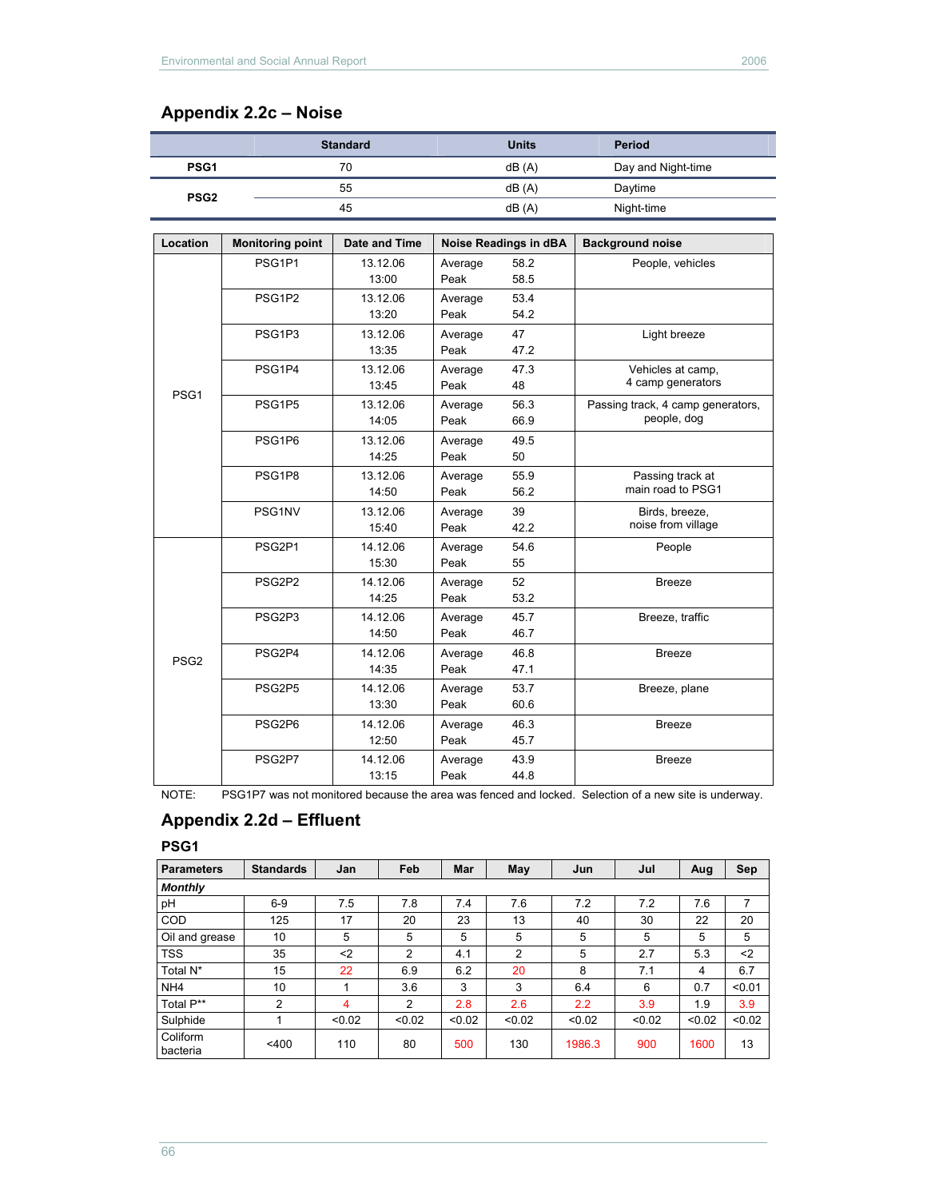## Appendix 2.2c – Noise

| | Standard | Units | Period |
|---|---|---|---|
| **PSG1** | 70 | dB (A) | Day and Night-time |
| **PSG2** | 55 | dB (A) | Daytime |
| | 45 | dB (A) | Night-time |

| Location | Monitoring point | Date and Time | Noise Readings in dBA | Background noise |
|---|---|---|---|---|
| PSG1 | PSG1P1 | 13.12.06 13:00 | Average 58.2 Peak 58.5 | People, vehicles |
| | PSG1P2 | 13.12.06 13:20 | Average 53.4 Peak 54.2 | |
| | PSG1P3 | 13.12.06 13:35 | Average 47 Peak 47.2 | Light breeze |
| | PSG1P4 | 13.12.06 13:45 | Average 47.3 Peak 48 | Vehicles at camp, 4 camp generators |
| | PSG1P5 | 13.12.06 14:05 | Average 56.3 Peak 66.9 | Passing track, 4 camp generators, people, dog |
| | PSG1P6 | 13.12.06 14:25 | Average 49.5 Peak 50 | |
| | PSG1P8 | 13.12.06 14:50 | Average 55.9 Peak 56.2 | Passing track at main road to PSG1 |
| | PSG1NV | 13.12.06 15:40 | Average 39 Peak 42.2 | Birds, breeze, noise from village |
| PSG2 | PSG2P1 | 14.12.06 15:30 | Average 54.6 Peak 55 | People |
| | PSG2P2 | 14.12.06 14:25 | Average 52 Peak 53.2 | Breeze |
| | PSG2P3 | 14.12.06 14:50 | Average 45.7 Peak 46.7 | Breeze, traffic |
| | PSG2P4 | 14.12.06 14:35 | Average 46.8 Peak 47.1 | Breeze |
| | PSG2P5 | 14.12.06 13:30 | Average 53.7 Peak 60.6 | Breeze, plane |
| | PSG2P6 | 14.12.06 12:50 | Average 46.3 Peak 45.7 | Breeze |
| | PSG2P7 | 14.12.06 13:15 | Average 43.9 Peak 44.8 | Breeze |

NOTE: PSG1P7 was not monitored because the area was fenced and locked. Selection of a new site is underway.

## Appendix 2.2d – Effluent

### PSG1

| Parameters | Standards | Jan | Feb | Mar | May | Jun | Jul | Aug | Sep |
|---|---|---|---|---|---|---|---|---|---|
| ***Monthly*** | | | | | | | | | |
| pH | 6-9 | 7.5 | 7.8 | 7.4 | 7.6 | 7.2 | 7.2 | 7.6 | 7 |
| COD | 125 | 17 | 20 | 23 | 13 | 40 | 30 | 22 | 20 |
| Oil and grease | 10 | 5 | 5 | 5 | 5 | 5 | 5 | 5 | 5 |
| TSS | 35 | <2 | 2 | 4.1 | 2 | 5 | 2.7 | 5.3 | <2 |
| Total N* | 15 | 22 | 6.9 | 6.2 | 20 | 8 | 7.1 | 4 | 6.7 |
| NH4 | 10 | 1 | 3.6 | 3 | 3 | 6.4 | 6 | 0.7 | <0.01 |
| Total P** | 2 | 4 | 2 | 2.8 | 2.6 | 2.2 | 3.9 | 1.9 | 3.9 |
| Sulphide | 1 | <0.02 | <0.02 | <0.02 | <0.02 | <0.02 | <0.02 | <0.02 | <0.02 |
| Coliform bacteria | <400 | 110 | 80 | 500 | 130 | 1986.3 | 900 | 1600 | 13 |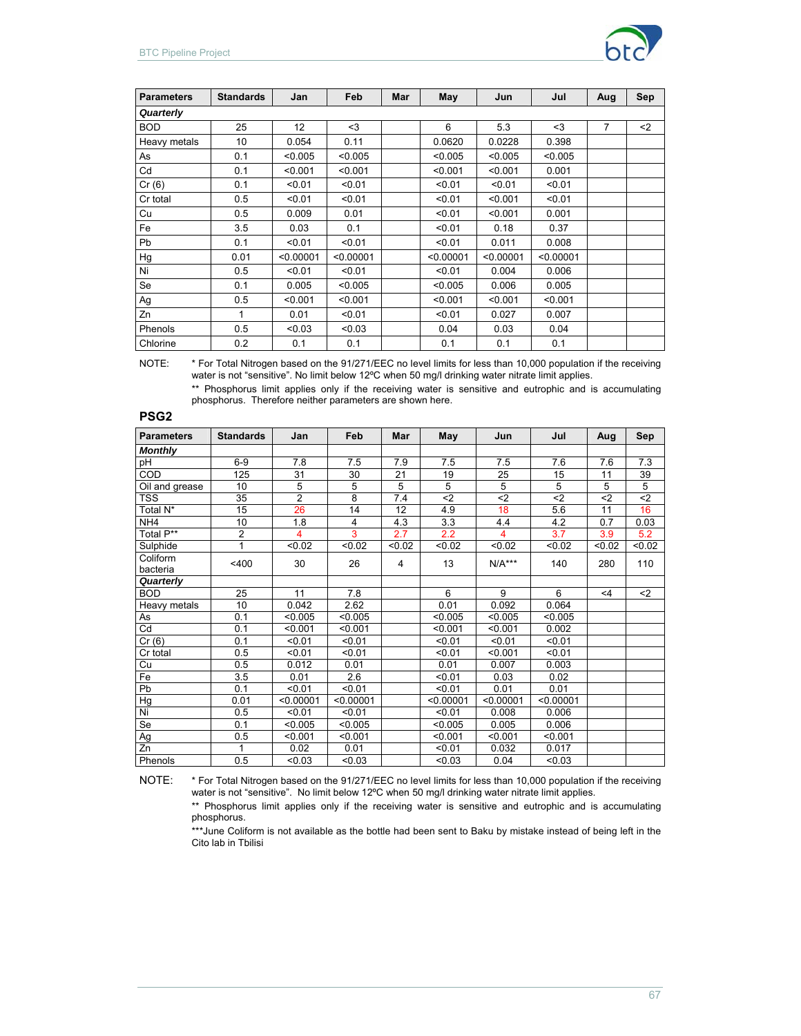| Parameters | Standards | Jan | Feb | Mar | May | Jun | Jul | Aug | Sep |
|---|---|---|---|---|---|---|---|---|---|
| ***Quarterly*** | | | | | | | | | |
| BOD | 25 | 12 | <3 | | 6 | 5.3 | <3 | 7 | <2 |
| Heavy metals | 10 | 0.054 | 0.11 | | 0.0620 | 0.0228 | 0.398 | | |
| As | 0.1 | <0.005 | <0.005 | | <0.005 | <0.005 | <0.005 | | |
| Cd | 0.1 | <0.001 | <0.001 | | <0.001 | <0.001 | 0.001 | | |
| Cr (6) | 0.1 | <0.01 | <0.01 | | <0.01 | <0.01 | <0.01 | | |
| Cr total | 0.5 | <0.01 | <0.01 | | <0.01 | <0.001 | <0.01 | | |
| Cu | 0.5 | 0.009 | 0.01 | | <0.01 | <0.001 | 0.001 | | |
| Fe | 3.5 | 0.03 | 0.1 | | <0.01 | 0.18 | 0.37 | | |
| Pb | 0.1 | <0.01 | <0.01 | | <0.01 | 0.011 | 0.008 | | |
| Hg | 0.01 | <0.00001 | <0.00001 | | <0.00001 | <0.00001 | <0.00001 | | |
| Ni | 0.5 | <0.01 | <0.01 | | <0.01 | 0.004 | 0.006 | | |
| Se | 0.1 | 0.005 | <0.005 | | <0.005 | 0.006 | 0.005 | | |
| Ag | 0.5 | <0.001 | <0.001 | | <0.001 | <0.001 | <0.001 | | |
| Zn | 1 | 0.01 | <0.01 | | <0.01 | 0.027 | 0.007 | | |
| Phenols | 0.5 | <0.03 | <0.03 | | 0.04 | 0.03 | 0.04 | | |
| Chlorine | 0.2 | 0.1 | 0.1 | | 0.1 | 0.1 | 0.1 | | |

NOTE: * For Total Nitrogen based on the 91/271/EEC no level limits for less than 10,000 population if the receiving water is not "sensitive". No limit below 12ºC when 50 mg/l drinking water nitrate limit applies.

** Phosphorus limit applies only if the receiving water is sensitive and eutrophic and is accumulating phosphorus. Therefore neither parameters are shown here.

## PSG2

| Parameters | Standards | Jan | Feb | Mar | May | Jun | Jul | Aug | Sep |
|---|---|---|---|---|---|---|---|---|---|
| ***Monthly*** | | | | | | | | | |
| pH | 6-9 | 7.8 | 7.5 | 7.9 | 7.5 | 7.5 | 7.6 | 7.6 | 7.3 |
| COD | 125 | 31 | 30 | 21 | 19 | 25 | 15 | 11 | 39 |
| Oil and grease | 10 | 5 | 5 | 5 | 5 | 5 | 5 | 5 | 5 |
| TSS | 35 | 2 | 8 | 7.4 | <2 | <2 | <2 | <2 | <2 |
| Total N* | 15 | 26 | 14 | 12 | 4.9 | 18 | 5.6 | 11 | 16 |
| NH4 | 10 | 1.8 | 4 | 4.3 | 3.3 | 4.4 | 4.2 | 0.7 | 0.03 |
| Total P** | 2 | 4 | 3 | 2.7 | 2.2 | 4 | 3.7 | 3.9 | 5.2 |
| Sulphide | 1 | <0.02 | <0.02 | <0.02 | <0.02 | <0.02 | <0.02 | <0.02 | <0.02 |
| Coliform bacteria | <400 | 30 | 26 | 4 | 13 | N/A*** | 140 | 280 | 110 |
| ***Quarterly*** | | | | | | | | | |
| BOD | 25 | 11 | 7.8 | | 6 | 9 | 6 | <4 | <2 |
| Heavy metals | 10 | 0.042 | 2.62 | | 0.01 | 0.092 | 0.064 | | |
| As | 0.1 | <0.005 | <0.005 | | <0.005 | <0.005 | <0.005 | | |
| Cd | 0.1 | <0.001 | <0.001 | | <0.001 | <0.001 | 0.002 | | |
| Cr (6) | 0.1 | <0.01 | <0.01 | | <0.01 | <0.01 | <0.01 | | |
| Cr total | 0.5 | <0.01 | <0.01 | | <0.01 | <0.001 | <0.01 | | |
| Cu | 0.5 | 0.012 | 0.01 | | 0.01 | 0.007 | 0.003 | | |
| Fe | 3.5 | 0.01 | 2.6 | | <0.01 | 0.03 | 0.02 | | |
| Pb | 0.1 | <0.01 | <0.01 | | <0.01 | 0.01 | 0.01 | | |
| Hg | 0.01 | <0.00001 | <0.00001 | | <0.00001 | <0.00001 | <0.00001 | | |
| Ni | 0.5 | <0.01 | <0.01 | | <0.01 | 0.008 | 0.006 | | |
| Se | 0.1 | <0.005 | <0.005 | | <0.005 | 0.005 | 0.006 | | |
| Ag | 0.5 | <0.001 | <0.001 | | <0.001 | <0.001 | <0.001 | | |
| Zn | 1 | 0.02 | 0.01 | | <0.01 | 0.032 | 0.017 | | |
| Phenols | 0.5 | <0.03 | <0.03 | | <0.03 | 0.04 | <0.03 | | |

NOTE: * For Total Nitrogen based on the 91/271/EEC no level limits for less than 10,000 population if the receiving water is not "sensitive". No limit below 12ºC when 50 mg/l drinking water nitrate limit applies.

** Phosphorus limit applies only if the receiving water is sensitive and eutrophic and is accumulating phosphorus.

***June Coliform is not available as the bottle had been sent to Baku by mistake instead of being left in the Cito lab in Tbilisi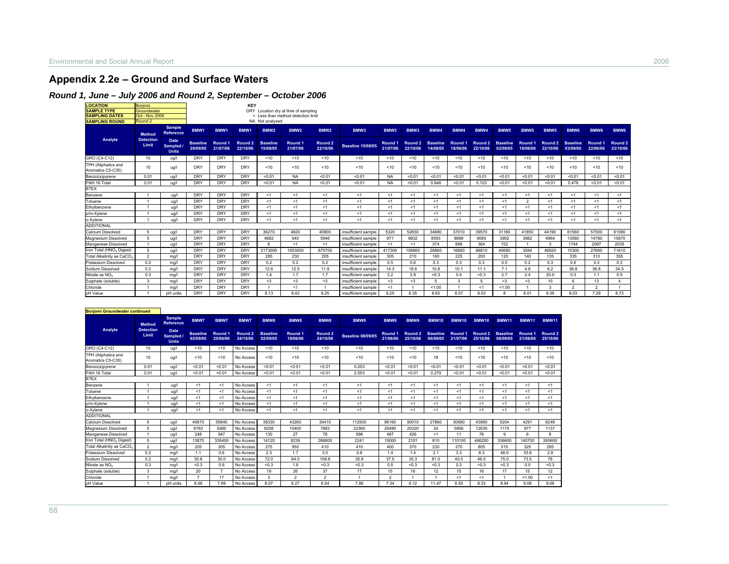# Appendix 2.2e – Ground and Surface Waters

## Round 1, June – July 2006 and Round 2, September – October 2006

| | |
|---|---|
| LOCATION | Borjomi |
| SAMPLE TYPE | Groundwater |
| SAMPLING DATES | Oct - Nov 2006 |
| SAMPLING ROUND | Round 2 |

**KEY**

DRY Location dry at time of sampling

< Less than method detection limit

NA Not analysed

| Analyte | Method Detection Limit | Sample Reference / Date Sampled / Units | BMW1 Baseline 29/09/05 | BMW1 Round 1 21/07/06 | BMW1 Round 2 22/10/06 | BMW2 Baseline 15/08/05 | BMW2 Round 1 21/07/06 | BMW2 Round 2 22/10/06 | BMW3 Baseline 15/08/05 | BMW3 Round 1 21/07/06 | BMW3 Round 2 22/10/06 | BMW4 Baseline 14/08/05 | BMW4 Round 1 18/06/06 | BMW4 Round 2 22/10/06 | BMW5 Baseline 02/09/05 | BMW5 Round 1 19/06/06 | BMW5 Round 2 22/10/06 | BMW6 Baseline 03/09/05 | BMW6 Round 1 22/06/06 | BMW6 Round 2 23/10/06 |
|---|---|---|---|---|---|---|---|---|---|---|---|---|---|---|---|---|---|---|---|---|
| GRO (C4-C12) | 10 | ug/l | DRY | DRY | DRY | <10 | <10 | <10 | <10 | <10 | <10 | <10 | <10 | <10 | <10 | <10 | <10 | <10 | <10 | <10 |
| TPH (Aliphatics and Aromatics C5-C35) | 10 | ug/l | DRY | DRY | DRY | <10 | <10 | <10 | <10 | <10 | <10 | <10 | <10 | <10 | <10 | <10 | <10 | <10 | <10 | <10 |
| Benzo(a)pyrene | 0.01 | ug/l | DRY | DRY | DRY | <0.01 | NA | <0.01 | <0.01 | NA | <0.01 | <0.01 | <0.01 | <0.01 | <0.01 | <0.01 | <0.01 | <0.01 | <0.01 | <0.01 |
| PAH 16 Total | 0.01 | ug/l | DRY | DRY | DRY | <0.01 | NA | <0.01 | <0.01 | NA | <0.01 | 0.846 | <0.01 | 0.103 | <0.01 | <0.01 | <0.01 | 0.478 | <0.01 | <0.01 |
| BTEX | | | | | | | | | | | | | | | | | | | | |
| Benzene | 1 | ug/l | DRY | DRY | DRY | <1 | <1 | <1 | <1 | <1 | <1 | <1 | <1 | <1 | <1 | <1 | <1 | <1 | <1 | <1 |
| Toluene | 1 | ug/l | DRY | DRY | DRY | <1 | <1 | <1 | <1 | <1 | <1 | <1 | <1 | <1 | <1 | 2 | <1 | <1 | <1 | <1 |
| Ethylbenzene | 1 | ug/l | DRY | DRY | DRY | <1 | <1 | <1 | <1 | <1 | <1 | <1 | <1 | <1 | <1 | <1 | <1 | <1 | <1 | <1 |
| p/m-Xylene | 1 | ug/l | DRY | DRY | DRY | <1 | <1 | <1 | <1 | <1 | <1 | <1 | <1 | <1 | <1 | <1 | <1 | <1 | <1 | <1 |
| o-Xylene | 1 | ug/l | DRY | DRY | DRY | <1 | <1 | <1 | <1 | <1 | <1 | <1 | <1 | <1 | <1 | <1 | <1 | <1 | <1 | <1 |
| ADDITIONAL | | | | | | | | | | | | | | | | | | | | |
| Calcium Dissolved | 5 | ug/l | DRY | DRY | DRY | 36270 | 4820 | 40900 | insufficient sample | 5320 | 52650 | 34680 | 37010 | 39570 | 31180 | 41850 | 44190 | 61560 | 57500 | 61090 |
| Magnesium Dissolved | 5 | ug/l | DRY | DRY | DRY | 4682 | 640 | 5946 | insufficient sample | 971 | 9832 | 8593 | 8698 | 9085 | 3902 | 3982 | 4964 | 13560 | 14780 | 15870 |
| Manganese Dissolved | 1 | ug/l | DRY | DRY | DRY | 6 | <1 | <1 | insufficient sample | <1 | <1 | 374 | 888 | 364 | 152 | 1 | 3 | 1744 | 2097 | 2035 |
| Iron Total ($HNO_3$ Digest) | 5 | ug/l | DRY | DRY | DRY | 2173000 | 1653000 | 875700 | insufficient sample | 417300 | 158900 | 26860 | 16860 | 88810 | 40680 | 3594 | 46920 | 15300 | 27690 | 71610 |
| Total Alkalinity as $CaCO_3$ | 2 | mg/l | DRY | DRY | DRY | 285 | 230 | 205 | insufficient sample | 305 | 210 | 180 | 225 | 200 | 120 | 140 | 135 | 335 | 310 | 355 |
| Potassium Dissolved | 0.2 | mg/l | DRY | DRY | DRY | 0.2 | 0.2 | 0.2 | insufficient sample | 0.5 | 0.6 | 0.3 | 0.3 | 0.3 | 0.5 | 0.2 | 0.3 | 0.6 | 0.3 | 0.3 |
| Sodium Dissolved | 0.2 | mg/l | DRY | DRY | DRY | 12.6 | 12.5 | 11.9 | insufficient sample | 14.3 | 18.8 | 10.8 | 10.1 | 11.1 | 7.1 | 4.8 | 6.2 | 36.8 | 36.8 | 34.5 |
| Nitrate as $NO_3$ | 0.3 | mg/l | DRY | DRY | DRY | 1.4 | 1.7 | 1.7 | insufficient sample | 3.2 | 3.9 | <0.3 | 0.4 | <0.3 | 2.7 | 2.4 | 20.0 | 0.3 | 1.1 | 0.5 |
| Sulphate (soluble) | 3 | mg/l | DRY | DRY | DRY | <3 | <3 | <3 | insufficient sample | <3 | <3 | 5 | 3 | 5 | <3 | <3 | 10 | 6 | 13 | 4 |
| Chloride | 1 | mg/l | DRY | DRY | DRY | 1 | <1 | 1 | insufficient sample | <1 | 1 | <1.00 | 1 | <1 | <1.00 | 1 | 3 | 2 | 2 | 1 |
| pH Value | 1 | pH units | DRY | DRY | DRY | 8.13 | 8.42 | 8.25 | insufficient sample | 8.25 | 8.35 | 8.63 | 8.07 | 8.53 | 8 | 8.01 | 8.39 | 8.03 | 7.29 | 8.73 |

**Borjomi Groundwater continued**

| Analyte | Method Detection Limit | Sample Reference / Date Sampled / Units | BMW7 Baseline 02/09/05 | BMW7 Round 1 25/06/06 | BMW7 Round 2 24/10/06 | BMW8 Baseline 02/09/05 | BMW8 Round 1 19/06/06 | BMW8 Round 2 24/10/06 | BMW9 Baseline 08/09/05 | BMW9 Round 1 21/06/06 | BMW9 Round 2 25/10/06 | BMW10 Baseline 06/09/05 | BMW10 Round 1 21/07/06 | BMW10 Round 2 25/10/06 | BMW11 Baseline 06/09/05 | BMW11 Round 1 21/06/06 | BMW11 Round 2 25/10/06 |
|---|---|---|---|---|---|---|---|---|---|---|---|---|---|---|---|---|---|
| GRO (C4-C12) | 10 | ug/l | <10 | <10 | No Access | <10 | <10 | <10 | <10 | <10 | <10 | <10 | <10 | <10 | <10 | <10 | <10 |
| TPH (Aliphatics and Aromatics C5-C35) | 10 | ug/l | <10 | <10 | No Access | <10 | <10 | <10 | <10 | <10 | <10 | 18 | <10 | <10 | <10 | <10 | <10 |
| Benzo(a)pyrene | 0.01 | ug/l | <0.01 | <0.01 | No Access | <0.01 | <0.01 | <0.01 | 0.203 | <0.01 | <0.01 | <0.01 | <0.01 | <0.01 | <0.01 | <0.01 | <0.01 |
| PAH 16 Total | 0.01 | ug/l | <0.01 | <0.01 | No Access | <0.01 | <0.01 | <0.01 | 2.553 | <0.01 | <0.01 | 0.279 | <0.01 | <0.01 | <0.01 | <0.01 | <0.01 |
| BTEX | | | | | | | | | | | | | | | | | |
| Benzene | 1 | ug/l | <1 | <1 | No Access | <1 | <1 | <1 | <1 | <1 | <1 | <1 | <1 | <1 | <1 | <1 | <1 |
| Toluene | 1 | ug/l | <1 | <1 | No Access | <1 | <1 | <1 | <1 | <1 | <1 | <1 | <1 | <1 | <1 | <1 | <1 |
| Ethylbenzene | 1 | ug/l | <1 | <1 | No Access | <1 | <1 | <1 | <1 | <1 | <1 | <1 | <1 | <1 | <1 | <1 | <1 |
| p/m-Xylene | 1 | ug/l | <1 | <1 | No Access | <1 | <1 | <1 | <1 | <1 | <1 | <1 | <1 | <1 | <1 | <1 | <1 |
| o-Xylene | 1 | ug/l | <1 | <1 | No Access | <1 | <1 | <1 | <1 | <1 | <1 | <1 | <1 | <1 | <1 | <1 | <1 |
| ADDITIONAL | | | | | | | | | | | | | | | | | |
| Calcium Dissolved | 5 | ug/l | 45870 | 55840 | No Access | 38330 | 43260 | 30410 | 112500 | 96160 | 90010 | 27860 | 30680 | 43990 | 5204 | 4291 | 6249 |
| Magnesium Dissolved | 5 | ug/l | 6783 | 9380 | No Access | 8208 | 10400 | 7883 | 22360 | 20490 | 20320 | 24 | 5956 | 12630 | 1175 | 977 | 1137 |
| Manganese Dissolved | 1 | ug/l | 248 | 947 | No Access | 130 | 27 | 78 | 598 | 487 | 426 | <1 | 11 | 76 | 9 | 6 | 8 |
| Iron Total ($HNO_3$ Digest) | 5 | ug/l | 13870 | 335400 | No Access | 14120 | 8239 | 268800 | 2241 | 15000 | 2101 | 810 | 110100 | 486200 | 336600 | 140700 | 265600 |
| Total Alkalinity as $CaCO_3$ | 2 | mg/l | 205 | 305 | No Access | 275 | 950 | 410 | 410 | 400 | 370 | 230 | 270 | 805 | 515 | 325 | 295 |
| Potassium Dissolved | 0.2 | mg/l | 1.1 | 0.6 | No Access | 2.3 | 1.7 | 3.0 | 0.8 | 1.4 | 1.4 | 2.1 | 3.3 | 8.3 | 48.0 | 33.8 | 2.9 |
| Sodium Dissolved | 0.2 | mg/l | 30.8 | 30.0 | No Access | 72.0 | 84.0 | 108.8 | 35.8 | 37.5 | 35.3 | 81.0 | 45.0 | 46.5 | 75.0 | 73.5 | 78 |
| Nitrate as $NO_3$ | 0.3 | mg/l | <0.3 | 0.6 | No Access | <0.3 | 1.8 | <0.3 | <0.3 | 0.5 | <0.3 | <0.3 | 0.3 | <0.3 | <0.3 | 0.5 | <0.3 |
| Sulphate (soluble) | 3 | mg/l | 20 | 7 | No Access | 19 | 26 | 37 | 17 | 15 | 16 | 12 | 15 | 16 | 17 | 15 | 12 |
| Chloride | 1 | mg/l | 7 | 17 | No Access | 3 | 2 | 2 | 1 | 2 | 1 | 1 | <1 | <1 | 1 | <1.00 | <1 |
| pH Value | 1 | pH units | 8.48 | 7.99 | No Access | 8.07 | 8.27 | 8.54 | 7.86 | 7.34 | 8.12 | 11.47 | 8.50 | 8.33 | 8.94 | 9.08 | 9.09 |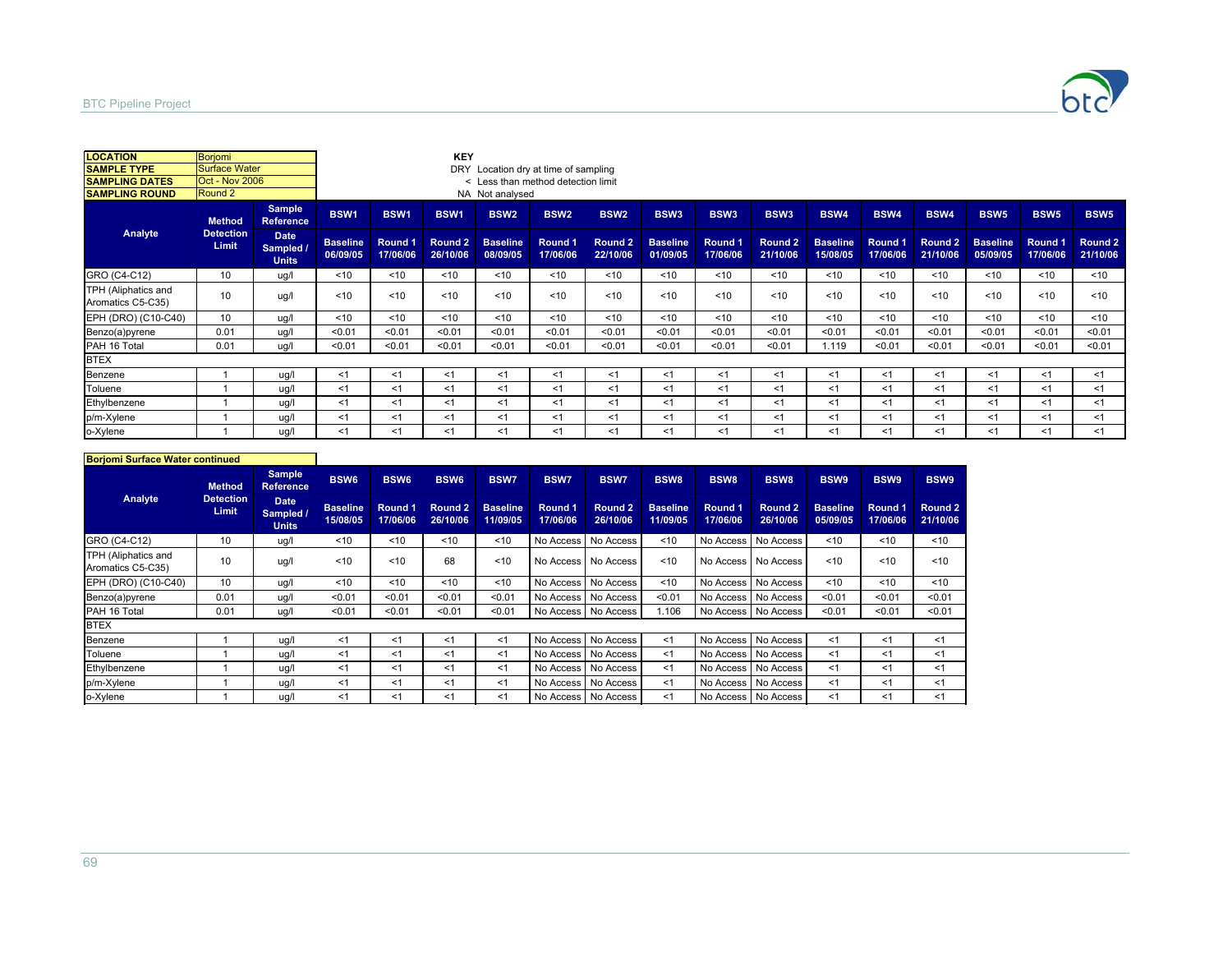| LOCATION | Borjomi |
|---|---|
| SAMPLE TYPE | Surface Water |
| SAMPLING DATES | Oct - Nov 2006 |
| SAMPLING ROUND | Round 2 |

**KEY**

DRY Location dry at time of sampling

< Less than method detection limit

NA Not analysed

| Analyte | Method Detection Limit | Sample Reference | BSW1 | BSW1 | BSW1 | BSW2 | BSW2 | BSW2 | BSW3 | BSW3 | BSW3 | BSW4 | BSW4 | BSW4 | BSW5 | BSW5 | BSW5 |
|---|---|---|---|---|---|---|---|---|---|---|---|---|---|---|---|---|---|
| | | Date Sampled / Units | Baseline 06/09/05 | Round 1 17/06/06 | Round 2 26/10/06 | Baseline 08/09/05 | Round 1 17/06/06 | Round 2 22/10/06 | Baseline 01/09/05 | Round 1 17/06/06 | Round 2 21/10/06 | Baseline 15/08/05 | Round 1 17/06/06 | Round 2 21/10/06 | Baseline 05/09/05 | Round 1 17/06/06 | Round 2 21/10/06 |
| GRO (C4-C12) | 10 | ug/l | <10 | <10 | <10 | <10 | <10 | <10 | <10 | <10 | <10 | <10 | <10 | <10 | <10 | <10 | <10 |
| TPH (Aliphatics and Aromatics C5-C35) | 10 | ug/l | <10 | <10 | <10 | <10 | <10 | <10 | <10 | <10 | <10 | <10 | <10 | <10 | <10 | <10 | <10 |
| EPH (DRO) (C10-C40) | 10 | ug/l | <10 | <10 | <10 | <10 | <10 | <10 | <10 | <10 | <10 | <10 | <10 | <10 | <10 | <10 | <10 |
| Benzo(a)pyrene | 0.01 | ug/l | <0.01 | <0.01 | <0.01 | <0.01 | <0.01 | <0.01 | <0.01 | <0.01 | <0.01 | <0.01 | <0.01 | <0.01 | <0.01 | <0.01 | <0.01 |
| PAH 16 Total | 0.01 | ug/l | <0.01 | <0.01 | <0.01 | <0.01 | <0.01 | <0.01 | <0.01 | <0.01 | <0.01 | 1.119 | <0.01 | <0.01 | <0.01 | <0.01 | <0.01 |
| BTEX | | | | | | | | | | | | | | | | | |
| Benzene | 1 | ug/l | <1 | <1 | <1 | <1 | <1 | <1 | <1 | <1 | <1 | <1 | <1 | <1 | <1 | <1 | <1 |
| Toluene | 1 | ug/l | <1 | <1 | <1 | <1 | <1 | <1 | <1 | <1 | <1 | <1 | <1 | <1 | <1 | <1 | <1 |
| Ethylbenzene | 1 | ug/l | <1 | <1 | <1 | <1 | <1 | <1 | <1 | <1 | <1 | <1 | <1 | <1 | <1 | <1 | <1 |
| p/m-Xylene | 1 | ug/l | <1 | <1 | <1 | <1 | <1 | <1 | <1 | <1 | <1 | <1 | <1 | <1 | <1 | <1 | <1 |
| o-Xylene | 1 | ug/l | <1 | <1 | <1 | <1 | <1 | <1 | <1 | <1 | <1 | <1 | <1 | <1 | <1 | <1 | <1 |

**Borjomi Surface Water continued**

| Analyte | Method Detection Limit | Sample Reference | BSW6 | BSW6 | BSW6 | BSW7 | BSW7 | BSW7 | BSW8 | BSW8 | BSW8 | BSW9 | BSW9 | BSW9 |
|---|---|---|---|---|---|---|---|---|---|---|---|---|---|---|
| | | Date Sampled / Units | Baseline 15/08/05 | Round 1 17/06/06 | Round 2 26/10/06 | Baseline 11/09/05 | Round 1 17/06/06 | Round 2 26/10/06 | Baseline 11/09/05 | Round 1 17/06/06 | Round 2 26/10/06 | Baseline 05/09/05 | Round 1 17/06/06 | Round 2 21/10/06 |
| GRO (C4-C12) | 10 | ug/l | <10 | <10 | <10 | <10 | No Access | No Access | <10 | No Access | No Access | <10 | <10 | <10 |
| TPH (Aliphatics and Aromatics C5-C35) | 10 | ug/l | <10 | <10 | 68 | <10 | No Access | No Access | <10 | No Access | No Access | <10 | <10 | <10 |
| EPH (DRO) (C10-C40) | 10 | ug/l | <10 | <10 | <10 | <10 | No Access | No Access | <10 | No Access | No Access | <10 | <10 | <10 |
| Benzo(a)pyrene | 0.01 | ug/l | <0.01 | <0.01 | <0.01 | <0.01 | No Access | No Access | <0.01 | No Access | No Access | <0.01 | <0.01 | <0.01 |
| PAH 16 Total | 0.01 | ug/l | <0.01 | <0.01 | <0.01 | <0.01 | No Access | No Access | 1.106 | No Access | No Access | <0.01 | <0.01 | <0.01 |
| BTEX | | | | | | | | | | | | | | |
| Benzene | 1 | ug/l | <1 | <1 | <1 | <1 | No Access | No Access | <1 | No Access | No Access | <1 | <1 | <1 |
| Toluene | 1 | ug/l | <1 | <1 | <1 | <1 | No Access | No Access | <1 | No Access | No Access | <1 | <1 | <1 |
| Ethylbenzene | 1 | ug/l | <1 | <1 | <1 | <1 | No Access | No Access | <1 | No Access | No Access | <1 | <1 | <1 |
| p/m-Xylene | 1 | ug/l | <1 | <1 | <1 | <1 | No Access | No Access | <1 | No Access | No Access | <1 | <1 | <1 |
| o-Xylene | 1 | ug/l | <1 | <1 | <1 | <1 | No Access | No Access | <1 | No Access | No Access | <1 | <1 | <1 |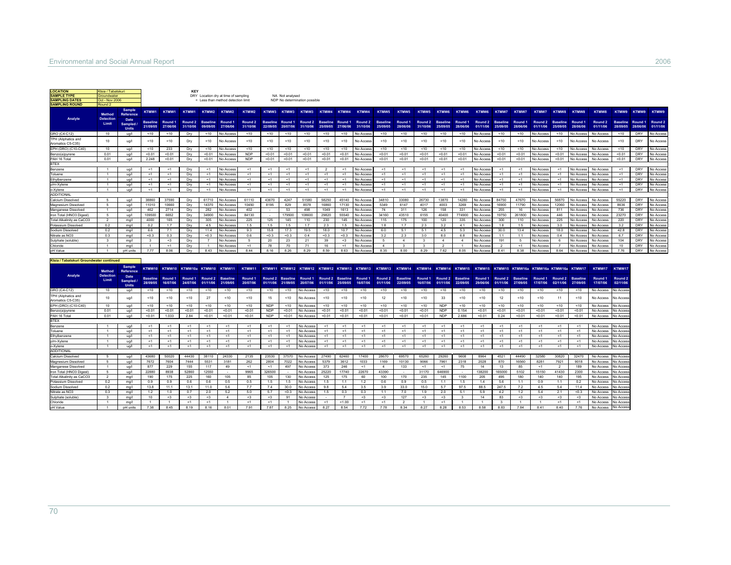| LOCATION | Ktsia / Tabatskuri |
|---|---|
| SAMPLE TYPE | Groundwater |
| SAMPLING DATES | Oct - Nov 2006 |
| SAMPLING ROUND | Round 2 |

**KEY**
DRY Location dry at time of sampling
< Less than method detection limit
NA Not analysed
NDP No determination possible

| Analyte | Method Detection Limit | Sample Reference | KTMW1 | KTMW1 | KTMW1 | KTMW2 | KTMW2 | KTMW2 | KTMW3 | KTMW3 | KTMW3 | KTMW4 | KTMW4 | KTMW4 | KTMW5 | KTMW5 | KTMW5 | KTMW6 | KTMW6 | KTMW6 | KTMW7 | KTMW7 | KTMW7 | KTMW8 | KTMW8 | KTMW8 | KTMW9 | KTMW9 | KTMW9 |
|---|---|---|---|---|---|---|---|---|---|---|---|---|---|---|---|---|---|---|---|---|---|---|---|---|---|---|---|---|---|
| | | Date Sampled / Units | Baseline 21/09/05 | Round 1 27/06/06 | Round 2 31/10/06 | Baseline 09/09/05 | Round 1 27/06/06 | Round 2 31/10/06 | Baseline 22/09/05 | Round 1 20/07/06 | Round 2 31/10/06 | Baseline 25/09/05 | Round 1 27/06/06 | Round 2 31/10/06 | Baseline 25/09/05 | Round 1 28/06/06 | Round 2 31/10/06 | Baseline 25/09/05 | Round 1 28/06/06 | Round 2 01/11/06 | Baseline 25/09/05 | Round 1 28/06/06 | Round 2 01/11/06 | Baseline 25/09/05 | Round 1 28/06/06 | Round 2 01/11/06 | Baseline 28/09/05 | Round 1 28/06/06 | Round 2 01/11/06 |
| GRO (C4-C12) | 10 | ug/l | <10 | <10 | Dry | <10 | No Access | <10 | <10 | <10 | <10 | <10 | <10 | <10 | <10 | <10 | <10 | <10 | <10 | No Access | <10 | <10 | No Access | <10 | No Access | No Access | <10 | DRY | No Access |
| TPH (Aliphatics and Aromatics C5-C35) | 10 | ug/l | <10 | <10 | Dry | <10 | No Access | <10 | <10 | <10 | <10 | <10 | <10 | No Access | <10 | <10 | <10 | <10 | <10 | No Access | <10 | <10 | No Access | <10 | No Access | No Access | <10 | DRY | No Access |
| EPH (DRO) (C10-C40) | 10 | ug/l | <10 | 233 | Dry | <10 | No Access | <10 | <10 | <10 | <10 | <10 | <10 | No Access | <10 | <10 | <10 | <10 | <10 | No Access | <10 | <10 | No Access | <10 | No Access | No Access | <10 | DRY | No Access |
| Benzo(a)pyrene | 0.01 | ug/l | <0.01 | <0.01 | Dry | <0.01 | No Access | NDP | <0.01 | <0.01 | <0.01 | <0.01 | <0.01 | No Access | <0.01 | <0.01 | <0.01 | <0.01 | <0.01 | No Access | <0.01 | <0.01 | No Access | <0.01 | No Access | No Access | <0.01 | DRY | No Access |
| PAH 16 Total | 0.01 | ug/l | 2.248 | <0.01 | Dry | <0.01 | No Access | NDP | <0.01 | <0.01 | <0.01 | <0.01 | <0.01 | No Access | <0.01 | <0.01 | <0.01 | <0.01 | <0.01 | No Access | <0.01 | <0.01 | No Access | <0.01 | No Access | No Access | <0.01 | DRY | No Access |
| BTEX | | | | | | | | | | | | | | | | | | | | | | | | | | | | | |
| Benzene | 1 | ug/l | <1 | <1 | Dry | <1 | No Access | <1 | <1 | <1 | <1 | 2 | <1 | No Access | <1 | <1 | <1 | <1 | <1 | No Access | <1 | <1 | No Access | <1 | No Access | No Access | <1 | DRY | No Access |
| Toluene | 1 | ug/l | <1 | <1 | Dry | <1 | No Access | <1 | <1 | <1 | <1 | <1 | <1 | No Access | <1 | <1 | <1 | <1 | <1 | No Access | <1 | <1 | No Access | <1 | No Access | No Access | <1 | DRY | No Access |
| Ethylbenzene | 1 | ug/l | <1 | <1 | Dry | <1 | No Access | <1 | <1 | <1 | <1 | <1 | <1 | No Access | <1 | <1 | <1 | <1 | <1 | No Access | <1 | <1 | No Access | <1 | No Access | No Access | <1 | DRY | No Access |
| p/m-Xylene | 1 | ug/l | <1 | <1 | Dry | <1 | No Access | <1 | <1 | <1 | <1 | <1 | <1 | No Access | <1 | <1 | <1 | <1 | <1 | No Access | <1 | <1 | No Access | <1 | No Access | No Access | <1 | DRY | No Access |
| o-Xylene | 1 | ug/l | <1 | <1 | Dry | <1 | No Access | <1 | <1 | <1 | <1 | <1 | <1 | No Access | <1 | <1 | <1 | <1 | <1 | No Access | <1 | <1 | No Access | <1 | No Access | No Access | <1 | DRY | No Access |
| ADDITIONAL | | | | | | | | | | | | | | | | | | | | | | | | | | | | | |
| Calcium Dissolved | 5 | ug/l | 38860 | 37590 | Dry | 61710 | No Access | 61110 | 43670 | 4247 | 51580 | 58250 | 45140 | No Access | 34810 | 33080 | 26730 | 13870 | 14280 | No Access | 84750 | 47670 | No Access | 56870 | No Access | No Access | 55220 | DRY | No Access |
| Magnesium Dissolved | 5 | ug/l | 11010 | 10660 | Dry | 14370 | No Access | 10450 | 8195 | 829 | 8578 | 16860 | 17130 | No Access | 5349 | 6147 | 4017 | 4003 | 3269 | No Access | 16900 | 11790 | No Access | 12060 | No Access | No Access | 8636 | DRY | No Access |
| Manganese Dissolved | 1 | ug/l | 462 | 2714 | Dry | 282 | No Access | 402 | - | 53 | 498 | 1049 | 1613 | No Access | 74 | 311 | 126 | 158 | 331 | No Access | 255 | 16 | No Access | 811 | No Access | No Access | 736 | DRY | No Access |
| Iron Total (HNO3 Digest) | 5 | ug/l | 109500 | 6652 | Dry | 34900 | No Access | 84130 | - | 179500 | 108600 | 29820 | 55540 | No Access | 34160 | 43510 | 6155 | 40400 | 774900 | No Access | 19750 | 261800 | No Access | 446 | No Access | No Access | 23270 | DRY | No Access |
| Total Alkalinity as CaCO3 | 2 | mg/l | 4000 | 165 | Dry | 305 | No Access | 225 | 125 | 145 | 110 | 230 | 145 | No Access | 115 | 175 | 100 | 120 | 335 | No Access | 300 | 110 | No Access | 225 | No Access | No Access | 220 | DRY | No Access |
| Potassium Dissolved | 0.2 | mg/l | 0.2 | 1.7 | Dry | 4.5 | No Access | 1.5 | 1.5 | 1.5 | 1.7 | 2.3 | 1.5 | No Access | 1.8 | 1.7 | 2.3 | 3.2 | 4.1 | No Access | 1.8 | 1.5 | No Access | 3.0 | No Access | No Access | 3.2 | DRY | No Access |
| Sodium Dissolved | 0.2 | mg/l | 6.6 | 7.1 | Dry | 11.4 | No Access | 9.3 | 15.8 | 17.3 | 19.5 | 18.0 | 10.7 | No Access | 6.0 | 5.1 | 5.1 | 4.5 | 5.3 | No Access | 30.0 | 13.4 | No Access | 18.0 | No Access | No Access | 42.8 | DRY | No Access |
| Nitrate as NO3 | 0.3 | mg/l | <0.3 | 0.3 | Dry | <0.3 | No Access | 0.6 | <0.3 | <0.3 | 0.4 | <0.3 | <0.3 | No Access | 3.2 | 2.3 | 3.0 | 8.0 | 6.8 | No Access | 1.1 | 1.1 | No Access | 0.4 | No Access | No Access | 6.7 | DRY | No Access |
| Sulphate (soluble) | 3 | mg/l | 3 | <3 | Dry | 7 | No Access | 5 | 20 | 23 | 21 | 39 | <3 | No Access | 5 | 4 | 3 | 4 | 4 | No Access | 191 | 5 | No Access | 6 | No Access | No Access | 104 | DRY | No Access |
| Chloride | 1 | mg/l | 1 | <1 | Dry | 1 | No Access | <1 | 78 | 70 | 71 | 16 | <1 | No Access | 4 | 3 | 3 | 2 | 1 | No Access | 2 | <1 | No Access | 7 | No Access | No Access | 10 | DRY | No Access |
| pH Value | 1 | pH units | 7.77 | 8.06 | Dry | 8.43 | No Access | 8.44 | 8.16 | 8.26 | 8.29 | 8.59 | 8.63 | No Access | 8.35 | 8.00 | 8.29 | 7.62 | 8.05 | No Access | 8.41 | 8.38 | No Access | 8.64 | No Access | No Access | 7.76 | DRY | No Access |

**Ktsia / Tabatskuri Groundwater continued**

| Analyte | Method Detection Limit | Sample Reference | KTMW10 | KTMW10 | KTMW10a | KTMW10 | KTMW11 | KTMW11 | KTMW11 | KTMW12 | KTMW12 | KTMW12 | KTMW13 | KTMW13 | KTMW13 | KTMW14 | KTMW14 | KTMW14 | KTMW15 | KTMW15 | KTMW15 | KTMW16a | KTMW16a | KTMW16a | KTMW17 | KTMW17 | KTMW17 |
|---|---|---|---|---|---|---|---|---|---|---|---|---|---|---|---|---|---|---|---|---|---|---|---|---|---|---|---|
| | | Date Sampled / Units | Baseline 28/09/05 | Round 1 16/07/06 | Round 1 24/07/06 | Round 2 01/11/06 | Baseline 21/09/05 | Round 1 20/07/06 | Round 2 01/11/06 | Baseline 21/09/05 | Round 1 20/07/06 | Round 2 01/11/06 | Baseline 25/09/05 | Round 1 16/07/06 | Round 2 01/11/06 | Baseline 22/09/05 | Round 1 16/07/06 | Round 2 01/11/06 | Baseline 22/09/05 | Round 1 29/06/06 | Round 2 01/11/06 | Baseline 27/09/05 | Round 1 17/07/06 | Round 2 02/11/06 | Baseline 27/09/05 | Round 1 17/07/06 | Round 2 02/11/06 |
| GRO (C4-C12) | 10 | ug/l | <10 | <10 | <10 | <10 | <10 | <10 | <10 | <10 | No Access | <10 | <10 | <10 | <10 | <10 | <10 | <10 | <10 | <10 | <10 | <10 | <10 | <10 | <10 | No Access | No Access |
| TPH (Aliphatics and Aromatics C5-C35) | 10 | ug/l | <10 | <10 | <10 | 27 | <10 | <10 | 15 | <10 | No Access | <10 | <10 | <10 | 12 | <10 | <10 | 33 | <10 | <10 | 12 | <10 | <10 | 11 | <10 | No Access | No Access |
| EPH (DRO) (C10-C40) | 10 | ug/l | <10 | <10 | <10 | <10 | <10 | <10 | NDP | <10 | No Access | <10 | <10 | <10 | <10 | <10 | <10 | NDP | <10 | <10 | <10 | <10 | <10 | <10 | <10 | No Access | No Access |
| Benzo(a)pyrene | 0.01 | ug/l | <0.01 | <0.01 | <0.01 | <0.01 | <0.01 | <0.01 | NDP | <0.01 | No Access | <0.01 | <0.01 | <0.01 | <0.01 | <0.01 | <0.01 | NDP | 0.154 | <0.01 | <0.01 | <0.01 | <0.01 | <0.01 | <0.01 | No Access | No Access |
| PAH 16 Total | 0.01 | ug/l | <0.01 | 1.033 | 2.84 | <0.01 | <0.01 | <0.01 | NDP | <0.01 | No Access | <0.01 | <0.01 | <0.01 | <0.01 | <0.01 | <0.01 | NDP | 2.686 | <0.01 | 0.24 | <0.01 | <0.01 | <0.01 | <0.01 | No Access | No Access |
| BTEX | | | | | | | | | | | | | | | | | | | | | | | | | | | |
| Benzene | 1 | ug/l | <1 | <1 | <1 | <1 | <1 | <1 | <1 | <1 | No Access | <1 | <1 | <1 | <1 | <1 | <1 | <1 | <1 | <1 | <1 | <1 | <1 | <1 | <1 | No Access | No Access |
| Toluene | 1 | ug/l | <1 | <1 | <1 | <1 | <1 | <1 | <1 | <1 | No Access | <1 | <1 | <1 | <1 | <1 | <1 | <1 | <1 | <1 | <1 | <1 | <1 | <1 | <1 | No Access | No Access |
| Ethylbenzene | 1 | ug/l | <1 | <1 | <1 | <1 | <1 | <1 | <1 | <1 | No Access | <1 | <1 | <1 | <1 | <1 | <1 | <1 | <1 | <1 | <1 | <1 | <1 | <1 | <1 | No Access | No Access |
| p/m-Xylene | 1 | ug/l | <1 | <1 | <1 | <1 | <1 | <1 | <1 | <1 | No Access | <1 | <1 | <1 | <1 | <1 | <1 | <1 | <1 | <1 | <1 | <1 | <1 | <1 | <1 | No Access | No Access |
| o-Xylene | 1 | ug/l | <1 | <1 | <1 | <1 | <1 | <1 | <1 | <1 | No Access | <1 | <1 | <1 | <1 | <1 | <1 | <1 | <1 | <1 | <1 | <1 | <1 | <1 | <1 | No Access | No Access |
| ADDITIONAL | | | | | | | | | | | | | | | | | | | | | | | | | | | |
| Calcium Dissolved | 5 | ug/l | 43680 | 50020 | 44430 | 38110 | 24330 | 2135 | 23530 | 37570 | No Access | 27490 | 62460 | 17400 | 28670 | 69570 | 65260 | 29260 | 9608 | 8964 | 4521 | 44490 | 32580 | 30820 | 32470 | No Access | No Access |
| Magnesium Dissolved | 5 | ug/l | 7672 | 7604 | 7444 | 5531 | 3181 | 262 | 2804 | 7022 | No Access | 5379 | 3612 | 1033 | 1169 | 10130 | 9066 | 7961 | 2318 | 2028 | 870 | 16560 | 8281 | 7921 | 9018 | No Access | No Access |
| Manganese Dissolved | 1 | ug/l | 877 | 229 | 155 | 117 | 49 | <1 | <1 | 497 | No Access | 373 | 246 | <1 | 4 | 133 | <1 | <1 | 75 | 14 | 13 | 85 | <1 | 2 | 189 | No Access | No Access |
| Iron Total (HNO3 Digest) | 5 | ug/l | 22880 | 8938 | 52860 | 12550 | - | 9965 | 326500 | - | No Access | 25220 | 17740 | 22670 | 43390 | - | 31170 | 646900 | - | 138200 | 165000 | 5102 | 15150 | 41430 | 2300 | No Access | No Access |
| Total Alkalinity as CaCO3 | 2 | mg/l | 190 | 175 | 225 | 160 | 105 | 85 | 105 | 130 | No Access | 125 | 175 | 60 | 100 | 170 | 235 | 145 | 1100 | 205 | 495 | 180 | 140 | 140 | 195 | No Access | No Access |
| Potassium Dissolved | 0.2 | mg/l | 0.9 | 0.9 | 0.6 | 0.6 | 0.5 | 0.5 | 1.5 | 1.5 | No Access | 1.5 | 1.1 | 1.2 | 0.6 | 0.9 | 0.5 | 1.1 | 1.5 | 1.4 | 5.6 | 1.1 | 0.9 | 1.1 | 0.2 | No Access | No Access |
| Sodium Dissolved | 0.2 | mg/l | 13.8 | 11.1 | 13.1 | 11.0 | 5.6 | 7.7 | 7.4 | 30.0 | No Access | 9.8 | 5.4 | 3.5 | 3.9 | 33.0 | 15.0 | 5.7 | 97.5 | 88.5 | 247.5 | 7.2 | 4.5 | 5.4 | 11.4 | No Access | No Access |
| Nitrate as NO3 | 0.3 | mg/l | 1.2 | 1.0 | 0.7 | 2.0 | 5.2 | 5.0 | 5.7 | <0.3 | No Access | 1.5 | 0.3 | 0.3 | 1.1 | 7.0 | 1.9 | 2.0 | 5.1 | 5.9 | 4.2 | 1.2 | 5.4 | 2.1 | <0.3 | No Access | No Access |
| Sulphate (soluble) | 3 | mg/l | 10 | <3 | <3 | <3 | 4 | <3 | <3 | 91 | No Access | - | 7 | <3 | <3 | 127 | <3 | <3 | 3 | 14 | 83 | <3 | <3 | <3 | <3 | No Access | No Access |
| Chloride | 1 | mg/l | 1 | 1 | <1 | <1 | 1 | <1 | <1 | 1 | No Access | <1 | <1.00 | <1 | <1 | 2 | 1 | <1 | 1 | 1 | 3 | 1 | 1 | <1 | <1 | No Access | No Access |
| pH Value | 1 | pH units | 7.38 | 8.45 | 8.19 | 8.16 | 8.01 | 7.91 | 7.87 | 8.25 | No Access | 8.27 | 8.54 | 7.72 | 7.78 | 8.34 | 8.27 | 8.28 | 8.53 | 8.58 | 8.83 | 7.84 | 8.41 | 8.40 | 7.76 | No Access | No Access |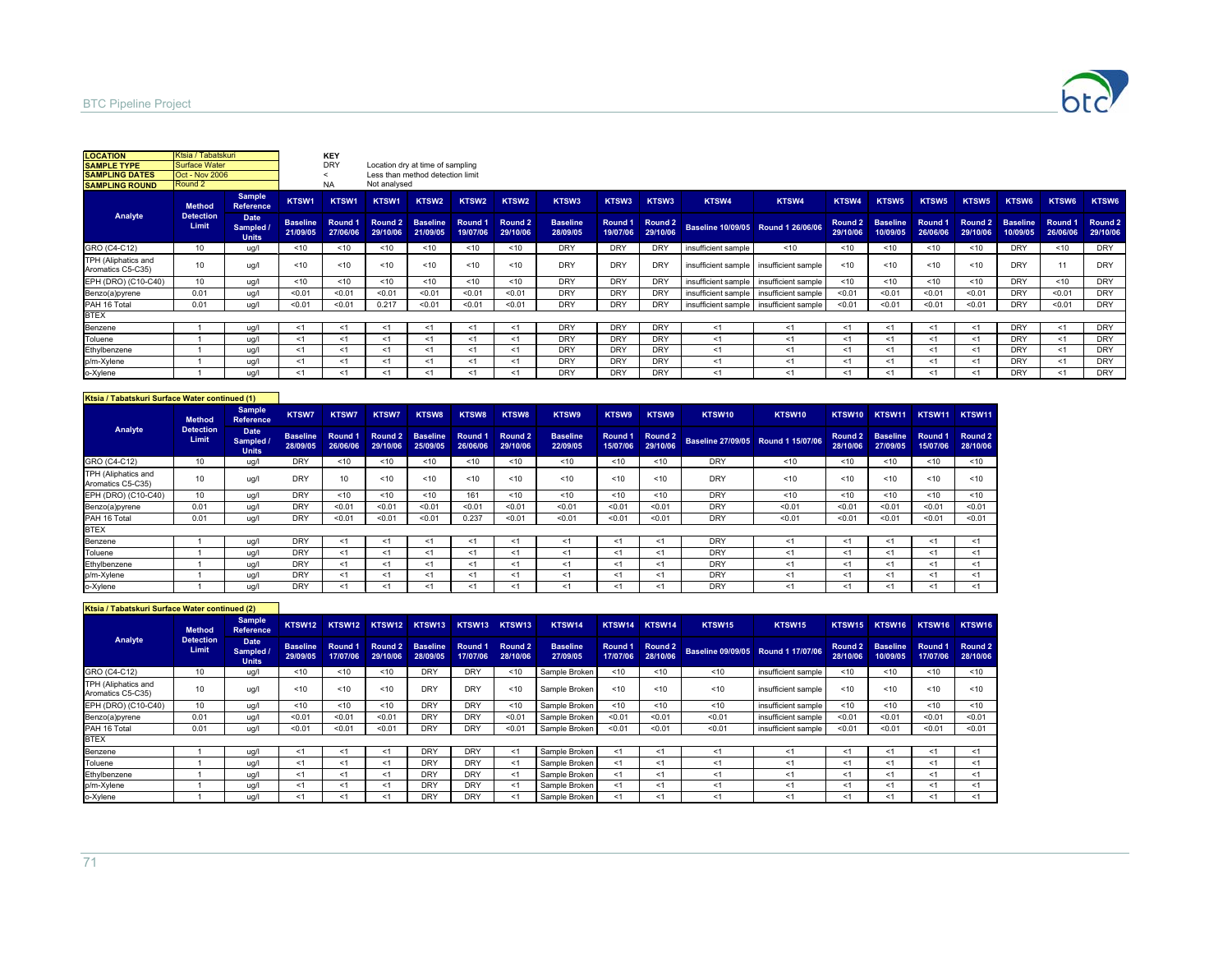| LOCATION | Ktsia / Tabatskuri |
|---|---|
| SAMPLE TYPE | Surface Water |
| SAMPLING DATES | Oct - Nov 2006 |
| SAMPLING ROUND | Round 2 |

**KEY**

| | |
|---|---|
| DRY | Location dry at time of sampling |
| < | Less than method detection limit |
| NA | Not analysed |

| Analyte | Method Detection Limit | Sample Reference | KTSW1 | KTSW1 | KTSW1 | KTSW2 | KTSW2 | KTSW2 | KTSW3 | KTSW3 | KTSW3 | KTSW4 | KTSW4 | KTSW4 | KTSW5 | KTSW5 | KTSW5 | KTSW6 | KTSW6 | KTSW6 |
|---|---|---|---|---|---|---|---|---|---|---|---|---|---|---|---|---|---|---|---|---|
| | | Date Sampled / Units | Baseline 21/09/05 | Round 1 27/06/06 | Round 2 29/10/06 | Baseline 21/09/05 | Round 1 19/07/06 | Round 2 29/10/06 | Baseline 28/09/05 | Round 1 19/07/06 | Round 2 29/10/06 | Baseline 10/09/05 | Round 1 26/06/06 | Round 2 29/10/06 | Baseline 10/09/05 | Round 1 26/06/06 | Round 2 29/10/06 | Baseline 10/09/05 | Round 1 26/06/06 | Round 2 29/10/06 |
| GRO (C4-C12) | 10 | ug/l | <10 | <10 | <10 | <10 | <10 | <10 | DRY | DRY | DRY | insufficient sample | <10 | <10 | <10 | <10 | <10 | DRY | <10 | DRY |
| TPH (Aliphatics and Aromatics C5-C35) | 10 | ug/l | <10 | <10 | <10 | <10 | <10 | <10 | DRY | DRY | DRY | insufficient sample | insufficient sample | <10 | <10 | <10 | <10 | DRY | 11 | DRY |
| EPH (DRO) (C10-C40) | 10 | ug/l | <10 | <10 | <10 | <10 | <10 | <10 | DRY | DRY | DRY | insufficient sample | insufficient sample | <10 | <10 | <10 | <10 | DRY | <10 | DRY |
| Benzo(a)pyrene | 0.01 | ug/l | <0.01 | <0.01 | <0.01 | <0.01 | <0.01 | <0.01 | DRY | DRY | DRY | insufficient sample | insufficient sample | <0.01 | <0.01 | <0.01 | <0.01 | DRY | <0.01 | DRY |
| PAH 16 Total | 0.01 | ug/l | <0.01 | <0.01 | 0.217 | <0.01 | <0.01 | <0.01 | DRY | DRY | DRY | insufficient sample | insufficient sample | <0.01 | <0.01 | <0.01 | <0.01 | DRY | <0.01 | DRY |
| BTEX | | | | | | | | | | | | | | | | | | | | |
| Benzene | 1 | ug/l | <1 | <1 | <1 | <1 | <1 | <1 | DRY | DRY | DRY | <1 | <1 | <1 | <1 | <1 | <1 | DRY | <1 | DRY |
| Toluene | 1 | ug/l | <1 | <1 | <1 | <1 | <1 | <1 | DRY | DRY | DRY | <1 | <1 | <1 | <1 | <1 | <1 | DRY | <1 | DRY |
| Ethylbenzene | 1 | ug/l | <1 | <1 | <1 | <1 | <1 | <1 | DRY | DRY | DRY | <1 | <1 | <1 | <1 | <1 | <1 | DRY | <1 | DRY |
| p/m-Xylene | 1 | ug/l | <1 | <1 | <1 | <1 | <1 | <1 | DRY | DRY | DRY | <1 | <1 | <1 | <1 | <1 | <1 | DRY | <1 | DRY |
| o-Xylene | 1 | ug/l | <1 | <1 | <1 | <1 | <1 | <1 | DRY | DRY | DRY | <1 | <1 | <1 | <1 | <1 | <1 | DRY | <1 | DRY |

**Ktsia / Tabatskuri Surface Water continued (1)**

| Analyte | Method Detection Limit | Sample Reference | KTSW7 | KTSW7 | KTSW7 | KTSW8 | KTSW8 | KTSW8 | KTSW9 | KTSW9 | KTSW9 | KTSW10 | KTSW10 | KTSW10 | KTSW11 | KTSW11 | KTSW11 |
|---|---|---|---|---|---|---|---|---|---|---|---|---|---|---|---|---|---|
| | | Date Sampled / Units | Baseline 28/09/05 | Round 1 26/06/06 | Round 2 29/10/06 | Baseline 25/09/05 | Round 1 26/06/06 | Round 2 29/10/06 | Baseline 22/09/05 | Round 1 15/07/06 | Round 2 29/10/06 | Baseline 27/09/05 | Round 1 15/07/06 | Round 2 28/10/06 | Baseline 27/09/05 | Round 1 15/07/06 | Round 2 28/10/06 |
| GRO (C4-C12) | 10 | ug/l | DRY | <10 | <10 | <10 | <10 | <10 | <10 | <10 | <10 | DRY | <10 | <10 | <10 | <10 | <10 |
| TPH (Aliphatics and Aromatics C5-C35) | 10 | ug/l | DRY | 10 | <10 | <10 | <10 | <10 | <10 | <10 | <10 | DRY | <10 | <10 | <10 | <10 | <10 |
| EPH (DRO) (C10-C40) | 10 | ug/l | DRY | <10 | <10 | <10 | 161 | <10 | <10 | <10 | <10 | DRY | <10 | <10 | <10 | <10 | <10 |
| Benzo(a)pyrene | 0.01 | ug/l | DRY | <0.01 | <0.01 | <0.01 | <0.01 | <0.01 | <0.01 | <0.01 | <0.01 | DRY | <0.01 | <0.01 | <0.01 | <0.01 | <0.01 |
| PAH 16 Total | 0.01 | ug/l | DRY | <0.01 | <0.01 | <0.01 | 0.237 | <0.01 | <0.01 | <0.01 | <0.01 | DRY | <0.01 | <0.01 | <0.01 | <0.01 | <0.01 |
| BTEX | | | | | | | | | | | | | | | | | |
| Benzene | 1 | ug/l | DRY | <1 | <1 | <1 | <1 | <1 | <1 | <1 | <1 | DRY | <1 | <1 | <1 | <1 | <1 |
| Toluene | 1 | ug/l | DRY | <1 | <1 | <1 | <1 | <1 | <1 | <1 | <1 | DRY | <1 | <1 | <1 | <1 | <1 |
| Ethylbenzene | 1 | ug/l | DRY | <1 | <1 | <1 | <1 | <1 | <1 | <1 | <1 | DRY | <1 | <1 | <1 | <1 | <1 |
| p/m-Xylene | 1 | ug/l | DRY | <1 | <1 | <1 | <1 | <1 | <1 | <1 | <1 | DRY | <1 | <1 | <1 | <1 | <1 |
| o-Xylene | 1 | ug/l | DRY | <1 | <1 | <1 | <1 | <1 | <1 | <1 | <1 | DRY | <1 | <1 | <1 | <1 | <1 |

**Ktsia / Tabatskuri Surface Water continued (2)**

| Analyte | Method Detection Limit | Sample Reference | KTSW12 | KTSW12 | KTSW12 | KTSW13 | KTSW13 | KTSW13 | KTSW14 | KTSW14 | KTSW14 | KTSW15 | KTSW15 | KTSW15 | KTSW16 | KTSW16 | KTSW16 |
|---|---|---|---|---|---|---|---|---|---|---|---|---|---|---|---|---|---|
| | | Date Sampled / Units | Baseline 29/09/05 | Round 1 17/07/06 | Round 2 29/10/06 | Baseline 28/09/05 | Round 1 17/07/06 | Round 2 28/10/06 | Baseline 27/09/05 | Round 1 17/07/06 | Round 2 28/10/06 | Baseline 09/09/05 | Round 1 17/07/06 | Round 2 28/10/06 | Baseline 10/09/05 | Round 1 17/07/06 | Round 2 28/10/06 |
| GRO (C4-C12) | 10 | ug/l | <10 | <10 | <10 | DRY | DRY | <10 | Sample Broken | <10 | <10 | <10 | insufficient sample | <10 | <10 | <10 | <10 |
| TPH (Aliphatics and Aromatics C5-C35) | 10 | ug/l | <10 | <10 | <10 | DRY | DRY | <10 | Sample Broken | <10 | <10 | <10 | insufficient sample | <10 | <10 | <10 | <10 |
| EPH (DRO) (C10-C40) | 10 | ug/l | <10 | <10 | <10 | DRY | DRY | <10 | Sample Broken | <10 | <10 | <10 | insufficient sample | <10 | <10 | <10 | <10 |
| Benzo(a)pyrene | 0.01 | ug/l | <0.01 | <0.01 | <0.01 | DRY | DRY | <0.01 | Sample Broken | <0.01 | <0.01 | <0.01 | insufficient sample | <0.01 | <0.01 | <0.01 | <0.01 |
| PAH 16 Total | 0.01 | ug/l | <0.01 | <0.01 | <0.01 | DRY | DRY | <0.01 | Sample Broken | <0.01 | <0.01 | <0.01 | insufficient sample | <0.01 | <0.01 | <0.01 | <0.01 |
| BTEX | | | | | | | | | | | | | | | | | |
| Benzene | 1 | ug/l | <1 | <1 | <1 | DRY | DRY | <1 | Sample Broken | <1 | <1 | <1 | <1 | <1 | <1 | <1 | <1 |
| Toluene | 1 | ug/l | <1 | <1 | <1 | DRY | DRY | <1 | Sample Broken | <1 | <1 | <1 | <1 | <1 | <1 | <1 | <1 |
| Ethylbenzene | 1 | ug/l | <1 | <1 | <1 | DRY | DRY | <1 | Sample Broken | <1 | <1 | <1 | <1 | <1 | <1 | <1 | <1 |
| p/m-Xylene | 1 | ug/l | <1 | <1 | <1 | DRY | DRY | <1 | Sample Broken | <1 | <1 | <1 | <1 | <1 | <1 | <1 | <1 |
| o-Xylene | 1 | ug/l | <1 | <1 | <1 | DRY | DRY | <1 | Sample Broken | <1 | <1 | <1 | <1 | <1 | <1 | <1 | <1 |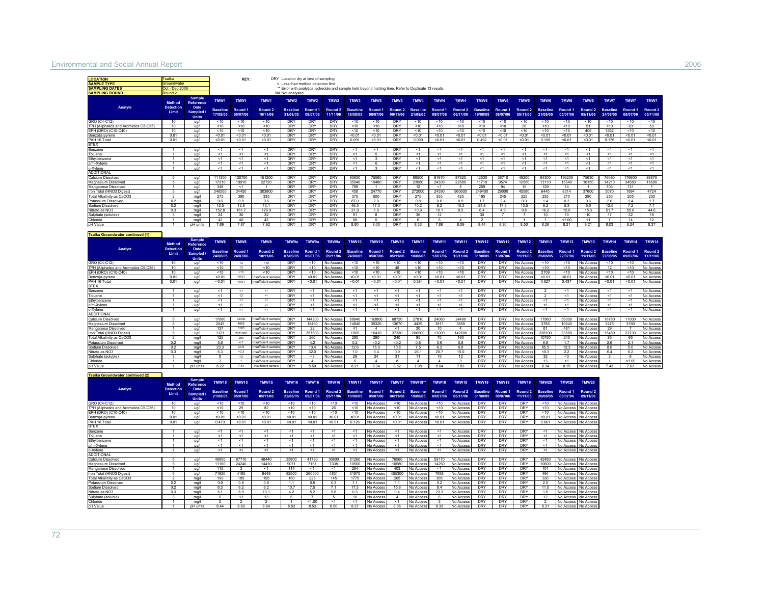| LOCATION | Tsalka |
|---|---|
| SAMPLE TYPE | Groundwater |
| SAMPLING DATES | Oct - Dec 2006 |
| SAMPLING ROUND | Round 2 |

KEY:
- DRY Location dry at time of sampling
- < Less than method detection limit
- ** Error with analytical schedule and sample held beyond holding time. Refer to Duplicate 13 results
- NA Not analysed

| Analyte | Method Detection Limit | Sample Reference / Date Sampled / Units | TMW1 Baseline 17/08/05 | TMW1 Round 1 08/07/06 | TMW1 Round 2 10/11/06 | TMW2 Baseline 31/08/05 | TMW2 Round 1 08/07/06 | TMW2 Round 2 11/11/06 | TMW3 Baseline 16/08/05 | TMW3 Round 1 08/07/06 | TMW3 Round 2 09/11/06 | TMW4 Baseline 21/08/05 | TMW4 Round 1 08/07/06 | TMW4 Round 2 06/11/06 | TMW5 Baseline 19/08/05 | TMW5 Round 1 08/07/06 | TMW5 Round 2 05/11/06 | TMW6 Baseline 21/08/05 | TMW6 Round 1 05/07/06 | TMW6 Round 2 05/11/06 | TMW7 Baseline 24/08/05 | TMW7 Round 1 05/07/06 | TMW7 Round 2 05/11/06 |
|---|---|---|---|---|---|---|---|---|---|---|---|---|---|---|---|---|---|---|---|---|---|---|---|
| GRO (C4-C12) | 10 | ug/l | <10 | <10 | <10 | DRY | DRY | DRY | <10 | <10 | DRY | <10 | <10 | <10 | <10 | <10 | <10 | <10 | <10 | <10 | <10 | <10 | <10 |
| TPH (Aliphatics and Aromatics C5-C35) | 10 | ug/l | <10 | <10 | <10 | DRY | DRY | DRY | <10 | <10 | DRY | <10 | <10 | <10 | <10 | <10 | 26 | <10 | <10 | 51 | <10 | 20 | 53 |
| EPH (DRO) (C10-C40) | 10 | ug/l | <10 | <10 | <10 | DRY | DRY | DRY | <10 | <10 | DRY | <10 | <10 | <10 | <10 | <10 | <10 | <10 | <10 | 405 | 1652 | <10 | <10 |
| Benzo(a)pyrene | 0.01 | ug/l | <0.01 | <0.01 | <0.01 | DRY | DRY | DRY | <0.01 | <0.01 | DRY | <0.01 | <0.01 | <0.01 | <0.01 | <0.01 | <0.01 | <0.01 | <0.01 | <0.01 | <0.01 | <0.01 | <0.01 |
| PAH 16 Total | 0.01 | ug/l | <0.01 | <0.01 | <0.01 | DRY | DRY | DRY | 0.091 | <0.01 | DRY | 0.099 | <0.01 | <0.01 | 0.492 | <0.01 | <0.01 | 0.109 | <0.01 | <0.01 | 0.176 | <0.01 | <0.01 |
| BTEX | | | | | | | | | | | | | | | | | | | | | | | |
| Benzene | 1 | ug/l | <1 | <1 | <1 | DRY | DRY | DRY | <1 | <1 | DRY | <1 | <1 | <1 | <1 | <1 | <1 | <1 | <1 | <1 | <1 | <1 | <1 |
| Toluene | 1 | ug/l | <1 | <1 | <1 | DRY | DRY | DRY | <1 | 5 | DRY | <1 | <1 | <1 | <1 | <1 | <1 | <1 | <1 | <1 | <1 | <1 | <1 |
| Ethylbenzene | 1 | ug/l | <1 | <1 | <1 | DRY | DRY | DRY | <1 | 3 | DRY | <1 | <1 | <1 | <1 | <1 | <1 | <1 | <1 | <1 | <1 | <1 | <1 |
| p/m-Xylene | 1 | ug/l | <1 | <1 | <1 | DRY | DRY | DRY | <1 | 6 | DRY | <1 | <1 | <1 | <1 | <1 | <1 | <1 | <1 | <1 | <1 | <1 | <1 |
| o-Xylene | 1 | ug/l | <1 | <1 | <1 | DRY | DRY | DRY | <1 | 3 | DRY | <1 | <1 | <1 | <1 | <1 | <1 | <1 | <1 | <1 | <1 | <1 | <1 |
| ADDITIONAL | | | | | | | | | | | | | | | | | | | | | | | |
| Calcium Dissolved | 5 | ug/l | 111300 | 128700 | 151200 | DRY | DRY | DRY | 90630 | 75560 | DRY | 89500 | 91970 | 87320 | 42530 | 36710 | 49200 | 64300 | 136200 | 75630 | 76090 | 176600 | 88870 |
| Magnesium Dissolved | 5 | ug/l | 17310 | 19910 | 22720 | DRY | DRY | DRY | 35940 | 19480 | DRY | 23080 | 24300 | 22580 | 11710 | 9574 | 12560 | 11110 | 15340 | 10150 | 14210 | 34550 | 16500 |
| Manganese Dissolved | 1 | ug/l | 348 | <1 | 1 | DRY | DRY | DRY | 799 | 1 | DRY | 12 | <1 | 5 | 259 | 94 | 15 | 129 | 14 | 1 | 103 | 131 | 1 |
| Iron Total (HNO3 Digest) | 5 | ug/l | 346500 | 34450 | 303800 | DRY | DRY | DRY | 458 | 24770 | DRY | 272000 | 24590 | 960600 | 249400 | 29000 | 45580 | 6445 | 8314 | 37600 | 5070 | 1694 | 4724 |
| Total Alkalinity as CaCO3 | 2 | mg/l | 275 | 390 | 335 | DRY | DRY | DRY | 375 | 500 | DRY | 275 | 355 | 425 | 195 | 245 | 225 | 235 | 210 | 280 | 250 | 205 | 255 |
| Potassium Dissolved | 0.2 | mg/l | 0.6 | 0.8 | 0.6 | DRY | DRY | DRY | 87.0 | 2.0 | DRY | 0.8 | 0.6 | 0.9 | 1.7 | 2.4 | 0.9 | 1.4 | 0.3 | 0.6 | 2.6 | 1.4 | 1.7 |
| Sodium Dissolved | 0.2 | mg/l | 12.5 | 12.8 | 13.1 | DRY | DRY | DRY | 46.5 | 17.3 | DRY | 10.2 | 9.2 | 10.2 | 24.8 | 17.3 | 13.5 | 9.2 | 5.3 | 5.6 | 12.5 | 7.2 | 7.7 |
| Nitrate as NO3 | 0.3 | mg/l | 152.8 | 161.7 | 178.9 | DRY | DRY | DRY | 21.9 | 1.9 | DRY | 10.9 | 10.1 | 8.5 | 6.4 | 4.9 | 9.8 | 16.2 | 15.0 | 15.3 | 51.7 | 55.6 | 44.6 |
| Sulphate (soluble) | 3 | mg/l | 24 | 30 | 32 | DRY | DRY | DRY | 91 | 8 | DRY | 36 | 12 | - | 30 | 7 | 7 | 10 | 10 | 10 | 17 | 32 | 19 |
| Chloride | 1 | mg/l | 42 | 40 | 43 | DRY | DRY | DRY | 88 | 5 | DRY | 6 | 5 | 4 | 2 | 1 | 1 | 1 | <1.00 | <1 | 7 | 14 | 12 |
| pH Value | 1 | pH units | 7.89 | 7.87 | 7.92 | DRY | DRY | DRY | 8.80 | 8.00 | DRY | 8.33 | 7.86 | 8.09 | 8.44 | 8.30 | 8.50 | 8.26 | 8.31 | 8.21 | 8.03 | 8.24 | 8.37 |

**Tsalka Groundwater continued (1)**

| Analyte | Method Detection Limit | Sample Reference / Date Sampled / Units | TMW8 Baseline 24/08/05 | TMW8 Round 1 24/07/06 | TMW8 Round 2 10/11/06 | TMW9a Baseline 07/09/05 | TMW9a Round 1 05/07/06 | TMW9a Round 2 09/11/06 | TMW10 Baseline 24/08/05 | TMW10 Round 1 05/07/06 | TMW10 Round 2 05/11/06 | TMW11 Baseline 18/08/05 | TMW11 Round 1 13/07/06 | TMW11 Round 2 10/11/06 | TMW12 Baseline 31/08/05 | TMW12 Round 1 13/07/06 | TMW12 Round 2 11/11/06 | TMW13 Baseline 25/08/05 | TMW13 Round 1 22/07/06 | TMW13 Round 2 11/11/06 | TMW14 Baseline 27/08/05 | TMW14 Round 1 09/07/06 | TMW14 Round 2 11/11/06 |
|---|---|---|---|---|---|---|---|---|---|---|---|---|---|---|---|---|---|---|---|---|---|---|---|
| GRO (C4-C12) | 10 | ug/l | <10 | 13 | <10 | DRY | <10 | No Access | <10 | <10 | <10 | <10 | <10 | <10 | DRY | DRY | No Access | <10 | <10 | No Access | <10 | <10 | No Access |
| TPH (Aliphatics and Aromatics C5-C35) | 10 | ug/l | <10 | 13 | <10 | DRY | <10 | No Access | <10 | <10 | 48 | <10 | <10 | <10 | DRY | DRY | No Access | <10 | <10 | No Access | 12 | <10 | No Access |
| EPH (DRO) (C10-C40) | 10 | ug/l | <10 | <10 | <10 | DRY | <10 | No Access | <10 | <10 | <10 | <10 | <10 | <10 | DRY | DRY | No Access | 2109 | <10 | No Access | <10 | <10 | No Access |
| Benzo(a)pyrene | 0.01 | ug/l | <0.01 | <0.01 | Insufficient sample | DRY | <0.01 | No Access | <0.01 | <0.01 | <0.01 | <0.01 | <0.01 | <0.01 | DRY | DRY | No Access | <0.01 | <0.01 | No Access | <0.01 | <0.01 | No Access |
| PAH 16 Total | 0.01 | ug/l | <0.01 | <0.01 | Insufficient sample | DRY | <0.01 | No Access | <0.01 | <0.01 | <0.01 | 0.384 | <0.01 | <0.01 | DRY | DRY | No Access | 0.627 | 0.437 | No Access | <0.01 | <0.01 | No Access |
| BTEX | | | | | | | | | | | | | | | | | | | | | | | |
| Benzene | 1 | ug/l | <1 | <1 | <1 | DRY | <1 | No Access | <1 | <1 | <1 | <1 | <1 | <1 | DRY | DRY | No Access | 2 | <1 | No Access | <1 | <1 | No Access |
| Toluene | 1 | ug/l | <1 | 12 | <1 | DRY | <1 | No Access | <1 | <1 | <1 | <1 | <1 | <1 | DRY | DRY | No Access | 2 | <1 | No Access | <1 | <1 | No Access |
| Ethylbenzene | 1 | ug/l | <1 | <1 | <1 | DRY | <1 | No Access | <1 | <1 | <1 | <1 | <1 | <1 | DRY | DRY | No Access | <1 | <1 | No Access | <1 | <1 | No Access |
| p/m-Xylene | 1 | ug/l | <1 | <1 | <1 | DRY | <1 | No Access | <1 | <1 | <1 | <1 | <1 | <1 | DRY | DRY | No Access | <1 | <1 | No Access | <1 | <1 | No Access |
| o-Xylene | 1 | ug/l | <1 | <1 | <1 | DRY | <1 | No Access | <1 | <1 | <1 | <1 | <1 | <1 | DRY | DRY | No Access | <1 | <1 | No Access | <1 | <1 | No Access |
| ADDITIONAL | | | | | | | | | | | | | | | | | | | | | | | |
| Calcium Dissolved | 5 | ug/l | 17060 | 32430 | Insufficient sample | DRY | 144200 | No Access | 68840 | 163800 | 68720 | 27810 | 24060 | 24490 | DRY | DRY | No Access | 17960 | 59000 | No Access | 16780 | 11000 | No Access |
| Magnesium Dissolved | 5 | ug/l | 2045 | 4665 | Insufficient sample | DRY | 18460 | No Access | 14840 | 39320 | 13670 | 4439 | 3971 | 3859 | DRY | DRY | No Access | 3785 | 10640 | No Access | 5275 | 3169 | No Access |
| Manganese Dissolved | 1 | ug/l | 137 | 3185 | Insufficient sample | DRY | 22 | No Access | 41 | 4 | <1 | 30 | 10 | 4 | DRY | DRY | No Access | 61 | 481 | No Access | 29 | 7 | No Access |
| Iron Total (HNO3 Digest) | 5 | ug/l | 1121 | 2081000 | Insufficient sample | DRY | 357600 | No Access | 1065 | 16410 | 37330 | 206500 | 13000 | 142600 | DRY | DRY | No Access | 228100 | 23880 | No Access | 15480 | 22730 | No Access |
| Total Alkalinity as CaCO3 | 2 | mg/l | 125 | 290 | Insufficient sample | DRY | 260 | No Access | 280 | 290 | 240 | 85 | 70 | 160 | DRY | DRY | No Access | 10750 | 245 | No Access | 85 | 65 | No Access |
| Potassium Dissolved | 0.2 | mg/l | 5.6 | 4.7 | Insufficient sample | DRY | 4.2 | No Access | 0.2 | <0.2 | <0.2 | 0.8 | 0.6 | 0.8 | DRY | DRY | No Access | 6.8 | 1.7 | No Access | 2.6 | 2.1 | No Access |
| Sodium Dissolved | 0.2 | mg/l | 23.3 | 34.5 | Insufficient sample | DRY | 13.4 | No Access | 12.6 | 15.0 | 10.8 | 7.5 | 6.2 | 6.8 | DRY | DRY | No Access | 85.5 | 12.3 | No Access | 8.0 | 5.0 | No Access |
| Nitrate as NO3 | 0.3 | mg/l | 6.3 | <0.3 | Insufficient sample | DRY | 32.0 | No Access | 1.0 | 0.4 | 0.9 | 26.1 | 20.7 | 15.0 | DRY | DRY | No Access | <0.3 | 2.2 | No Access | 6.4 | 6.2 | No Access |
| Sulphate (soluble) | 3 | mg/l | 8 | <3 | Insufficient sample | DRY | <3 | No Access | 28 | 24 | 31 | 11 | 15 | 12 | DRY | DRY | No Access | 32 | <3 | No Access | 3 | 6 | No Access |
| Chloride | 1 | mg/l | 3 | 1 | Insufficient sample | DRY | 4 | No Access | 6 | 4 | 8 | 4 | 4 | 3 | DRY | DRY | No Access | 13 | <1 | No Access | 1 | <1.00 | No Access |
| pH Value | 1 | pH units | 8.22 | 7.44 | Insufficient sample | DRY | 8.50 | No Access | 8.21 | 8.34 | 8.52 | 7.98 | 8.04 | 7.83 | DRY | DRY | No Access | 8.34 | 8.15 | No Access | 7.43 | 7.63 | No Access |

**Tsalka Groundwater continued (2)**

| Analyte | Method Detection Limit | Sample Reference / Date Sampled / Units | TMW15 Baseline 21/08/05 | TMW15 Round 1 05/07/06 | TMW15 Round 2 05/11/06 | TMW16 Baseline 22/08/05 | TMW16 Round 1 05/07/06 | TMW16 Round 2 05/11/06 | TMW17 Baseline 19/08/05 | TMW17 Round 1 05/07/06 | TMW17 Round 2 06/11/06 | TMW18** Baseline 19/08/05 | TMW18 Round 1 09/07/06 | TMW18 Round 2 06/11/06 | TMW19 Baseline 31/08/05 | TMW19 Round 1 09/07/06 | TMW19 Round 2 11/11/06 | TMW20 Baseline 26/08/05 | TMW20 Round 1 09/07/06 | TMW20 Round 2 09/11/06 |
|---|---|---|---|---|---|---|---|---|---|---|---|---|---|---|---|---|---|---|---|---|
| GRO (C4-C12) | 10 | ug/l | <10 | <10 | <10 | <10 | <10 | <10 | <10 | No Access | <10 | No Access | <10 | No Access | DRY | DRY | DRY | <10 | No Access | No Access |
| TPH (Aliphatics and Aromatics C5-C35) | 10 | ug/l | <10 | 29 | 82 | <10 | <10 | 26 | <10 | No Access | <10 | No Access | <10 | No Access | DRY | DRY | DRY | <10 | No Access | No Access |
| EPH (DRO) (C10-C40) | 10 | ug/l | <10 | <10 | <10 | <10 | <10 | <10 | <10 | No Access | <10 | No Access | <10 | No Access | DRY | DRY | DRY | <10 | No Access | No Access |
| Benzo(a)pyrene | 0.01 | ug/l | <0.01 | <0.01 | <0.01 | <0.01 | <0.01 | <0.01 | <0.01 | No Access | <0.01 | No Access | <0.01 | No Access | DRY | DRY | DRY | <0.01 | No Access | No Access |
| PAH 16 Total | 0.01 | ug/l | 0.473 | <0.01 | <0.01 | <0.01 | <0.01 | <0.01 | 0.126 | No Access | <0.01 | No Access | <0.01 | No Access | DRY | DRY | DRY | 0.661 | No Access | No Access |
| BTEX | | | | | | | | | | | | | | | | | | | | |
| Benzene | 1 | ug/l | <1 | <1 | <1 | <1 | <1 | <1 | <1 | No Access | <1 | No Access | <1 | No Access | DRY | DRY | DRY | <1 | No Access | No Access |
| Toluene | 1 | ug/l | <1 | <1 | <1 | <1 | <1 | <1 | <1 | No Access | <1 | No Access | <1 | No Access | DRY | DRY | DRY | <1 | No Access | No Access |
| Ethylbenzene | 1 | ug/l | <1 | <1 | <1 | <1 | <1 | <1 | <1 | No Access | <1 | No Access | <1 | No Access | DRY | DRY | DRY | <1 | No Access | No Access |
| p/m-Xylene | 1 | ug/l | <1 | <1 | <1 | <1 | <1 | <1 | <1 | No Access | <1 | No Access | <1 | No Access | DRY | DRY | DRY | <1 | No Access | No Access |
| o-Xylene | 1 | ug/l | <1 | <1 | <1 | <1 | <1 | <1 | <1 | No Access | <1 | No Access | <1 | No Access | DRY | DRY | DRY | <1 | No Access | No Access |
| ADDITIONAL | | | | | | | | | | | | | | | | | | | | |
| Calcium Dissolved | 5 | ug/l | 46800 | 87710 | 48440 | 35800 | 41780 | 36800 | 81260 | No Access | 76560 | No Access | 59170 | No Access | DRY | DRY | DRY | 42480 | No Access | No Access |
| Magnesium Dissolved | 5 | ug/l | 11160 | 24240 | 14410 | 9071 | 7161 | 7308 | 10560 | No Access | 10580 | No Access | 14250 | No Access | DRY | DRY | DRY | 10600 | No Access | No Access |
| Manganese Dissolved | 1 | ug/l | 115 | 3 | <1 | 114 | <1 | <1 | 284 | No Access | 403 | No Access | <1 | No Access | DRY | DRY | DRY | 101 | No Access | No Access |
| Iron Total (HNO3 Digest) | 5 | ug/l | 71920 | 4165 | 6449 | 82500 | 260500 | 4831 | 51970 | No Access | 455300 | No Access | 7638 | No Access | DRY | DRY | DRY | 494 | No Access | No Access |
| Total Alkalinity as CaCO3 | 2 | mg/l | 190 | 185 | 195 | 160 | 225 | 145 | 1775 | No Access | 265 | No Access | 365 | No Access | DRY | DRY | DRY | 330 | No Access | No Access |
| Potassium Dissolved | 0.2 | mg/l | 0.9 | 0.8 | 0.9 | 1.1 | 0.5 | 0.3 | 1.1 | No Access | 1.1 | No Access | 0.8 | No Access | DRY | DRY | DRY | 2.0 | No Access | No Access |
| Sodium Dissolved | 0.2 | mg/l | 6.3 | 6.2 | 6.2 | 10.7 | 7.5 | 7.1 | 17.3 | No Access | 15.8 | No Access | 8.4 | No Access | DRY | DRY | DRY | 11.0 | No Access | No Access |
| Nitrate as NO3 | 0.3 | mg/l | 6.1 | 8.9 | 13.1 | 4.2 | 5.2 | 5.8 | 0.3 | No Access | 0.4 | No Access | 23.3 | No Access | DRY | DRY | DRY | 1.5 | No Access | No Access |
| Sulphate (soluble) | 3 | mg/l | 6 | 13 | 13 | 6 | 7 | 5 | 10 | No Access | 4 | No Access | 6 | No Access | DRY | DRY | DRY | 12 | No Access | No Access |
| Chloride | 1 | mg/l | 2 | 2 | 2 | 1 | <1.00 | <1 | <1 | No Access | <1 | No Access | 3 | No Access | DRY | DRY | DRY | 2 | No Access | No Access |
| pH Value | 1 | pH units | 8.44 | 8.60 | 8.64 | 8.52 | 8.53 | 8.50 | 8.37 | No Access | 8.06 | No Access | 8.33 | No Access | DRY | DRY | DRY | 8.31 | No Access | No Access |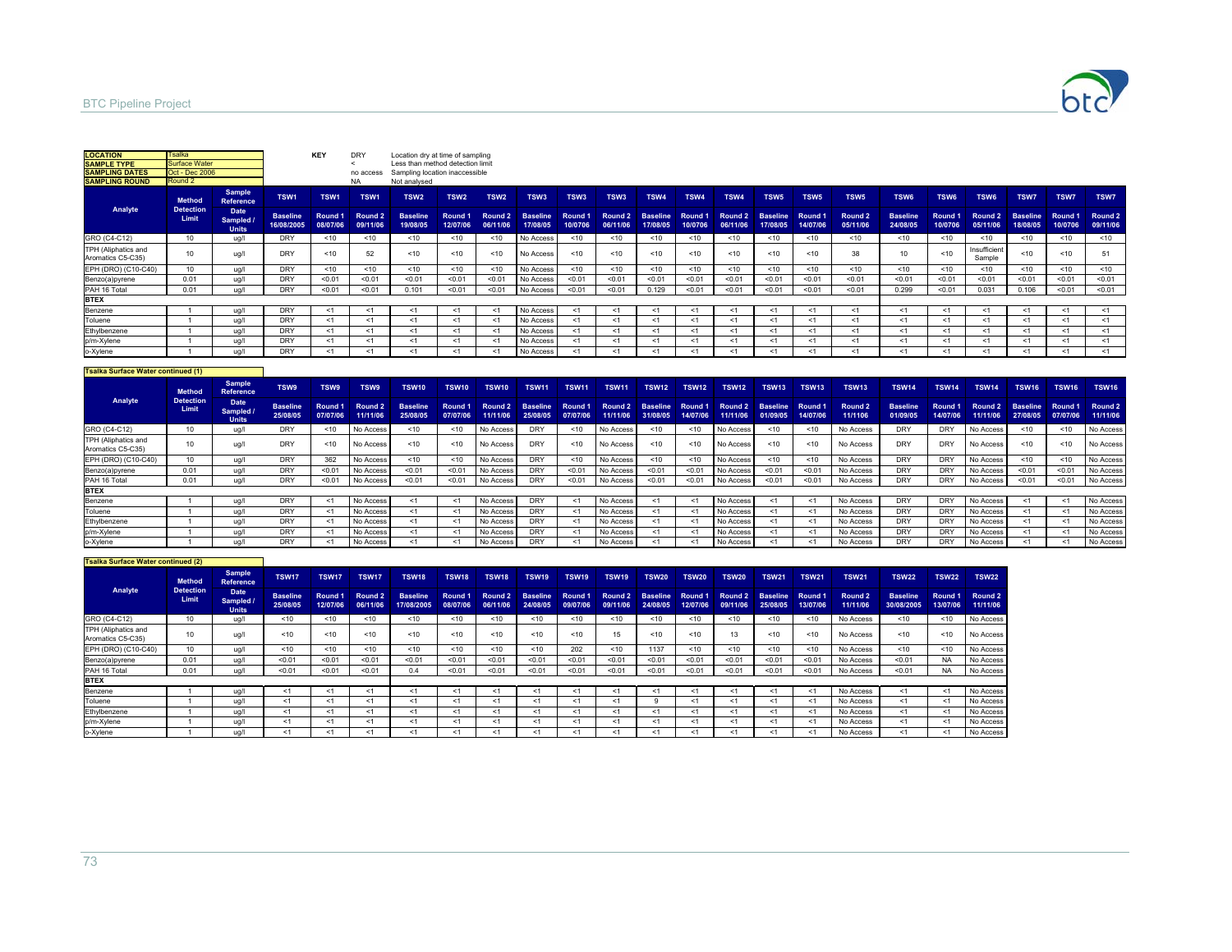| LOCATION | Tsalka |
|---|---|
| SAMPLE TYPE | Surface Water |
| SAMPLING DATES | Oct - Dec 2006 |
| SAMPLING ROUND | Round 2 |

**KEY**

| | |
|---|---|
| DRY | Location dry at time of sampling |
| < | Less than method detection limit |
| no access | Sampling location inaccessible |
| NA | Not analysed |

| Analyte | Method Detection Limit | Sample Reference | TSW1 | TSW1 | TSW1 | TSW2 | TSW2 | TSW2 | TSW3 | TSW3 | TSW3 | TSW4 | TSW4 | TSW4 | TSW5 | TSW5 | TSW5 | TSW6 | TSW6 | TSW6 | TSW7 | TSW7 | TSW7 |
|---|---|---|---|---|---|---|---|---|---|---|---|---|---|---|---|---|---|---|---|---|---|---|---|
| | | Date Sampled / Units | Baseline 16/08/2005 | Round 1 08/07/06 | Round 2 09/11/06 | Baseline 19/08/05 | Round 1 12/07/06 | Round 2 06/11/06 | Baseline 17/08/05 | Round 1 10/0706 | Round 2 06/11/06 | Baseline 17/08/05 | Round 1 10/0706 | Round 2 06/11/06 | Baseline 17/08/05 | Round 1 14/07/06 | Round 2 05/11/06 | Baseline 24/08/05 | Round 1 10/0706 | Round 2 05/11/06 | Baseline 18/08/05 | Round 1 10/0706 | Round 2 09/11/06 |
| GRO (C4-C12) | 10 | ug/l | DRY | <10 | <10 | <10 | <10 | <10 | No Access | <10 | <10 | <10 | <10 | <10 | <10 | <10 | <10 | <10 | <10 | <10 | <10 | <10 | <10 |
| TPH (Aliphatics and Aromatics C5-C35) | 10 | ug/l | DRY | <10 | 52 | <10 | <10 | <10 | No Access | <10 | <10 | <10 | <10 | <10 | <10 | <10 | 38 | 10 | <10 | Insufficient Sample | <10 | <10 | 51 |
| EPH (DRO) (C10-C40) | 10 | ug/l | DRY | <10 | <10 | <10 | <10 | <10 | No Access | <10 | <10 | <10 | <10 | <10 | <10 | <10 | <10 | <10 | <10 | <10 | <10 | <10 | <10 |
| Benzo(a)pyrene | 0.01 | ug/l | DRY | <0.01 | <0.01 | <0.01 | <0.01 | <0.01 | No Access | <0.01 | <0.01 | <0.01 | <0.01 | <0.01 | <0.01 | <0.01 | <0.01 | <0.01 | <0.01 | <0.01 | <0.01 | <0.01 | <0.01 |
| PAH 16 Total | 0.01 | ug/l | DRY | <0.01 | <0.01 | 0.101 | <0.01 | <0.01 | No Access | <0.01 | <0.01 | 0.129 | <0.01 | <0.01 | <0.01 | <0.01 | <0.01 | 0.299 | <0.01 | 0.031 | 0.106 | <0.01 | <0.01 |
| **BTEX** | | | | | | | | | | | | | | | | | | | | | | | |
| Benzene | 1 | ug/l | DRY | <1 | <1 | <1 | <1 | <1 | No Access | <1 | <1 | <1 | <1 | <1 | <1 | <1 | <1 | <1 | <1 | <1 | <1 | <1 | <1 |
| Toluene | 1 | ug/l | DRY | <1 | <1 | <1 | <1 | <1 | No Access | <1 | <1 | <1 | <1 | <1 | <1 | <1 | <1 | <1 | <1 | <1 | <1 | <1 | <1 |
| Ethylbenzene | 1 | ug/l | DRY | <1 | <1 | <1 | <1 | <1 | No Access | <1 | <1 | <1 | <1 | <1 | <1 | <1 | <1 | <1 | <1 | <1 | <1 | <1 | <1 |
| p/m-Xylene | 1 | ug/l | DRY | <1 | <1 | <1 | <1 | <1 | No Access | <1 | <1 | <1 | <1 | <1 | <1 | <1 | <1 | <1 | <1 | <1 | <1 | <1 | <1 |
| o-Xylene | 1 | ug/l | DRY | <1 | <1 | <1 | <1 | <1 | No Access | <1 | <1 | <1 | <1 | <1 | <1 | <1 | <1 | <1 | <1 | <1 | <1 | <1 | <1 |

**Tsalka Surface Water continued (1)**

| Analyte | Method Detection Limit | Sample Reference | TSW9 | TSW9 | TSW9 | TSW10 | TSW10 | TSW10 | TSW11 | TSW11 | TSW11 | TSW12 | TSW12 | TSW12 | TSW13 | TSW13 | TSW13 | TSW14 | TSW14 | TSW14 | TSW16 | TSW16 | TSW16 |
|---|---|---|---|---|---|---|---|---|---|---|---|---|---|---|---|---|---|---|---|---|---|---|---|
| | | Date Sampled / Units | Baseline 25/08/05 | Round 1 07/07/06 | Round 2 11/11/06 | Baseline 25/08/05 | Round 1 07/07/06 | Round 2 11/11/06 | Baseline 25/08/05 | Round 1 07/07/06 | Round 2 11/11/06 | Baseline 31/08/05 | Round 1 14/07/06 | Round 2 11/11/06 | Baseline 01/09/05 | Round 1 14/07/06 | Round 2 11/1106 | Baseline 01/09/05 | Round 1 14/07/06 | Round 2 11/11/06 | Baseline 27/08/05 | Round 1 07/07/06 | Round 2 11/11/06 |
| GRO (C4-C12) | 10 | ug/l | DRY | <10 | No Access | <10 | <10 | No Access | DRY | <10 | No Access | <10 | <10 | No Access | <10 | <10 | No Access | DRY | DRY | No Access | <10 | <10 | No Access |
| TPH (Aliphatics and Aromatics C5-C35) | 10 | ug/l | DRY | <10 | No Access | <10 | <10 | No Access | DRY | <10 | No Access | <10 | <10 | No Access | <10 | <10 | No Access | DRY | DRY | No Access | <10 | <10 | No Access |
| EPH (DRO) (C10-C40) | 10 | ug/l | DRY | 362 | No Access | <10 | <10 | No Access | DRY | <10 | No Access | <10 | <10 | No Access | <10 | <10 | No Access | DRY | DRY | No Access | <10 | <10 | No Access |
| Benzo(a)pyrene | 0.01 | ug/l | DRY | <0.01 | No Access | <0.01 | <0.01 | No Access | DRY | <0.01 | No Access | <0.01 | <0.01 | No Access | <0.01 | <0.01 | No Access | DRY | DRY | No Access | <0.01 | <0.01 | No Access |
| PAH 16 Total | 0.01 | ug/l | DRY | <0.01 | No Access | <0.01 | <0.01 | No Access | DRY | <0.01 | No Access | <0.01 | <0.01 | No Access | <0.01 | <0.01 | No Access | DRY | DRY | No Access | <0.01 | <0.01 | No Access |
| **BTEX** | | | | | | | | | | | | | | | | | | | | | | | |
| Benzene | 1 | ug/l | DRY | <1 | No Access | <1 | <1 | No Access | DRY | <1 | No Access | <1 | <1 | No Access | <1 | <1 | No Access | DRY | DRY | No Access | <1 | <1 | No Access |
| Toluene | 1 | ug/l | DRY | <1 | No Access | <1 | <1 | No Access | DRY | <1 | No Access | <1 | <1 | No Access | <1 | <1 | No Access | DRY | DRY | No Access | <1 | <1 | No Access |
| Ethylbenzene | 1 | ug/l | DRY | <1 | No Access | <1 | <1 | No Access | DRY | <1 | No Access | <1 | <1 | No Access | <1 | <1 | No Access | DRY | DRY | No Access | <1 | <1 | No Access |
| p/m-Xylene | 1 | ug/l | DRY | <1 | No Access | <1 | <1 | No Access | DRY | <1 | No Access | <1 | <1 | No Access | <1 | <1 | No Access | DRY | DRY | No Access | <1 | <1 | No Access |
| o-Xylene | 1 | ug/l | DRY | <1 | No Access | <1 | <1 | No Access | DRY | <1 | No Access | <1 | <1 | No Access | <1 | <1 | No Access | DRY | DRY | No Access | <1 | <1 | No Access |

**Tsalka Surface Water continued (2)**

| Analyte | Method Detection Limit | Sample Reference | TSW17 | TSW17 | TSW17 | TSW18 | TSW18 | TSW18 | TSW19 | TSW19 | TSW19 | TSW20 | TSW20 | TSW20 | TSW21 | TSW21 | TSW21 | TSW22 | TSW22 | TSW22 |
|---|---|---|---|---|---|---|---|---|---|---|---|---|---|---|---|---|---|---|---|---|
| | | Date Sampled / Units | Baseline 25/08/05 | Round 1 12/07/06 | Round 2 06/11/06 | Baseline 17/08/2005 | Round 1 08/07/06 | Round 2 06/11/06 | Baseline 24/08/05 | Round 1 09/07/06 | Round 2 09/11/06 | Baseline 24/08/05 | Round 1 12/07/06 | Round 2 09/11/06 | Baseline 25/08/05 | Round 1 13/07/06 | Round 2 11/11/06 | Baseline 30/08/2005 | Round 1 13/07/06 | Round 2 11/11/06 |
| GRO (C4-C12) | 10 | ug/l | <10 | <10 | <10 | <10 | <10 | <10 | <10 | <10 | <10 | <10 | <10 | <10 | <10 | <10 | No Access | <10 | <10 | No Access |
| TPH (Aliphatics and Aromatics C5-C35) | 10 | ug/l | <10 | <10 | <10 | <10 | <10 | <10 | <10 | <10 | 15 | <10 | <10 | 13 | <10 | <10 | No Access | <10 | <10 | No Access |
| EPH (DRO) (C10-C40) | 10 | ug/l | <10 | <10 | <10 | <10 | <10 | <10 | <10 | 202 | <10 | 1137 | <10 | <10 | <10 | <10 | No Access | <10 | <10 | No Access |
| Benzo(a)pyrene | 0.01 | ug/l | <0.01 | <0.01 | <0.01 | <0.01 | <0.01 | <0.01 | <0.01 | <0.01 | <0.01 | <0.01 | <0.01 | <0.01 | <0.01 | <0.01 | No Access | <0.01 | NA | No Access |
| PAH 16 Total | 0.01 | ug/l | <0.01 | <0.01 | <0.01 | 0.4 | <0.01 | <0.01 | <0.01 | <0.01 | <0.01 | <0.01 | <0.01 | <0.01 | <0.01 | <0.01 | No Access | <0.01 | NA | No Access |
| **BTEX** | | | | | | | | | | | | | | | | | | | | |
| Benzene | 1 | ug/l | <1 | <1 | <1 | <1 | <1 | <1 | <1 | <1 | <1 | <1 | <1 | <1 | <1 | <1 | No Access | <1 | <1 | No Access |
| Toluene | 1 | ug/l | <1 | <1 | <1 | <1 | <1 | <1 | <1 | <1 | <1 | 9 | <1 | <1 | <1 | <1 | No Access | <1 | <1 | No Access |
| Ethylbenzene | 1 | ug/l | <1 | <1 | <1 | <1 | <1 | <1 | <1 | <1 | <1 | <1 | <1 | <1 | <1 | <1 | No Access | <1 | <1 | No Access |
| p/m-Xylene | 1 | ug/l | <1 | <1 | <1 | <1 | <1 | <1 | <1 | <1 | <1 | <1 | <1 | <1 | <1 | <1 | No Access | <1 | <1 | No Access |
| o-Xylene | 1 | ug/l | <1 | <1 | <1 | <1 | <1 | <1 | <1 | <1 | <1 | <1 | <1 | <1 | <1 | <1 | No Access | <1 | <1 | No Access |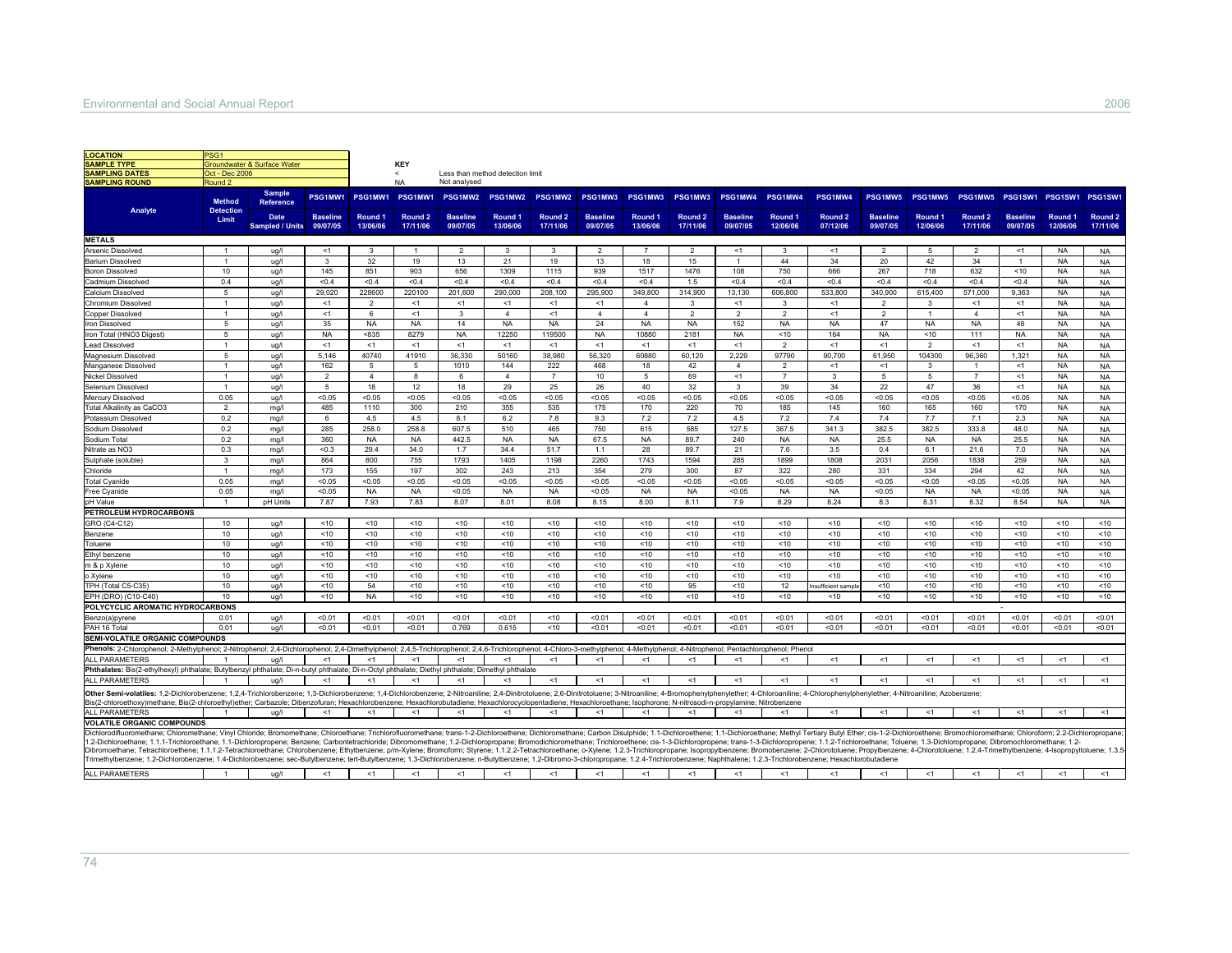| LOCATION | PSG1 | | | KEY | | |
|---|---|---|---|---|---|---|
| SAMPLE TYPE | Groundwater & Surface Water | | | < | Less than method detection limit | |
| SAMPLING DATES | Oct - Dec 2006 | | | NA | Not analysed | |
| SAMPLING ROUND | Round 2 | | | | | |

| Analyte | Method Detection Limit | Sample Reference / Date Sampled / Units | PSG1MW1 Baseline 09/07/05 | PSG1MW1 Round 1 13/06/06 | PSG1MW1 Round 2 17/11/06 | PSG1MW2 Baseline 09/07/05 | PSG1MW2 Round 1 13/06/06 | PSG1MW2 Round 2 17/11/06 | PSG1MW3 Baseline 09/07/05 | PSG1MW3 Round 1 13/06/06 | PSG1MW3 Round 2 17/11/06 | PSG1MW4 Baseline 09/07/05 | PSG1MW4 Round 1 12/06/06 | PSG1MW4 Round 2 07/12/06 | PSG1MW5 Baseline 09/07/05 | PSG1MW5 Round 1 12/06/06 | PSG1MW5 Round 2 17/11/06 | PSG1SW1 Baseline 09/07/05 | PSG1SW1 Round 1 12/06/06 | PSG1SW1 Round 2 17/11/06 |
|---|---|---|---|---|---|---|---|---|---|---|---|---|---|---|---|---|---|---|---|---|
| **METALS** | | | | | | | | | | | | | | | | | | | | |
| Arsenic Dissolved | 1 | ug/l | <1 | 3 | 1 | 2 | 3 | 3 | 2 | 7 | 2 | <1 | 3 | <1 | 2 | 5 | 2 | <1 | NA | NA |
| Barium Dissolved | 1 | ug/l | 3 | 32 | 19 | 13 | 21 | 19 | 13 | 18 | 15 | 1 | 44 | 34 | 20 | 42 | 34 | 1 | NA | NA |
| Boron Dissolved | 10 | ug/l | 145 | 851 | 903 | 656 | 1309 | 1115 | 939 | 1517 | 1476 | 108 | 750 | 666 | 267 | 718 | 632 | <10 | NA | NA |
| Cadmium Dissolved | 0.4 | ug/l | <0.4 | <0.4 | <0.4 | <0.4 | <0.4 | <0.4 | <0.4 | <0.4 | 1.5 | <0.4 | <0.4 | <0.4 | <0.4 | <0.4 | <0.4 | <0.4 | NA | NA |
| Calcium Dissolved | 5 | ug/l | 29,020 | 228600 | 220100 | 201,600 | 290,000 | 208,100 | 295,900 | 349,800 | 314,900 | 13,130 | 606,800 | 533,800 | 340,900 | 615,400 | 571,000 | 9,363 | NA | NA |
| Chromium Dissolved | 1 | ug/l | <1 | 2 | <1 | <1 | <1 | <1 | <1 | 4 | 3 | <1 | 3 | <1 | 2 | 3 | <1 | <1 | NA | NA |
| Copper Dissolved | 1 | ug/l | <1 | 6 | <1 | 3 | 4 | <1 | 4 | 4 | 2 | 2 | 2 | <1 | 2 | 1 | 4 | <1 | NA | NA |
| Iron Dissolved | 5 | ug/l | 35 | NA | NA | 14 | NA | NA | 24 | NA | NA | 152 | NA | NA | 47 | NA | NA | 48 | NA | NA |
| Iron Total (HNO3 Digest) | 5 | ug/l | NA | <835 | 8279 | NA | 12250 | 119500 | NA | 10880 | 2181 | NA | <10 | 164 | NA | <10 | 111 | NA | NA | NA |
| Lead Dissolved | 1 | ug/l | <1 | <1 | <1 | <1 | <1 | <1 | <1 | <1 | <1 | <1 | 2 | <1 | <1 | 2 | <1 | <1 | NA | NA |
| Magnesium Dissolved | 5 | ug/l | 5,146 | 40740 | 41910 | 36,330 | 50160 | 38,980 | 56,320 | 60880 | 60,120 | 2,229 | 97790 | 90,700 | 61,950 | 104300 | 96,360 | 1,321 | NA | NA |
| Manganese Dissolved | 1 | ug/l | 162 | 5 | 5 | 1010 | 144 | 222 | 468 | 18 | 42 | 4 | 2 | <1 | <1 | 3 | 1 | <1 | NA | NA |
| Nickel Dissolved | 1 | ug/l | 2 | 4 | 8 | 6 | 4 | 7 | 10 | 5 | 69 | <1 | 7 | 3 | 5 | 5 | 7 | <1 | NA | NA |
| Selenium Dissolved | 1 | ug/l | 5 | 18 | 12 | 18 | 29 | 25 | 26 | 40 | 32 | 3 | 39 | 34 | 22 | 47 | 36 | <1 | NA | NA |
| Mercury Dissolved | 0.05 | ug/l | <0.05 | <0.05 | <0.05 | <0.05 | <0.05 | <0.05 | <0.05 | <0.05 | <0.05 | <0.05 | <0.05 | <0.05 | <0.05 | <0.05 | <0.05 | <0.05 | NA | NA |
| Total Alkalinity as CaCO3 | 2 | mg/l | 485 | 1110 | 300 | 210 | 355 | 535 | 175 | 170 | 220 | 70 | 185 | 145 | 160 | 165 | 160 | 170 | NA | NA |
| Potassium Dissolved | 0.2 | mg/l | 6 | 4.5 | 4.5 | 8.1 | 6.2 | 7.8 | 9.3 | 7.2 | 7.2 | 4.5 | 7.2 | 7.4 | 7.4 | 7.7 | 7.1 | 2.3 | NA | NA |
| Sodium Dissolved | 0.2 | mg/l | 285 | 258.0 | 258.8 | 607.5 | 510 | 465 | 750 | 615 | 585 | 127.5 | 367.5 | 341.3 | 382.5 | 382.5 | 333.8 | 48.0 | NA | NA |
| Sodium Total | 0.2 | mg/l | 360 | NA | NA | 442.5 | NA | NA | 67.5 | NA | 89.7 | 240 | NA | NA | 25.5 | NA | NA | 25.5 | NA | NA |
| Nitrate as NO3 | 0.3 | mg/l | <0.3 | 29.4 | 34.0 | 1.7 | 34.4 | 51.7 | 1.1 | 28 | 89.7 | 21 | 7.6 | 3.5 | 0.4 | 6.1 | 21.6 | 7.0 | NA | NA |
| Sulphate (soluble) | 3 | mg/l | 864 | 800 | 755 | 1793 | 1405 | 1198 | 2260 | 1743 | 1594 | 285 | 1899 | 1808 | 2031 | 2056 | 1838 | 259 | NA | NA |
| Chloride | 1 | mg/l | 173 | 155 | 197 | 302 | 243 | 213 | 354 | 279 | 300 | 87 | 322 | 280 | 331 | 334 | 294 | 42 | NA | NA |
| Total Cyanide | 0.05 | mg/l | <0.05 | <0.05 | <0.05 | <0.05 | <0.05 | <0.05 | <0.05 | <0.05 | <0.05 | <0.05 | <0.05 | <0.05 | <0.05 | <0.05 | <0.05 | <0.05 | NA | NA |
| Free Cyanide | 0.05 | mg/l | <0.05 | NA | NA | <0.05 | NA | NA | <0.05 | NA | NA | <0.05 | NA | NA | <0.05 | NA | NA | <0.05 | NA | NA |
| pH Value | 1 | pH Units | 7.87 | 7.93 | 7.83 | 8.07 | 8.01 | 8.08 | 8.15 | 8.00 | 8.11 | 7.9 | 8.29 | 8.24 | 8.3 | 8.31 | 8.32 | 8.54 | NA | NA |
| **PETROLEUM HYDROCARBONS** | | | | | | | | | | | | | | | | | | | | |
| GRO (C4-C12) | 10 | ug/l | <10 | <10 | <10 | <10 | <10 | <10 | <10 | <10 | <10 | <10 | <10 | <10 | <10 | <10 | <10 | <10 | <10 | <10 |
| Benzene | 10 | ug/l | <10 | <10 | <10 | <10 | <10 | <10 | <10 | <10 | <10 | <10 | <10 | <10 | <10 | <10 | <10 | <10 | <10 | <10 |
| Toluene | 10 | ug/l | <10 | <10 | <10 | <10 | <10 | <10 | <10 | <10 | <10 | <10 | <10 | <10 | <10 | <10 | <10 | <10 | <10 | <10 |
| Ethyl benzene | 10 | ug/l | <10 | <10 | <10 | <10 | <10 | <10 | <10 | <10 | <10 | <10 | <10 | <10 | <10 | <10 | <10 | <10 | <10 | <10 |
| m & p Xylene | 10 | ug/l | <10 | <10 | <10 | <10 | <10 | <10 | <10 | <10 | <10 | <10 | <10 | <10 | <10 | <10 | <10 | <10 | <10 | <10 |
| o Xylene | 10 | ug/l | <10 | <10 | <10 | <10 | <10 | <10 | <10 | <10 | <10 | <10 | <10 | <10 | <10 | <10 | <10 | <10 | <10 | <10 |
| TPH (Total C5-C35) | 10 | ug/l | <10 | 54 | <10 | <10 | <10 | <10 | <10 | <10 | 95 | <10 | 12 | Insufficient sample | <10 | <10 | <10 | <10 | <10 | <10 |
| EPH (DRO) (C10-C40) | 10 | ug/l | <10 | NA | <10 | <10 | <10 | <10 | <10 | <10 | <10 | <10 | <10 | <10 | <10 | <10 | <10 | <10 | <10 | <10 |
| **POLYCYCLIC AROMATIC HYDROCARBONS** | | | | | | | | | | | | | | | | | | | | |
| Benzo(a)pyrene | 0.01 | ug/l | <0.01 | <0.01 | <0.01 | <0.01 | <0.01 | <10 | <0.01 | <0.01 | <0.01 | <0.01 | <0.01 | <0.01 | <0.01 | <0.01 | <0.01 | <0.01 | <0.01 | <0.01 |
| PAH 16 Total | 0.01 | ug/l | <0.01 | <0.01 | <0.01 | 0.769 | 0.615 | <10 | <0.01 | <0.01 | <0.01 | <0.01 | <0.01 | <0.01 | <0.01 | <0.01 | <0.01 | <0.01 | <0.01 | <0.01 |
| **SEMI-VOLATILE ORGANIC COMPOUNDS** | | | | | | | | | | | | | | | | | | | | |
| **Phenols:** 2-Chlorophenol; 2-Methylphenol; 2-Nitrophenol; 2,4-Dichlorophenol; 2,4-Dimethylphenol; 2,4,5-Trichlorophenol; 2,4,6-Trichlorophenol; 4-Chloro-3-methylphenol; 4-Methylphenol; 4-Nitrophenol; Pentachlorophenol; Phenol | | | | | | | | | | | | | | | | | | | | |
| ALL PARAMETERS | 1 | ug/l | <1 | <1 | <1 | <1 | <1 | <1 | <1 | <1 | <1 | <1 | <1 | <1 | <1 | <1 | <1 | <1 | <1 | <1 |
| **Phthalates:** Bis(2-ethylhexyl) phthalate; Butylbenzyl phthalate; Di-n-butyl phthalate; Di-n-Octyl phthalate; Diethyl phthalate; Dimethyl phthalate | | | | | | | | | | | | | | | | | | | | |
| ALL PARAMETERS | 1 | ug/l | <1 | <1 | <1 | <1 | <1 | <1 | <1 | <1 | <1 | <1 | <1 | <1 | <1 | <1 | <1 | <1 | <1 | <1 |
| **Other Semi-volatiles:** 1,2-Dichlorobenzene; 1,2,4-Trichlorobenzene; 1,3-Dichlorobenzene; 1,4-Dichlorobenzene; 2-Nitroaniline; 2,4-Dinitrotoluene; 2,6-Dinitrotoluene; 3-Nitroaniline; 4-Bromophenylphenylether; 4-Chloroaniline; 4-Chlorophenylphenylether; 4-Nitroaniline; Azobenzene; Bis(2-chloroethoxy)methane; Bis(2-chloroethyl)ether; Carbazole; Dibenzofuran; Hexachlorobenzene; Hexachlorobutadiene; Hexachlorocyclopentadiene; Hexachloroethane; Isophorone; N-nitrosodi-n-propylamine; Nitrobenzene | | | | | | | | | | | | | | | | | | | | |
| ALL PARAMETERS | 1 | ug/l | <1 | <1 | <1 | <1 | <1 | <1 | <1 | <1 | <1 | <1 | <1 | <1 | <1 | <1 | <1 | <1 | <1 | <1 |
| **VOLATILE ORGANIC COMPOUNDS** | | | | | | | | | | | | | | | | | | | | |
| Dichlorodifluoromethane; Chloromethane; Vinyl Chloride; Bromomethane; Chloroethane; Trichlorofluoromethane; trans-1-2-Dichloroethene; Dichloromethane; Carbon Disulphide; 1.1-Dichloroethene; 1.1-Dichloroethane; Methyl Tertiary Butyl Ether; cis-1-2-Dichloroethene; Bromochloromethane; Chloroform; 2.2-Dichloropropane; 1.2-Dichloroethane; 1.1.1-Trichloroethane; 1.1-Dichloropropene; Benzene; Carbontetrachloride; Dibromomethane; 1.2-Dichloropropane; Bromodichloromethane; Trichloroethene; cis-1-3-Dichloropropene; trans-1-3-Dichloropropene; 1.1.2-Trichloroethane; Toluene; 1.3-Dichloropropane; Dibromochloromethane; 1.2-Dibromoethane; Tetrachloroethene; 1.1.1.2-Tetrachloroethane; Chlorobenzene; Ethylbenzene; p/m-Xylene; Bromoform; Styrene; 1.1.2.2-Tetrachloroethane; o-Xylene; 1.2.3-Trichloropropane; Isopropylbenzene; Bromobenzene; 2-Chlorotoluene; Propylbenzene; 4-Chlorotoluene; 1.2.4-Trimethylbenzene; 4-Isopropyltoluene; 1.3.5-Trimethylbenzene; 1.2-Dichlorobenzene; 1.4-Dichlorobenzene; sec-Butylbenzene; tert-Butylbenzene; 1.3-Dichlorobenzene; n-Butylbenzene; 1.2-Dibromo-3-chloropropane; 1.2.4-Trichlorobenzene; Naphthalene; 1.2.3-Trichlorobenzene; Hexachlorobutadiene | | | | | | | | | | | | | | | | | | | | |
| ALL PARAMETERS | 1 | ug/l | <1 | <1 | <1 | <1 | <1 | <1 | <1 | <1 | <1 | <1 | <1 | <1 | <1 | <1 | <1 | <1 | <1 | <1 |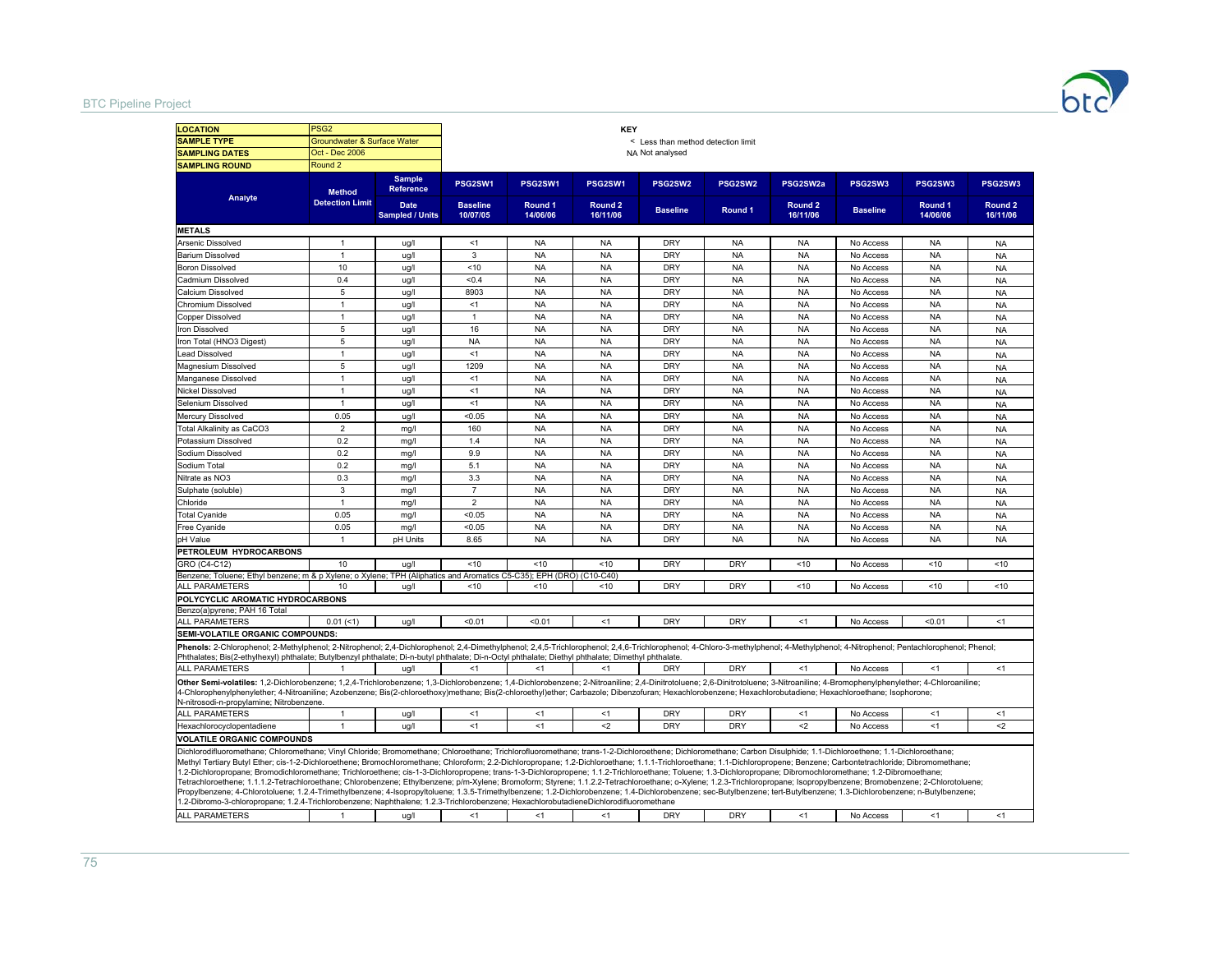| LOCATION | PSG2 |
|---|---|
| SAMPLE TYPE | Groundwater & Surface Water |
| SAMPLING DATES | Oct - Dec 2006 |
| SAMPLING ROUND | Round 2 |

**KEY**
< Less than method detection limit
NA Not analysed

| Analyte | Method Detection Limit | Sample Reference | PSG2SW1 | PSG2SW1 | PSG2SW1 | PSG2SW2 | PSG2SW2 | PSG2SW2a | PSG2SW3 | PSG2SW3 | PSG2SW3 |
|---|---|---|---|---|---|---|---|---|---|---|---|
| | | Date Sampled / Units | Baseline 10/07/05 | Round 1 14/06/06 | Round 2 16/11/06 | Baseline | Round 1 | Round 2 16/11/06 | Baseline | Round 1 14/06/06 | Round 2 16/11/06 |
| **METALS** | | | | | | | | | | | |
| Arsenic Dissolved | 1 | ug/l | <1 | NA | NA | DRY | NA | NA | No Access | NA | NA |
| Barium Dissolved | 1 | ug/l | 3 | NA | NA | DRY | NA | NA | No Access | NA | NA |
| Boron Dissolved | 10 | ug/l | <10 | NA | NA | DRY | NA | NA | No Access | NA | NA |
| Cadmium Dissolved | 0.4 | ug/l | <0.4 | NA | NA | DRY | NA | NA | No Access | NA | NA |
| Calcium Dissolved | 5 | ug/l | 8903 | NA | NA | DRY | NA | NA | No Access | NA | NA |
| Chromium Dissolved | 1 | ug/l | <1 | NA | NA | DRY | NA | NA | No Access | NA | NA |
| Copper Dissolved | 1 | ug/l | 1 | NA | NA | DRY | NA | NA | No Access | NA | NA |
| Iron Dissolved | 5 | ug/l | 16 | NA | NA | DRY | NA | NA | No Access | NA | NA |
| Iron Total (HNO3 Digest) | 5 | ug/l | NA | NA | NA | DRY | NA | NA | No Access | NA | NA |
| Lead Dissolved | 1 | ug/l | <1 | NA | NA | DRY | NA | NA | No Access | NA | NA |
| Magnesium Dissolved | 5 | ug/l | 1209 | NA | NA | DRY | NA | NA | No Access | NA | NA |
| Manganese Dissolved | 1 | ug/l | <1 | NA | NA | DRY | NA | NA | No Access | NA | NA |
| Nickel Dissolved | 1 | ug/l | <1 | NA | NA | DRY | NA | NA | No Access | NA | NA |
| Selenium Dissolved | 1 | ug/l | <1 | NA | NA | DRY | NA | NA | No Access | NA | NA |
| Mercury Dissolved | 0.05 | ug/l | <0.05 | NA | NA | DRY | NA | NA | No Access | NA | NA |
| Total Alkalinity as CaCO3 | 2 | mg/l | 160 | NA | NA | DRY | NA | NA | No Access | NA | NA |
| Potassium Dissolved | 0.2 | mg/l | 1.4 | NA | NA | DRY | NA | NA | No Access | NA | NA |
| Sodium Dissolved | 0.2 | mg/l | 9.9 | NA | NA | DRY | NA | NA | No Access | NA | NA |
| Sodium Total | 0.2 | mg/l | 5.1 | NA | NA | DRY | NA | NA | No Access | NA | NA |
| Nitrate as NO3 | 0.3 | mg/l | 3.3 | NA | NA | DRY | NA | NA | No Access | NA | NA |
| Sulphate (soluble) | 3 | mg/l | 7 | NA | NA | DRY | NA | NA | No Access | NA | NA |
| Chloride | 1 | mg/l | 2 | NA | NA | DRY | NA | NA | No Access | NA | NA |
| Total Cyanide | 0.05 | mg/l | <0.05 | NA | NA | DRY | NA | NA | No Access | NA | NA |
| Free Cyanide | 0.05 | mg/l | <0.05 | NA | NA | DRY | NA | NA | No Access | NA | NA |
| pH Value | 1 | pH Units | 8.65 | NA | NA | DRY | NA | NA | No Access | NA | NA |
| **PETROLEUM HYDROCARBONS** | | | | | | | | | | | |
| GRO (C4-C12) | 10 | ug/l | <10 | <10 | <10 | DRY | DRY | <10 | No Access | <10 | <10 |
| Benzene; Toluene; Ethyl benzene; m & p Xylene; o Xylene; TPH (Aliphatics and Aromatics C5-C35); EPH (DRO) (C10-C40) | | | | | | | | | | | |
| ALL PARAMETERS | 10 | ug/l | <10 | <10 | <10 | DRY | DRY | <10 | No Access | <10 | <10 |
| **POLYCYCLIC AROMATIC HYDROCARBONS** | | | | | | | | | | | |
| Benzo(a)pyrene; PAH 16 Total | | | | | | | | | | | |
| ALL PARAMETERS | 0.01 (<1) | ug/l | <0.01 | <0.01 | <1 | DRY | DRY | <1 | No Access | <0.01 | <1 |
| **SEMI-VOLATILE ORGANIC COMPOUNDS:** | | | | | | | | | | | |
| **Phenols:** 2-Chlorophenol; 2-Methylphenol; 2-Nitrophenol; 2,4-Dichlorophenol; 2,4-Dimethylphenol; 2,4,5-Trichlorophenol; 2,4,6-Trichlorophenol; 4-Chloro-3-methylphenol; 4-Methylphenol; 4-Nitrophenol; Pentachlorophenol; Phenol; Phthalates; Bis(2-ethylhexyl) phthalate; Butylbenzyl phthalate; Di-n-butyl phthalate; Di-n-Octyl phthalate; Diethyl phthalate; Dimethyl phthalate. | | | | | | | | | | | |
| ALL PARAMETERS | 1 | ug/l | <1 | <1 | <1 | DRY | DRY | <1 | No Access | <1 | <1 |
| **Other Semi-volatiles:** 1,2-Dichlorobenzene; 1,2,4-Trichlorobenzene; 1,3-Dichlorobenzene; 1,4-Dichlorobenzene; 2-Nitroaniline; 2,4-Dinitrotoluene; 2,6-Dinitrotoluene; 3-Nitroaniline; 4-Bromophenylphenylether; 4-Chloroaniline; 4-Chlorophenylphenylether; 4-Nitroaniline; Azobenzene; Bis(2-chloroethoxy)methane; Bis(2-chloroethyl)ether; Carbazole; Dibenzofuran; Hexachlorobenzene; Hexachlorobutadiene; Hexachloroethane; Isophorone; N-nitrosodi-n-propylamine; Nitrobenzene. | | | | | | | | | | | |
| ALL PARAMETERS | 1 | ug/l | <1 | <1 | <1 | DRY | DRY | <1 | No Access | <1 | <1 |
| Hexachlorocyclopentadiene | 1 | ug/l | <1 | <1 | <2 | DRY | DRY | <2 | No Access | <1 | <2 |
| **VOLATILE ORGANIC COMPOUNDS** | | | | | | | | | | | |
| Dichlorodifluoromethane; Chloromethane; Vinyl Chloride; Bromomethane; Chloroethane; Trichlorofluoromethane; trans-1-2-Dichloroethene; Dichloromethane; Carbon Disulphide; 1.1-Dichloroethene; 1.1-Dichloroethane; Methyl Tertiary Butyl Ether; cis-1-2-Dichloroethene; Bromochloromethane; Chloroform; 2.2-Dichloropropane; 1.2-Dichloroethane; 1.1.1-Trichloroethane; 1.1-Dichloropropene; Benzene; Carbontetrachloride; Dibromomethane; 1.2-Dichloropropane; Bromodichloromethane; Trichloroethene; cis-1-3-Dichloropropene; trans-1-3-Dichloropropene; 1.1.2-Trichloroethane; Toluene; 1.3-Dichloropropane; Dibromochloromethane; 1.2-Dibromoethane; Tetrachloroethene; 1.1.1.2-Tetrachloroethane; Chlorobenzene; Ethylbenzene; p/m-Xylene; Bromoform; Styrene; 1.1.2.2-Tetrachloroethane; o-Xylene; 1.2.3-Trichloropropane; Isopropylbenzene; Bromobenzene; 2-Chlorotoluene; Propylbenzene; 4-Chlorotoluene; 1.2.4-Trimethylbenzene; 4-Isopropyltoluene; 1.3.5-Trimethylbenzene; 1.2-Dichlorobenzene; 1.4-Dichlorobenzene; sec-Butylbenzene; tert-Butylbenzene; 1.3-Dichlorobenzene; n-Butylbenzene; 1.2-Dibromo-3-chloropropane; 1.2.4-Trichlorobenzene; Naphthalene; 1.2.3-Trichlorobenzene; HexachlorobutadieneDichlorodifluoromethane | | | | | | | | | | | |
| ALL PARAMETERS | 1 | ug/l | <1 | <1 | <1 | DRY | DRY | <1 | No Access | <1 | <1 |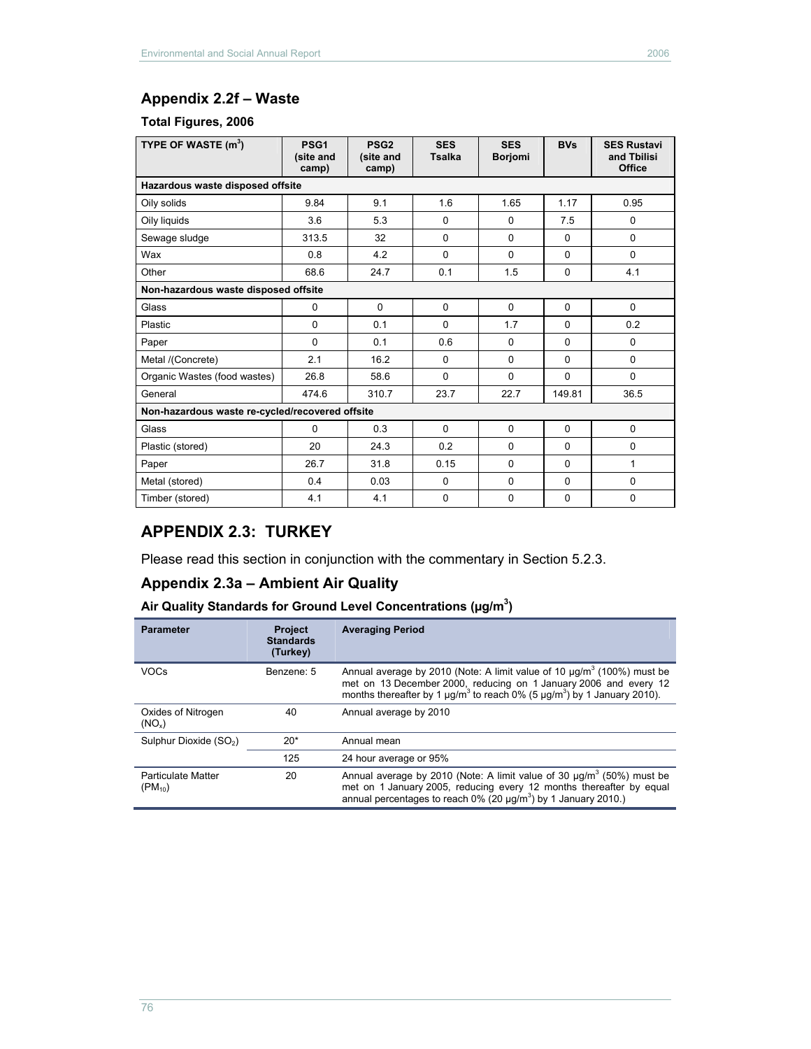## Appendix 2.2f – Waste

### Total Figures, 2006

| TYPE OF WASTE ($m^3$) | PSG1 (site and camp) | PSG2 (site and camp) | SES Tsalka | SES Borjomi | BVs | SES Rustavi and Tbilisi Office |
|---|---|---|---|---|---|---|
| **Hazardous waste disposed offsite** | | | | | | |
| Oily solids | 9.84 | 9.1 | 1.6 | 1.65 | 1.17 | 0.95 |
| Oily liquids | 3.6 | 5.3 | 0 | 0 | 7.5 | 0 |
| Sewage sludge | 313.5 | 32 | 0 | 0 | 0 | 0 |
| Wax | 0.8 | 4.2 | 0 | 0 | 0 | 0 |
| Other | 68.6 | 24.7 | 0.1 | 1.5 | 0 | 4.1 |
| **Non-hazardous waste disposed offsite** | | | | | | |
| Glass | 0 | 0 | 0 | 0 | 0 | 0 |
| Plastic | 0 | 0.1 | 0 | 1.7 | 0 | 0.2 |
| Paper | 0 | 0.1 | 0.6 | 0 | 0 | 0 |
| Metal /(Concrete) | 2.1 | 16.2 | 0 | 0 | 0 | 0 |
| Organic Wastes (food wastes) | 26.8 | 58.6 | 0 | 0 | 0 | 0 |
| General | 474.6 | 310.7 | 23.7 | 22.7 | 149.81 | 36.5 |
| **Non-hazardous waste re-cycled/recovered offsite** | | | | | | |
| Glass | 0 | 0.3 | 0 | 0 | 0 | 0 |
| Plastic (stored) | 20 | 24.3 | 0.2 | 0 | 0 | 0 |
| Paper | 26.7 | 31.8 | 0.15 | 0 | 0 | 1 |
| Metal (stored) | 0.4 | 0.03 | 0 | 0 | 0 | 0 |
| Timber (stored) | 4.1 | 4.1 | 0 | 0 | 0 | 0 |

# APPENDIX 2.3: TURKEY

Please read this section in conjunction with the commentary in Section 5.2.3.

## Appendix 2.3a – Ambient Air Quality

### Air Quality Standards for Ground Level Concentrations (μg/$m^3$)

| Parameter | Project Standards (Turkey) | Averaging Period |
|---|---|---|
| VOCs | Benzene: 5 | Annual average by 2010 (Note: A limit value of 10 μg/$m^3$ (100%) must be met on 13 December 2000, reducing on 1 January 2006 and every 12 months thereafter by 1 μg/$m^3$ to reach 0% (5 μg/$m^3$) by 1 January 2010). |
| Oxides of Nitrogen ($NO_x$) | 40 | Annual average by 2010 |
| Sulphur Dioxide ($SO_2$) | 20* | Annual mean |
| | 125 | 24 hour average or 95% |
| Particulate Matter ($PM_{10}$) | 20 | Annual average by 2010 (Note: A limit value of 30 μg/$m^3$ (50%) must be met on 1 January 2005, reducing every 12 months thereafter by equal annual percentages to reach 0% (20 μg/$m^3$) by 1 January 2010.) |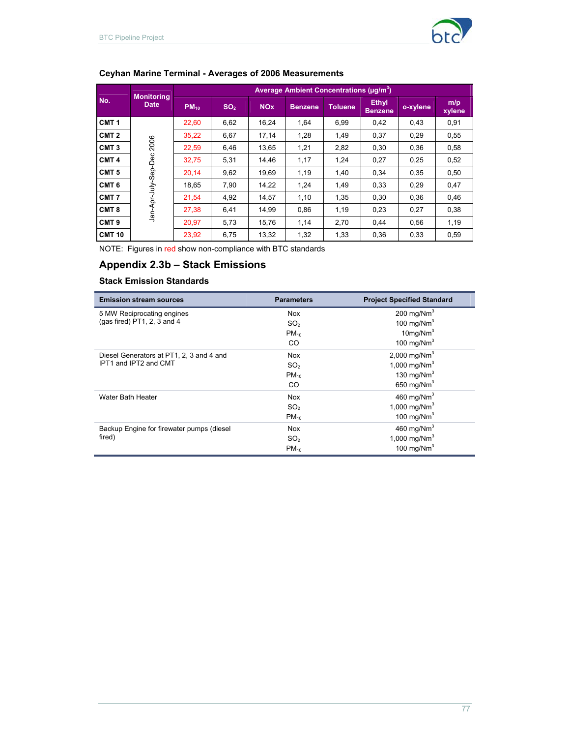**Ceyhan Marine Terminal - Averages of 2006 Measurements**

| No. | Monitoring Date | Average Ambient Concentrations (µg/m³) | | | | | | | |
|---|---|---|---|---|---|---|---|---|---|
| | | $PM_{10}$ | $SO_2$ | NOx | Benzene | Toluene | Ethyl Benzene | o-xylene | m/p xylene |
| CMT 1 | Jan-Apr-July-Sep-Dec 2006 | 22,60 | 6,62 | 16,24 | 1,64 | 6,99 | 0,42 | 0,43 | 0,91 |
| CMT 2 | | 35,22 | 6,67 | 17,14 | 1,28 | 1,49 | 0,37 | 0,29 | 0,55 |
| CMT 3 | | 22,59 | 6,46 | 13,65 | 1,21 | 2,82 | 0,30 | 0,36 | 0,58 |
| CMT 4 | | 32,75 | 5,31 | 14,46 | 1,17 | 1,24 | 0,27 | 0,25 | 0,52 |
| CMT 5 | | 20,14 | 9,62 | 19,69 | 1,19 | 1,40 | 0,34 | 0,35 | 0,50 |
| CMT 6 | | 18,65 | 7,90 | 14,22 | 1,24 | 1,49 | 0,33 | 0,29 | 0,47 |
| CMT 7 | | 21,54 | 4,92 | 14,57 | 1,10 | 1,35 | 0,30 | 0,36 | 0,46 |
| CMT 8 | | 27,38 | 6,41 | 14,99 | 0,86 | 1,19 | 0,23 | 0,27 | 0,38 |
| CMT 9 | | 20,97 | 5,73 | 15,76 | 1,14 | 2,70 | 0,44 | 0,56 | 1,19 |
| CMT 10 | | 23,92 | 6,75 | 13,32 | 1,32 | 1,33 | 0,36 | 0,33 | 0,59 |

NOTE: Figures in red show non-compliance with BTC standards

## Appendix 2.3b – Stack Emissions

### Stack Emission Standards

| Emission stream sources | Parameters | Project Specified Standard |
|---|---|---|
| 5 MW Reciprocating engines (gas fired) PT1, 2, 3 and 4 | Nox | 200 mg/Nm³ |
| | $SO_2$ | 100 mg/Nm³ |
| | $PM_{10}$ | 10mg/Nm³ |
| | CO | 100 mg/Nm³ |
| Diesel Generators at PT1, 2, 3 and 4 and IPT1 and IPT2 and CMT | Nox | 2,000 mg/Nm³ |
| | $SO_2$ | 1,000 mg/Nm³ |
| | $PM_{10}$ | 130 mg/Nm³ |
| | CO | 650 mg/Nm³ |
| Water Bath Heater | Nox | 460 mg/Nm³ |
| | $SO_2$ | 1,000 mg/Nm³ |
| | $PM_{10}$ | 100 mg/Nm³ |
| Backup Engine for firewater pumps (diesel fired) | Nox | 460 mg/Nm³ |
| | $SO_2$ | 1,000 mg/Nm³ |
| | $PM_{10}$ | 100 mg/Nm³ |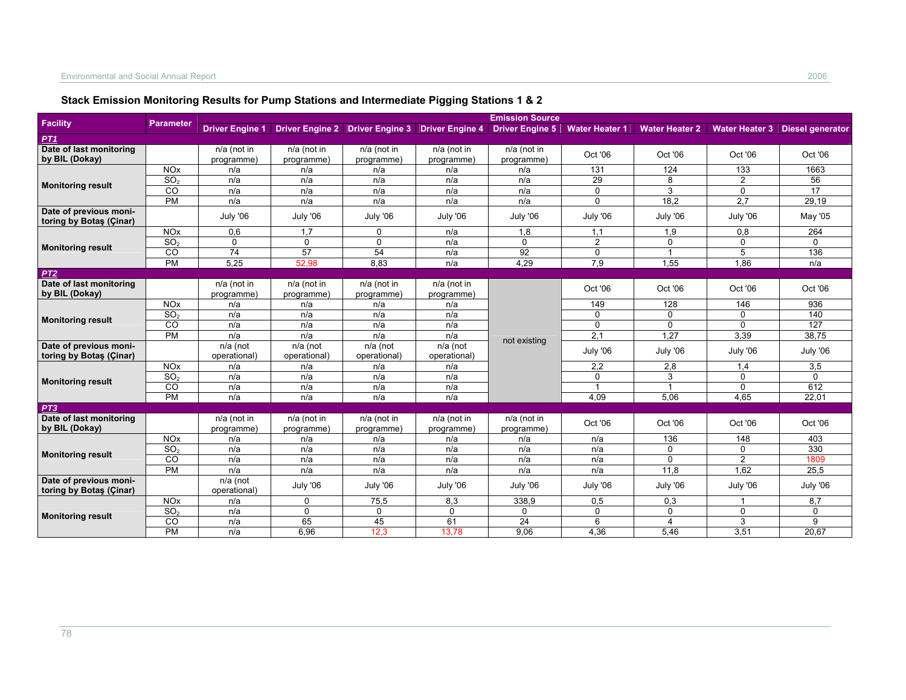## Stack Emission Monitoring Results for Pump Stations and Intermediate Pigging Stations 1 & 2

| Facility | Parameter | Emission Source | | | | | | | | |
|---|---|---|---|---|---|---|---|---|---|---|
| | | Driver Engine 1 | Driver Engine 2 | Driver Engine 3 | Driver Engine 4 | Driver Engine 5 | Water Heater 1 | Water Heater 2 | Water Heater 3 | Diesel generator |
| ***PT1*** | | | | | | | | | | |
| **Date of last monitoring by BIL (Dokay)** | | n/a (not in programme) | n/a (not in programme) | n/a (not in programme) | n/a (not in programme) | n/a (not in programme) | Oct '06 | Oct '06 | Oct '06 | Oct '06 |
| **Monitoring result** | NOx | n/a | n/a | n/a | n/a | n/a | 131 | 124 | 133 | 1663 |
| | $SO_2$ | n/a | n/a | n/a | n/a | n/a | 29 | 8 | 2 | 56 |
| | CO | n/a | n/a | n/a | n/a | n/a | 0 | 3 | 0 | 17 |
| | PM | n/a | n/a | n/a | n/a | n/a | 0 | 18,2 | 2,7 | 29,19 |
| **Date of previous monitoring by Botaş (Çinar)** | | July '06 | July '06 | July '06 | July '06 | July '06 | July '06 | July '06 | July '06 | May '05 |
| **Monitoring result** | NOx | 0,6 | 1,7 | 0 | n/a | 1,8 | 1,1 | 1,9 | 0,8 | 264 |
| | $SO_2$ | 0 | 0 | 0 | n/a | 0 | 2 | 0 | 0 | 0 |
| | CO | 74 | 57 | 54 | n/a | 92 | 0 | 1 | 5 | 136 |
| | PM | 5,25 | 52,98 | 8,83 | n/a | 4,29 | 7,9 | 1,55 | 1,86 | n/a |
| ***PT2*** | | | | | | | | | | |
| **Date of last monitoring by BIL (Dokay)** | | n/a (not in programme) | n/a (not in programme) | n/a (not in programme) | n/a (not in programme) | not existing | Oct '06 | Oct '06 | Oct '06 | Oct '06 |
| **Monitoring result** | NOx | n/a | n/a | n/a | n/a | | 149 | 128 | 146 | 936 |
| | $SO_2$ | n/a | n/a | n/a | n/a | | 0 | 0 | 0 | 140 |
| | CO | n/a | n/a | n/a | n/a | | 0 | 0 | 0 | 127 |
| | PM | n/a | n/a | n/a | n/a | | 2,1 | 1,27 | 3,39 | 38,75 |
| **Date of previous monitoring by Botaş (Çinar)** | | n/a (not operational) | n/a (not operational) | n/a (not operational) | n/a (not operational) | | July '06 | July '06 | July '06 | July '06 |
| **Monitoring result** | NOx | n/a | n/a | n/a | n/a | | 2,2 | 2,8 | 1,4 | 3,5 |
| | $SO_2$ | n/a | n/a | n/a | n/a | | 0 | 3 | 0 | 0 |
| | CO | n/a | n/a | n/a | n/a | | 1 | 1 | 0 | 612 |
| | PM | n/a | n/a | n/a | n/a | | 4,09 | 5,06 | 4,65 | 22,01 |
| ***PT3*** | | | | | | | | | | |
| **Date of last monitoring by BIL (Dokay)** | | n/a (not in programme) | n/a (not in programme) | n/a (not in programme) | n/a (not in programme) | n/a (not in programme) | Oct '06 | Oct '06 | Oct '06 | Oct '06 |
| **Monitoring result** | NOx | n/a | n/a | n/a | n/a | n/a | n/a | 136 | 148 | 403 |
| | $SO_2$ | n/a | n/a | n/a | n/a | n/a | n/a | 0 | 0 | 330 |
| | CO | n/a | n/a | n/a | n/a | n/a | n/a | 0 | 2 | 1809 |
| | PM | n/a | n/a | n/a | n/a | n/a | n/a | 11,8 | 1,62 | 25,5 |
| **Date of previous monitoring by Botaş (Çinar)** | | n/a (not operational) | July '06 | July '06 | July '06 | July '06 | July '06 | July '06 | July '06 | July '06 |
| **Monitoring result** | NOx | n/a | 0 | 75,5 | 8,3 | 338,9 | 0,5 | 0,3 | 1 | 8,7 |
| | $SO_2$ | n/a | 0 | 0 | 0 | 0 | 0 | 0 | 0 | 0 |
| | CO | n/a | 65 | 45 | 61 | 24 | 6 | 4 | 3 | 9 |
| | PM | n/a | 6,96 | 12,3 | 13,78 | 9,06 | 4,36 | 5,46 | 3,51 | 20,67 |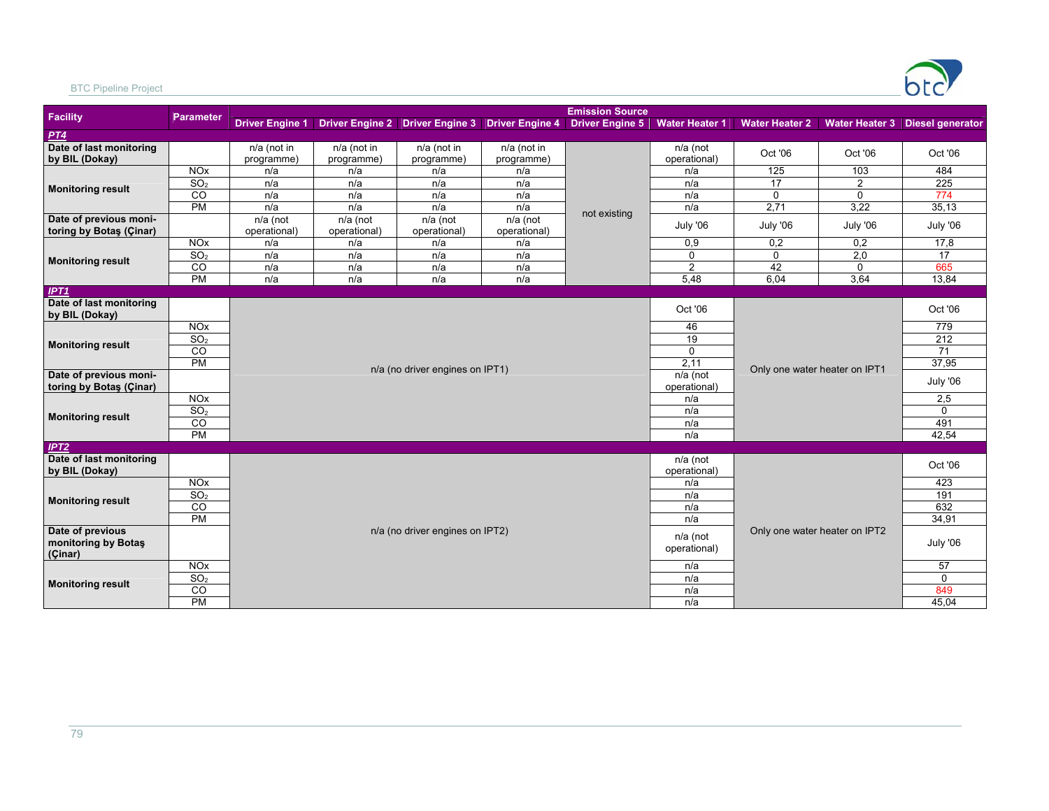| Facility | Parameter | Emission Source | | | | | | | | |
|---|---|---|---|---|---|---|---|---|---|---|
| | | Driver Engine 1 | Driver Engine 2 | Driver Engine 3 | Driver Engine 4 | Driver Engine 5 | Water Heater 1 | Water Heater 2 | Water Heater 3 | Diesel generator |
| ***PT4*** | | | | | | | | | | |
| **Date of last monitoring by BIL (Dokay)** | | n/a (not in programme) | n/a (not in programme) | n/a (not in programme) | n/a (not in programme) | not existing | n/a (not operational) | Oct '06 | Oct '06 | Oct '06 |
| **Monitoring result** | NOx | n/a | n/a | n/a | n/a | | n/a | 125 | 103 | 484 |
| | $SO_2$ | n/a | n/a | n/a | n/a | | n/a | 17 | 2 | 225 |
| | CO | n/a | n/a | n/a | n/a | | n/a | 0 | 0 | 774 |
| | PM | n/a | n/a | n/a | n/a | | n/a | 2,71 | 3,22 | 35,13 |
| **Date of previous monitoring by Botaş (Çinar)** | | n/a (not operational) | n/a (not operational) | n/a (not operational) | n/a (not operational) | | July '06 | July '06 | July '06 | July '06 |
| **Monitoring result** | NOx | n/a | n/a | n/a | n/a | | 0,9 | 0,2 | 0,2 | 17,8 |
| | $SO_2$ | n/a | n/a | n/a | n/a | | 0 | 0 | 2,0 | 17 |
| | CO | n/a | n/a | n/a | n/a | | 2 | 42 | 0 | 665 |
| | PM | n/a | n/a | n/a | n/a | | 5,48 | 6,04 | 3,64 | 13,84 |
| ***IPT1*** | | | | | | | | | | |
| **Date of last monitoring by BIL (Dokay)** | | n/a (no driver engines on IPT1) | | | | | Oct '06 | Only one water heater on IPT1 | | Oct '06 |
| **Monitoring result** | NOx | | | | | | 46 | | | 779 |
| | $SO_2$ | | | | | | 19 | | | 212 |
| | CO | | | | | | 0 | | | 71 |
| | PM | | | | | | 2,11 | | | 37,95 |
| **Date of previous monitoring by Botaş (Çinar)** | | | | | | | n/a (not operational) | | | July '06 |
| **Monitoring result** | NOx | | | | | | n/a | | | 2,5 |
| | $SO_2$ | | | | | | n/a | | | 0 |
| | CO | | | | | | n/a | | | 491 |
| | PM | | | | | | n/a | | | 42,54 |
| ***IPT2*** | | | | | | | | | | |
| **Date of last monitoring by BIL (Dokay)** | | n/a (no driver engines on IPT2) | | | | | n/a (not operational) | Only one water heater on IPT2 | | Oct '06 |
| **Monitoring result** | NOx | | | | | | n/a | | | 423 |
| | $SO_2$ | | | | | | n/a | | | 191 |
| | CO | | | | | | n/a | | | 632 |
| | PM | | | | | | n/a | | | 34,91 |
| **Date of previous monitoring by Botaş (Çinar)** | | | | | | | n/a (not operational) | | | July '06 |
| **Monitoring result** | NOx | | | | | | n/a | | | 57 |
| | $SO_2$ | | | | | | n/a | | | 0 |
| | CO | | | | | | n/a | | | 849 |
| | PM | | | | | | n/a | | | 45,04 |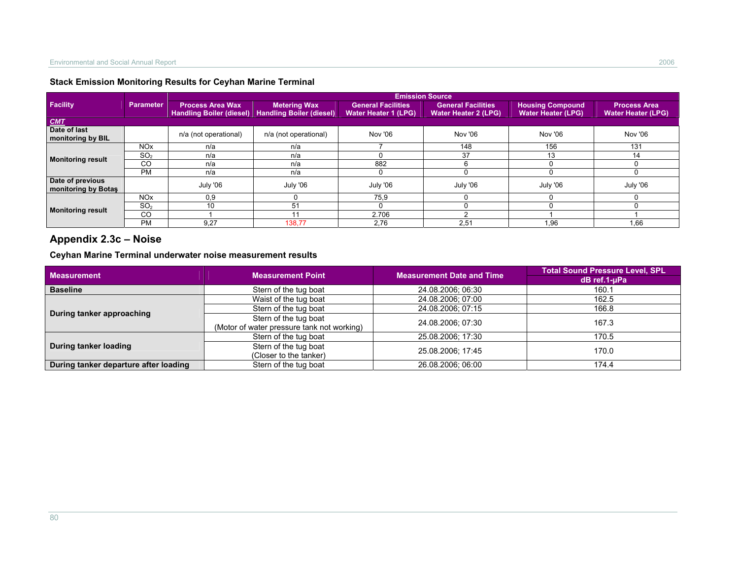### Stack Emission Monitoring Results for Ceyhan Marine Terminal

| Facility | Parameter | Emission Source | | | | | |
|---|---|---|---|---|---|---|---|
| | | Process Area Wax Handling Boiler (diesel) | Metering Wax Handling Boiler (diesel) | General Facilities Water Heater 1 (LPG) | General Facilities Water Heater 2 (LPG) | Housing Compound Water Heater (LPG) | Process Area Water Heater (LPG) |
| ***CMT*** | | | | | | | |
| **Date of last monitoring by BIL** | | n/a (not operational) | n/a (not operational) | Nov '06 | Nov '06 | Nov '06 | Nov '06 |
| **Monitoring result** | NOx | n/a | n/a | 7 | 148 | 156 | 131 |
| | $SO_2$ | n/a | n/a | 0 | 37 | 13 | 14 |
| | CO | n/a | n/a | 882 | 6 | 0 | 0 |
| | PM | n/a | n/a | 0 | 0 | 0 | 0 |
| **Date of previous monitoring by Botaş** | | July '06 | July '06 | July '06 | July '06 | July '06 | July '06 |
| **Monitoring result** | NOx | 0,9 | 0 | 75,9 | 0 | 0 | 0 |
| | $SO_2$ | 10 | 51 | 0 | 0 | 0 | 0 |
| | CO | 1 | 11 | 2.706 | 2 | 1 | 1 |
| | PM | 9,27 | 138,77 | 2,76 | 2,51 | 1,96 | 1,66 |

## Appendix 2.3c – Noise

### Ceyhan Marine Terminal underwater noise measurement results

| Measurement | Measurement Point | Measurement Date and Time | Total Sound Pressure Level, SPL dB ref.1-µPa |
|---|---|---|---|
| **Baseline** | Stern of the tug boat | 24.08.2006; 06:30 | 160.1 |
| **During tanker approaching** | Waist of the tug boat | 24.08.2006; 07:00 | 162.5 |
| | Stern of the tug boat | 24.08.2006; 07:15 | 166.8 |
| | Stern of the tug boat (Motor of water pressure tank not working) | 24.08.2006; 07:30 | 167.3 |
| **During tanker loading** | Stern of the tug boat | 25.08.2006; 17:30 | 170.5 |
| | Stern of the tug boat (Closer to the tanker) | 25.08.2006; 17:45 | 170.0 |
| **During tanker departure after loading** | Stern of the tug boat | 26.08.2006; 06:00 | 174.4 |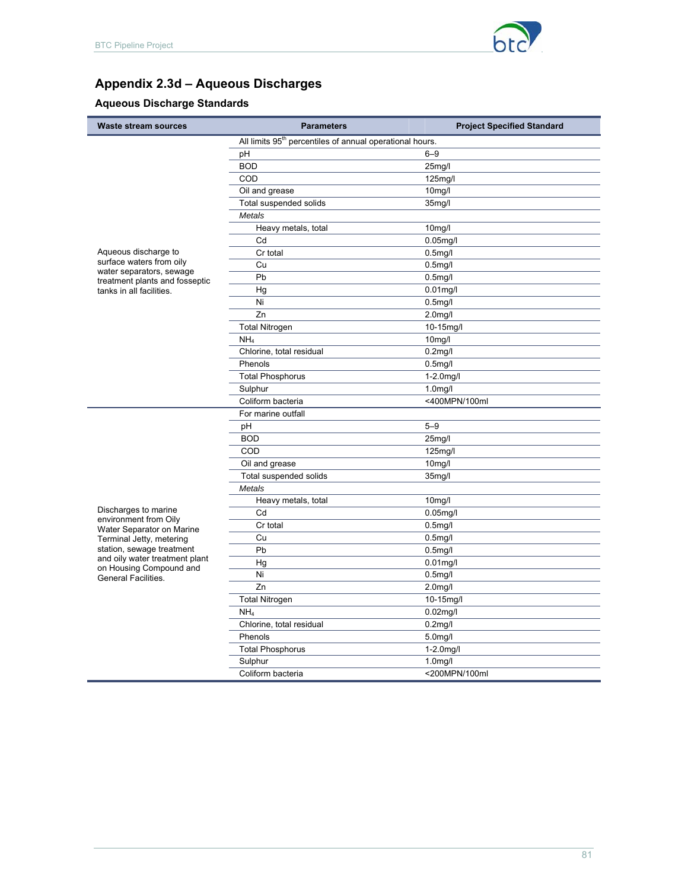# Appendix 2.3d – Aqueous Discharges

## Aqueous Discharge Standards

| Waste stream sources | Parameters | Project Specified Standard |
|---|---|---|
| Aqueous discharge to surface waters from oily water separators, sewage treatment plants and fosseptic tanks in all facilities. | All limits 95th percentiles of annual operational hours. | |
| | pH | 6–9 |
| | BOD | 25mg/l |
| | COD | 125mg/l |
| | Oil and grease | 10mg/l |
| | Total suspended solids | 35mg/l |
| | *Metals* | |
| | Heavy metals, total | 10mg/l |
| | Cd | 0.05mg/l |
| | Cr total | 0.5mg/l |
| | Cu | 0.5mg/l |
| | Pb | 0.5mg/l |
| | Hg | 0.01mg/l |
| | Ni | 0.5mg/l |
| | Zn | 2.0mg/l |
| | Total Nitrogen | 10-15mg/l |
| | $NH_4$ | 10mg/l |
| | Chlorine, total residual | 0.2mg/l |
| | Phenols | 0.5mg/l |
| | Total Phosphorus | 1-2.0mg/l |
| | Sulphur | 1.0mg/l |
| | Coliform bacteria | <400MPN/100ml |
| Discharges to marine environment from Oily Water Separator on Marine Terminal Jetty, metering station, sewage treatment and oily water treatment plant on Housing Compound and General Facilities. | For marine outfall | |
| | pH | 5–9 |
| | BOD | 25mg/l |
| | COD | 125mg/l |
| | Oil and grease | 10mg/l |
| | Total suspended solids | 35mg/l |
| | *Metals* | |
| | Heavy metals, total | 10mg/l |
| | Cd | 0.05mg/l |
| | Cr total | 0.5mg/l |
| | Cu | 0.5mg/l |
| | Pb | 0.5mg/l |
| | Hg | 0.01mg/l |
| | Ni | 0.5mg/l |
| | Zn | 2.0mg/l |
| | Total Nitrogen | 10-15mg/l |
| | $NH_4$ | 0.02mg/l |
| | Chlorine, total residual | 0.2mg/l |
| | Phenols | 5.0mg/l |
| | Total Phosphorus | 1-2.0mg/l |
| | Sulphur | 1.0mg/l |
| | Coliform bacteria | <200MPN/100ml |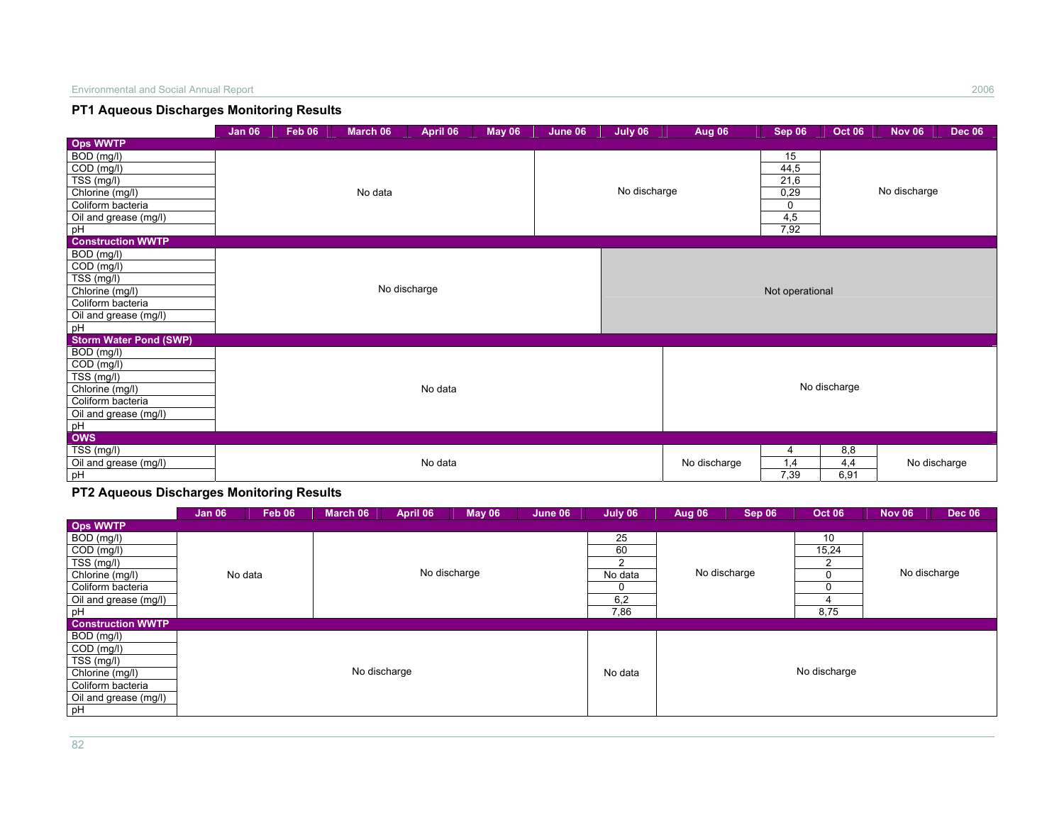## PT1 Aqueous Discharges Monitoring Results

| | Jan 06 | Feb 06 | March 06 | April 06 | May 06 | June 06 | July 06 | Aug 06 | Sep 06 | Oct 06 | Nov 06 | Dec 06 |
|---|---|---|---|---|---|---|---|---|---|---|---|---|
| **Ops WWTP** | | | | | | | | | | | | |
| BOD (mg/l) | No data | | | | | No discharge | | | 15 | No discharge | | |
| COD (mg/l) | | | | | | | | | 44,5 | | | |
| TSS (mg/l) | | | | | | | | | 21,6 | | | |
| Chlorine (mg/l) | | | | | | | | | 0,29 | | | |
| Coliform bacteria | | | | | | | | | 0 | | | |
| Oil and grease (mg/l) | | | | | | | | | 4,5 | | | |
| pH | | | | | | | | | 7,92 | | | |
| **Construction WWTP** | | | | | | | | | | | | |
| BOD (mg/l) | No discharge | | | | | | Not operational | | | | | |
| COD (mg/l) | | | | | | | | | | | | |
| TSS (mg/l) | | | | | | | | | | | | |
| Chlorine (mg/l) | | | | | | | | | | | | |
| Coliform bacteria | | | | | | | | | | | | |
| Oil and grease (mg/l) | | | | | | | | | | | | |
| pH | | | | | | | | | | | | |
| **Storm Water Pond (SWP)** | | | | | | | | | | | | |
| BOD (mg/l) | No data | | | | | | | No discharge | | | | |
| COD (mg/l) | | | | | | | | | | | | |
| TSS (mg/l) | | | | | | | | | | | | |
| Chlorine (mg/l) | | | | | | | | | | | | |
| Coliform bacteria | | | | | | | | | | | | |
| Oil and grease (mg/l) | | | | | | | | | | | | |
| pH | | | | | | | | | | | | |
| **OWS** | | | | | | | | | | | | |
| TSS (mg/l) | No data | | | | | | | No discharge | 4 | 8,8 | No discharge | |
| Oil and grease (mg/l) | | | | | | | | | 1,4 | 4,4 | | |
| pH | | | | | | | | | 7,39 | 6,91 | | |

## PT2 Aqueous Discharges Monitoring Results

| | Jan 06 | Feb 06 | March 06 | April 06 | May 06 | June 06 | July 06 | Aug 06 | Sep 06 | Oct 06 | Nov 06 | Dec 06 |
|---|---|---|---|---|---|---|---|---|---|---|---|---|
| **Ops WWTP** | | | | | | | | | | | | |
| BOD (mg/l) | No data | | No discharge | | | | 25 | No discharge | | 10 | No discharge | |
| COD (mg/l) | | | | | | | 60 | | | 15,24 | | |
| TSS (mg/l) | | | | | | | 2 | | | 2 | | |
| Chlorine (mg/l) | | | | | | | No data | | | 0 | | |
| Coliform bacteria | | | | | | | 0 | | | 0 | | |
| Oil and grease (mg/l) | | | | | | | 6,2 | | | 4 | | |
| pH | | | | | | | 7,86 | | | 8,75 | | |
| **Construction WWTP** | | | | | | | | | | | | |
| BOD (mg/l) | No discharge | | | | | | No data | No discharge | | | | |
| COD (mg/l) | | | | | | | | | | | | |
| TSS (mg/l) | | | | | | | | | | | | |
| Chlorine (mg/l) | | | | | | | | | | | | |
| Coliform bacteria | | | | | | | | | | | | |
| Oil and grease (mg/l) | | | | | | | | | | | | |
| pH | | | | | | | | | | | | |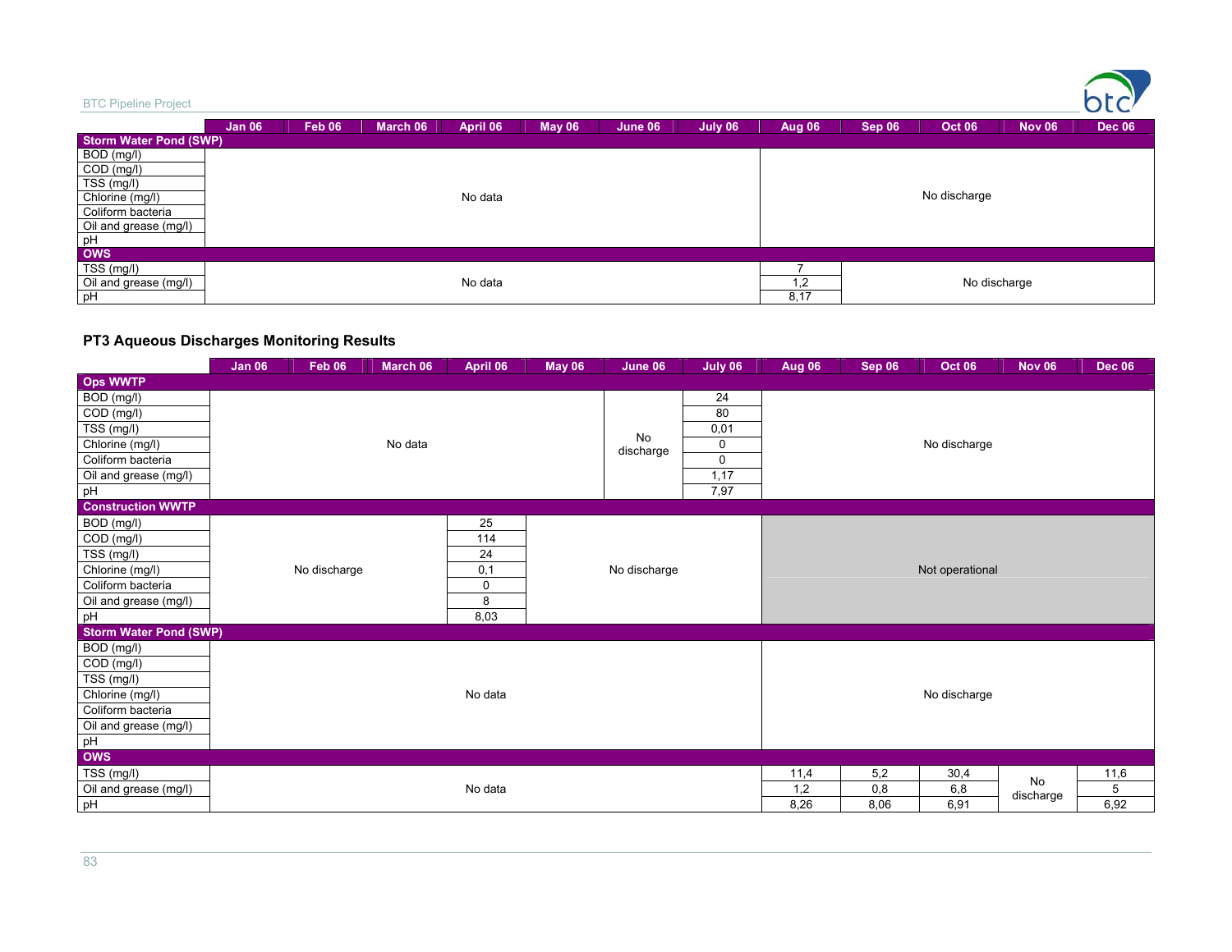| | Jan 06 | Feb 06 | March 06 | April 06 | May 06 | June 06 | July 06 | Aug 06 | Sep 06 | Oct 06 | Nov 06 | Dec 06 |
|---|---|---|---|---|---|---|---|---|---|---|---|---|
| **Storm Water Pond (SWP)** | | | | | | | | | | | | |
| BOD (mg/l) | No data | | | | | | | No discharge | | | | |
| COD (mg/l) | | | | | | | | | | | | |
| TSS (mg/l) | | | | | | | | | | | | |
| Chlorine (mg/l) | | | | | | | | | | | | |
| Coliform bacteria | | | | | | | | | | | | |
| Oil and grease (mg/l) | | | | | | | | | | | | |
| pH | | | | | | | | | | | | |
| **OWS** | | | | | | | | | | | | |
| TSS (mg/l) | No data | | | | | | | 7 | No discharge | | | |
| Oil and grease (mg/l) | | | | | | | | 1,2 | | | | |
| pH | | | | | | | | 8,17 | | | | |

## PT3 Aqueous Discharges Monitoring Results

| | Jan 06 | Feb 06 | March 06 | April 06 | May 06 | June 06 | July 06 | Aug 06 | Sep 06 | Oct 06 | Nov 06 | Dec 06 |
|---|---|---|---|---|---|---|---|---|---|---|---|---|
| **Ops WWTP** | | | | | | | | | | | | |
| BOD (mg/l) | No data | | | | | No discharge | 24 | No discharge | | | | |
| COD (mg/l) | | | | | | | 80 | | | | | |
| TSS (mg/l) | | | | | | | 0,01 | | | | | |
| Chlorine (mg/l) | | | | | | | 0 | | | | | |
| Coliform bacteria | | | | | | | 0 | | | | | |
| Oil and grease (mg/l) | | | | | | | 1,17 | | | | | |
| pH | | | | | | | 7,97 | | | | | |
| **Construction WWTP** | | | | | | | | | | | | |
| BOD (mg/l) | No discharge | | | 25 | No discharge | | | Not operational | | | | |
| COD (mg/l) | | | | 114 | | | | | | | | |
| TSS (mg/l) | | | | 24 | | | | | | | | |
| Chlorine (mg/l) | | | | 0,1 | | | | | | | | |
| Coliform bacteria | | | | 0 | | | | | | | | |
| Oil and grease (mg/l) | | | | 8 | | | | | | | | |
| pH | | | | 8,03 | | | | | | | | |
| **Storm Water Pond (SWP)** | | | | | | | | | | | | |
| BOD (mg/l) | No data | | | | | | | No discharge | | | | |
| COD (mg/l) | | | | | | | | | | | | |
| TSS (mg/l) | | | | | | | | | | | | |
| Chlorine (mg/l) | | | | | | | | | | | | |
| Coliform bacteria | | | | | | | | | | | | |
| Oil and grease (mg/l) | | | | | | | | | | | | |
| pH | | | | | | | | | | | | |
| **OWS** | | | | | | | | | | | | |
| TSS (mg/l) | No data | | | | | | | 11,4 | 5,2 | 30,4 | No discharge | 11,6 |
| Oil and grease (mg/l) | | | | | | | | 1,2 | 0,8 | 6,8 | | 5 |
| pH | | | | | | | | 8,26 | 8,06 | 6,91 | | 6,92 |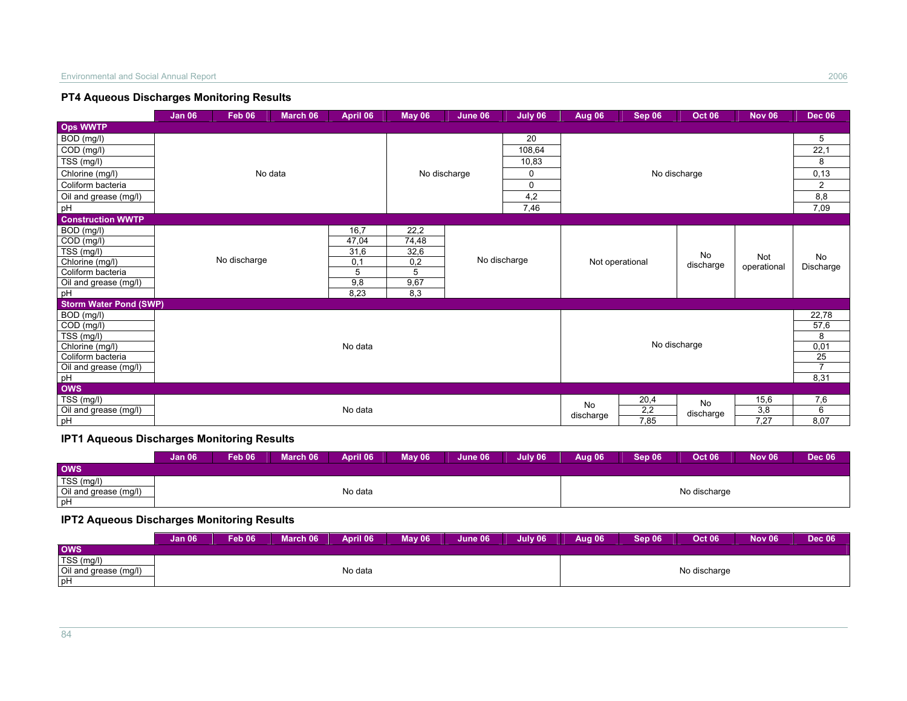### PT4 Aqueous Discharges Monitoring Results

| | Jan 06 | Feb 06 | March 06 | April 06 | May 06 | June 06 | July 06 | Aug 06 | Sep 06 | Oct 06 | Nov 06 | Dec 06 |
|---|---|---|---|---|---|---|---|---|---|---|---|---|
| **Ops WWTP** | | | | | | | | | | | | |
| BOD (mg/l) | No data | | | | No discharge | | 20 | No discharge | | | | 5 |
| COD (mg/l) | | | | | | | 108,64 | | | | | 22,1 |
| TSS (mg/l) | | | | | | | 10,83 | | | | | 8 |
| Chlorine (mg/l) | | | | | | | 0 | | | | | 0,13 |
| Coliform bacteria | | | | | | | 0 | | | | | 2 |
| Oil and grease (mg/l) | | | | | | | 4,2 | | | | | 8,8 |
| pH | | | | | | | 7,46 | | | | | 7,09 |
| **Construction WWTP** | | | | | | | | | | | | |
| BOD (mg/l) | No discharge | | | 16,7 | 22,2 | No discharge | | Not operational | | No discharge | Not operational | No Discharge |
| COD (mg/l) | | | | 47,04 | 74,48 | | | | | | | |
| TSS (mg/l) | | | | 31,6 | 32,6 | | | | | | | |
| Chlorine (mg/l) | | | | 0,1 | 0,2 | | | | | | | |
| Coliform bacteria | | | | 5 | 5 | | | | | | | |
| Oil and grease (mg/l) | | | | 9,8 | 9,67 | | | | | | | |
| pH | | | | 8,23 | 8,3 | | | | | | | |
| **Storm Water Pond (SWP)** | | | | | | | | | | | | |
| BOD (mg/l) | No data | | | | | | | No discharge | | | | 22,78 |
| COD (mg/l) | | | | | | | | | | | | 57,6 |
| TSS (mg/l) | | | | | | | | | | | | 8 |
| Chlorine (mg/l) | | | | | | | | | | | | 0,01 |
| Coliform bacteria | | | | | | | | | | | | 25 |
| Oil and grease (mg/l) | | | | | | | | | | | | 7 |
| pH | | | | | | | | | | | | 8,31 |
| **OWS** | | | | | | | | | | | | |
| TSS (mg/l) | No data | | | | | | | No discharge | 20,4 | No discharge | 15,6 | 7,6 |
| Oil and grease (mg/l) | | | | | | | | | 2,2 | | 3,8 | 6 |
| pH | | | | | | | | | 7,85 | | 7,27 | 8,07 |

### IPT1 Aqueous Discharges Monitoring Results

| | Jan 06 | Feb 06 | March 06 | April 06 | May 06 | June 06 | July 06 | Aug 06 | Sep 06 | Oct 06 | Nov 06 | Dec 06 |
|---|---|---|---|---|---|---|---|---|---|---|---|---|
| **OWS** | | | | | | | | | | | | |
| TSS (mg/l) | No data | | | | | | | No discharge | | | | |
| Oil and grease (mg/l) | | | | | | | | | | | | |
| pH | | | | | | | | | | | | |

### IPT2 Aqueous Discharges Monitoring Results

| | Jan 06 | Feb 06 | March 06 | April 06 | May 06 | June 06 | July 06 | Aug 06 | Sep 06 | Oct 06 | Nov 06 | Dec 06 |
|---|---|---|---|---|---|---|---|---|---|---|---|---|
| **OWS** | | | | | | | | | | | | |
| TSS (mg/l) | No data | | | | | | | No discharge | | | | |
| Oil and grease (mg/l) | | | | | | | | | | | | |
| pH | | | | | | | | | | | | |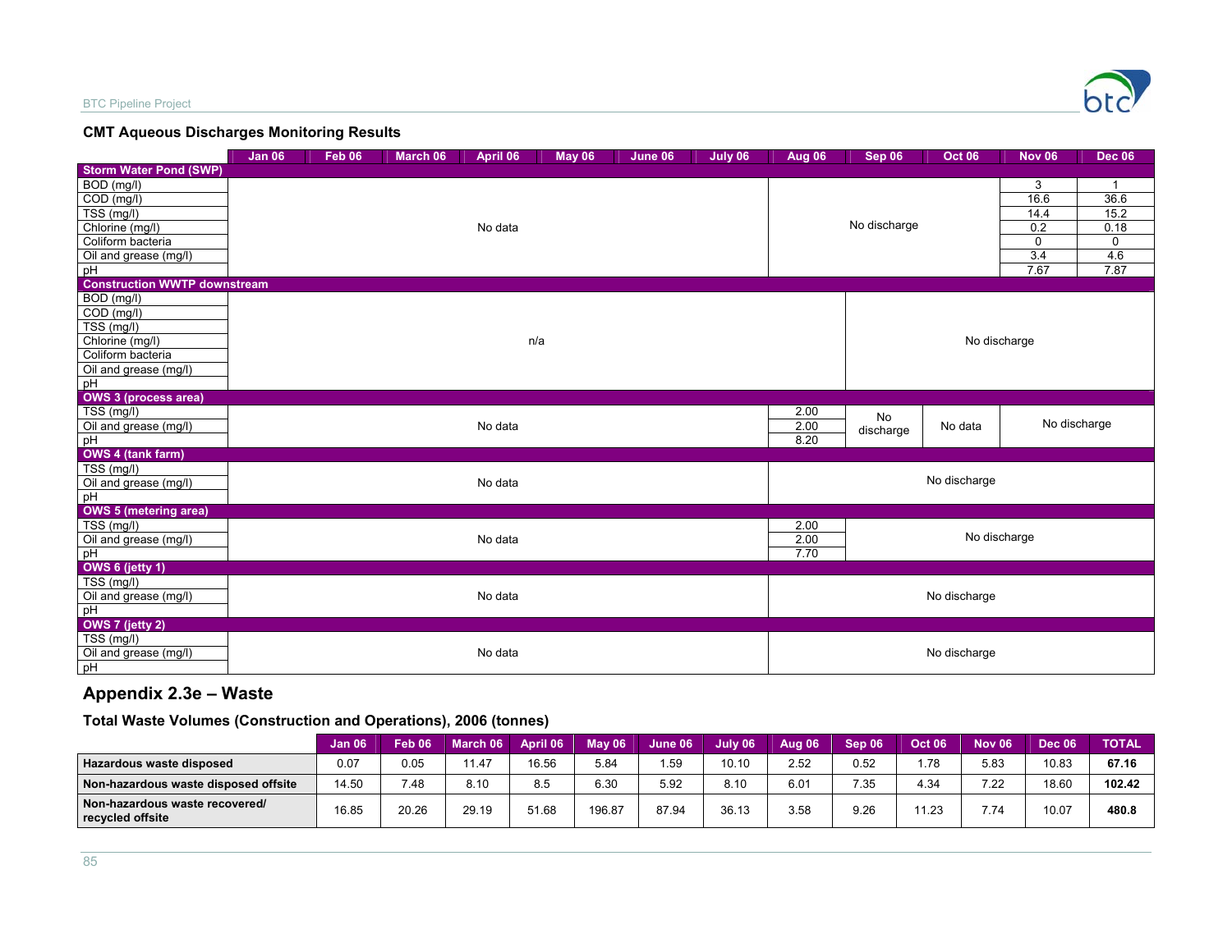### CMT Aqueous Discharges Monitoring Results

| | Jan 06 | Feb 06 | March 06 | April 06 | May 06 | June 06 | July 06 | Aug 06 | Sep 06 | Oct 06 | Nov 06 | Dec 06 |
|---|---|---|---|---|---|---|---|---|---|---|---|---|
| **Storm Water Pond (SWP)** | | | | | | | | | | | | |
| BOD (mg/l) | No data | | | | | | | No discharge | | | 3 | 1 |
| COD (mg/l) | | | | | | | | | | | 16.6 | 36.6 |
| TSS (mg/l) | | | | | | | | | | | 14.4 | 15.2 |
| Chlorine (mg/l) | | | | | | | | | | | 0.2 | 0.18 |
| Coliform bacteria | | | | | | | | | | | 0 | 0 |
| Oil and grease (mg/l) | | | | | | | | | | | 3.4 | 4.6 |
| pH | | | | | | | | | | | 7.67 | 7.87 |
| **Construction WWTP downstream** | | | | | | | | | | | | |
| BOD (mg/l) | n/a | | | | | | | | No discharge | | | |
| COD (mg/l) | | | | | | | | | | | | |
| TSS (mg/l) | | | | | | | | | | | | |
| Chlorine (mg/l) | | | | | | | | | | | | |
| Coliform bacteria | | | | | | | | | | | | |
| Oil and grease (mg/l) | | | | | | | | | | | | |
| pH | | | | | | | | | | | | |
| **OWS 3 (process area)** | | | | | | | | | | | | |
| TSS (mg/l) | No data | | | | | | | 2.00 | No discharge | No data | No discharge | |
| Oil and grease (mg/l) | | | | | | | | 2.00 | | | | |
| pH | | | | | | | | 8.20 | | | | |
| **OWS 4 (tank farm)** | | | | | | | | | | | | |
| TSS (mg/l) | No data | | | | | | | No discharge | | | | |
| Oil and grease (mg/l) | | | | | | | | | | | | |
| pH | | | | | | | | | | | | |
| **OWS 5 (metering area)** | | | | | | | | | | | | |
| TSS (mg/l) | No data | | | | | | | 2.00 | No discharge | | | |
| Oil and grease (mg/l) | | | | | | | | 2.00 | | | | |
| pH | | | | | | | | 7.70 | | | | |
| **OWS 6 (jetty 1)** | | | | | | | | | | | | |
| TSS (mg/l) | No data | | | | | | | No discharge | | | | |
| Oil and grease (mg/l) | | | | | | | | | | | | |
| pH | | | | | | | | | | | | |
| **OWS 7 (jetty 2)** | | | | | | | | | | | | |
| TSS (mg/l) | No data | | | | | | | No discharge | | | | |
| Oil and grease (mg/l) | | | | | | | | | | | | |
| pH | | | | | | | | | | | | |

## Appendix 2.3e – Waste

### Total Waste Volumes (Construction and Operations), 2006 (tonnes)

| | Jan 06 | Feb 06 | March 06 | April 06 | May 06 | June 06 | July 06 | Aug 06 | Sep 06 | Oct 06 | Nov 06 | Dec 06 | TOTAL |
|---|---|---|---|---|---|---|---|---|---|---|---|---|---|
| **Hazardous waste disposed** | 0.07 | 0.05 | 11.47 | 16.56 | 5.84 | 1.59 | 10.10 | 2.52 | 0.52 | 1.78 | 5.83 | 10.83 | **67.16** |
| **Non-hazardous waste disposed offsite** | 14.50 | 7.48 | 8.10 | 8.5 | 6.30 | 5.92 | 8.10 | 6.01 | 7.35 | 4.34 | 7.22 | 18.60 | **102.42** |
| **Non-hazardous waste recovered/ recycled offsite** | 16.85 | 20.26 | 29.19 | 51.68 | 196.87 | 87.94 | 36.13 | 3.58 | 9.26 | 11.23 | 7.74 | 10.07 | **480.8** |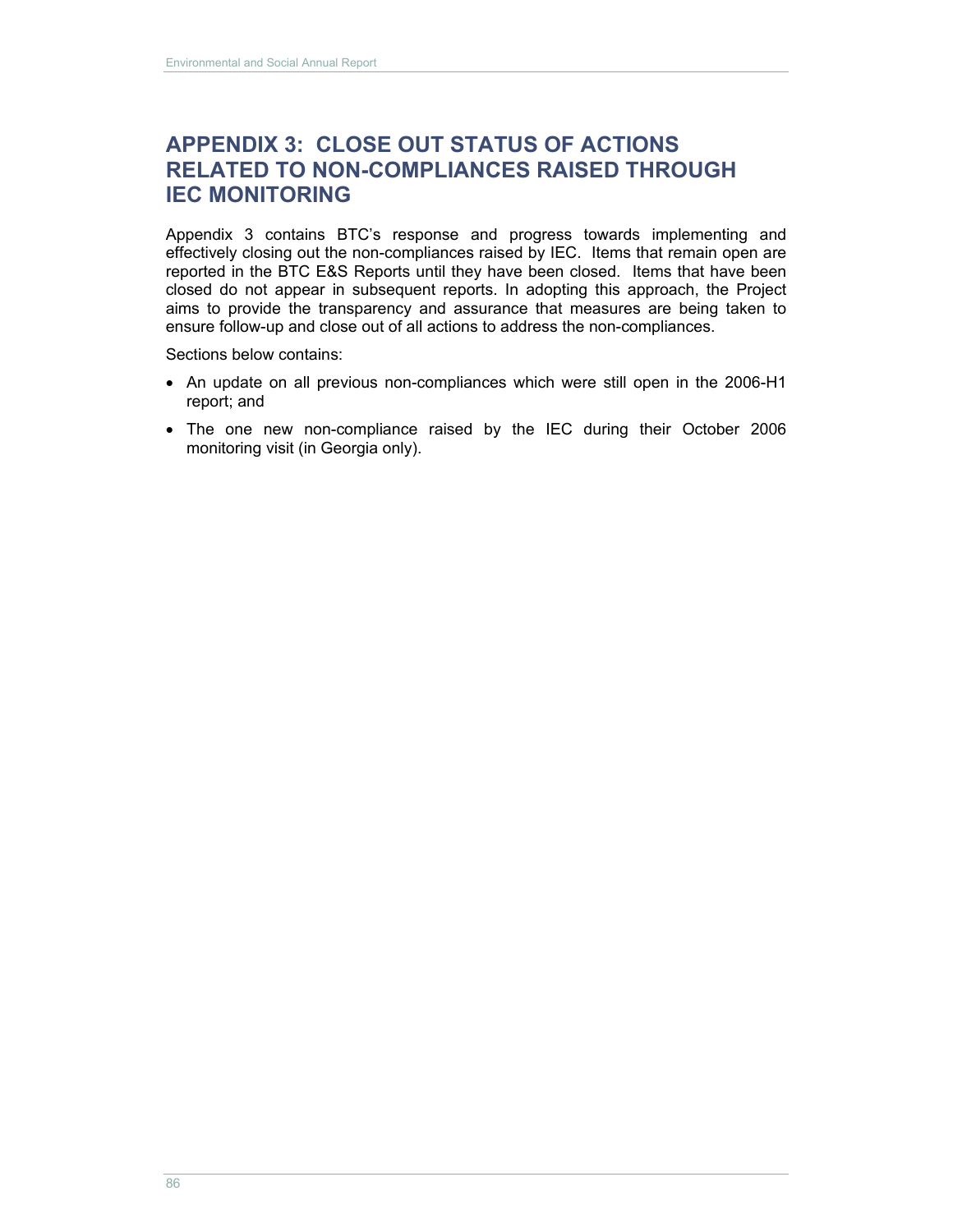# APPENDIX 3: CLOSE OUT STATUS OF ACTIONS RELATED TO NON-COMPLIANCES RAISED THROUGH IEC MONITORING

Appendix 3 contains BTC's response and progress towards implementing and effectively closing out the non-compliances raised by IEC. Items that remain open are reported in the BTC E&S Reports until they have been closed. Items that have been closed do not appear in subsequent reports. In adopting this approach, the Project aims to provide the transparency and assurance that measures are being taken to ensure follow-up and close out of all actions to address the non-compliances.

Sections below contains:

- An update on all previous non-compliances which were still open in the 2006-H1 report; and
- The one new non-compliance raised by the IEC during their October 2006 monitoring visit (in Georgia only).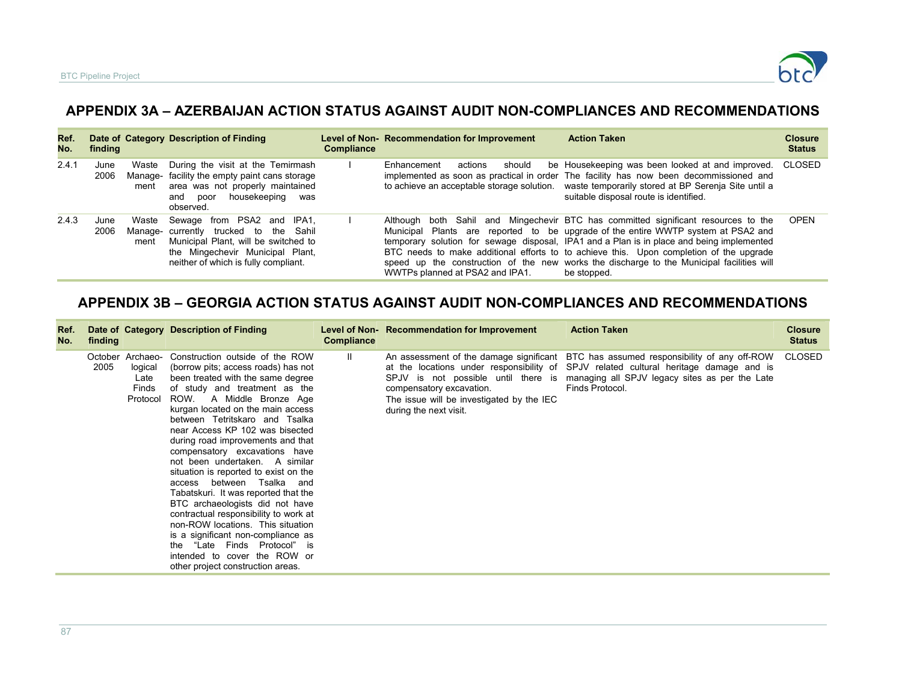## APPENDIX 3A – AZERBAIJAN ACTION STATUS AGAINST AUDIT NON-COMPLIANCES AND RECOMMENDATIONS

| Ref. No. | Date of finding | Category | Description of Finding | Level of Non-Compliance | Recommendation for Improvement | Action Taken | Closure Status |
|---|---|---|---|---|---|---|---|
| 2.4.1 | June 2006 | Waste Manage-ment | During the visit at the Temirmash facility the empty paint cans storage area was not properly maintained and poor housekeeping was observed. | I | Enhancement actions should be implemented as soon as practical in order to achieve an acceptable storage solution. | Housekeeping was been looked at and improved. The facility has now been decommissioned and waste temporarily stored at BP Serenja Site until a suitable disposal route is identified. | CLOSED |
| 2.4.3 | June 2006 | Waste Manage-ment | Sewage from PSA2 and IPA1, currently trucked to the Sahil Municipal Plant, will be switched to the Mingechevir Municipal Plant, neither of which is fully compliant. | I | Although both Sahil and Mingechevir Municipal Plants are reported to be temporary solution for sewage disposal, BTC needs to make additional efforts to speed up the construction of the new WWTPs planned at PSA2 and IPA1. | BTC has committed significant resources to the upgrade of the entire WWTP system at PSA2 and IPA1 and a Plan is in place and being implemented to achieve this. Upon completion of the upgrade works the discharge to the Municipal facilities will be stopped. | OPEN |

## APPENDIX 3B – GEORGIA ACTION STATUS AGAINST AUDIT NON-COMPLIANCES AND RECOMMENDATIONS

| Ref. No. | Date of finding | Category | Description of Finding | Level of Non-Compliance | Recommendation for Improvement | Action Taken | Closure Status |
|---|---|---|---|---|---|---|---|
| | October 2005 | Archaeo-logical Late Finds Protocol | Construction outside of the ROW (borrow pits; access roads) has not been treated with the same degree of study and treatment as the ROW. A Middle Bronze Age kurgan located on the main access between Tetritskaro and Tsalka near Access KP 102 was bisected during road improvements and that compensatory excavations have not been undertaken. A similar situation is reported to exist on the access between Tsalka and Tabatskuri. It was reported that the BTC archaeologists did not have contractual responsibility to work at non-ROW locations. This situation is a significant non-compliance as the "Late Finds Protocol" is intended to cover the ROW or other project construction areas. | II | An assessment of the damage significant at the locations under responsibility of SPJV is not possible until there is compensatory excavation.<br>The issue will be investigated by the IEC during the next visit. | BTC has assumed responsibility of any off-ROW SPJV related cultural heritage damage and is managing all SPJV legacy sites as per the Late Finds Protocol. | CLOSED |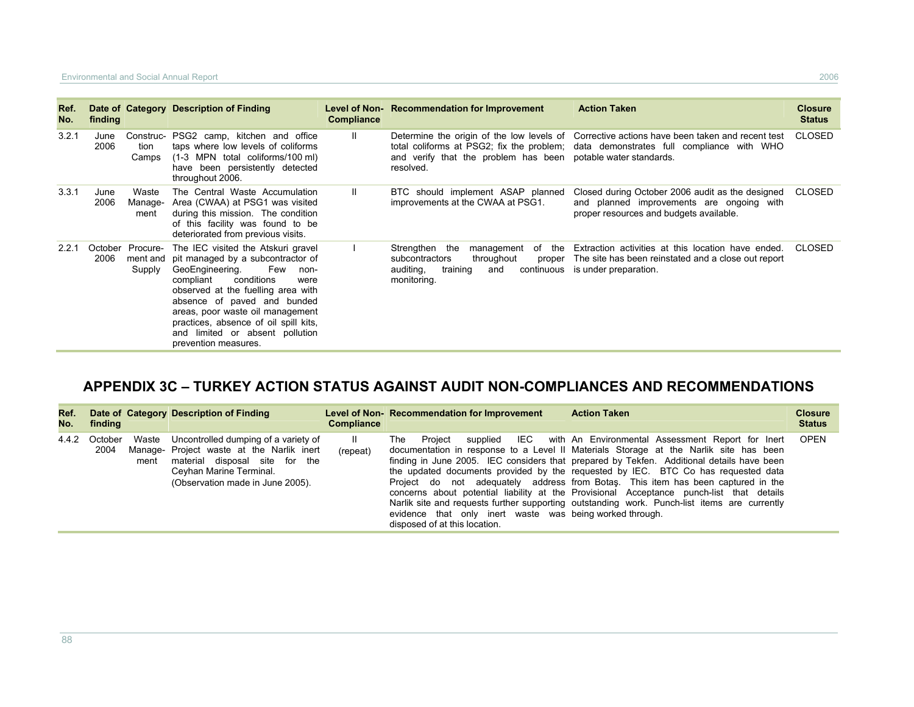| Ref. No. | Date of finding | Category | Description of Finding | Level of Non-Compliance | Recommendation for Improvement | Action Taken | Closure Status |
|---|---|---|---|---|---|---|---|
| 3.2.1 | June 2006 | Construction Camps | PSG2 camp, kitchen and office taps where low levels of coliforms (1-3 MPN total coliforms/100 ml) have been persistently detected throughout 2006. | II | Determine the origin of the low levels of total coliforms at PSG2; fix the problem; and verify that the problem has been resolved. | Corrective actions have been taken and recent test data demonstrates full compliance with WHO potable water standards. | CLOSED |
| 3.3.1 | June 2006 | Waste Management | The Central Waste Accumulation Area (CWAA) at PSG1 was visited during this mission. The condition of this facility was found to be deteriorated from previous visits. | II | BTC should implement ASAP planned improvements at the CWAA at PSG1. | Closed during October 2006 audit as the designed and planned improvements are ongoing with proper resources and budgets available. | CLOSED |
| 2.2.1 | October 2006 | Procurement and Supply | The IEC visited the Atskuri gravel pit managed by a subcontractor of GeoEngineering. Few non-compliant conditions were observed at the fuelling area with absence of paved and bunded areas, poor waste oil management practices, absence of oil spill kits, and limited or absent pollution prevention measures. | I | Strengthen the management of the subcontractors throughout proper auditing, training and continuous monitoring. | Extraction activities at this location have ended. The site has been reinstated and a close out report is under preparation. | CLOSED |

## APPENDIX 3C – TURKEY ACTION STATUS AGAINST AUDIT NON-COMPLIANCES AND RECOMMENDATIONS

| Ref. No. | Date of finding | Category | Description of Finding | Level of Non-Compliance | Recommendation for Improvement | Action Taken | Closure Status |
|---|---|---|---|---|---|---|---|
| 4.4.2 | October 2004 | Waste Management | Uncontrolled dumping of a variety of Project waste at the Narlik inert material disposal site for the Ceyhan Marine Terminal. (Observation made in June 2005). | II (repeat) | The Project supplied IEC with documentation in response to a Level II finding in June 2005. IEC considers that the updated documents provided by the Project do not adequately address concerns about potential liability at the Narlik site and requests further supporting evidence that only inert waste was disposed of at this location. | An Environmental Assessment Report for Inert Materials Storage at the Narlik site has been prepared by Tekfen. Additional details have been requested by IEC. BTC Co has requested data from Botaş. This item has been captured in the Provisional Acceptance punch-list that details outstanding work. Punch-list items are currently being worked through. | OPEN |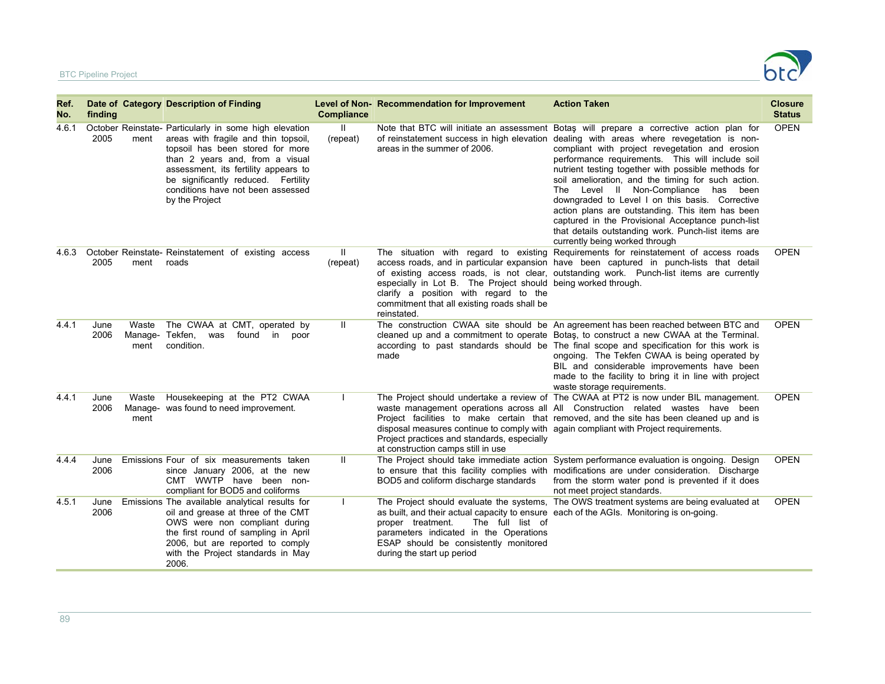| Ref. No. | Date of finding | Category | Description of Finding | Level of Non-Compliance | Recommendation for Improvement | Action Taken | Closure Status |
|---|---|---|---|---|---|---|---|
| 4.6.1 | October 2005 | Reinstatement | Particularly in some high elevation areas with fragile and thin topsoil, topsoil has been stored for more than 2 years and, from a visual assessment, its fertility appears to be significantly reduced. Fertility conditions have not been assessed by the Project | II (repeat) | Note that BTC will initiate an assessment of reinstatement success in high elevation areas in the summer of 2006. | Botaş will prepare a corrective action plan for dealing with areas where revegetation is non-compliant with project revegetation and erosion performance requirements. This will include soil nutrient testing together with possible methods for soil amelioration, and the timing for such action. The Level II Non-Compliance has been downgraded to Level I on this basis. Corrective action plans are outstanding. This item has been captured in the Provisional Acceptance punch-list that details outstanding work. Punch-list items are currently being worked through | OPEN |
| 4.6.3 | October 2005 | Reinstatement | Reinstatement of existing access roads | II (repeat) | The situation with regard to existing access roads, and in particular expansion of existing access roads, is not clear, especially in Lot B. The Project should clarify a position with regard to the commitment that all existing roads shall be reinstated. | Requirements for reinstatement of access roads have been captured in punch-lists that detail outstanding work. Punch-list items are currently being worked through. | OPEN |
| 4.4.1 | June 2006 | Waste Management | The CWAA at CMT, operated by Tekfen, was found in poor condition. | II | The construction CWAA site should be cleaned up and a commitment to operate according to past standards should be made | An agreement has been reached between BTC and Botaş, to construct a new CWAA at the Terminal. The final scope and specification for this work is ongoing. The Tekfen CWAA is being operated by BIL and considerable improvements have been made to the facility to bring it in line with project waste storage requirements. | OPEN |
| 4.4.1 | June 2006 | Waste Management | Housekeeping at the PT2 CWAA was found to need improvement. | I | The Project should undertake a review of waste management operations across all Project facilities to make certain that disposal measures continue to comply with Project practices and standards, especially at construction camps still in use | The CWAA at PT2 is now under BIL management. All Construction related wastes have been removed, and the site has been cleaned up and is again compliant with Project requirements. | OPEN |
| 4.4.4 | June 2006 | Emissions | Four of six measurements taken since January 2006, at the new CMT WWTP have been non-compliant for BOD5 and coliforms | II | The Project should take immediate action to ensure that this facility complies with BOD5 and coliform discharge standards | System performance evaluation is ongoing. Design modifications are under consideration. Discharge from the storm water pond is prevented if it does not meet project standards. | OPEN |
| 4.5.1 | June 2006 | Emissions | The available analytical results for oil and grease at three of the CMT OWS were non compliant during the first round of sampling in April 2006, but are reported to comply with the Project standards in May 2006. | I | The Project should evaluate the systems, as built, and their actual capacity to ensure proper treatment. The full list of parameters indicated in the Operations ESAP should be consistently monitored during the start up period | The OWS treatment systems are being evaluated at each of the AGIs. Monitoring is on-going. | OPEN |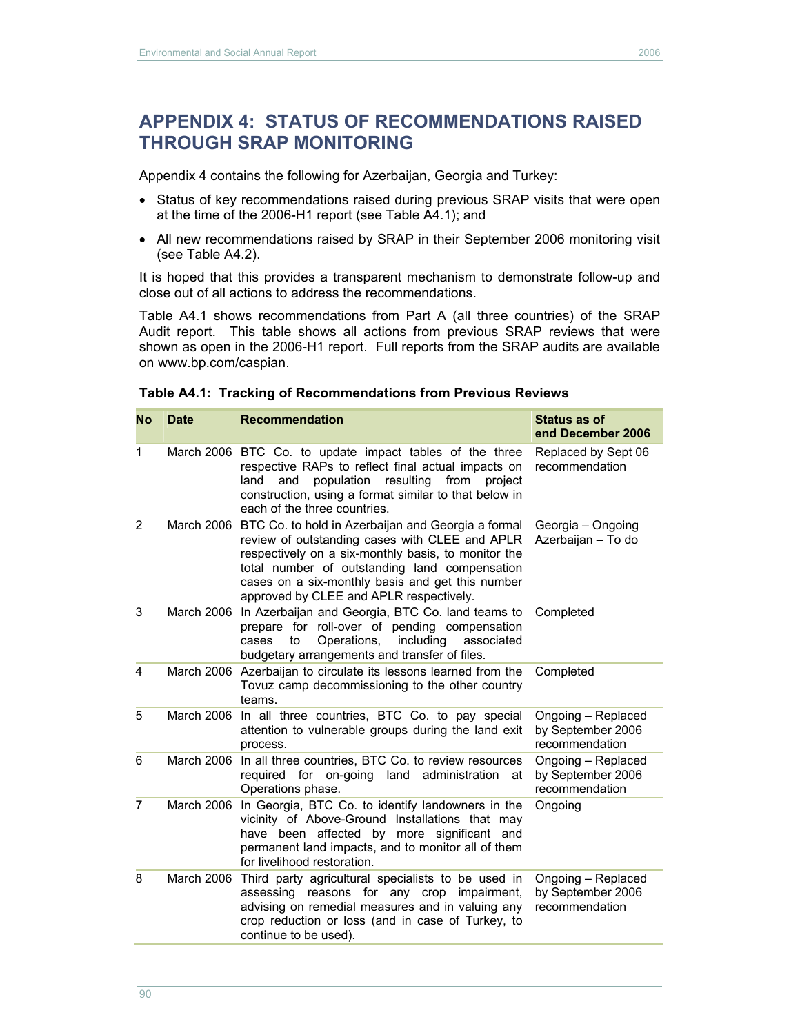# APPENDIX 4: STATUS OF RECOMMENDATIONS RAISED THROUGH SRAP MONITORING

Appendix 4 contains the following for Azerbaijan, Georgia and Turkey:

- Status of key recommendations raised during previous SRAP visits that were open at the time of the 2006-H1 report (see Table A4.1); and
- All new recommendations raised by SRAP in their September 2006 monitoring visit (see Table A4.2).

It is hoped that this provides a transparent mechanism to demonstrate follow-up and close out of all actions to address the recommendations.

Table A4.1 shows recommendations from Part A (all three countries) of the SRAP Audit report. This table shows all actions from previous SRAP reviews that were shown as open in the 2006-H1 report. Full reports from the SRAP audits are available on www.bp.com/caspian.

**Table A4.1: Tracking of Recommendations from Previous Reviews**

| No | Date | Recommendation | Status as of end December 2006 |
|---|---|---|---|
| 1 | March 2006 | BTC Co. to update impact tables of the three respective RAPs to reflect final actual impacts on land and population resulting from project construction, using a format similar to that below in each of the three countries. | Replaced by Sept 06 recommendation |
| 2 | March 2006 | BTC Co. to hold in Azerbaijan and Georgia a formal review of outstanding cases with CLEE and APLR respectively on a six-monthly basis, to monitor the total number of outstanding land compensation cases on a six-monthly basis and get this number approved by CLEE and APLR respectively. | Georgia – Ongoing<br>Azerbaijan – To do |
| 3 | March 2006 | In Azerbaijan and Georgia, BTC Co. land teams to prepare for roll-over of pending compensation cases to Operations, including associated budgetary arrangements and transfer of files. | Completed |
| 4 | March 2006 | Azerbaijan to circulate its lessons learned from the Tovuz camp decommissioning to the other country teams. | Completed |
| 5 | March 2006 | In all three countries, BTC Co. to pay special attention to vulnerable groups during the land exit process. | Ongoing – Replaced by September 2006 recommendation |
| 6 | March 2006 | In all three countries, BTC Co. to review resources required for on-going land administration at Operations phase. | Ongoing – Replaced by September 2006 recommendation |
| 7 | March 2006 | In Georgia, BTC Co. to identify landowners in the vicinity of Above-Ground Installations that may have been affected by more significant and permanent land impacts, and to monitor all of them for livelihood restoration. | Ongoing |
| 8 | March 2006 | Third party agricultural specialists to be used in assessing reasons for any crop impairment, advising on remedial measures and in valuing any crop reduction or loss (and in case of Turkey, to continue to be used). | Ongoing – Replaced by September 2006 recommendation |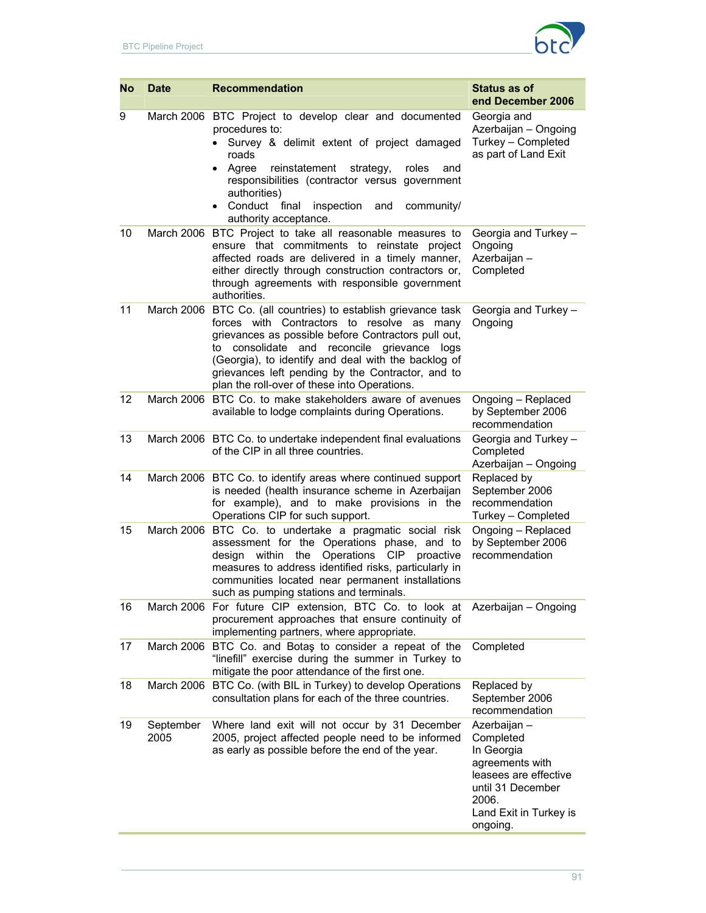| No | Date | Recommendation | Status as of end December 2006 |
|---|---|---|---|
| 9 | March 2006 | BTC Project to develop clear and documented procedures to:<br>• Survey & delimit extent of project damaged roads<br>• Agree reinstatement strategy, roles and responsibilities (contractor versus government authorities)<br>• Conduct final inspection and community/ authority acceptance. | Georgia and Azerbaijan – Ongoing<br>Turkey – Completed as part of Land Exit |
| 10 | March 2006 | BTC Project to take all reasonable measures to ensure that commitments to reinstate project affected roads are delivered in a timely manner, either directly through construction contractors or, through agreements with responsible government authorities. | Georgia and Turkey – Ongoing<br>Azerbaijan – Completed |
| 11 | March 2006 | BTC Co. (all countries) to establish grievance task forces with Contractors to resolve as many grievances as possible before Contractors pull out, to consolidate and reconcile grievance logs (Georgia), to identify and deal with the backlog of grievances left pending by the Contractor, and to plan the roll-over of these into Operations. | Georgia and Turkey – Ongoing |
| 12 | March 2006 | BTC Co. to make stakeholders aware of avenues available to lodge complaints during Operations. | Ongoing – Replaced by September 2006 recommendation |
| 13 | March 2006 | BTC Co. to undertake independent final evaluations of the CIP in all three countries. | Georgia and Turkey – Completed<br>Azerbaijan – Ongoing |
| 14 | March 2006 | BTC Co. to identify areas where continued support is needed (health insurance scheme in Azerbaijan for example), and to make provisions in the Operations CIP for such support. | Replaced by September 2006 recommendation<br>Turkey – Completed |
| 15 | March 2006 | BTC Co. to undertake a pragmatic social risk assessment for the Operations phase, and to design within the Operations CIP proactive measures to address identified risks, particularly in communities located near permanent installations such as pumping stations and terminals. | Ongoing – Replaced by September 2006 recommendation |
| 16 | March 2006 | For future CIP extension, BTC Co. to look at procurement approaches that ensure continuity of implementing partners, where appropriate. | Azerbaijan – Ongoing |
| 17 | March 2006 | BTC Co. and Botaş to consider a repeat of the "linefill" exercise during the summer in Turkey to mitigate the poor attendance of the first one. | Completed |
| 18 | March 2006 | BTC Co. (with BIL in Turkey) to develop Operations consultation plans for each of the three countries. | Replaced by September 2006 recommendation |
| 19 | September 2005 | Where land exit will not occur by 31 December 2005, project affected people need to be informed as early as possible before the end of the year. | Azerbaijan – Completed<br>In Georgia agreements with leasees are effective until 31 December 2006.<br>Land Exit in Turkey is ongoing. |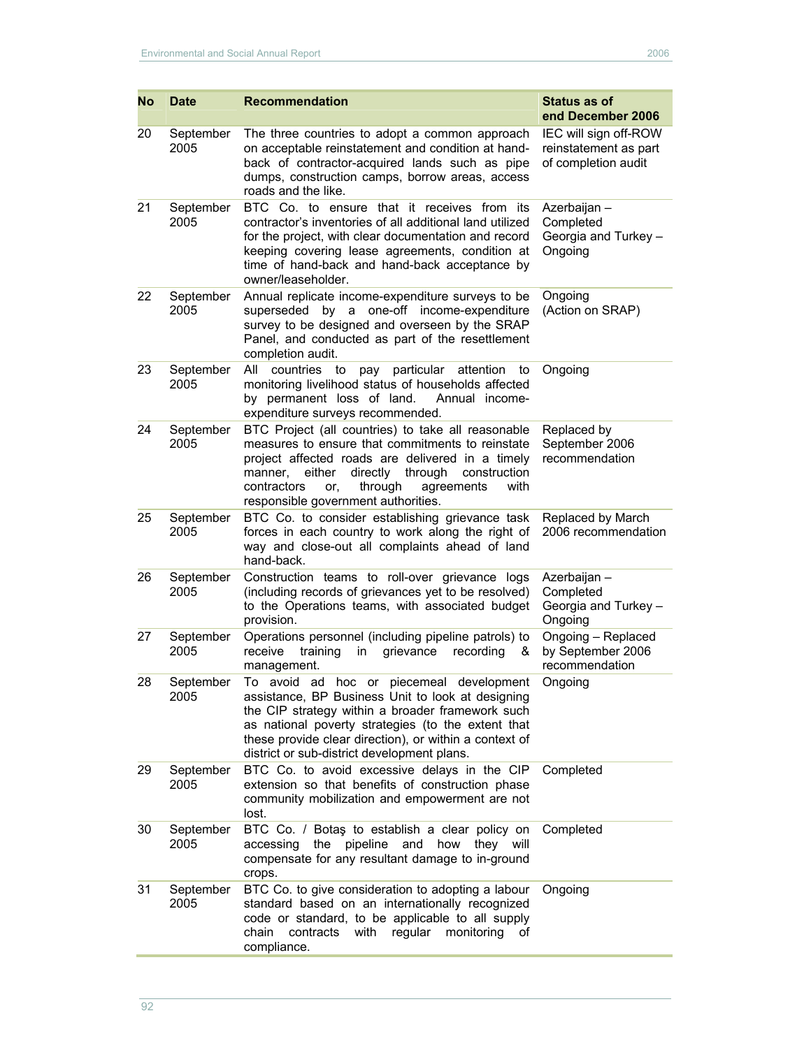| No | Date | Recommendation | Status as of end December 2006 |
|---|---|---|---|
| 20 | September 2005 | The three countries to adopt a common approach on acceptable reinstatement and condition at hand-back of contractor-acquired lands such as pipe dumps, construction camps, borrow areas, access roads and the like. | IEC will sign off-ROW reinstatement as part of completion audit |
| 21 | September 2005 | BTC Co. to ensure that it receives from its contractor's inventories of all additional land utilized for the project, with clear documentation and record keeping covering lease agreements, condition at time of hand-back and hand-back acceptance by owner/leaseholder. | Azerbaijan – Completed<br>Georgia and Turkey – Ongoing |
| 22 | September 2005 | Annual replicate income-expenditure surveys to be superseded by a one-off income-expenditure survey to be designed and overseen by the SRAP Panel, and conducted as part of the resettlement completion audit. | Ongoing (Action on SRAP) |
| 23 | September 2005 | All countries to pay particular attention to monitoring livelihood status of households affected by permanent loss of land. Annual income-expenditure surveys recommended. | Ongoing |
| 24 | September 2005 | BTC Project (all countries) to take all reasonable measures to ensure that commitments to reinstate project affected roads are delivered in a timely manner, either directly through construction contractors or, through agreements with responsible government authorities. | Replaced by September 2006 recommendation |
| 25 | September 2005 | BTC Co. to consider establishing grievance task forces in each country to work along the right of way and close-out all complaints ahead of land hand-back. | Replaced by March 2006 recommendation |
| 26 | September 2005 | Construction teams to roll-over grievance logs (including records of grievances yet to be resolved) to the Operations teams, with associated budget provision. | Azerbaijan – Completed<br>Georgia and Turkey – Ongoing |
| 27 | September 2005 | Operations personnel (including pipeline patrols) to receive training in grievance recording & management. | Ongoing – Replaced by September 2006 recommendation |
| 28 | September 2005 | To avoid ad hoc or piecemeal development assistance, BP Business Unit to look at designing the CIP strategy within a broader framework such as national poverty strategies (to the extent that these provide clear direction), or within a context of district or sub-district development plans. | Ongoing |
| 29 | September 2005 | BTC Co. to avoid excessive delays in the CIP extension so that benefits of construction phase community mobilization and empowerment are not lost. | Completed |
| 30 | September 2005 | BTC Co. / Botaş to establish a clear policy on accessing the pipeline and how they will compensate for any resultant damage to in-ground crops. | Completed |
| 31 | September 2005 | BTC Co. to give consideration to adopting a labour standard based on an internationally recognized code or standard, to be applicable to all supply chain contracts with regular monitoring of compliance. | Ongoing |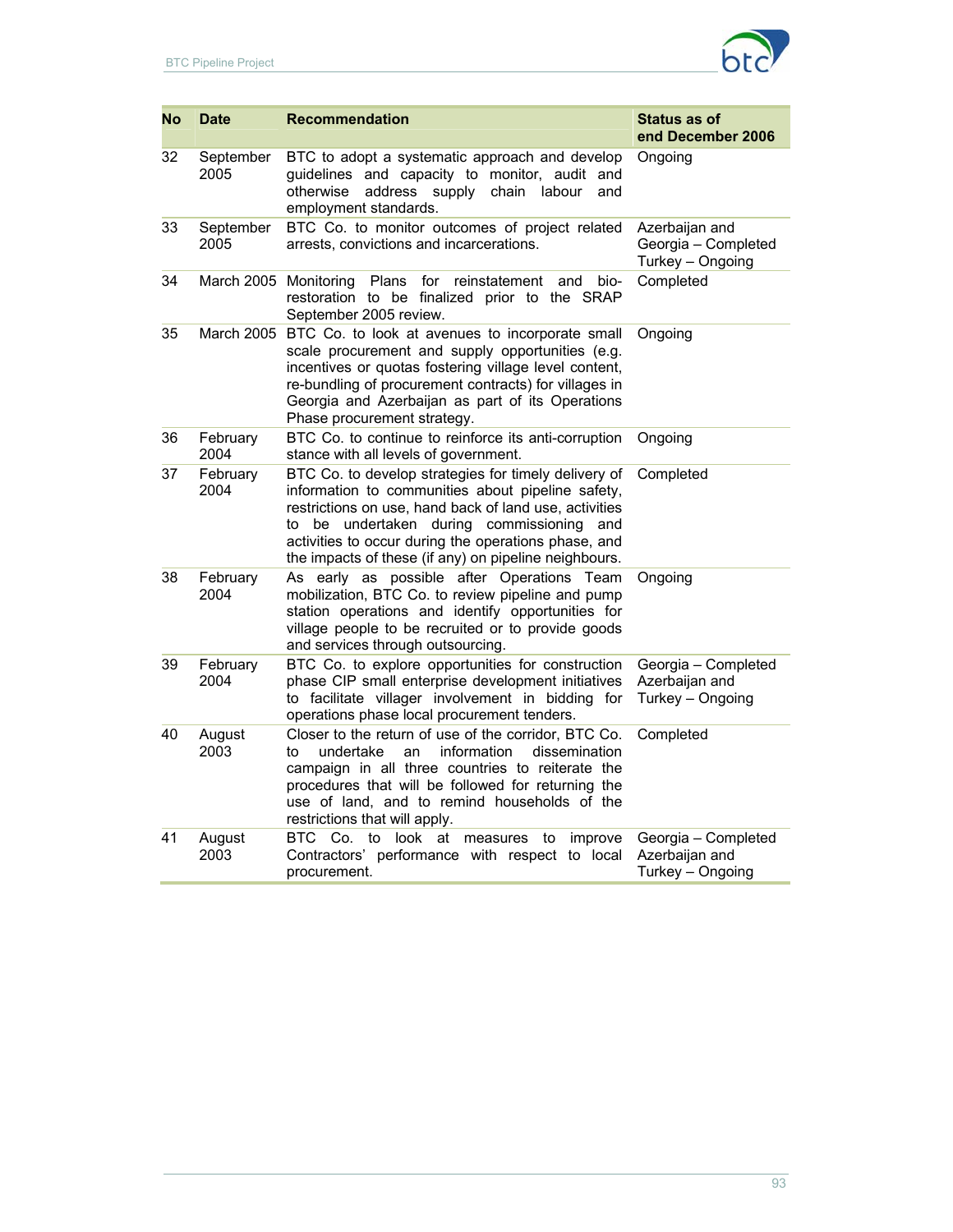| No | Date | Recommendation | Status as of end December 2006 |
|---|---|---|---|
| 32 | September 2005 | BTC to adopt a systematic approach and develop guidelines and capacity to monitor, audit and otherwise address supply chain labour and employment standards. | Ongoing |
| 33 | September 2005 | BTC Co. to monitor outcomes of project related arrests, convictions and incarcerations. | Azerbaijan and Georgia – Completed Turkey – Ongoing |
| 34 | March 2005 | Monitoring Plans for reinstatement and bio-restoration to be finalized prior to the SRAP September 2005 review. | Completed |
| 35 | March 2005 | BTC Co. to look at avenues to incorporate small scale procurement and supply opportunities (e.g. incentives or quotas fostering village level content, re-bundling of procurement contracts) for villages in Georgia and Azerbaijan as part of its Operations Phase procurement strategy. | Ongoing |
| 36 | February 2004 | BTC Co. to continue to reinforce its anti-corruption stance with all levels of government. | Ongoing |
| 37 | February 2004 | BTC Co. to develop strategies for timely delivery of information to communities about pipeline safety, restrictions on use, hand back of land use, activities to be undertaken during commissioning and activities to occur during the operations phase, and the impacts of these (if any) on pipeline neighbours. | Completed |
| 38 | February 2004 | As early as possible after Operations Team mobilization, BTC Co. to review pipeline and pump station operations and identify opportunities for village people to be recruited or to provide goods and services through outsourcing. | Ongoing |
| 39 | February 2004 | BTC Co. to explore opportunities for construction phase CIP small enterprise development initiatives to facilitate villager involvement in bidding for operations phase local procurement tenders. | Georgia – Completed Azerbaijan and Turkey – Ongoing |
| 40 | August 2003 | Closer to the return of use of the corridor, BTC Co. to undertake an information dissemination campaign in all three countries to reiterate the procedures that will be followed for returning the use of land, and to remind households of the restrictions that will apply. | Completed |
| 41 | August 2003 | BTC Co. to look at measures to improve Contractors' performance with respect to local procurement. | Georgia – Completed Azerbaijan and Turkey – Ongoing |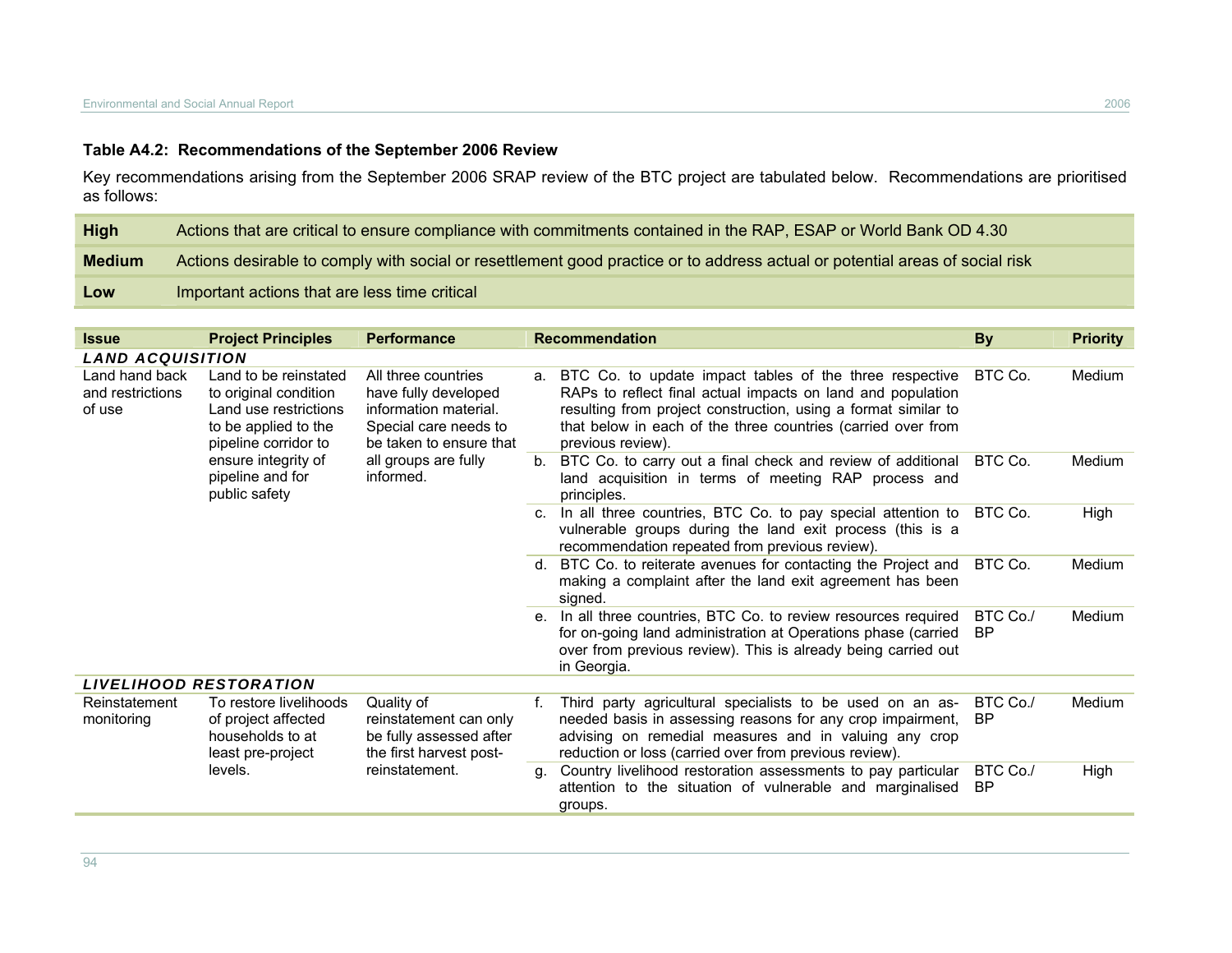### Table A4.2: Recommendations of the September 2006 Review

Key recommendations arising from the September 2006 SRAP review of the BTC project are tabulated below. Recommendations are prioritised as follows:

| | |
|---|---|
| **High** | Actions that are critical to ensure compliance with commitments contained in the RAP, ESAP or World Bank OD 4.30 |
| **Medium** | Actions desirable to comply with social or resettlement good practice or to address actual or potential areas of social risk |
| **Low** | Important actions that are less time critical |

| Issue | Project Principles | Performance | Recommendation | By | Priority |
|---|---|---|---|---|---|
| ***LAND ACQUISITION*** | | | | | |
| Land hand back and restrictions of use | Land to be reinstated to original condition Land use restrictions to be applied to the pipeline corridor to ensure integrity of pipeline and for public safety | All three countries have fully developed information material. Special care needs to be taken to ensure that all groups are fully informed. | a. BTC Co. to update impact tables of the three respective RAPs to reflect final actual impacts on land and population resulting from project construction, using a format similar to that below in each of the three countries (carried over from previous review). | BTC Co. | Medium |
| | | | b. BTC Co. to carry out a final check and review of additional land acquisition in terms of meeting RAP process and principles. | BTC Co. | Medium |
| | | | c. In all three countries, BTC Co. to pay special attention to vulnerable groups during the land exit process (this is a recommendation repeated from previous review). | BTC Co. | High |
| | | | d. BTC Co. to reiterate avenues for contacting the Project and making a complaint after the land exit agreement has been signed. | BTC Co. | Medium |
| | | | e. In all three countries, BTC Co. to review resources required for on-going land administration at Operations phase (carried over from previous review). This is already being carried out in Georgia. | BTC Co./ BP | Medium |
| ***LIVELIHOOD RESTORATION*** | | | | | |
| Reinstatement monitoring | To restore livelihoods of project affected households to at least pre-project levels. | Quality of reinstatement can only be fully assessed after the first harvest post-reinstatement. | f. Third party agricultural specialists to be used on an as-needed basis in assessing reasons for any crop impairment, advising on remedial measures and in valuing any crop reduction or loss (carried over from previous review). | BTC Co./ BP | Medium |
| | | | g. Country livelihood restoration assessments to pay particular attention to the situation of vulnerable and marginalised groups. | BTC Co./ BP | High |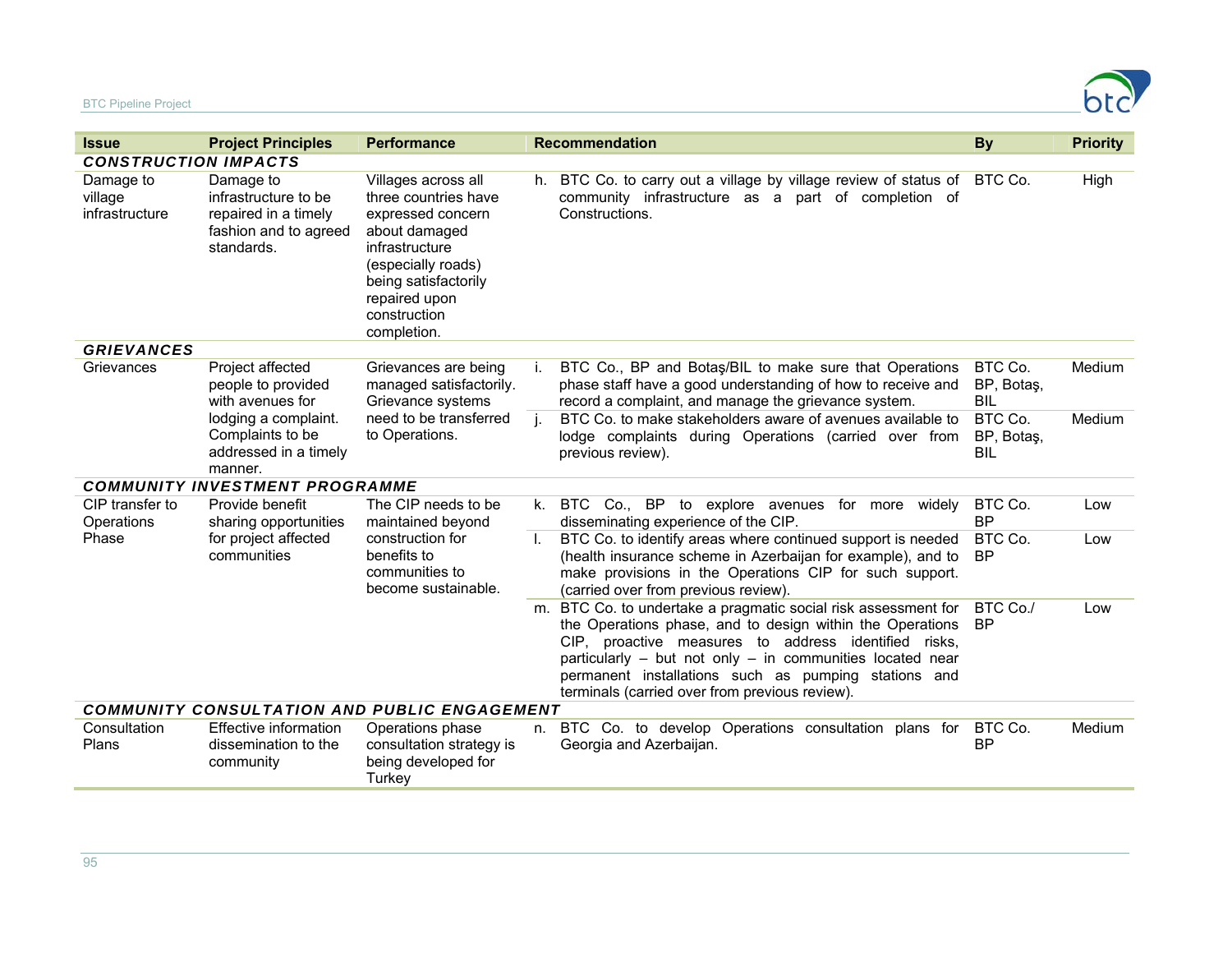| Issue | Project Principles | Performance | Recommendation | By | Priority |
|---|---|---|---|---|---|
| ***CONSTRUCTION IMPACTS*** | | | | | |
| Damage to village infrastructure | Damage to infrastructure to be repaired in a timely fashion and to agreed standards. | Villages across all three countries have expressed concern about damaged infrastructure (especially roads) being satisfactorily repaired upon construction completion. | h. BTC Co. to carry out a village by village review of status of community infrastructure as a part of completion of Constructions. | BTC Co. | High |
| ***GRIEVANCES*** | | | | | |
| Grievances | Project affected people to provided with avenues for lodging a complaint. Complaints to be addressed in a timely manner. | Grievances are being managed satisfactorily. Grievance systems need to be transferred to Operations. | i. BTC Co., BP and Botaş/BIL to make sure that Operations phase staff have a good understanding of how to receive and record a complaint, and manage the grievance system. | BTC Co. BP, Botaş, BIL | Medium |
| | | | j. BTC Co. to make stakeholders aware of avenues available to lodge complaints during Operations (carried over from previous review). | BTC Co. BP, Botaş, BIL | Medium |
| ***COMMUNITY INVESTMENT PROGRAMME*** | | | | | |
| CIP transfer to Operations Phase | Provide benefit sharing opportunities for project affected communities | The CIP needs to be maintained beyond construction for benefits to communities to become sustainable. | k. BTC Co., BP to explore avenues for more widely disseminating experience of the CIP. | BTC Co. BP | Low |
| | | | l. BTC Co. to identify areas where continued support is needed (health insurance scheme in Azerbaijan for example), and to make provisions in the Operations CIP for such support. (carried over from previous review). | BTC Co. BP | Low |
| | | | m. BTC Co. to undertake a pragmatic social risk assessment for the Operations phase, and to design within the Operations CIP, proactive measures to address identified risks, particularly – but not only – in communities located near permanent installations such as pumping stations and terminals (carried over from previous review). | BTC Co./ BP | Low |
| ***COMMUNITY CONSULTATION AND PUBLIC ENGAGEMENT*** | | | | | |
| Consultation Plans | Effective information dissemination to the community | Operations phase consultation strategy is being developed for Turkey | n. BTC Co. to develop Operations consultation plans for Georgia and Azerbaijan. | BTC Co. BP | Medium |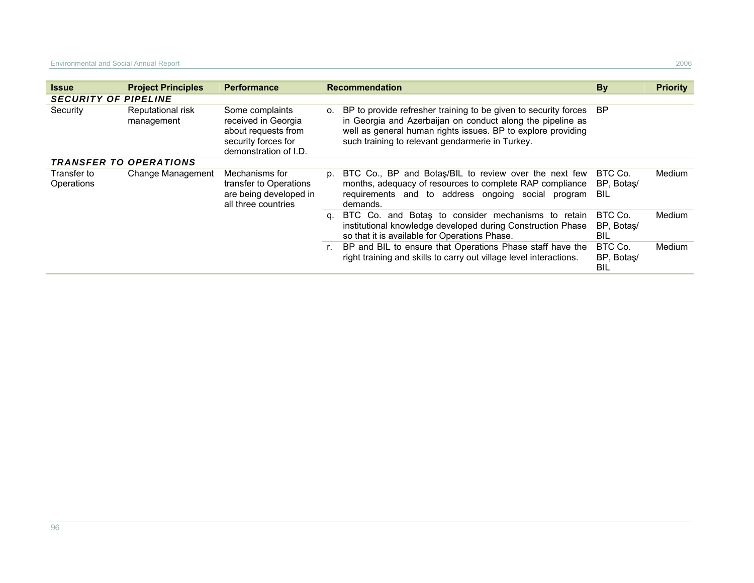| Issue | Project Principles | Performance | Recommendation | By | Priority |
|---|---|---|---|---|---|
| ***SECURITY OF PIPELINE*** | | | | | |
| Security | Reputational risk management | Some complaints received in Georgia about requests from security forces for demonstration of I.D. | o. BP to provide refresher training to be given to security forces in Georgia and Azerbaijan on conduct along the pipeline as well as general human rights issues. BP to explore providing such training to relevant gendarmerie in Turkey. | BP | |
| ***TRANSFER TO OPERATIONS*** | | | | | |
| Transfer to Operations | Change Management | Mechanisms for transfer to Operations are being developed in all three countries | p. BTC Co., BP and Botaş/BIL to review over the next few months, adequacy of resources to complete RAP compliance requirements and to address ongoing social program demands. | BTC Co. BP, Botaş/ BIL | Medium |
| | | | q. BTC Co. and Botaş to consider mechanisms to retain institutional knowledge developed during Construction Phase so that it is available for Operations Phase. | BTC Co. BP, Botaş/ BIL | Medium |
| | | | r. BP and BIL to ensure that Operations Phase staff have the right training and skills to carry out village level interactions. | BTC Co. BP, Botaş/ BIL | Medium |